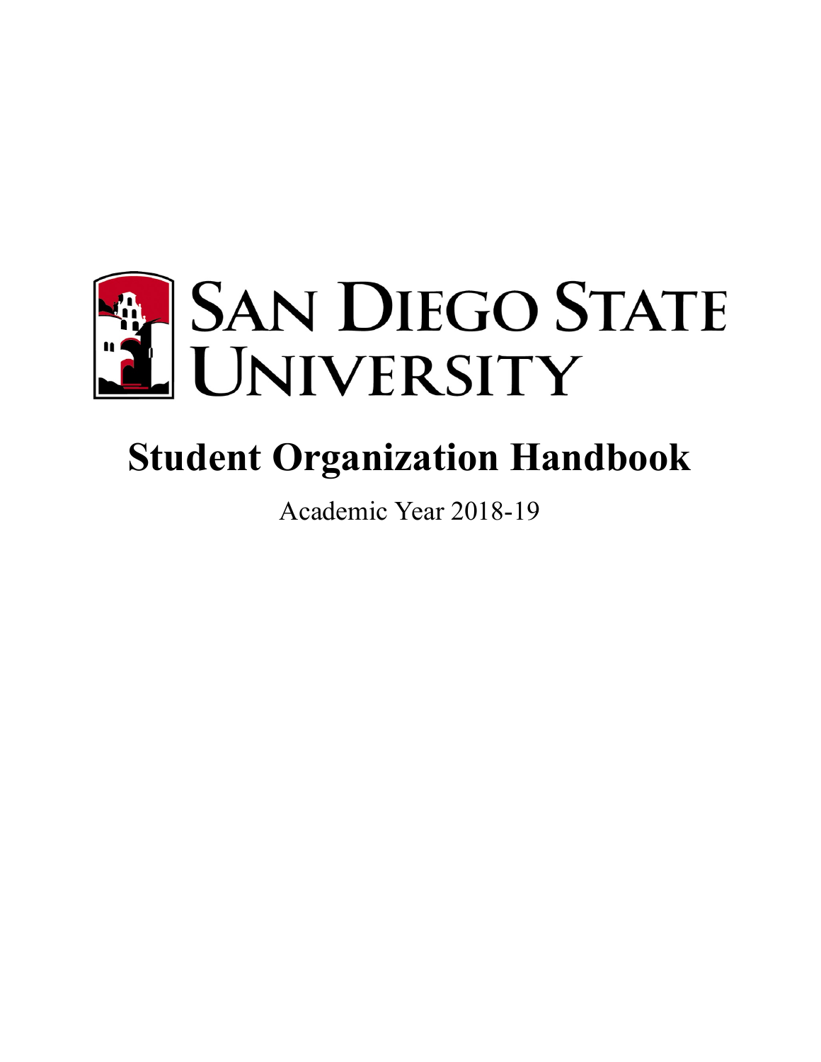SAN DIEGO STATE UNIVERSITY

# Student Organization Handbook

Academic Year 2018-19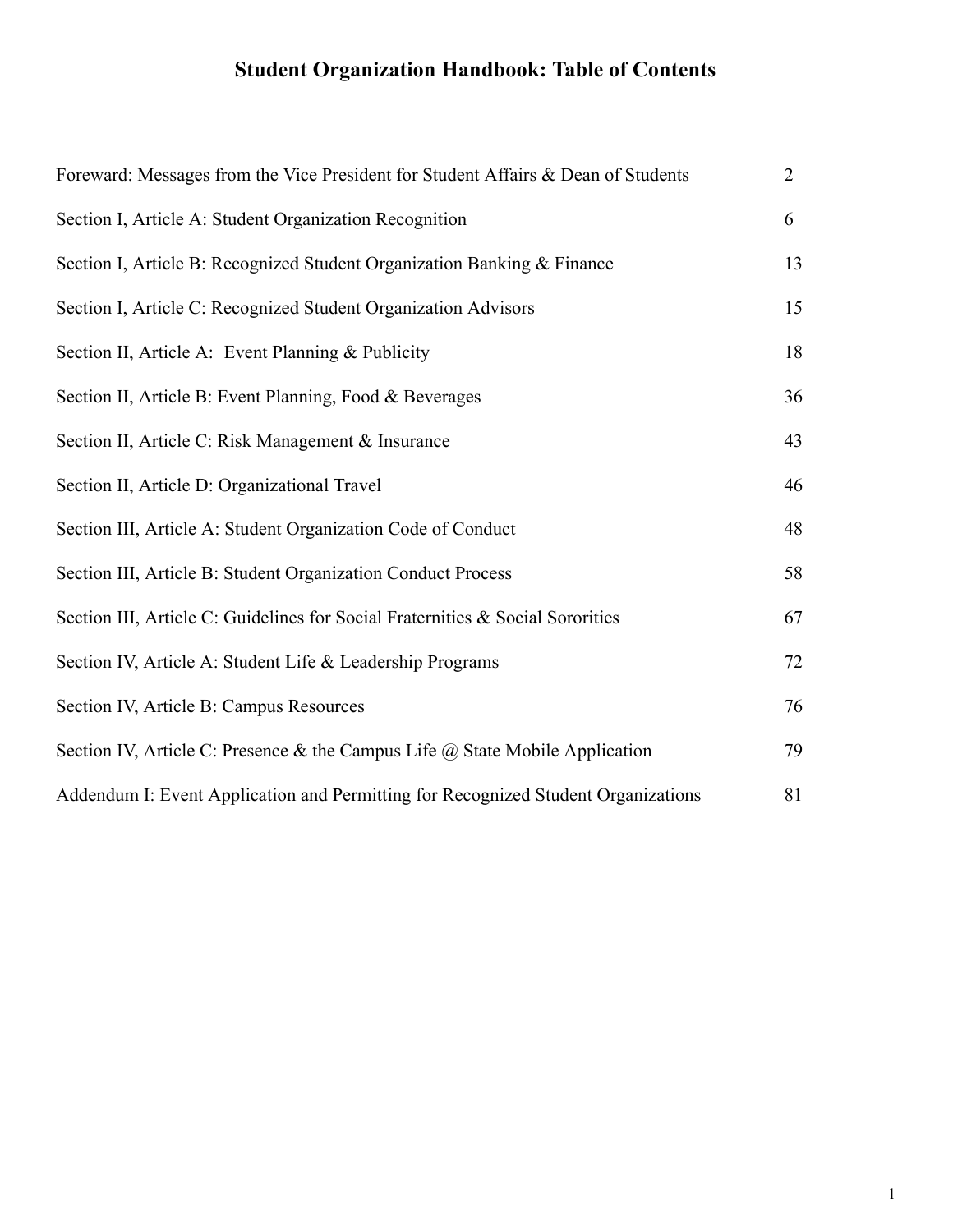# Student Organization Handbook: Table of Contents

| | |
|---|---|
| Foreward: Messages from the Vice President for Student Affairs & Dean of Students | 2 |
| Section I, Article A: Student Organization Recognition | 6 |
| Section I, Article B: Recognized Student Organization Banking & Finance | 13 |
| Section I, Article C: Recognized Student Organization Advisors | 15 |
| Section II, Article A: Event Planning & Publicity | 18 |
| Section II, Article B: Event Planning, Food & Beverages | 36 |
| Section II, Article C: Risk Management & Insurance | 43 |
| Section II, Article D: Organizational Travel | 46 |
| Section III, Article A: Student Organization Code of Conduct | 48 |
| Section III, Article B: Student Organization Conduct Process | 58 |
| Section III, Article C: Guidelines for Social Fraternities & Social Sororities | 67 |
| Section IV, Article A: Student Life & Leadership Programs | 72 |
| Section IV, Article B: Campus Resources | 76 |
| Section IV, Article C: Presence & the Campus Life @ State Mobile Application | 79 |
| Addendum I: Event Application and Permitting for Recognized Student Organizations | 81 |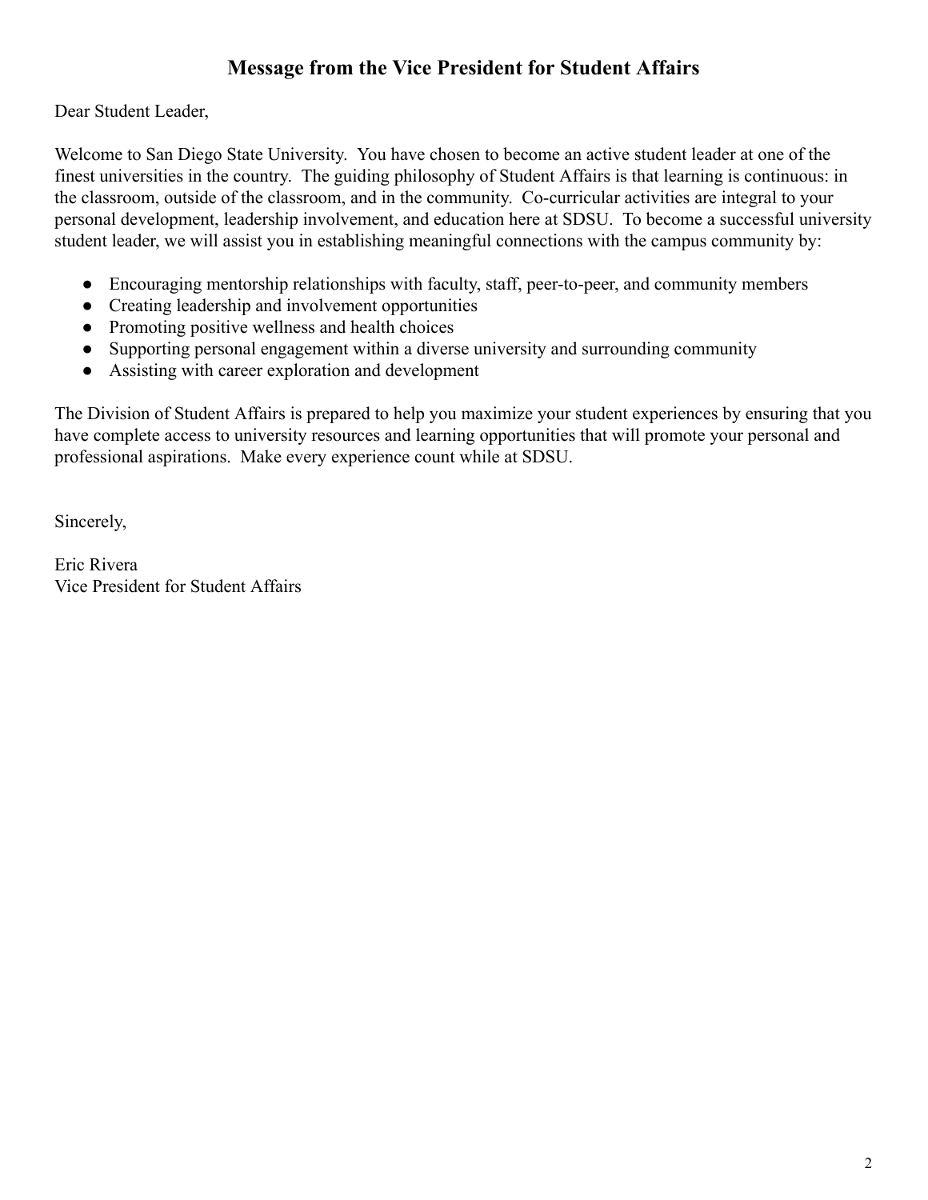## Message from the Vice President for Student Affairs

Dear Student Leader,

Welcome to San Diego State University. You have chosen to become an active student leader at one of the finest universities in the country. The guiding philosophy of Student Affairs is that learning is continuous: in the classroom, outside of the classroom, and in the community. Co-curricular activities are integral to your personal development, leadership involvement, and education here at SDSU. To become a successful university student leader, we will assist you in establishing meaningful connections with the campus community by:

- Encouraging mentorship relationships with faculty, staff, peer-to-peer, and community members
- Creating leadership and involvement opportunities
- Promoting positive wellness and health choices
- Supporting personal engagement within a diverse university and surrounding community
- Assisting with career exploration and development

The Division of Student Affairs is prepared to help you maximize your student experiences by ensuring that you have complete access to university resources and learning opportunities that will promote your personal and professional aspirations. Make every experience count while at SDSU.

Sincerely,

Eric Rivera
Vice President for Student Affairs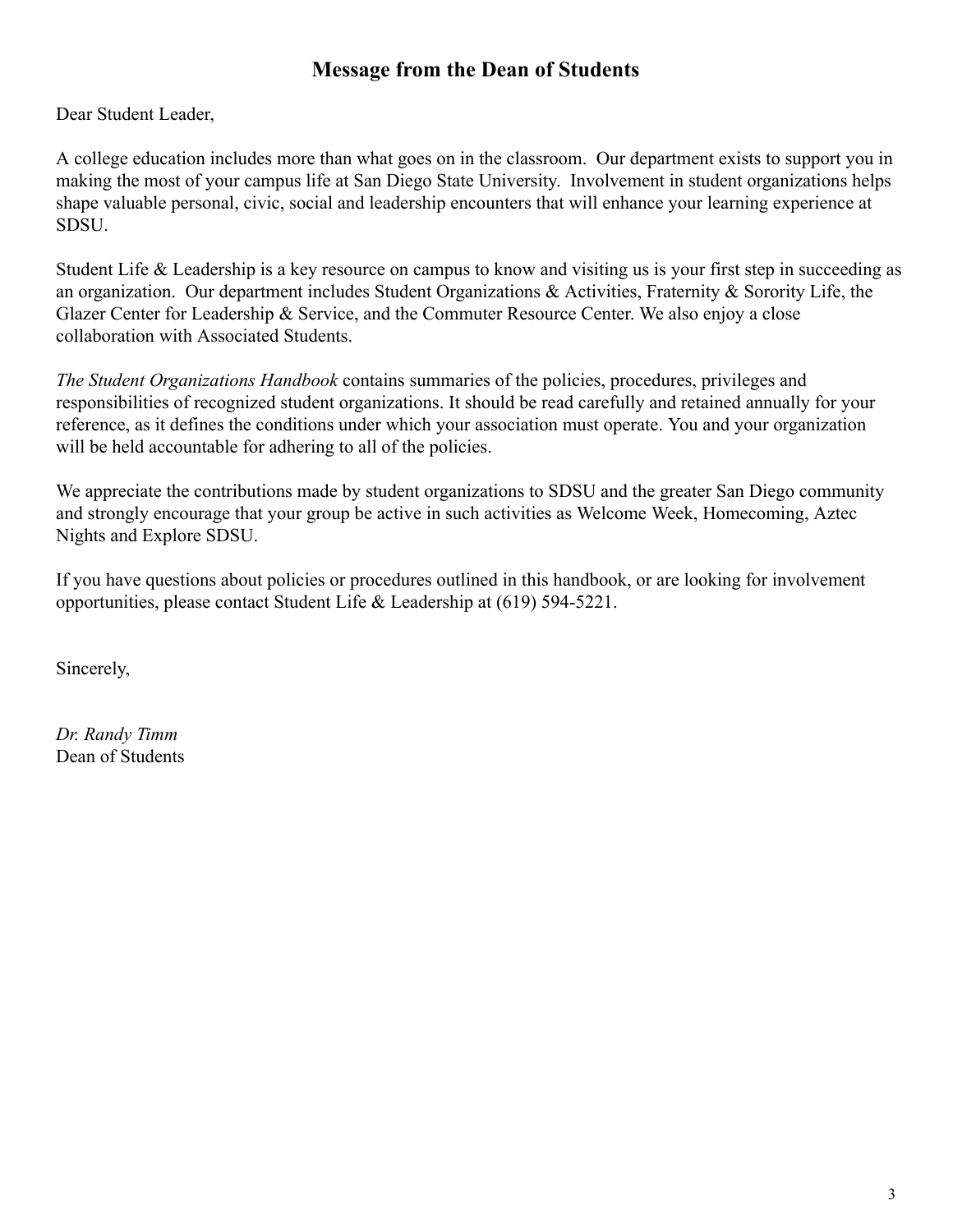## Message from the Dean of Students

Dear Student Leader,

A college education includes more than what goes on in the classroom. Our department exists to support you in making the most of your campus life at San Diego State University. Involvement in student organizations helps shape valuable personal, civic, social and leadership encounters that will enhance your learning experience at SDSU.

Student Life & Leadership is a key resource on campus to know and visiting us is your first step in succeeding as an organization. Our department includes Student Organizations & Activities, Fraternity & Sorority Life, the Glazer Center for Leadership & Service, and the Commuter Resource Center. We also enjoy a close collaboration with Associated Students.

*The Student Organizations Handbook* contains summaries of the policies, procedures, privileges and responsibilities of recognized student organizations. It should be read carefully and retained annually for your reference, as it defines the conditions under which your association must operate. You and your organization will be held accountable for adhering to all of the policies.

We appreciate the contributions made by student organizations to SDSU and the greater San Diego community and strongly encourage that your group be active in such activities as Welcome Week, Homecoming, Aztec Nights and Explore SDSU.

If you have questions about policies or procedures outlined in this handbook, or are looking for involvement opportunities, please contact Student Life & Leadership at (619) 594-5221.

Sincerely,

*Dr. Randy Timm*
Dean of Students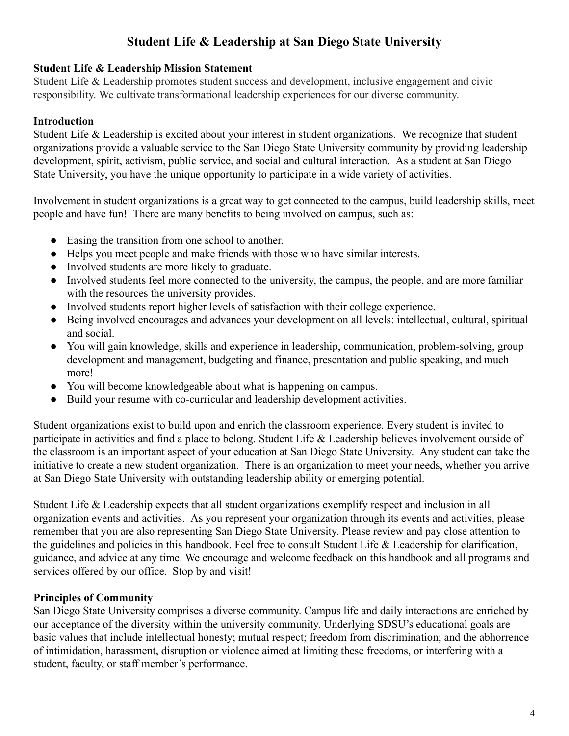# Student Life & Leadership at San Diego State University

**Student Life & Leadership Mission Statement**

Student Life & Leadership promotes student success and development, inclusive engagement and civic responsibility. We cultivate transformational leadership experiences for our diverse community.

**Introduction**

Student Life & Leadership is excited about your interest in student organizations. We recognize that student organizations provide a valuable service to the San Diego State University community by providing leadership development, spirit, activism, public service, and social and cultural interaction. As a student at San Diego State University, you have the unique opportunity to participate in a wide variety of activities.

Involvement in student organizations is a great way to get connected to the campus, build leadership skills, meet people and have fun! There are many benefits to being involved on campus, such as:

- Easing the transition from one school to another.
- Helps you meet people and make friends with those who have similar interests.
- Involved students are more likely to graduate.
- Involved students feel more connected to the university, the campus, the people, and are more familiar with the resources the university provides.
- Involved students report higher levels of satisfaction with their college experience.
- Being involved encourages and advances your development on all levels: intellectual, cultural, spiritual and social.
- You will gain knowledge, skills and experience in leadership, communication, problem-solving, group development and management, budgeting and finance, presentation and public speaking, and much more!
- You will become knowledgeable about what is happening on campus.
- Build your resume with co-curricular and leadership development activities.

Student organizations exist to build upon and enrich the classroom experience. Every student is invited to participate in activities and find a place to belong. Student Life & Leadership believes involvement outside of the classroom is an important aspect of your education at San Diego State University. Any student can take the initiative to create a new student organization. There is an organization to meet your needs, whether you arrive at San Diego State University with outstanding leadership ability or emerging potential.

Student Life & Leadership expects that all student organizations exemplify respect and inclusion in all organization events and activities. As you represent your organization through its events and activities, please remember that you are also representing San Diego State University. Please review and pay close attention to the guidelines and policies in this handbook. Feel free to consult Student Life & Leadership for clarification, guidance, and advice at any time. We encourage and welcome feedback on this handbook and all programs and services offered by our office. Stop by and visit!

**Principles of Community**

San Diego State University comprises a diverse community. Campus life and daily interactions are enriched by our acceptance of the diversity within the university community. Underlying SDSU's educational goals are basic values that include intellectual honesty; mutual respect; freedom from discrimination; and the abhorrence of intimidation, harassment, disruption or violence aimed at limiting these freedoms, or interfering with a student, faculty, or staff member's performance.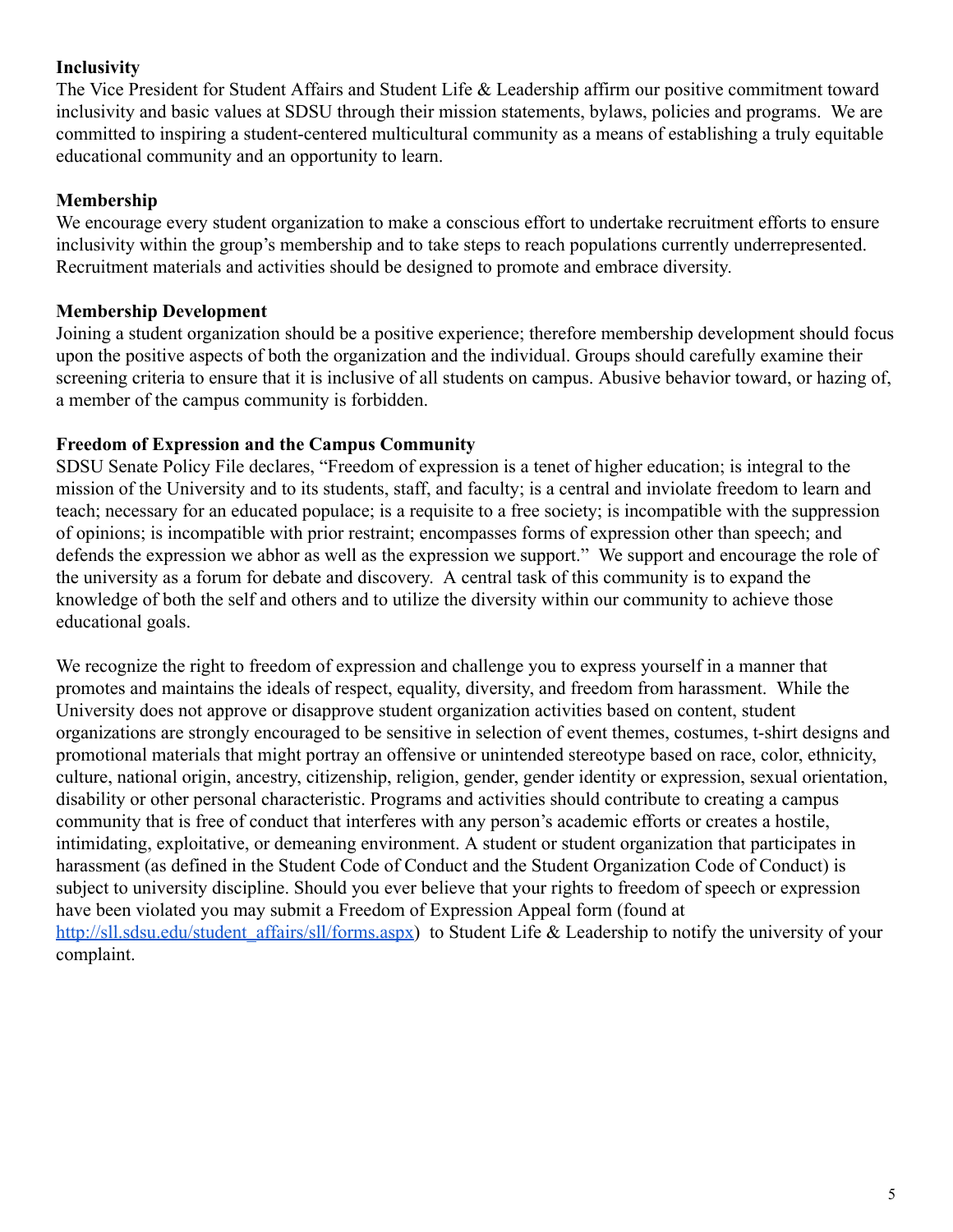## Inclusivity

The Vice President for Student Affairs and Student Life & Leadership affirm our positive commitment toward inclusivity and basic values at SDSU through their mission statements, bylaws, policies and programs. We are committed to inspiring a student-centered multicultural community as a means of establishing a truly equitable educational community and an opportunity to learn.

## Membership

We encourage every student organization to make a conscious effort to undertake recruitment efforts to ensure inclusivity within the group's membership and to take steps to reach populations currently underrepresented. Recruitment materials and activities should be designed to promote and embrace diversity.

## Membership Development

Joining a student organization should be a positive experience; therefore membership development should focus upon the positive aspects of both the organization and the individual. Groups should carefully examine their screening criteria to ensure that it is inclusive of all students on campus. Abusive behavior toward, or hazing of, a member of the campus community is forbidden.

## Freedom of Expression and the Campus Community

SDSU Senate Policy File declares, "Freedom of expression is a tenet of higher education; is integral to the mission of the University and to its students, staff, and faculty; is a central and inviolate freedom to learn and teach; necessary for an educated populace; is a requisite to a free society; is incompatible with the suppression of opinions; is incompatible with prior restraint; encompasses forms of expression other than speech; and defends the expression we abhor as well as the expression we support." We support and encourage the role of the university as a forum for debate and discovery. A central task of this community is to expand the knowledge of both the self and others and to utilize the diversity within our community to achieve those educational goals.

We recognize the right to freedom of expression and challenge you to express yourself in a manner that promotes and maintains the ideals of respect, equality, diversity, and freedom from harassment. While the University does not approve or disapprove student organization activities based on content, student organizations are strongly encouraged to be sensitive in selection of event themes, costumes, t-shirt designs and promotional materials that might portray an offensive or unintended stereotype based on race, color, ethnicity, culture, national origin, ancestry, citizenship, religion, gender, gender identity or expression, sexual orientation, disability or other personal characteristic. Programs and activities should contribute to creating a campus community that is free of conduct that interferes with any person's academic efforts or creates a hostile, intimidating, exploitative, or demeaning environment. A student or student organization that participates in harassment (as defined in the Student Code of Conduct and the Student Organization Code of Conduct) is subject to university discipline. Should you ever believe that your rights to freedom of speech or expression have been violated you may submit a Freedom of Expression Appeal form (found at [http://sll.sdsu.edu/student_affairs/sll/forms.aspx](http://sll.sdsu.edu/student_affairs/sll/forms.aspx)) to Student Life & Leadership to notify the university of your complaint.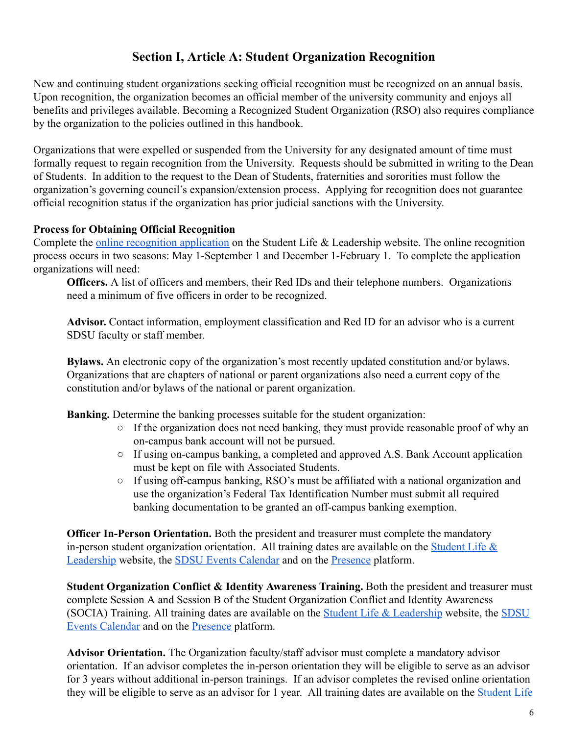# Section I, Article A: Student Organization Recognition

New and continuing student organizations seeking official recognition must be recognized on an annual basis. Upon recognition, the organization becomes an official member of the university community and enjoys all benefits and privileges available. Becoming a Recognized Student Organization (RSO) also requires compliance by the organization to the policies outlined in this handbook.

Organizations that were expelled or suspended from the University for any designated amount of time must formally request to regain recognition from the University. Requests should be submitted in writing to the Dean of Students. In addition to the request to the Dean of Students, fraternities and sororities must follow the organization's governing council's expansion/extension process. Applying for recognition does not guarantee official recognition status if the organization has prior judicial sanctions with the University.

**Process for Obtaining Official Recognition**

Complete the online recognition application on the Student Life & Leadership website. The online recognition process occurs in two seasons: May 1-September 1 and December 1-February 1. To complete the application organizations will need:

**Officers.** A list of officers and members, their Red IDs and their telephone numbers. Organizations need a minimum of five officers in order to be recognized.

**Advisor.** Contact information, employment classification and Red ID for an advisor who is a current SDSU faculty or staff member.

**Bylaws.** An electronic copy of the organization's most recently updated constitution and/or bylaws. Organizations that are chapters of national or parent organizations also need a current copy of the constitution and/or bylaws of the national or parent organization.

**Banking.** Determine the banking processes suitable for the student organization:

- If the organization does not need banking, they must provide reasonable proof of why an on-campus bank account will not be pursued.
- If using on-campus banking, a completed and approved A.S. Bank Account application must be kept on file with Associated Students.
- If using off-campus banking, RSO's must be affiliated with a national organization and use the organization's Federal Tax Identification Number must submit all required banking documentation to be granted an off-campus banking exemption.

**Officer In-Person Orientation.** Both the president and treasurer must complete the mandatory in-person student organization orientation. All training dates are available on the Student Life & Leadership website, the SDSU Events Calendar and on the Presence platform.

**Student Organization Conflict & Identity Awareness Training.** Both the president and treasurer must complete Session A and Session B of the Student Organization Conflict and Identity Awareness (SOCIA) Training. All training dates are available on the Student Life & Leadership website, the SDSU Events Calendar and on the Presence platform.

**Advisor Orientation.** The Organization faculty/staff advisor must complete a mandatory advisor orientation. If an advisor completes the in-person orientation they will be eligible to serve as an advisor for 3 years without additional in-person trainings. If an advisor completes the revised online orientation they will be eligible to serve as an advisor for 1 year. All training dates are available on the Student Life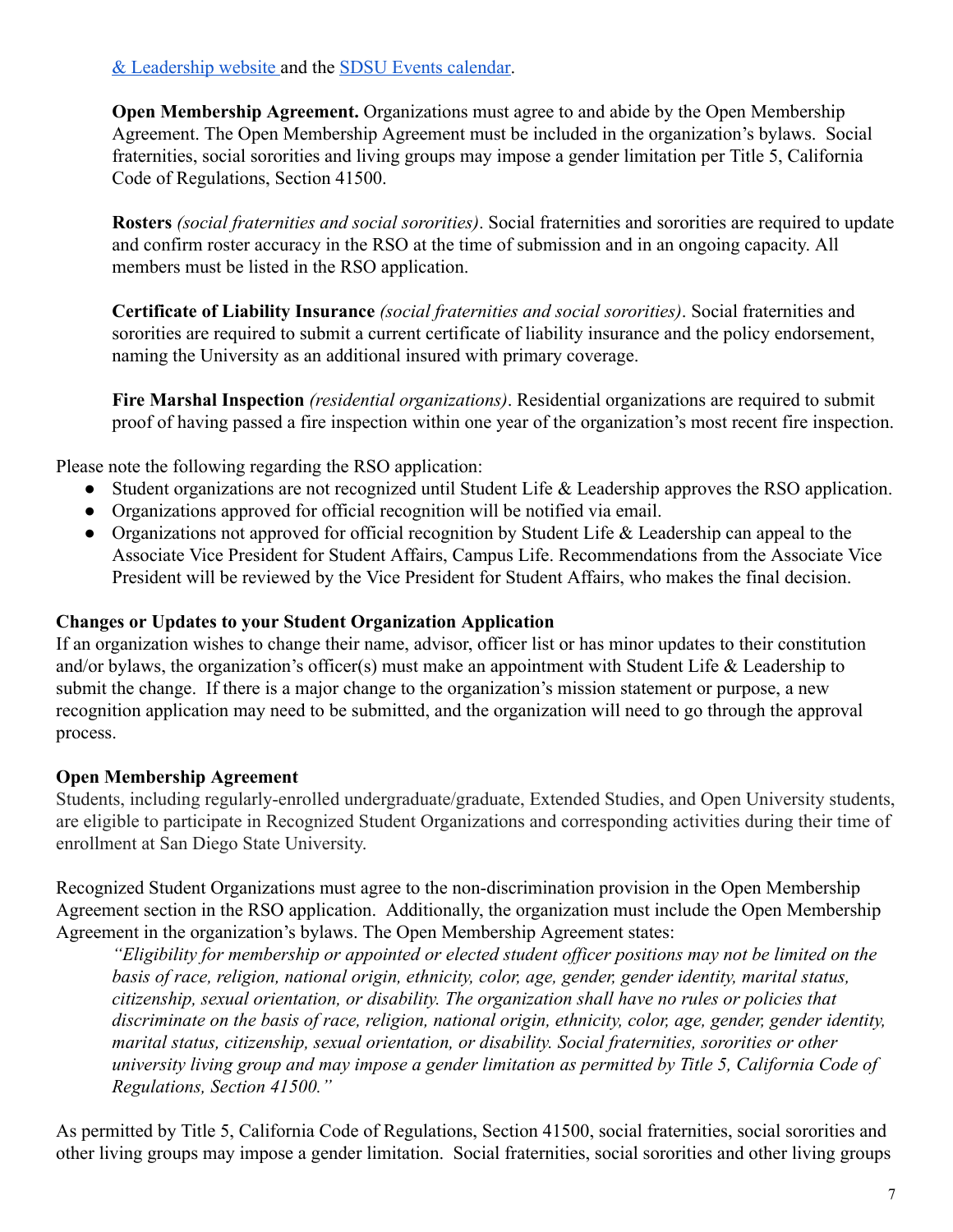[& Leadership website](#) and the [SDSU Events calendar](#).

> **Open Membership Agreement.** Organizations must agree to and abide by the Open Membership Agreement. The Open Membership Agreement must be included in the organization's bylaws. Social fraternities, social sororities and living groups may impose a gender limitation per Title 5, California Code of Regulations, Section 41500.
>
> **Rosters** *(social fraternities and social sororities)*. Social fraternities and sororities are required to update and confirm roster accuracy in the RSO at the time of submission and in an ongoing capacity. All members must be listed in the RSO application.
>
> **Certificate of Liability Insurance** *(social fraternities and social sororities)*. Social fraternities and sororities are required to submit a current certificate of liability insurance and the policy endorsement, naming the University as an additional insured with primary coverage.
>
> **Fire Marshal Inspection** *(residential organizations)*. Residential organizations are required to submit proof of having passed a fire inspection within one year of the organization's most recent fire inspection.

Please note the following regarding the RSO application:

- Student organizations are not recognized until Student Life & Leadership approves the RSO application.
- Organizations approved for official recognition will be notified via email.
- Organizations not approved for official recognition by Student Life & Leadership can appeal to the Associate Vice President for Student Affairs, Campus Life. Recommendations from the Associate Vice President will be reviewed by the Vice President for Student Affairs, who makes the final decision.

### Changes or Updates to your Student Organization Application

If an organization wishes to change their name, advisor, officer list or has minor updates to their constitution and/or bylaws, the organization's officer(s) must make an appointment with Student Life & Leadership to submit the change. If there is a major change to the organization's mission statement or purpose, a new recognition application may need to be submitted, and the organization will need to go through the approval process.

### Open Membership Agreement

Students, including regularly-enrolled undergraduate/graduate, Extended Studies, and Open University students, are eligible to participate in Recognized Student Organizations and corresponding activities during their time of enrollment at San Diego State University.

Recognized Student Organizations must agree to the non-discrimination provision in the Open Membership Agreement section in the RSO application. Additionally, the organization must include the Open Membership Agreement in the organization's bylaws. The Open Membership Agreement states:

> *"Eligibility for membership or appointed or elected student officer positions may not be limited on the basis of race, religion, national origin, ethnicity, color, age, gender, gender identity, marital status, citizenship, sexual orientation, or disability. The organization shall have no rules or policies that discriminate on the basis of race, religion, national origin, ethnicity, color, age, gender, gender identity, marital status, citizenship, sexual orientation, or disability. Social fraternities, sororities or other university living group and may impose a gender limitation as permitted by Title 5, California Code of Regulations, Section 41500."*

As permitted by Title 5, California Code of Regulations, Section 41500, social fraternities, social sororities and other living groups may impose a gender limitation. Social fraternities, social sororities and other living groups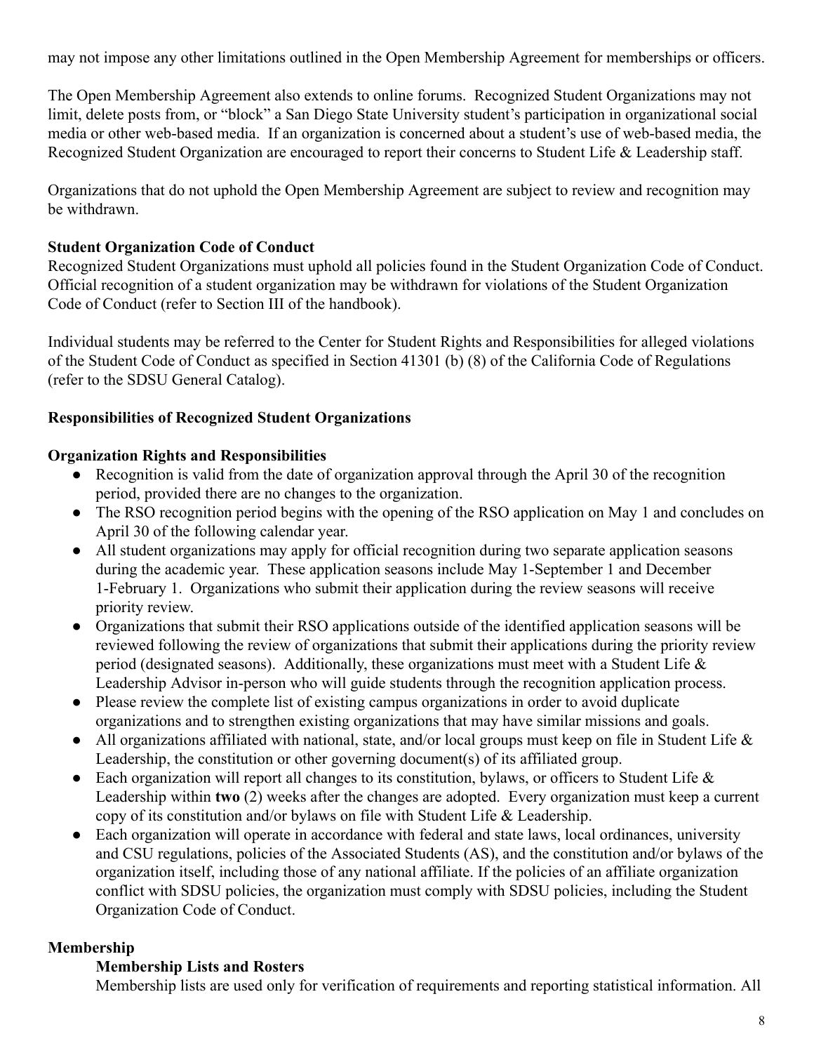may not impose any other limitations outlined in the Open Membership Agreement for memberships or officers.

The Open Membership Agreement also extends to online forums. Recognized Student Organizations may not limit, delete posts from, or "block" a San Diego State University student's participation in organizational social media or other web-based media. If an organization is concerned about a student's use of web-based media, the Recognized Student Organization are encouraged to report their concerns to Student Life & Leadership staff.

Organizations that do not uphold the Open Membership Agreement are subject to review and recognition may be withdrawn.

**Student Organization Code of Conduct**

Recognized Student Organizations must uphold all policies found in the Student Organization Code of Conduct. Official recognition of a student organization may be withdrawn for violations of the Student Organization Code of Conduct (refer to Section III of the handbook).

Individual students may be referred to the Center for Student Rights and Responsibilities for alleged violations of the Student Code of Conduct as specified in Section 41301 (b) (8) of the California Code of Regulations (refer to the SDSU General Catalog).

**Responsibilities of Recognized Student Organizations**

**Organization Rights and Responsibilities**

- Recognition is valid from the date of organization approval through the April 30 of the recognition period, provided there are no changes to the organization.
- The RSO recognition period begins with the opening of the RSO application on May 1 and concludes on April 30 of the following calendar year.
- All student organizations may apply for official recognition during two separate application seasons during the academic year. These application seasons include May 1-September 1 and December 1-February 1. Organizations who submit their application during the review seasons will receive priority review.
- Organizations that submit their RSO applications outside of the identified application seasons will be reviewed following the review of organizations that submit their applications during the priority review period (designated seasons). Additionally, these organizations must meet with a Student Life & Leadership Advisor in-person who will guide students through the recognition application process.
- Please review the complete list of existing campus organizations in order to avoid duplicate organizations and to strengthen existing organizations that may have similar missions and goals.
- All organizations affiliated with national, state, and/or local groups must keep on file in Student Life & Leadership, the constitution or other governing document(s) of its affiliated group.
- Each organization will report all changes to its constitution, bylaws, or officers to Student Life & Leadership within **two** (2) weeks after the changes are adopted. Every organization must keep a current copy of its constitution and/or bylaws on file with Student Life & Leadership.
- Each organization will operate in accordance with federal and state laws, local ordinances, university and CSU regulations, policies of the Associated Students (AS), and the constitution and/or bylaws of the organization itself, including those of any national affiliate. If the policies of an affiliate organization conflict with SDSU policies, the organization must comply with SDSU policies, including the Student Organization Code of Conduct.

**Membership**

**Membership Lists and Rosters**

Membership lists are used only for verification of requirements and reporting statistical information. All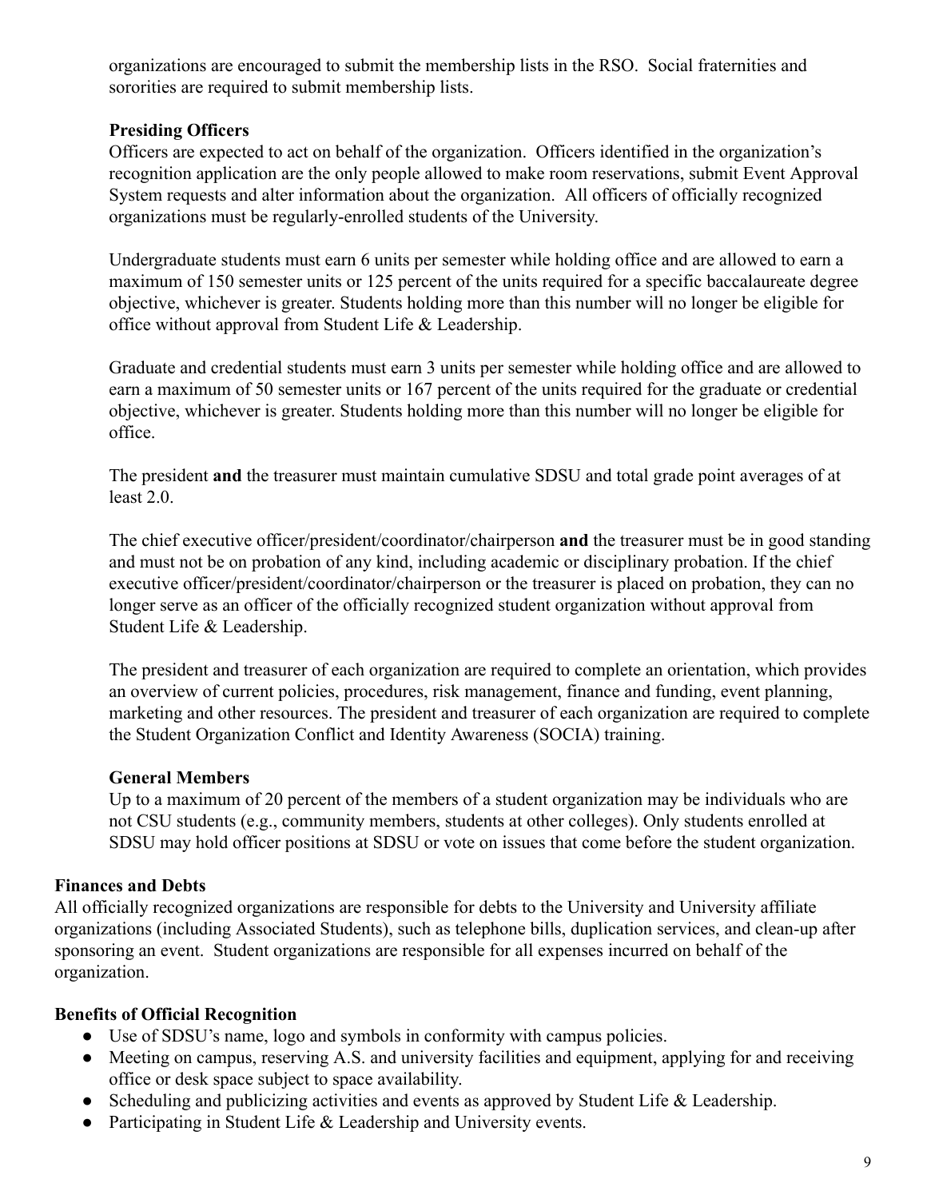organizations are encouraged to submit the membership lists in the RSO. Social fraternities and sororities are required to submit membership lists.

**Presiding Officers**

Officers are expected to act on behalf of the organization. Officers identified in the organization's recognition application are the only people allowed to make room reservations, submit Event Approval System requests and alter information about the organization. All officers of officially recognized organizations must be regularly-enrolled students of the University.

Undergraduate students must earn 6 units per semester while holding office and are allowed to earn a maximum of 150 semester units or 125 percent of the units required for a specific baccalaureate degree objective, whichever is greater. Students holding more than this number will no longer be eligible for office without approval from Student Life & Leadership.

Graduate and credential students must earn 3 units per semester while holding office and are allowed to earn a maximum of 50 semester units or 167 percent of the units required for the graduate or credential objective, whichever is greater. Students holding more than this number will no longer be eligible for office.

The president **and** the treasurer must maintain cumulative SDSU and total grade point averages of at least 2.0.

The chief executive officer/president/coordinator/chairperson **and** the treasurer must be in good standing and must not be on probation of any kind, including academic or disciplinary probation. If the chief executive officer/president/coordinator/chairperson or the treasurer is placed on probation, they can no longer serve as an officer of the officially recognized student organization without approval from Student Life & Leadership.

The president and treasurer of each organization are required to complete an orientation, which provides an overview of current policies, procedures, risk management, finance and funding, event planning, marketing and other resources. The president and treasurer of each organization are required to complete the Student Organization Conflict and Identity Awareness (SOCIA) training.

**General Members**

Up to a maximum of 20 percent of the members of a student organization may be individuals who are not CSU students (e.g., community members, students at other colleges). Only students enrolled at SDSU may hold officer positions at SDSU or vote on issues that come before the student organization.

**Finances and Debts**

All officially recognized organizations are responsible for debts to the University and University affiliate organizations (including Associated Students), such as telephone bills, duplication services, and clean-up after sponsoring an event. Student organizations are responsible for all expenses incurred on behalf of the organization.

**Benefits of Official Recognition**

- Use of SDSU's name, logo and symbols in conformity with campus policies.
- Meeting on campus, reserving A.S. and university facilities and equipment, applying for and receiving office or desk space subject to space availability.
- Scheduling and publicizing activities and events as approved by Student Life & Leadership.
- Participating in Student Life & Leadership and University events.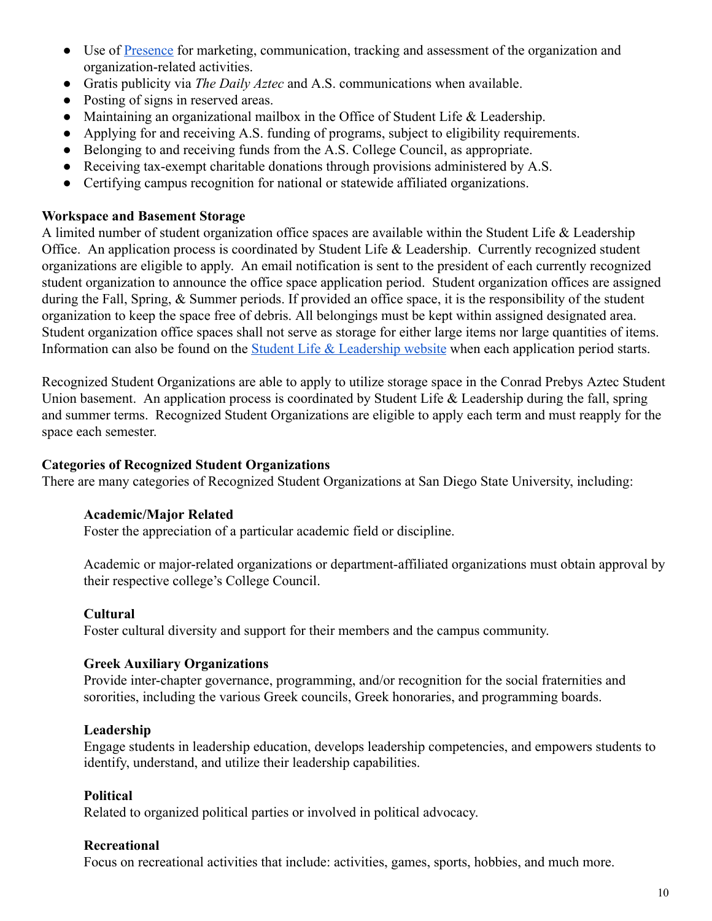- Use of [Presence](#) for marketing, communication, tracking and assessment of the organization and organization-related activities.
- Gratis publicity via *The Daily Aztec* and A.S. communications when available.
- Posting of signs in reserved areas.
- Maintaining an organizational mailbox in the Office of Student Life & Leadership.
- Applying for and receiving A.S. funding of programs, subject to eligibility requirements.
- Belonging to and receiving funds from the A.S. College Council, as appropriate.
- Receiving tax-exempt charitable donations through provisions administered by A.S.
- Certifying campus recognition for national or statewide affiliated organizations.

**Workspace and Basement Storage**

A limited number of student organization office spaces are available within the Student Life & Leadership Office. An application process is coordinated by Student Life & Leadership. Currently recognized student organizations are eligible to apply. An email notification is sent to the president of each currently recognized student organization to announce the office space application period. Student organization offices are assigned during the Fall, Spring, & Summer periods. If provided an office space, it is the responsibility of the student organization to keep the space free of debris. All belongings must be kept within assigned designated area. Student organization office spaces shall not serve as storage for either large items nor large quantities of items. Information can also be found on the [Student Life & Leadership website](#) when each application period starts.

Recognized Student Organizations are able to apply to utilize storage space in the Conrad Prebys Aztec Student Union basement. An application process is coordinated by Student Life & Leadership during the fall, spring and summer terms. Recognized Student Organizations are eligible to apply each term and must reapply for the space each semester.

**Categories of Recognized Student Organizations**

There are many categories of Recognized Student Organizations at San Diego State University, including:

**Academic/Major Related**

Foster the appreciation of a particular academic field or discipline.

Academic or major-related organizations or department-affiliated organizations must obtain approval by their respective college's College Council.

**Cultural**

Foster cultural diversity and support for their members and the campus community.

**Greek Auxiliary Organizations**

Provide inter-chapter governance, programming, and/or recognition for the social fraternities and sororities, including the various Greek councils, Greek honoraries, and programming boards.

**Leadership**

Engage students in leadership education, develops leadership competencies, and empowers students to identify, understand, and utilize their leadership capabilities.

**Political**

Related to organized political parties or involved in political advocacy.

**Recreational**

Focus on recreational activities that include: activities, games, sports, hobbies, and much more.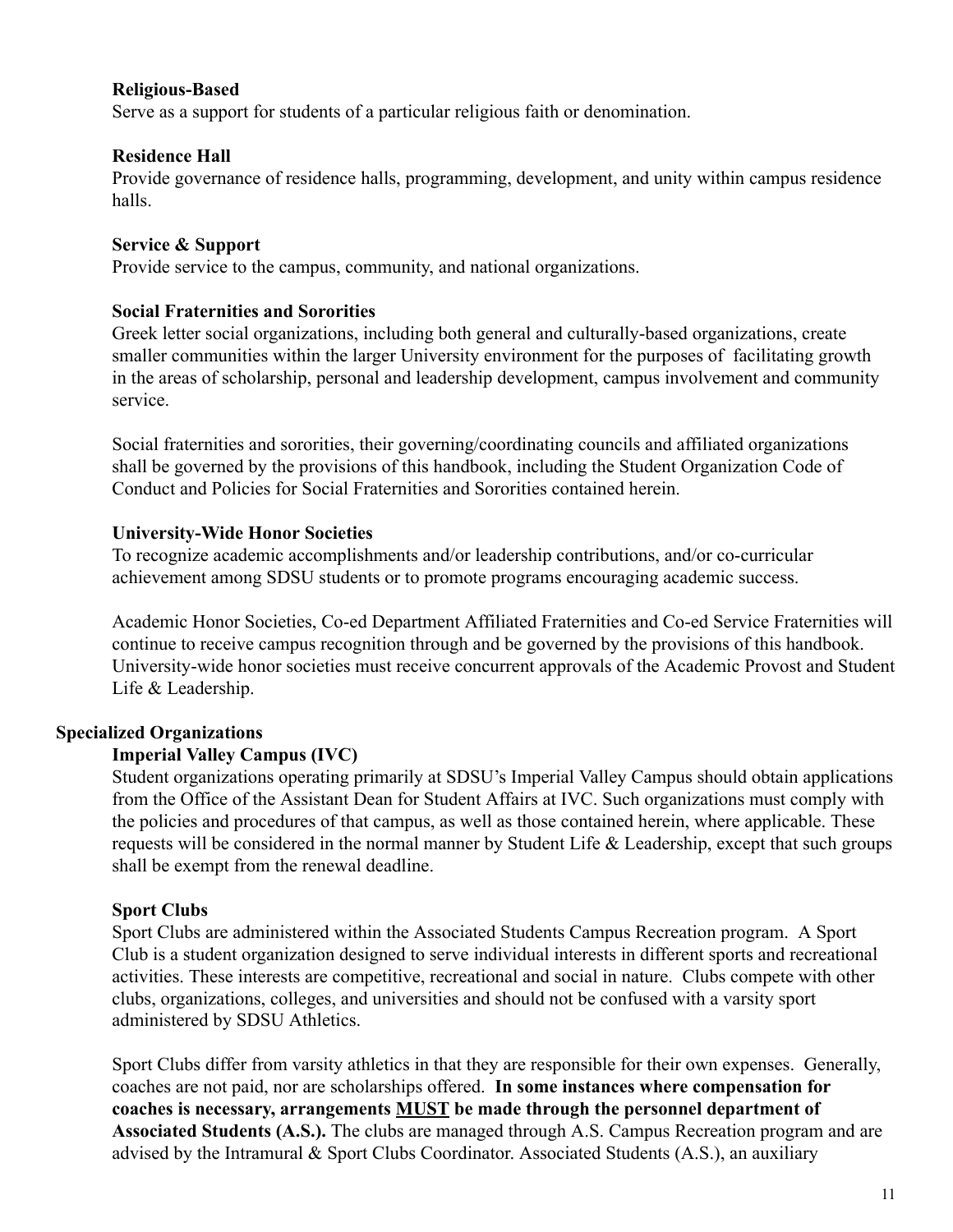**Religious-Based**
Serve as a support for students of a particular religious faith or denomination.

**Residence Hall**
Provide governance of residence halls, programming, development, and unity within campus residence halls.

**Service & Support**
Provide service to the campus, community, and national organizations.

**Social Fraternities and Sororities**
Greek letter social organizations, including both general and culturally-based organizations, create smaller communities within the larger University environment for the purposes of facilitating growth in the areas of scholarship, personal and leadership development, campus involvement and community service.

Social fraternities and sororities, their governing/coordinating councils and affiliated organizations shall be governed by the provisions of this handbook, including the Student Organization Code of Conduct and Policies for Social Fraternities and Sororities contained herein.

**University-Wide Honor Societies**
To recognize academic accomplishments and/or leadership contributions, and/or co-curricular achievement among SDSU students or to promote programs encouraging academic success.

Academic Honor Societies, Co-ed Department Affiliated Fraternities and Co-ed Service Fraternities will continue to receive campus recognition through and be governed by the provisions of this handbook. University-wide honor societies must receive concurrent approvals of the Academic Provost and Student Life & Leadership.

**Specialized Organizations**

**Imperial Valley Campus (IVC)**
Student organizations operating primarily at SDSU's Imperial Valley Campus should obtain applications from the Office of the Assistant Dean for Student Affairs at IVC. Such organizations must comply with the policies and procedures of that campus, as well as those contained herein, where applicable. These requests will be considered in the normal manner by Student Life & Leadership, except that such groups shall be exempt from the renewal deadline.

**Sport Clubs**
Sport Clubs are administered within the Associated Students Campus Recreation program. A Sport Club is a student organization designed to serve individual interests in different sports and recreational activities. These interests are competitive, recreational and social in nature. Clubs compete with other clubs, organizations, colleges, and universities and should not be confused with a varsity sport administered by SDSU Athletics.

Sport Clubs differ from varsity athletics in that they are responsible for their own expenses. Generally, coaches are not paid, nor are scholarships offered. **In some instances where compensation for coaches is necessary, arrangements <u>MUST</u> be made through the personnel department of Associated Students (A.S.).** The clubs are managed through A.S. Campus Recreation program and are advised by the Intramural & Sport Clubs Coordinator. Associated Students (A.S.), an auxiliary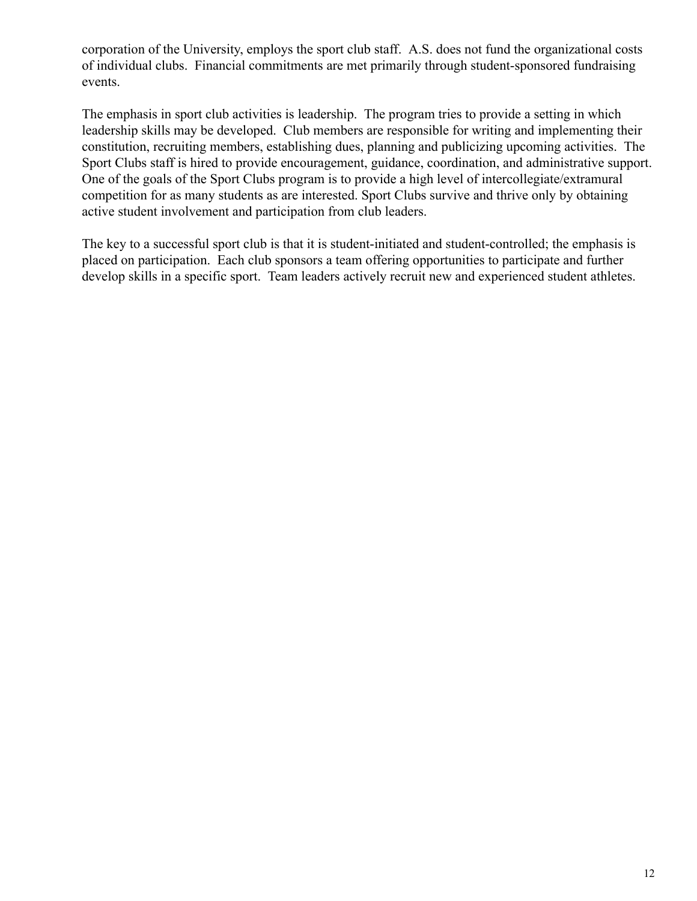corporation of the University, employs the sport club staff. A.S. does not fund the organizational costs of individual clubs. Financial commitments are met primarily through student-sponsored fundraising events.

The emphasis in sport club activities is leadership. The program tries to provide a setting in which leadership skills may be developed. Club members are responsible for writing and implementing their constitution, recruiting members, establishing dues, planning and publicizing upcoming activities. The Sport Clubs staff is hired to provide encouragement, guidance, coordination, and administrative support. One of the goals of the Sport Clubs program is to provide a high level of intercollegiate/extramural competition for as many students as are interested. Sport Clubs survive and thrive only by obtaining active student involvement and participation from club leaders.

The key to a successful sport club is that it is student-initiated and student-controlled; the emphasis is placed on participation. Each club sponsors a team offering opportunities to participate and further develop skills in a specific sport. Team leaders actively recruit new and experienced student athletes.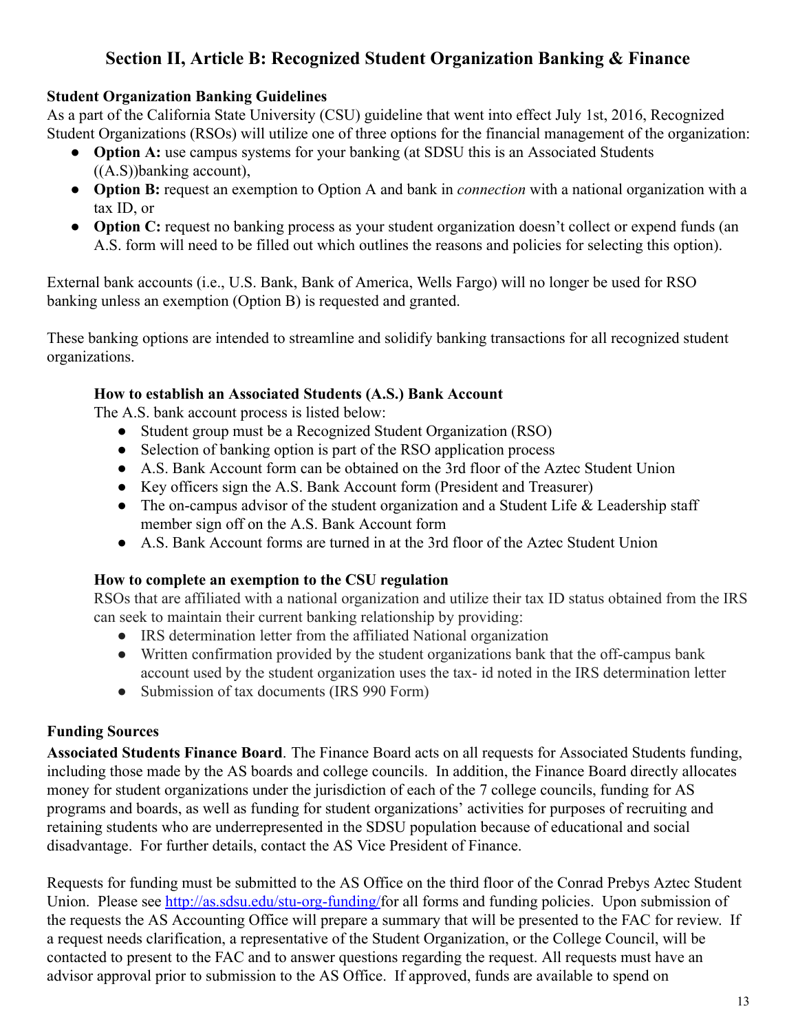## Section II, Article B: Recognized Student Organization Banking & Finance

**Student Organization Banking Guidelines**

As a part of the California State University (CSU) guideline that went into effect July 1st, 2016, Recognized Student Organizations (RSOs) will utilize one of three options for the financial management of the organization:

- **Option A:** use campus systems for your banking (at SDSU this is an Associated Students ((A.S))banking account),
- **Option B:** request an exemption to Option A and bank in *connection* with a national organization with a tax ID, or
- **Option C:** request no banking process as your student organization doesn't collect or expend funds (an A.S. form will need to be filled out which outlines the reasons and policies for selecting this option).

External bank accounts (i.e., U.S. Bank, Bank of America, Wells Fargo) will no longer be used for RSO banking unless an exemption (Option B) is requested and granted.

These banking options are intended to streamline and solidify banking transactions for all recognized student organizations.

**How to establish an Associated Students (A.S.) Bank Account**

The A.S. bank account process is listed below:

- Student group must be a Recognized Student Organization (RSO)
- Selection of banking option is part of the RSO application process
- A.S. Bank Account form can be obtained on the 3rd floor of the Aztec Student Union
- Key officers sign the A.S. Bank Account form (President and Treasurer)
- The on-campus advisor of the student organization and a Student Life & Leadership staff member sign off on the A.S. Bank Account form
- A.S. Bank Account forms are turned in at the 3rd floor of the Aztec Student Union

**How to complete an exemption to the CSU regulation**

RSOs that are affiliated with a national organization and utilize their tax ID status obtained from the IRS can seek to maintain their current banking relationship by providing:

- IRS determination letter from the affiliated National organization
- Written confirmation provided by the student organizations bank that the off-campus bank account used by the student organization uses the tax- id noted in the IRS determination letter
- Submission of tax documents (IRS 990 Form)

**Funding Sources**

**Associated Students Finance Board**. The Finance Board acts on all requests for Associated Students funding, including those made by the AS boards and college councils. In addition, the Finance Board directly allocates money for student organizations under the jurisdiction of each of the 7 college councils, funding for AS programs and boards, as well as funding for student organizations' activities for purposes of recruiting and retaining students who are underrepresented in the SDSU population because of educational and social disadvantage. For further details, contact the AS Vice President of Finance.

Requests for funding must be submitted to the AS Office on the third floor of the Conrad Prebys Aztec Student Union. Please see [http://as.sdsu.edu/stu-org-funding/](http://as.sdsu.edu/stu-org-funding/)for all forms and funding policies. Upon submission of the requests the AS Accounting Office will prepare a summary that will be presented to the FAC for review. If a request needs clarification, a representative of the Student Organization, or the College Council, will be contacted to present to the FAC and to answer questions regarding the request. All requests must have an advisor approval prior to submission to the AS Office. If approved, funds are available to spend on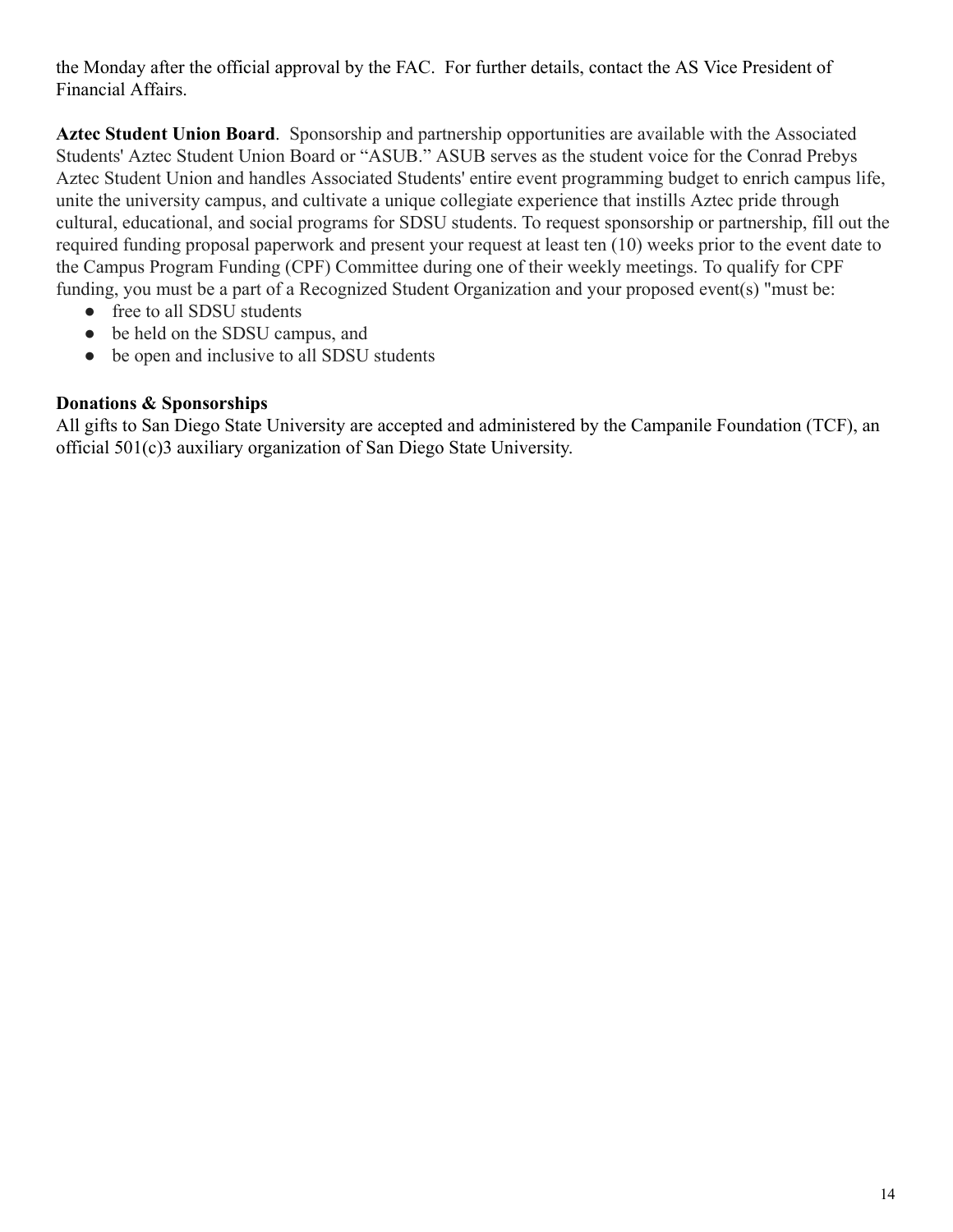the Monday after the official approval by the FAC. For further details, contact the AS Vice President of Financial Affairs.

**Aztec Student Union Board**. Sponsorship and partnership opportunities are available with the Associated Students' Aztec Student Union Board or "ASUB." ASUB serves as the student voice for the Conrad Prebys Aztec Student Union and handles Associated Students' entire event programming budget to enrich campus life, unite the university campus, and cultivate a unique collegiate experience that instills Aztec pride through cultural, educational, and social programs for SDSU students. To request sponsorship or partnership, fill out the required funding proposal paperwork and present your request at least ten (10) weeks prior to the event date to the Campus Program Funding (CPF) Committee during one of their weekly meetings. To qualify for CPF funding, you must be a part of a Recognized Student Organization and your proposed event(s) "must be:

- free to all SDSU students
- be held on the SDSU campus, and
- be open and inclusive to all SDSU students

**Donations & Sponsorships**

All gifts to San Diego State University are accepted and administered by the Campanile Foundation (TCF), an official 501(c)3 auxiliary organization of San Diego State University.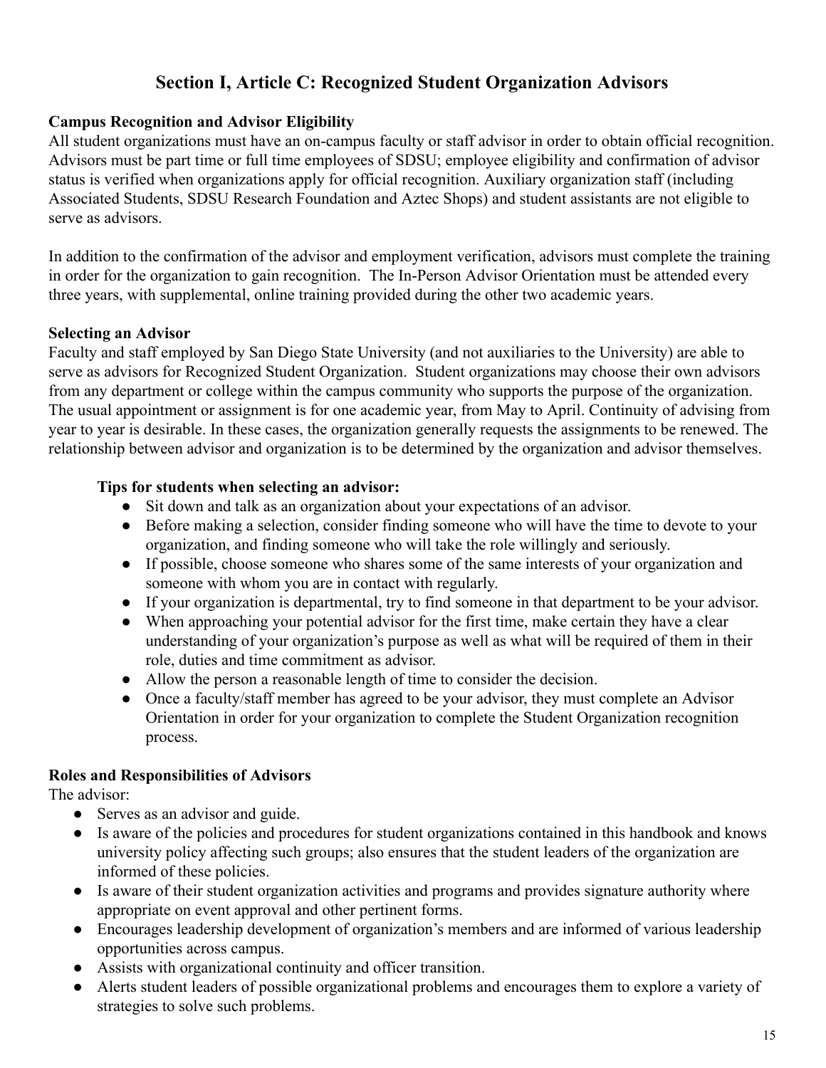## Section I, Article C: Recognized Student Organization Advisors

**Campus Recognition and Advisor Eligibility**

All student organizations must have an on-campus faculty or staff advisor in order to obtain official recognition. Advisors must be part time or full time employees of SDSU; employee eligibility and confirmation of advisor status is verified when organizations apply for official recognition. Auxiliary organization staff (including Associated Students, SDSU Research Foundation and Aztec Shops) and student assistants are not eligible to serve as advisors.

In addition to the confirmation of the advisor and employment verification, advisors must complete the training in order for the organization to gain recognition. The In-Person Advisor Orientation must be attended every three years, with supplemental, online training provided during the other two academic years.

**Selecting an Advisor**

Faculty and staff employed by San Diego State University (and not auxiliaries to the University) are able to serve as advisors for Recognized Student Organization. Student organizations may choose their own advisors from any department or college within the campus community who supports the purpose of the organization. The usual appointment or assignment is for one academic year, from May to April. Continuity of advising from year to year is desirable. In these cases, the organization generally requests the assignments to be renewed. The relationship between advisor and organization is to be determined by the organization and advisor themselves.

**Tips for students when selecting an advisor:**

- Sit down and talk as an organization about your expectations of an advisor.
- Before making a selection, consider finding someone who will have the time to devote to your organization, and finding someone who will take the role willingly and seriously.
- If possible, choose someone who shares some of the same interests of your organization and someone with whom you are in contact with regularly.
- If your organization is departmental, try to find someone in that department to be your advisor.
- When approaching your potential advisor for the first time, make certain they have a clear understanding of your organization's purpose as well as what will be required of them in their role, duties and time commitment as advisor.
- Allow the person a reasonable length of time to consider the decision.
- Once a faculty/staff member has agreed to be your advisor, they must complete an Advisor Orientation in order for your organization to complete the Student Organization recognition process.

**Roles and Responsibilities of Advisors**

The advisor:

- Serves as an advisor and guide.
- Is aware of the policies and procedures for student organizations contained in this handbook and knows university policy affecting such groups; also ensures that the student leaders of the organization are informed of these policies.
- Is aware of their student organization activities and programs and provides signature authority where appropriate on event approval and other pertinent forms.
- Encourages leadership development of organization's members and are informed of various leadership opportunities across campus.
- Assists with organizational continuity and officer transition.
- Alerts student leaders of possible organizational problems and encourages them to explore a variety of strategies to solve such problems.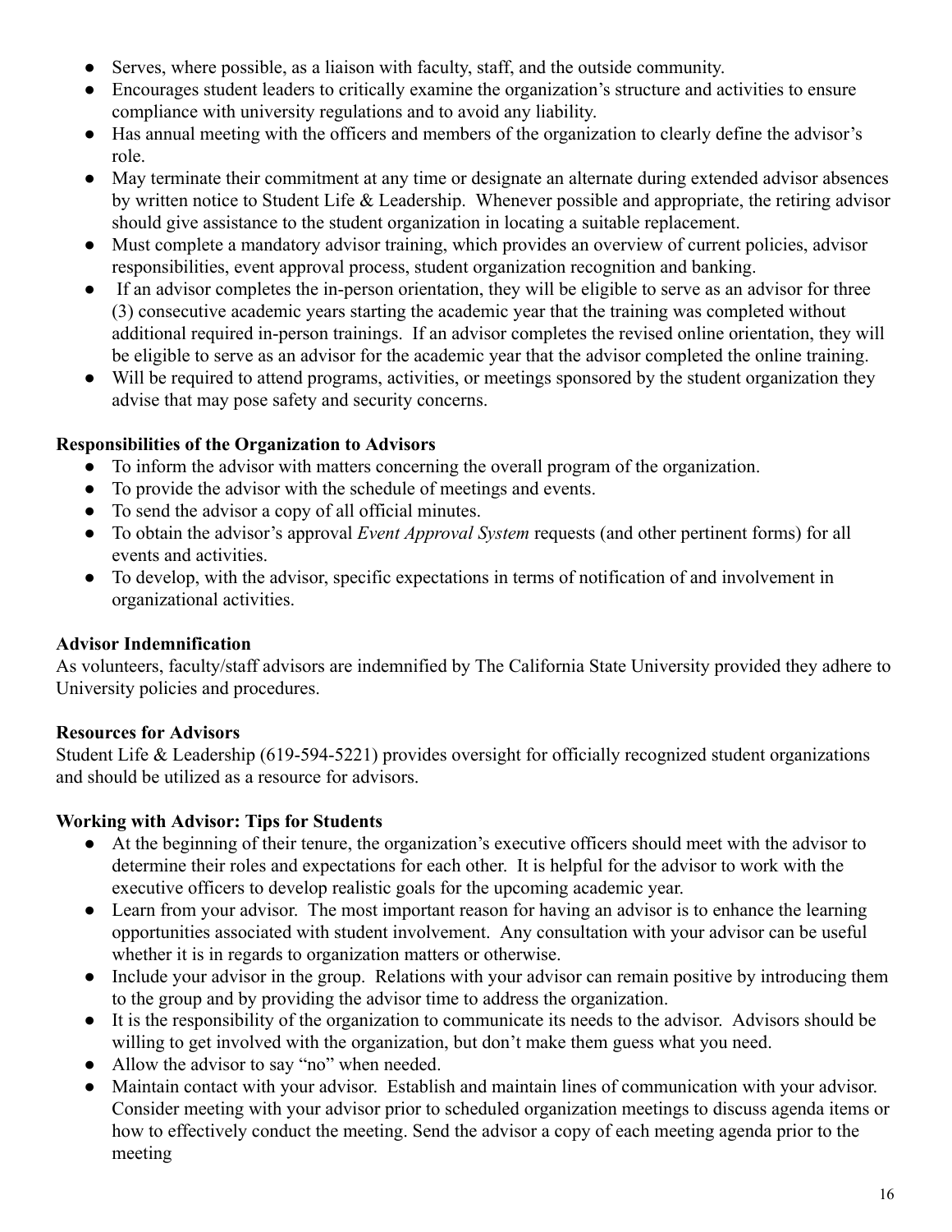- Serves, where possible, as a liaison with faculty, staff, and the outside community.
- Encourages student leaders to critically examine the organization's structure and activities to ensure compliance with university regulations and to avoid any liability.
- Has annual meeting with the officers and members of the organization to clearly define the advisor's role.
- May terminate their commitment at any time or designate an alternate during extended advisor absences by written notice to Student Life & Leadership. Whenever possible and appropriate, the retiring advisor should give assistance to the student organization in locating a suitable replacement.
- Must complete a mandatory advisor training, which provides an overview of current policies, advisor responsibilities, event approval process, student organization recognition and banking.
- If an advisor completes the in-person orientation, they will be eligible to serve as an advisor for three (3) consecutive academic years starting the academic year that the training was completed without additional required in-person trainings. If an advisor completes the revised online orientation, they will be eligible to serve as an advisor for the academic year that the advisor completed the online training.
- Will be required to attend programs, activities, or meetings sponsored by the student organization they advise that may pose safety and security concerns.

**Responsibilities of the Organization to Advisors**

- To inform the advisor with matters concerning the overall program of the organization.
- To provide the advisor with the schedule of meetings and events.
- To send the advisor a copy of all official minutes.
- To obtain the advisor's approval *Event Approval System* requests (and other pertinent forms) for all events and activities.
- To develop, with the advisor, specific expectations in terms of notification of and involvement in organizational activities.

**Advisor Indemnification**

As volunteers, faculty/staff advisors are indemnified by The California State University provided they adhere to University policies and procedures.

**Resources for Advisors**

Student Life & Leadership (619-594-5221) provides oversight for officially recognized student organizations and should be utilized as a resource for advisors.

**Working with Advisor: Tips for Students**

- At the beginning of their tenure, the organization's executive officers should meet with the advisor to determine their roles and expectations for each other. It is helpful for the advisor to work with the executive officers to develop realistic goals for the upcoming academic year.
- Learn from your advisor. The most important reason for having an advisor is to enhance the learning opportunities associated with student involvement. Any consultation with your advisor can be useful whether it is in regards to organization matters or otherwise.
- Include your advisor in the group. Relations with your advisor can remain positive by introducing them to the group and by providing the advisor time to address the organization.
- It is the responsibility of the organization to communicate its needs to the advisor. Advisors should be willing to get involved with the organization, but don't make them guess what you need.
- Allow the advisor to say "no" when needed.
- Maintain contact with your advisor. Establish and maintain lines of communication with your advisor. Consider meeting with your advisor prior to scheduled organization meetings to discuss agenda items or how to effectively conduct the meeting. Send the advisor a copy of each meeting agenda prior to the meeting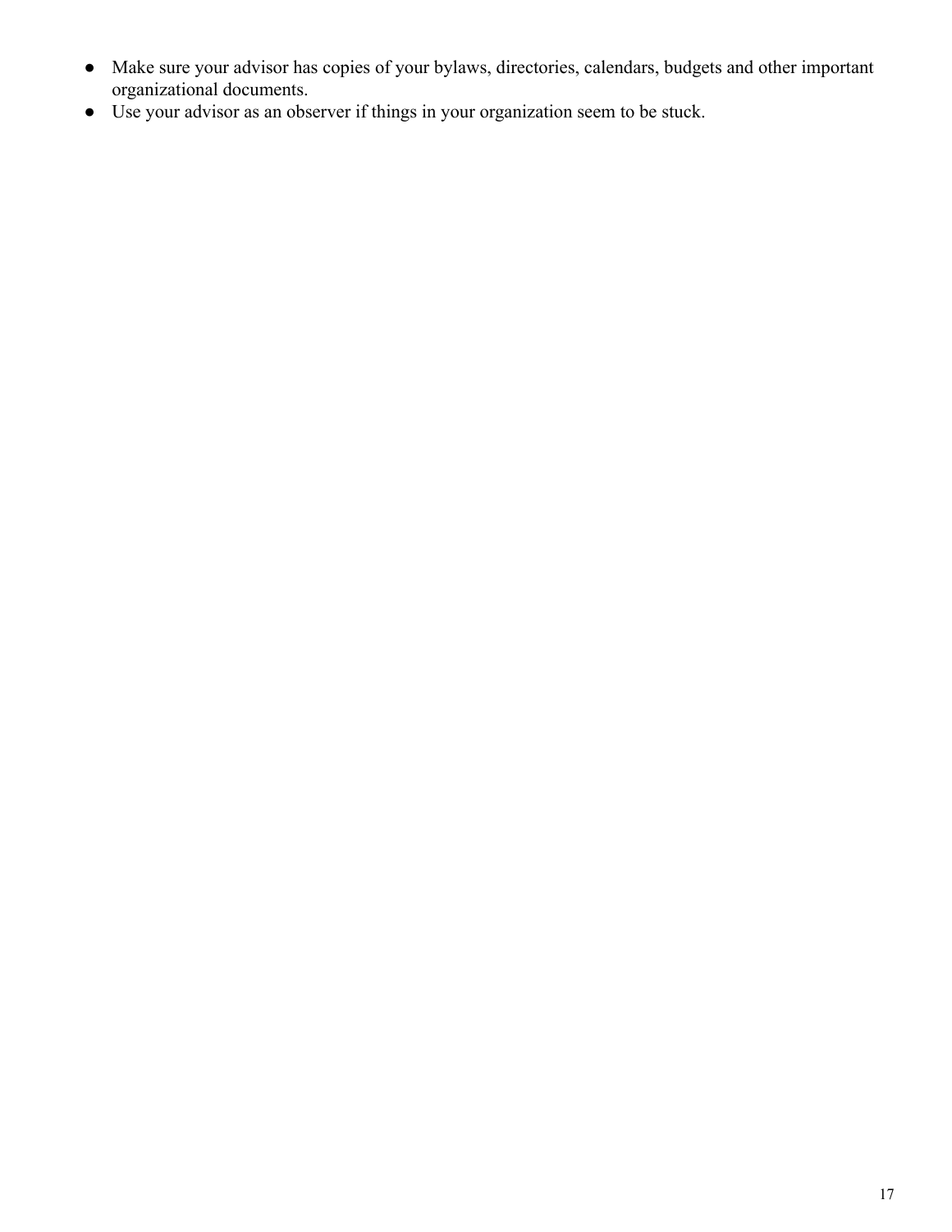- Make sure your advisor has copies of your bylaws, directories, calendars, budgets and other important organizational documents.
- Use your advisor as an observer if things in your organization seem to be stuck.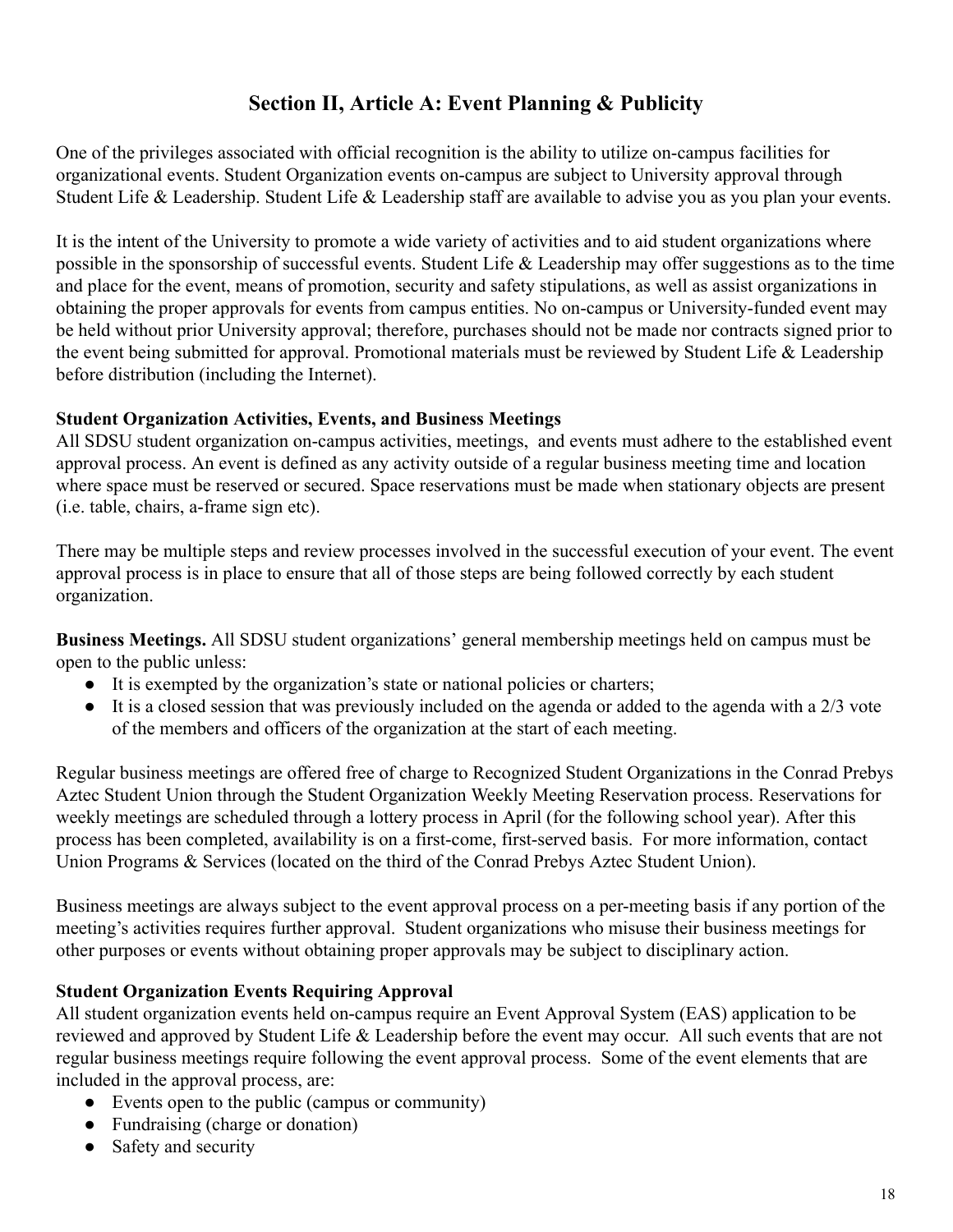## Section II, Article A: Event Planning & Publicity

One of the privileges associated with official recognition is the ability to utilize on-campus facilities for organizational events. Student Organization events on-campus are subject to University approval through Student Life & Leadership. Student Life & Leadership staff are available to advise you as you plan your events.

It is the intent of the University to promote a wide variety of activities and to aid student organizations where possible in the sponsorship of successful events. Student Life & Leadership may offer suggestions as to the time and place for the event, means of promotion, security and safety stipulations, as well as assist organizations in obtaining the proper approvals for events from campus entities. No on-campus or University-funded event may be held without prior University approval; therefore, purchases should not be made nor contracts signed prior to the event being submitted for approval. Promotional materials must be reviewed by Student Life & Leadership before distribution (including the Internet).

**Student Organization Activities, Events, and Business Meetings**
All SDSU student organization on-campus activities, meetings, and events must adhere to the established event approval process. An event is defined as any activity outside of a regular business meeting time and location where space must be reserved or secured. Space reservations must be made when stationary objects are present (i.e. table, chairs, a-frame sign etc).

There may be multiple steps and review processes involved in the successful execution of your event. The event approval process is in place to ensure that all of those steps are being followed correctly by each student organization.

**Business Meetings.** All SDSU student organizations' general membership meetings held on campus must be open to the public unless:

- It is exempted by the organization's state or national policies or charters;
- It is a closed session that was previously included on the agenda or added to the agenda with a 2/3 vote of the members and officers of the organization at the start of each meeting.

Regular business meetings are offered free of charge to Recognized Student Organizations in the Conrad Prebys Aztec Student Union through the Student Organization Weekly Meeting Reservation process. Reservations for weekly meetings are scheduled through a lottery process in April (for the following school year). After this process has been completed, availability is on a first-come, first-served basis. For more information, contact Union Programs & Services (located on the third of the Conrad Prebys Aztec Student Union).

Business meetings are always subject to the event approval process on a per-meeting basis if any portion of the meeting's activities requires further approval. Student organizations who misuse their business meetings for other purposes or events without obtaining proper approvals may be subject to disciplinary action.

**Student Organization Events Requiring Approval**
All student organization events held on-campus require an Event Approval System (EAS) application to be reviewed and approved by Student Life & Leadership before the event may occur. All such events that are not regular business meetings require following the event approval process. Some of the event elements that are included in the approval process, are:

- Events open to the public (campus or community)
- Fundraising (charge or donation)
- Safety and security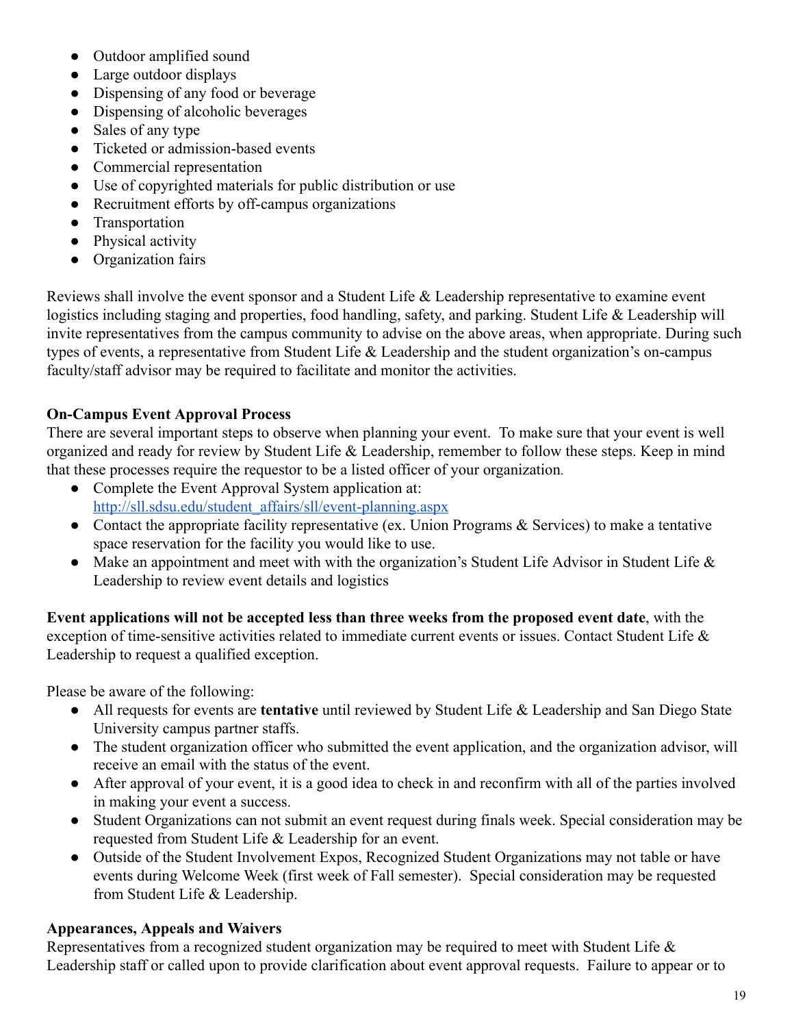- Outdoor amplified sound
- Large outdoor displays
- Dispensing of any food or beverage
- Dispensing of alcoholic beverages
- Sales of any type
- Ticketed or admission-based events
- Commercial representation
- Use of copyrighted materials for public distribution or use
- Recruitment efforts by off-campus organizations
- Transportation
- Physical activity
- Organization fairs

Reviews shall involve the event sponsor and a Student Life & Leadership representative to examine event logistics including staging and properties, food handling, safety, and parking. Student Life & Leadership will invite representatives from the campus community to advise on the above areas, when appropriate. During such types of events, a representative from Student Life & Leadership and the student organization's on-campus faculty/staff advisor may be required to facilitate and monitor the activities.

**On-Campus Event Approval Process**

There are several important steps to observe when planning your event. To make sure that your event is well organized and ready for review by Student Life & Leadership, remember to follow these steps. Keep in mind that these processes require the requestor to be a listed officer of your organization.

- Complete the Event Approval System application at: [http://sll.sdsu.edu/student_affairs/sll/event-planning.aspx](http://sll.sdsu.edu/student_affairs/sll/event-planning.aspx)
- Contact the appropriate facility representative (ex. Union Programs & Services) to make a tentative space reservation for the facility you would like to use.
- Make an appointment and meet with with the organization's Student Life Advisor in Student Life & Leadership to review event details and logistics

**Event applications will not be accepted less than three weeks from the proposed event date**, with the exception of time-sensitive activities related to immediate current events or issues. Contact Student Life & Leadership to request a qualified exception.

Please be aware of the following:

- All requests for events are **tentative** until reviewed by Student Life & Leadership and San Diego State University campus partner staffs.
- The student organization officer who submitted the event application, and the organization advisor, will receive an email with the status of the event.
- After approval of your event, it is a good idea to check in and reconfirm with all of the parties involved in making your event a success.
- Student Organizations can not submit an event request during finals week. Special consideration may be requested from Student Life & Leadership for an event.
- Outside of the Student Involvement Expos, Recognized Student Organizations may not table or have events during Welcome Week (first week of Fall semester). Special consideration may be requested from Student Life & Leadership.

**Appearances, Appeals and Waivers**

Representatives from a recognized student organization may be required to meet with Student Life & Leadership staff or called upon to provide clarification about event approval requests. Failure to appear or to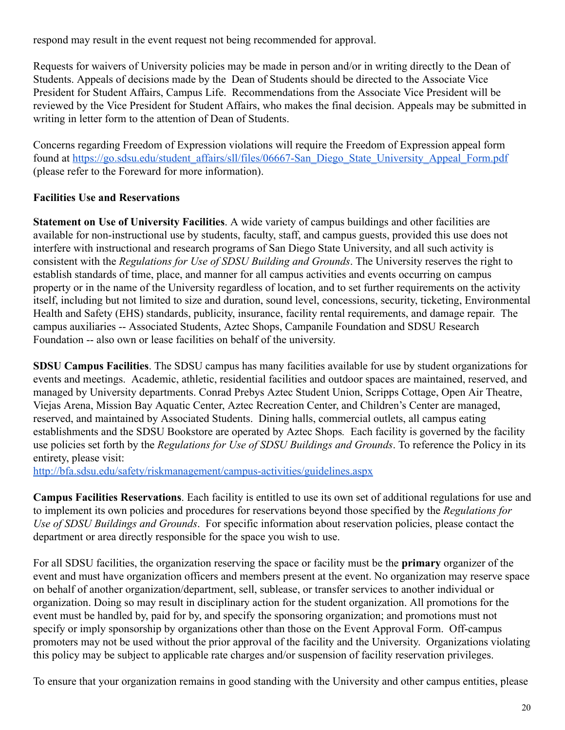respond may result in the event request not being recommended for approval.

Requests for waivers of University policies may be made in person and/or in writing directly to the Dean of Students. Appeals of decisions made by the Dean of Students should be directed to the Associate Vice President for Student Affairs, Campus Life. Recommendations from the Associate Vice President will be reviewed by the Vice President for Student Affairs, who makes the final decision. Appeals may be submitted in writing in letter form to the attention of Dean of Students.

Concerns regarding Freedom of Expression violations will require the Freedom of Expression appeal form found at [https://go.sdsu.edu/student_affairs/sll/files/06667-San_Diego_State_University_Appeal_Form.pdf](https://go.sdsu.edu/student_affairs/sll/files/06667-San_Diego_State_University_Appeal_Form.pdf) (please refer to the Foreward for more information).

**Facilities Use and Reservations**

**Statement on Use of University Facilities**. A wide variety of campus buildings and other facilities are available for non-instructional use by students, faculty, staff, and campus guests, provided this use does not interfere with instructional and research programs of San Diego State University, and all such activity is consistent with the *Regulations for Use of SDSU Building and Grounds*. The University reserves the right to establish standards of time, place, and manner for all campus activities and events occurring on campus property or in the name of the University regardless of location, and to set further requirements on the activity itself, including but not limited to size and duration, sound level, concessions, security, ticketing, Environmental Health and Safety (EHS) standards, publicity, insurance, facility rental requirements, and damage repair. The campus auxiliaries -- Associated Students, Aztec Shops, Campanile Foundation and SDSU Research Foundation -- also own or lease facilities on behalf of the university.

**SDSU Campus Facilities**. The SDSU campus has many facilities available for use by student organizations for events and meetings. Academic, athletic, residential facilities and outdoor spaces are maintained, reserved, and managed by University departments. Conrad Prebys Aztec Student Union, Scripps Cottage, Open Air Theatre, Viejas Arena, Mission Bay Aquatic Center, Aztec Recreation Center, and Children's Center are managed, reserved, and maintained by Associated Students. Dining halls, commercial outlets, all campus eating establishments and the SDSU Bookstore are operated by Aztec Shops. Each facility is governed by the facility use policies set forth by the *Regulations for Use of SDSU Buildings and Grounds*. To reference the Policy in its entirety, please visit:
[http://bfa.sdsu.edu/safety/riskmanagement/campus-activities/guidelines.aspx](http://bfa.sdsu.edu/safety/riskmanagement/campus-activities/guidelines.aspx)

**Campus Facilities Reservations**. Each facility is entitled to use its own set of additional regulations for use and to implement its own policies and procedures for reservations beyond those specified by the *Regulations for Use of SDSU Buildings and Grounds*. For specific information about reservation policies, please contact the department or area directly responsible for the space you wish to use.

For all SDSU facilities, the organization reserving the space or facility must be the **primary** organizer of the event and must have organization officers and members present at the event. No organization may reserve space on behalf of another organization/department, sell, sublease, or transfer services to another individual or organization. Doing so may result in disciplinary action for the student organization. All promotions for the event must be handled by, paid for by, and specify the sponsoring organization; and promotions must not specify or imply sponsorship by organizations other than those on the Event Approval Form. Off-campus promoters may not be used without the prior approval of the facility and the University. Organizations violating this policy may be subject to applicable rate charges and/or suspension of facility reservation privileges.

To ensure that your organization remains in good standing with the University and other campus entities, please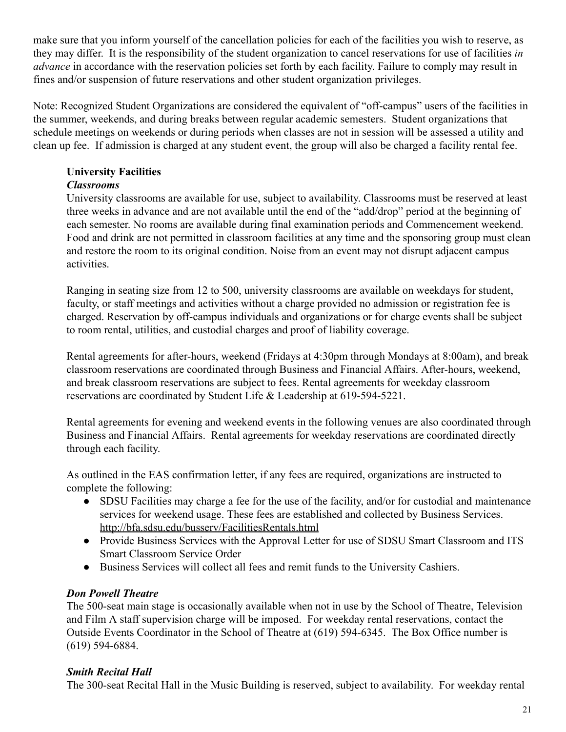make sure that you inform yourself of the cancellation policies for each of the facilities you wish to reserve, as they may differ. It is the responsibility of the student organization to cancel reservations for use of facilities *in advance* in accordance with the reservation policies set forth by each facility. Failure to comply may result in fines and/or suspension of future reservations and other student organization privileges.

Note: Recognized Student Organizations are considered the equivalent of "off-campus" users of the facilities in the summer, weekends, and during breaks between regular academic semesters. Student organizations that schedule meetings on weekends or during periods when classes are not in session will be assessed a utility and clean up fee. If admission is charged at any student event, the group will also be charged a facility rental fee.

**University Facilities**

***Classrooms***

University classrooms are available for use, subject to availability. Classrooms must be reserved at least three weeks in advance and are not available until the end of the "add/drop" period at the beginning of each semester. No rooms are available during final examination periods and Commencement weekend. Food and drink are not permitted in classroom facilities at any time and the sponsoring group must clean and restore the room to its original condition. Noise from an event may not disrupt adjacent campus activities.

Ranging in seating size from 12 to 500, university classrooms are available on weekdays for student, faculty, or staff meetings and activities without a charge provided no admission or registration fee is charged. Reservation by off-campus individuals and organizations or for charge events shall be subject to room rental, utilities, and custodial charges and proof of liability coverage.

Rental agreements for after-hours, weekend (Fridays at 4:30pm through Mondays at 8:00am), and break classroom reservations are coordinated through Business and Financial Affairs. After-hours, weekend, and break classroom reservations are subject to fees. Rental agreements for weekday classroom reservations are coordinated by Student Life & Leadership at 619-594-5221.

Rental agreements for evening and weekend events in the following venues are also coordinated through Business and Financial Affairs. Rental agreements for weekday reservations are coordinated directly through each facility.

As outlined in the EAS confirmation letter, if any fees are required, organizations are instructed to complete the following:

- SDSU Facilities may charge a fee for the use of the facility, and/or for custodial and maintenance services for weekend usage. These fees are established and collected by Business Services. http://bfa.sdsu.edu/busserv/FacilitiesRentals.html
- Provide Business Services with the Approval Letter for use of SDSU Smart Classroom and ITS Smart Classroom Service Order
- Business Services will collect all fees and remit funds to the University Cashiers.

***Don Powell Theatre***

The 500-seat main stage is occasionally available when not in use by the School of Theatre, Television and Film A staff supervision charge will be imposed. For weekday rental reservations, contact the Outside Events Coordinator in the School of Theatre at (619) 594-6345. The Box Office number is (619) 594-6884.

***Smith Recital Hall***

The 300-seat Recital Hall in the Music Building is reserved, subject to availability. For weekday rental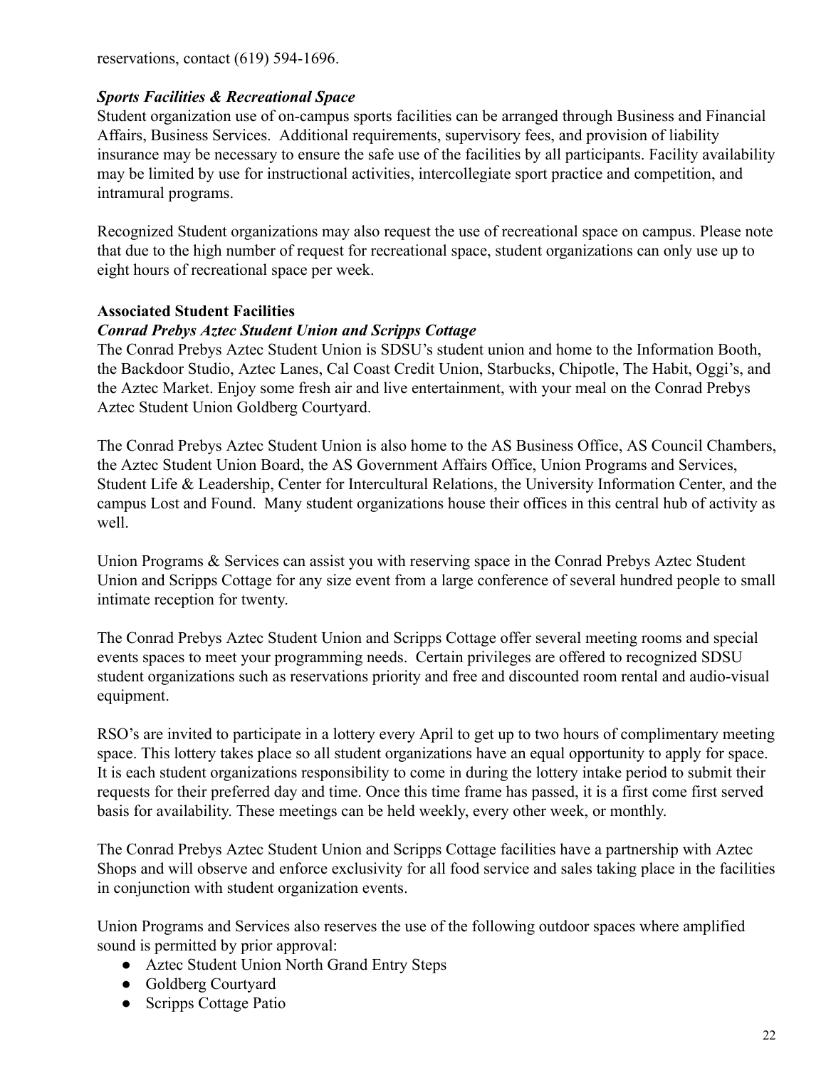reservations, contact (619) 594-1696.

***Sports Facilities & Recreational Space***

Student organization use of on-campus sports facilities can be arranged through Business and Financial Affairs, Business Services.  Additional requirements, supervisory fees, and provision of liability insurance may be necessary to ensure the safe use of the facilities by all participants. Facility availability may be limited by use for instructional activities, intercollegiate sport practice and competition, and intramural programs.

Recognized Student organizations may also request the use of recreational space on campus. Please note that due to the high number of request for recreational space, student organizations can only use up to eight hours of recreational space per week.

**Associated Student Facilities**

***Conrad Prebys Aztec Student Union and Scripps Cottage***

The Conrad Prebys Aztec Student Union is SDSU's student union and home to the Information Booth, the Backdoor Studio, Aztec Lanes, Cal Coast Credit Union, Starbucks, Chipotle, The Habit, Oggi's, and the Aztec Market. Enjoy some fresh air and live entertainment, with your meal on the Conrad Prebys Aztec Student Union Goldberg Courtyard.

The Conrad Prebys Aztec Student Union is also home to the AS Business Office, AS Council Chambers, the Aztec Student Union Board, the AS Government Affairs Office, Union Programs and Services, Student Life & Leadership, Center for Intercultural Relations, the University Information Center, and the campus Lost and Found.  Many student organizations house their offices in this central hub of activity as well.

Union Programs & Services can assist you with reserving space in the Conrad Prebys Aztec Student Union and Scripps Cottage for any size event from a large conference of several hundred people to small intimate reception for twenty.

The Conrad Prebys Aztec Student Union and Scripps Cottage offer several meeting rooms and special events spaces to meet your programming needs.  Certain privileges are offered to recognized SDSU student organizations such as reservations priority and free and discounted room rental and audio-visual equipment.

RSO's are invited to participate in a lottery every April to get up to two hours of complimentary meeting space. This lottery takes place so all student organizations have an equal opportunity to apply for space. It is each student organizations responsibility to come in during the lottery intake period to submit their requests for their preferred day and time. Once this time frame has passed, it is a first come first served basis for availability. These meetings can be held weekly, every other week, or monthly.

The Conrad Prebys Aztec Student Union and Scripps Cottage facilities have a partnership with Aztec Shops and will observe and enforce exclusivity for all food service and sales taking place in the facilities in conjunction with student organization events.

Union Programs and Services also reserves the use of the following outdoor spaces where amplified sound is permitted by prior approval:

- Aztec Student Union North Grand Entry Steps
- Goldberg Courtyard
- Scripps Cottage Patio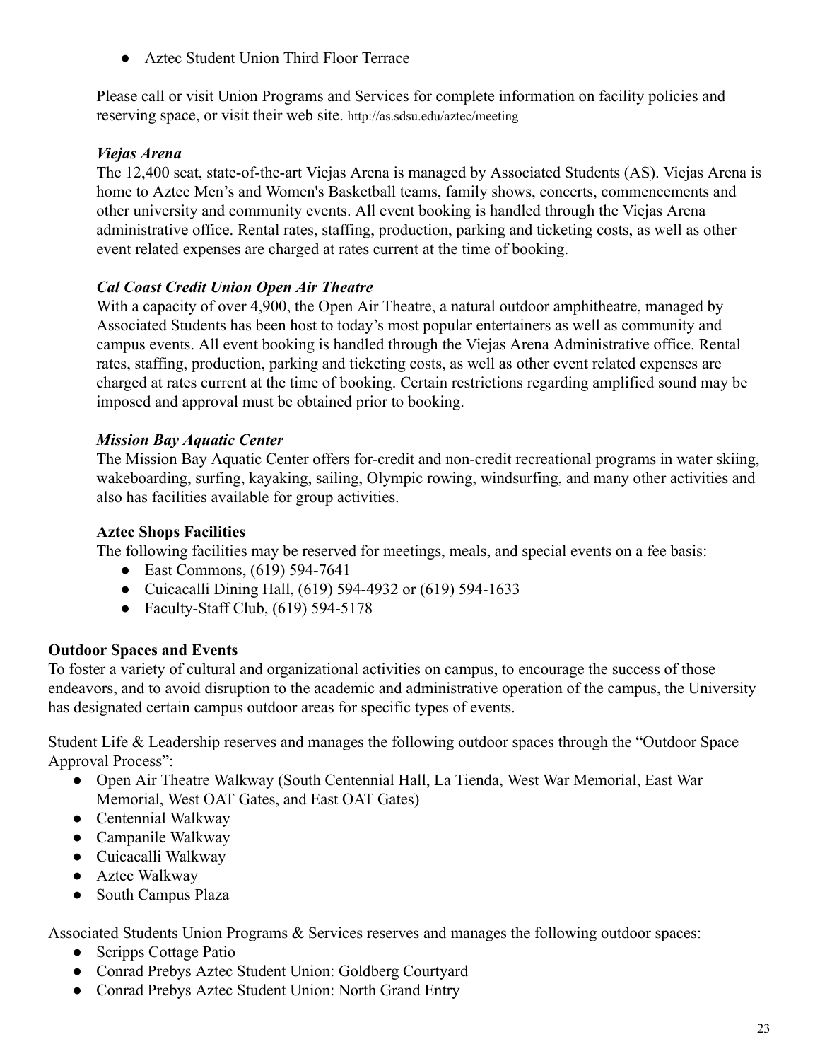- Aztec Student Union Third Floor Terrace

Please call or visit Union Programs and Services for complete information on facility policies and reserving space, or visit their web site. http://as.sdsu.edu/aztec/meeting

***Viejas Arena***

The 12,400 seat, state-of-the-art Viejas Arena is managed by Associated Students (AS). Viejas Arena is home to Aztec Men's and Women's Basketball teams, family shows, concerts, commencements and other university and community events. All event booking is handled through the Viejas Arena administrative office. Rental rates, staffing, production, parking and ticketing costs, as well as other event related expenses are charged at rates current at the time of booking.

***Cal Coast Credit Union Open Air Theatre***

With a capacity of over 4,900, the Open Air Theatre, a natural outdoor amphitheatre, managed by Associated Students has been host to today's most popular entertainers as well as community and campus events. All event booking is handled through the Viejas Arena Administrative office. Rental rates, staffing, production, parking and ticketing costs, as well as other event related expenses are charged at rates current at the time of booking. Certain restrictions regarding amplified sound may be imposed and approval must be obtained prior to booking.

***Mission Bay Aquatic Center***

The Mission Bay Aquatic Center offers for-credit and non-credit recreational programs in water skiing, wakeboarding, surfing, kayaking, sailing, Olympic rowing, windsurfing, and many other activities and also has facilities available for group activities.

**Aztec Shops Facilities**

The following facilities may be reserved for meetings, meals, and special events on a fee basis:

- East Commons, (619) 594-7641
- Cuicacalli Dining Hall, (619) 594-4932 or (619) 594-1633
- Faculty-Staff Club, (619) 594-5178

**Outdoor Spaces and Events**

To foster a variety of cultural and organizational activities on campus, to encourage the success of those endeavors, and to avoid disruption to the academic and administrative operation of the campus, the University has designated certain campus outdoor areas for specific types of events.

Student Life & Leadership reserves and manages the following outdoor spaces through the "Outdoor Space Approval Process":

- Open Air Theatre Walkway (South Centennial Hall, La Tienda, West War Memorial, East War Memorial, West OAT Gates, and East OAT Gates)
- Centennial Walkway
- Campanile Walkway
- Cuicacalli Walkway
- Aztec Walkway
- South Campus Plaza

Associated Students Union Programs & Services reserves and manages the following outdoor spaces:

- Scripps Cottage Patio
- Conrad Prebys Aztec Student Union: Goldberg Courtyard
- Conrad Prebys Aztec Student Union: North Grand Entry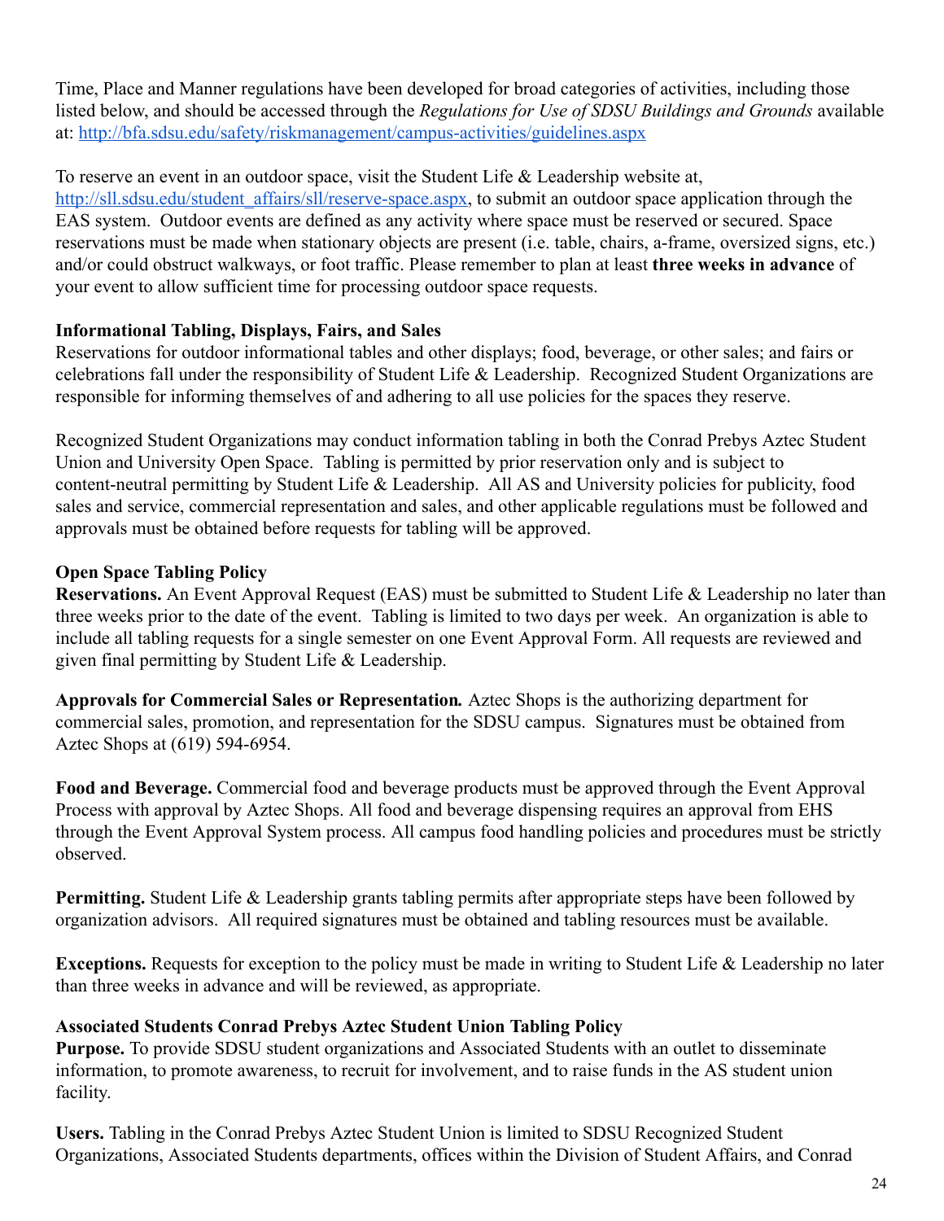Time, Place and Manner regulations have been developed for broad categories of activities, including those listed below, and should be accessed through the *Regulations for Use of SDSU Buildings and Grounds* available at: http://bfa.sdsu.edu/safety/riskmanagement/campus-activities/guidelines.aspx

To reserve an event in an outdoor space, visit the Student Life & Leadership website at, http://sll.sdsu.edu/student_affairs/sll/reserve-space.aspx, to submit an outdoor space application through the EAS system. Outdoor events are defined as any activity where space must be reserved or secured. Space reservations must be made when stationary objects are present (i.e. table, chairs, a-frame, oversized signs, etc.) and/or could obstruct walkways, or foot traffic. Please remember to plan at least **three weeks in advance** of your event to allow sufficient time for processing outdoor space requests.

**Informational Tabling, Displays, Fairs, and Sales**

Reservations for outdoor informational tables and other displays; food, beverage, or other sales; and fairs or celebrations fall under the responsibility of Student Life & Leadership. Recognized Student Organizations are responsible for informing themselves of and adhering to all use policies for the spaces they reserve.

Recognized Student Organizations may conduct information tabling in both the Conrad Prebys Aztec Student Union and University Open Space. Tabling is permitted by prior reservation only and is subject to content-neutral permitting by Student Life & Leadership. All AS and University policies for publicity, food sales and service, commercial representation and sales, and other applicable regulations must be followed and approvals must be obtained before requests for tabling will be approved.

**Open Space Tabling Policy**

**Reservations.** An Event Approval Request (EAS) must be submitted to Student Life & Leadership no later than three weeks prior to the date of the event. Tabling is limited to two days per week. An organization is able to include all tabling requests for a single semester on one Event Approval Form. All requests are reviewed and given final permitting by Student Life & Leadership.

***Approvals for Commercial Sales or Representation.*** Aztec Shops is the authorizing department for commercial sales, promotion, and representation for the SDSU campus. Signatures must be obtained from Aztec Shops at (619) 594-6954.

**Food and Beverage.** Commercial food and beverage products must be approved through the Event Approval Process with approval by Aztec Shops. All food and beverage dispensing requires an approval from EHS through the Event Approval System process. All campus food handling policies and procedures must be strictly observed.

**Permitting.** Student Life & Leadership grants tabling permits after appropriate steps have been followed by organization advisors. All required signatures must be obtained and tabling resources must be available.

**Exceptions.** Requests for exception to the policy must be made in writing to Student Life & Leadership no later than three weeks in advance and will be reviewed, as appropriate.

**Associated Students Conrad Prebys Aztec Student Union Tabling Policy**

**Purpose.** To provide SDSU student organizations and Associated Students with an outlet to disseminate information, to promote awareness, to recruit for involvement, and to raise funds in the AS student union facility.

**Users.** Tabling in the Conrad Prebys Aztec Student Union is limited to SDSU Recognized Student Organizations, Associated Students departments, offices within the Division of Student Affairs, and Conrad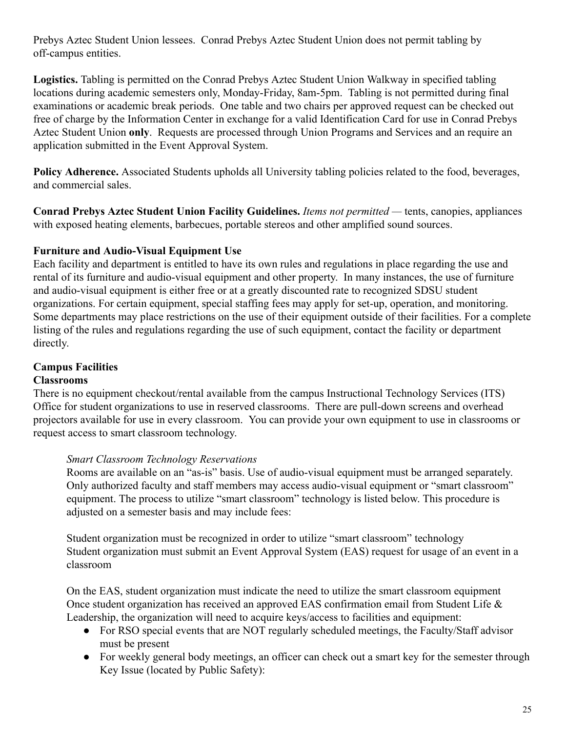Prebys Aztec Student Union lessees. Conrad Prebys Aztec Student Union does not permit tabling by off-campus entities.

**Logistics.** Tabling is permitted on the Conrad Prebys Aztec Student Union Walkway in specified tabling locations during academic semesters only, Monday-Friday, 8am-5pm. Tabling is not permitted during final examinations or academic break periods. One table and two chairs per approved request can be checked out free of charge by the Information Center in exchange for a valid Identification Card for use in Conrad Prebys Aztec Student Union **only**. Requests are processed through Union Programs and Services and an require an application submitted in the Event Approval System.

**Policy Adherence.** Associated Students upholds all University tabling policies related to the food, beverages, and commercial sales.

**Conrad Prebys Aztec Student Union Facility Guidelines.** *Items not permitted* — tents, canopies, appliances with exposed heating elements, barbecues, portable stereos and other amplified sound sources.

### Furniture and Audio-Visual Equipment Use

Each facility and department is entitled to have its own rules and regulations in place regarding the use and rental of its furniture and audio-visual equipment and other property. In many instances, the use of furniture and audio-visual equipment is either free or at a greatly discounted rate to recognized SDSU student organizations. For certain equipment, special staffing fees may apply for set-up, operation, and monitoring. Some departments may place restrictions on the use of their equipment outside of their facilities. For a complete listing of the rules and regulations regarding the use of such equipment, contact the facility or department directly.

### Campus Facilities

#### Classrooms

There is no equipment checkout/rental available from the campus Instructional Technology Services (ITS) Office for student organizations to use in reserved classrooms. There are pull-down screens and overhead projectors available for use in every classroom. You can provide your own equipment to use in classrooms or request access to smart classroom technology.

*Smart Classroom Technology Reservations*

Rooms are available on an "as-is" basis. Use of audio-visual equipment must be arranged separately. Only authorized faculty and staff members may access audio-visual equipment or "smart classroom" equipment. The process to utilize "smart classroom" technology is listed below. This procedure is adjusted on a semester basis and may include fees:

Student organization must be recognized in order to utilize "smart classroom" technology
Student organization must submit an Event Approval System (EAS) request for usage of an event in a classroom

On the EAS, student organization must indicate the need to utilize the smart classroom equipment
Once student organization has received an approved EAS confirmation email from Student Life & Leadership, the organization will need to acquire keys/access to facilities and equipment:

- For RSO special events that are NOT regularly scheduled meetings, the Faculty/Staff advisor must be present
- For weekly general body meetings, an officer can check out a smart key for the semester through Key Issue (located by Public Safety):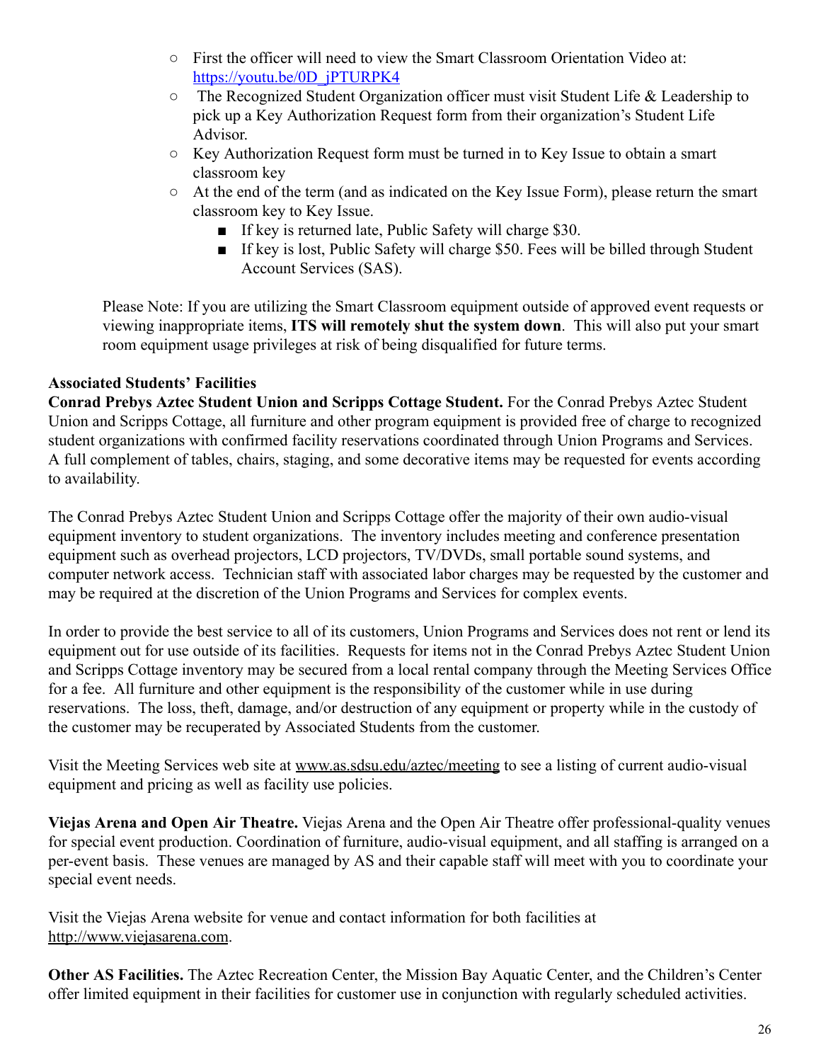- First the officer will need to view the Smart Classroom Orientation Video at: [https://youtu.be/0D_jPTURPK4](https://youtu.be/0D_jPTURPK4)
- The Recognized Student Organization officer must visit Student Life & Leadership to pick up a Key Authorization Request form from their organization's Student Life Advisor.
- Key Authorization Request form must be turned in to Key Issue to obtain a smart classroom key
- At the end of the term (and as indicated on the Key Issue Form), please return the smart classroom key to Key Issue.
  - If key is returned late, Public Safety will charge $30.
  - If key is lost, Public Safety will charge $50. Fees will be billed through Student Account Services (SAS).

Please Note: If you are utilizing the Smart Classroom equipment outside of approved event requests or viewing inappropriate items, **ITS will remotely shut the system down**. This will also put your smart room equipment usage privileges at risk of being disqualified for future terms.

**Associated Students' Facilities**

**Conrad Prebys Aztec Student Union and Scripps Cottage Student.** For the Conrad Prebys Aztec Student Union and Scripps Cottage, all furniture and other program equipment is provided free of charge to recognized student organizations with confirmed facility reservations coordinated through Union Programs and Services. A full complement of tables, chairs, staging, and some decorative items may be requested for events according to availability.

The Conrad Prebys Aztec Student Union and Scripps Cottage offer the majority of their own audio-visual equipment inventory to student organizations. The inventory includes meeting and conference presentation equipment such as overhead projectors, LCD projectors, TV/DVDs, small portable sound systems, and computer network access. Technician staff with associated labor charges may be requested by the customer and may be required at the discretion of the Union Programs and Services for complex events.

In order to provide the best service to all of its customers, Union Programs and Services does not rent or lend its equipment out for use outside of its facilities. Requests for items not in the Conrad Prebys Aztec Student Union and Scripps Cottage inventory may be secured from a local rental company through the Meeting Services Office for a fee. All furniture and other equipment is the responsibility of the customer while in use during reservations. The loss, theft, damage, and/or destruction of any equipment or property while in the custody of the customer may be recuperated by Associated Students from the customer.

Visit the Meeting Services web site at [www.as.sdsu.edu/aztec/meeting](www.as.sdsu.edu/aztec/meeting) to see a listing of current audio-visual equipment and pricing as well as facility use policies.

**Viejas Arena and Open Air Theatre.** Viejas Arena and the Open Air Theatre offer professional-quality venues for special event production. Coordination of furniture, audio-visual equipment, and all staffing is arranged on a per-event basis. These venues are managed by AS and their capable staff will meet with you to coordinate your special event needs.

Visit the Viejas Arena website for venue and contact information for both facilities at [http://www.viejasarena.com](http://www.viejasarena.com).

**Other AS Facilities.** The Aztec Recreation Center, the Mission Bay Aquatic Center, and the Children's Center offer limited equipment in their facilities for customer use in conjunction with regularly scheduled activities.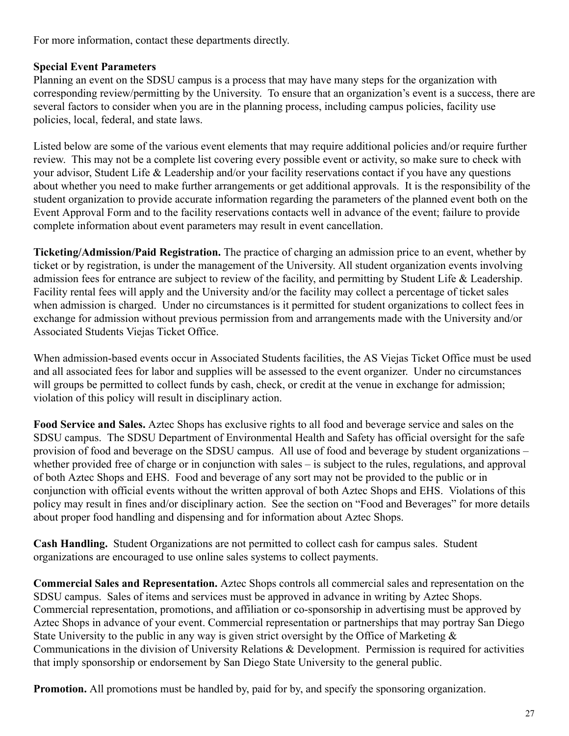For more information, contact these departments directly.

**Special Event Parameters**

Planning an event on the SDSU campus is a process that may have many steps for the organization with corresponding review/permitting by the University. To ensure that an organization's event is a success, there are several factors to consider when you are in the planning process, including campus policies, facility use policies, local, federal, and state laws.

Listed below are some of the various event elements that may require additional policies and/or require further review. This may not be a complete list covering every possible event or activity, so make sure to check with your advisor, Student Life & Leadership and/or your facility reservations contact if you have any questions about whether you need to make further arrangements or get additional approvals. It is the responsibility of the student organization to provide accurate information regarding the parameters of the planned event both on the Event Approval Form and to the facility reservations contacts well in advance of the event; failure to provide complete information about event parameters may result in event cancellation.

**Ticketing/Admission/Paid Registration.** The practice of charging an admission price to an event, whether by ticket or by registration, is under the management of the University. All student organization events involving admission fees for entrance are subject to review of the facility, and permitting by Student Life & Leadership. Facility rental fees will apply and the University and/or the facility may collect a percentage of ticket sales when admission is charged. Under no circumstances is it permitted for student organizations to collect fees in exchange for admission without previous permission from and arrangements made with the University and/or Associated Students Viejas Ticket Office.

When admission-based events occur in Associated Students facilities, the AS Viejas Ticket Office must be used and all associated fees for labor and supplies will be assessed to the event organizer. Under no circumstances will groups be permitted to collect funds by cash, check, or credit at the venue in exchange for admission; violation of this policy will result in disciplinary action.

**Food Service and Sales.** Aztec Shops has exclusive rights to all food and beverage service and sales on the SDSU campus. The SDSU Department of Environmental Health and Safety has official oversight for the safe provision of food and beverage on the SDSU campus. All use of food and beverage by student organizations – whether provided free of charge or in conjunction with sales – is subject to the rules, regulations, and approval of both Aztec Shops and EHS. Food and beverage of any sort may not be provided to the public or in conjunction with official events without the written approval of both Aztec Shops and EHS. Violations of this policy may result in fines and/or disciplinary action. See the section on "Food and Beverages" for more details about proper food handling and dispensing and for information about Aztec Shops.

**Cash Handling.** Student Organizations are not permitted to collect cash for campus sales. Student organizations are encouraged to use online sales systems to collect payments.

**Commercial Sales and Representation.** Aztec Shops controls all commercial sales and representation on the SDSU campus. Sales of items and services must be approved in advance in writing by Aztec Shops. Commercial representation, promotions, and affiliation or co-sponsorship in advertising must be approved by Aztec Shops in advance of your event. Commercial representation or partnerships that may portray San Diego State University to the public in any way is given strict oversight by the Office of Marketing & Communications in the division of University Relations & Development. Permission is required for activities that imply sponsorship or endorsement by San Diego State University to the general public.

**Promotion.** All promotions must be handled by, paid for by, and specify the sponsoring organization.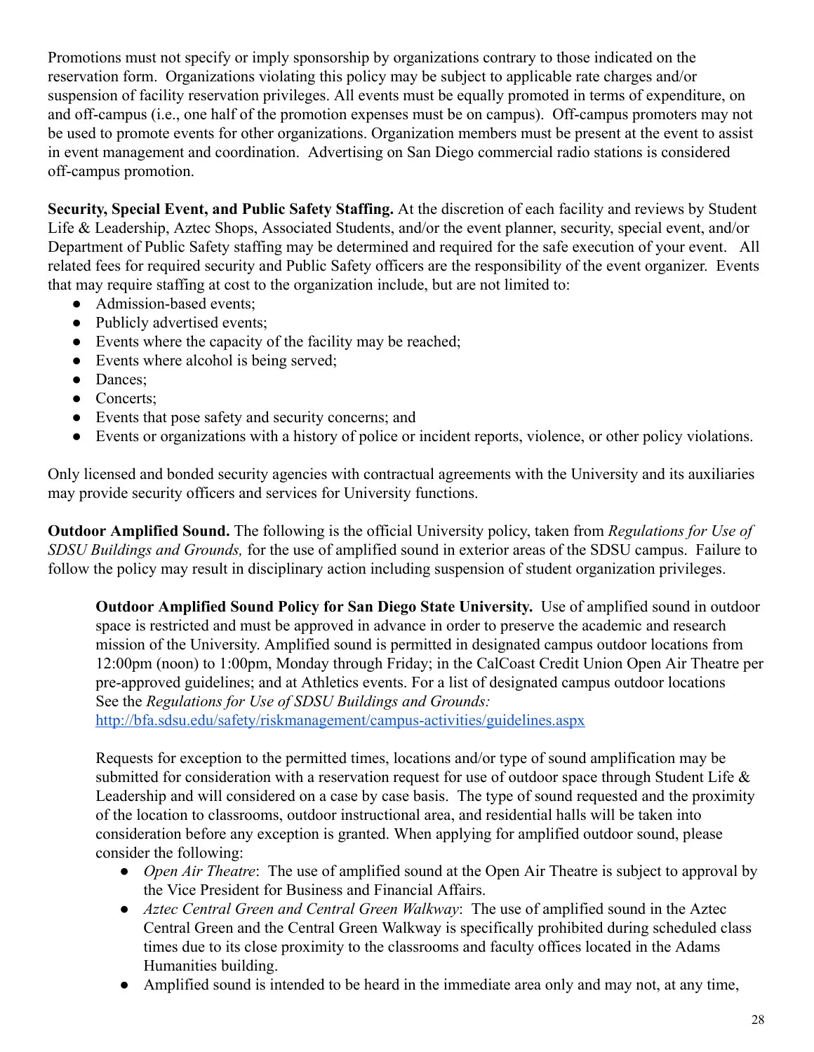Promotions must not specify or imply sponsorship by organizations contrary to those indicated on the reservation form. Organizations violating this policy may be subject to applicable rate charges and/or suspension of facility reservation privileges. All events must be equally promoted in terms of expenditure, on and off-campus (i.e., one half of the promotion expenses must be on campus). Off-campus promoters may not be used to promote events for other organizations. Organization members must be present at the event to assist in event management and coordination. Advertising on San Diego commercial radio stations is considered off-campus promotion.

**Security, Special Event, and Public Safety Staffing.** At the discretion of each facility and reviews by Student Life & Leadership, Aztec Shops, Associated Students, and/or the event planner, security, special event, and/or Department of Public Safety staffing may be determined and required for the safe execution of your event. All related fees for required security and Public Safety officers are the responsibility of the event organizer. Events that may require staffing at cost to the organization include, but are not limited to:

- Admission-based events;
- Publicly advertised events;
- Events where the capacity of the facility may be reached;
- Events where alcohol is being served;
- Dances;
- Concerts;
- Events that pose safety and security concerns; and
- Events or organizations with a history of police or incident reports, violence, or other policy violations.

Only licensed and bonded security agencies with contractual agreements with the University and its auxiliaries may provide security officers and services for University functions.

**Outdoor Amplified Sound.** The following is the official University policy, taken from *Regulations for Use of SDSU Buildings and Grounds,* for the use of amplified sound in exterior areas of the SDSU campus. Failure to follow the policy may result in disciplinary action including suspension of student organization privileges.

> **Outdoor Amplified Sound Policy for San Diego State University.** Use of amplified sound in outdoor space is restricted and must be approved in advance in order to preserve the academic and research mission of the University. Amplified sound is permitted in designated campus outdoor locations from 12:00pm (noon) to 1:00pm, Monday through Friday; in the CalCoast Credit Union Open Air Theatre per pre-approved guidelines; and at Athletics events. For a list of designated campus outdoor locations See the *Regulations for Use of SDSU Buildings and Grounds:* [http://bfa.sdsu.edu/safety/riskmanagement/campus-activities/guidelines.aspx](http://bfa.sdsu.edu/safety/riskmanagement/campus-activities/guidelines.aspx)
>
> Requests for exception to the permitted times, locations and/or type of sound amplification may be submitted for consideration with a reservation request for use of outdoor space through Student Life & Leadership and will considered on a case by case basis. The type of sound requested and the proximity of the location to classrooms, outdoor instructional area, and residential halls will be taken into consideration before any exception is granted. When applying for amplified outdoor sound, please consider the following:
>
> - *Open Air Theatre*: The use of amplified sound at the Open Air Theatre is subject to approval by the Vice President for Business and Financial Affairs.
> - *Aztec Central Green and Central Green Walkway*: The use of amplified sound in the Aztec Central Green and the Central Green Walkway is specifically prohibited during scheduled class times due to its close proximity to the classrooms and faculty offices located in the Adams Humanities building.
> - Amplified sound is intended to be heard in the immediate area only and may not, at any time,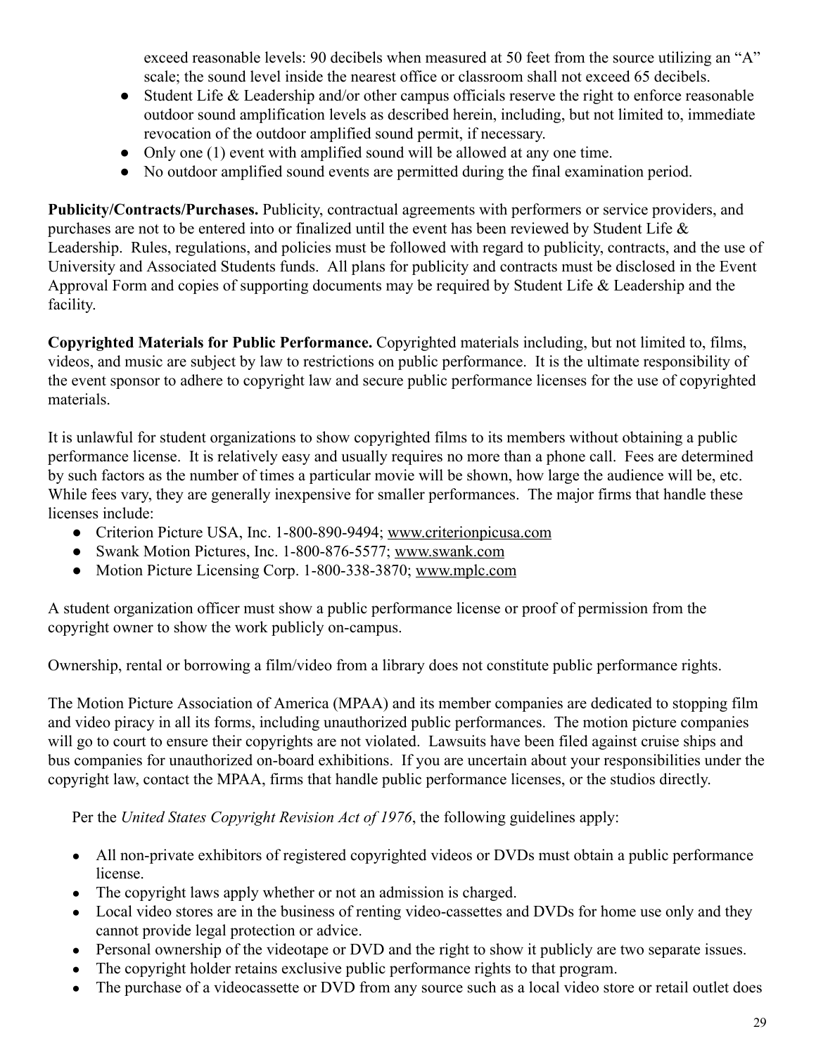exceed reasonable levels: 90 decibels when measured at 50 feet from the source utilizing an "A" scale; the sound level inside the nearest office or classroom shall not exceed 65 decibels.

- Student Life & Leadership and/or other campus officials reserve the right to enforce reasonable outdoor sound amplification levels as described herein, including, but not limited to, immediate revocation of the outdoor amplified sound permit, if necessary.
- Only one (1) event with amplified sound will be allowed at any one time.
- No outdoor amplified sound events are permitted during the final examination period.

**Publicity/Contracts/Purchases.** Publicity, contractual agreements with performers or service providers, and purchases are not to be entered into or finalized until the event has been reviewed by Student Life & Leadership. Rules, regulations, and policies must be followed with regard to publicity, contracts, and the use of University and Associated Students funds. All plans for publicity and contracts must be disclosed in the Event Approval Form and copies of supporting documents may be required by Student Life & Leadership and the facility.

**Copyrighted Materials for Public Performance.** Copyrighted materials including, but not limited to, films, videos, and music are subject by law to restrictions on public performance. It is the ultimate responsibility of the event sponsor to adhere to copyright law and secure public performance licenses for the use of copyrighted materials.

It is unlawful for student organizations to show copyrighted films to its members without obtaining a public performance license. It is relatively easy and usually requires no more than a phone call. Fees are determined by such factors as the number of times a particular movie will be shown, how large the audience will be, etc. While fees vary, they are generally inexpensive for smaller performances. The major firms that handle these licenses include:

- Criterion Picture USA, Inc. 1-800-890-9494; www.criterionpicusa.com
- Swank Motion Pictures, Inc. 1-800-876-5577; www.swank.com
- Motion Picture Licensing Corp. 1-800-338-3870; www.mplc.com

A student organization officer must show a public performance license or proof of permission from the copyright owner to show the work publicly on-campus.

Ownership, rental or borrowing a film/video from a library does not constitute public performance rights.

The Motion Picture Association of America (MPAA) and its member companies are dedicated to stopping film and video piracy in all its forms, including unauthorized public performances. The motion picture companies will go to court to ensure their copyrights are not violated. Lawsuits have been filed against cruise ships and bus companies for unauthorized on-board exhibitions. If you are uncertain about your responsibilities under the copyright law, contact the MPAA, firms that handle public performance licenses, or the studios directly.

Per the *United States Copyright Revision Act of 1976*, the following guidelines apply:

- All non-private exhibitors of registered copyrighted videos or DVDs must obtain a public performance license.
- The copyright laws apply whether or not an admission is charged.
- Local video stores are in the business of renting video-cassettes and DVDs for home use only and they cannot provide legal protection or advice.
- Personal ownership of the videotape or DVD and the right to show it publicly are two separate issues.
- The copyright holder retains exclusive public performance rights to that program.
- The purchase of a videocassette or DVD from any source such as a local video store or retail outlet does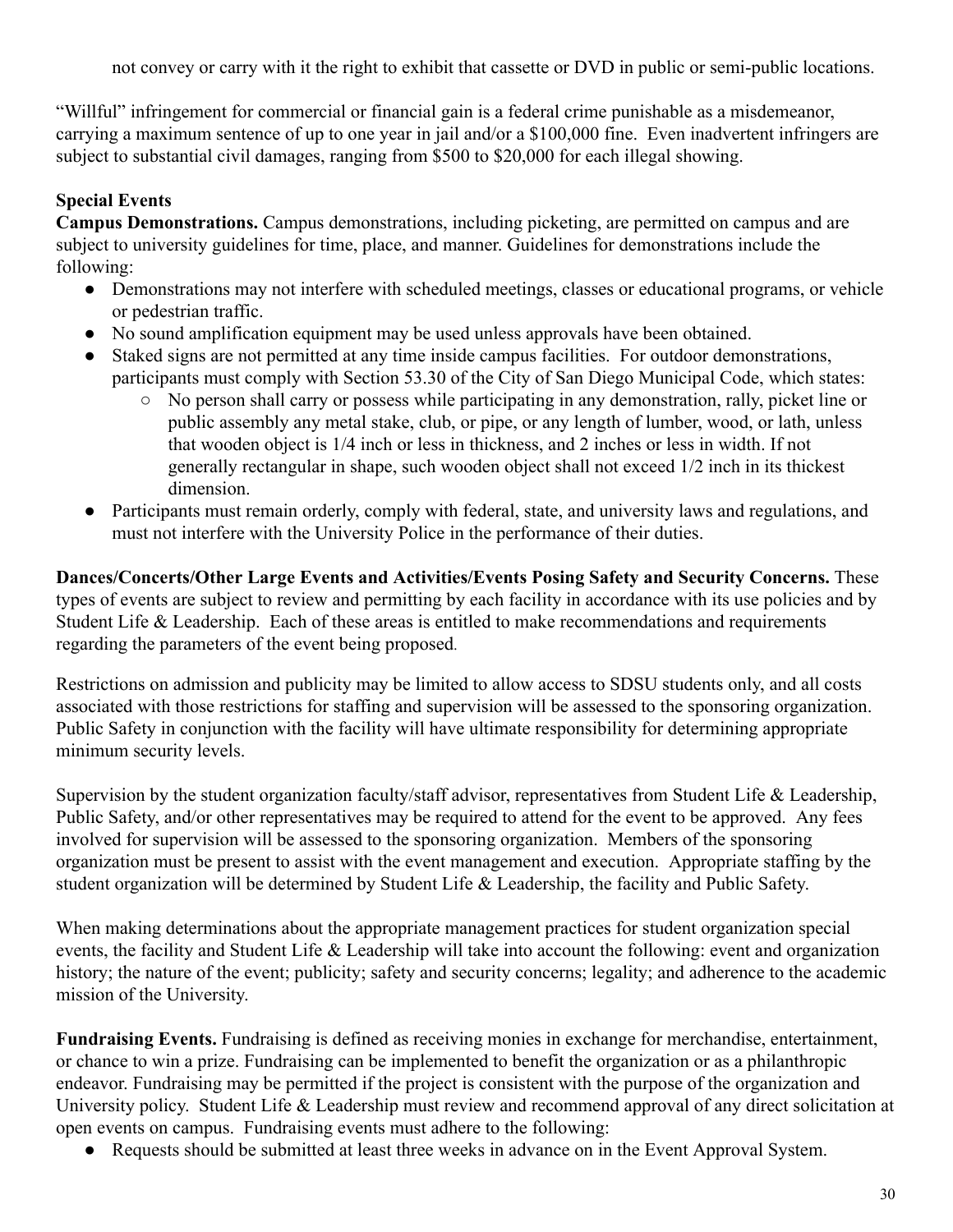not convey or carry with it the right to exhibit that cassette or DVD in public or semi-public locations.

"Willful" infringement for commercial or financial gain is a federal crime punishable as a misdemeanor, carrying a maximum sentence of up to one year in jail and/or a $100,000 fine. Even inadvertent infringers are subject to substantial civil damages, ranging from $500 to $20,000 for each illegal showing.

**Special Events**

**Campus Demonstrations.** Campus demonstrations, including picketing, are permitted on campus and are subject to university guidelines for time, place, and manner. Guidelines for demonstrations include the following:

- Demonstrations may not interfere with scheduled meetings, classes or educational programs, or vehicle or pedestrian traffic.
- No sound amplification equipment may be used unless approvals have been obtained.
- Staked signs are not permitted at any time inside campus facilities. For outdoor demonstrations, participants must comply with Section 53.30 of the City of San Diego Municipal Code, which states:
  - No person shall carry or possess while participating in any demonstration, rally, picket line or public assembly any metal stake, club, or pipe, or any length of lumber, wood, or lath, unless that wooden object is 1/4 inch or less in thickness, and 2 inches or less in width. If not generally rectangular in shape, such wooden object shall not exceed 1/2 inch in its thickest dimension.
- Participants must remain orderly, comply with federal, state, and university laws and regulations, and must not interfere with the University Police in the performance of their duties.

**Dances/Concerts/Other Large Events and Activities/Events Posing Safety and Security Concerns.** These types of events are subject to review and permitting by each facility in accordance with its use policies and by Student Life & Leadership. Each of these areas is entitled to make recommendations and requirements regarding the parameters of the event being proposed.

Restrictions on admission and publicity may be limited to allow access to SDSU students only, and all costs associated with those restrictions for staffing and supervision will be assessed to the sponsoring organization. Public Safety in conjunction with the facility will have ultimate responsibility for determining appropriate minimum security levels.

Supervision by the student organization faculty/staff advisor, representatives from Student Life & Leadership, Public Safety, and/or other representatives may be required to attend for the event to be approved. Any fees involved for supervision will be assessed to the sponsoring organization. Members of the sponsoring organization must be present to assist with the event management and execution. Appropriate staffing by the student organization will be determined by Student Life & Leadership, the facility and Public Safety.

When making determinations about the appropriate management practices for student organization special events, the facility and Student Life & Leadership will take into account the following: event and organization history; the nature of the event; publicity; safety and security concerns; legality; and adherence to the academic mission of the University.

**Fundraising Events.** Fundraising is defined as receiving monies in exchange for merchandise, entertainment, or chance to win a prize. Fundraising can be implemented to benefit the organization or as a philanthropic endeavor. Fundraising may be permitted if the project is consistent with the purpose of the organization and University policy. Student Life & Leadership must review and recommend approval of any direct solicitation at open events on campus. Fundraising events must adhere to the following:

- Requests should be submitted at least three weeks in advance on in the Event Approval System.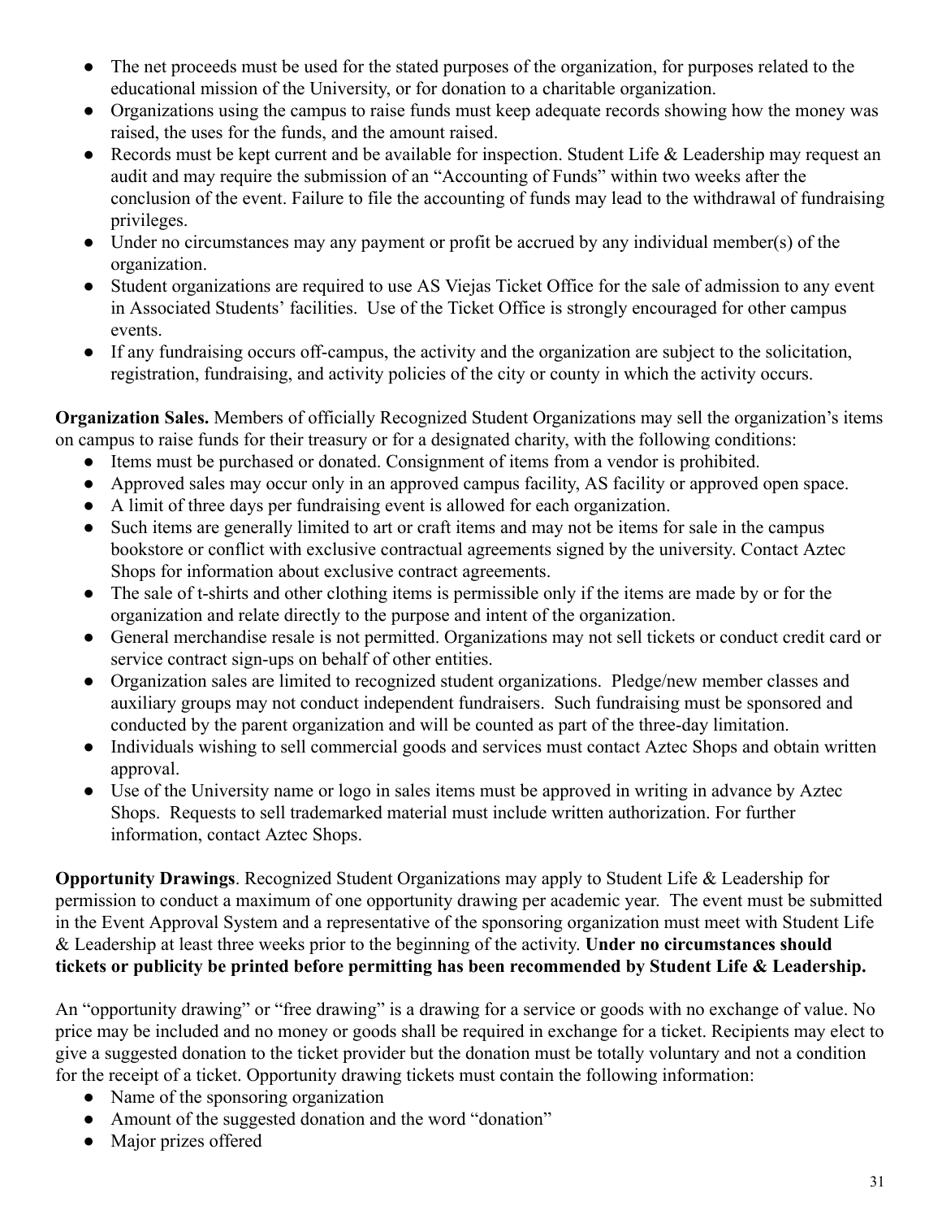- The net proceeds must be used for the stated purposes of the organization, for purposes related to the educational mission of the University, or for donation to a charitable organization.
- Organizations using the campus to raise funds must keep adequate records showing how the money was raised, the uses for the funds, and the amount raised.
- Records must be kept current and be available for inspection. Student Life & Leadership may request an audit and may require the submission of an "Accounting of Funds" within two weeks after the conclusion of the event. Failure to file the accounting of funds may lead to the withdrawal of fundraising privileges.
- Under no circumstances may any payment or profit be accrued by any individual member(s) of the organization.
- Student organizations are required to use AS Viejas Ticket Office for the sale of admission to any event in Associated Students' facilities. Use of the Ticket Office is strongly encouraged for other campus events.
- If any fundraising occurs off-campus, the activity and the organization are subject to the solicitation, registration, fundraising, and activity policies of the city or county in which the activity occurs.

**Organization Sales.** Members of officially Recognized Student Organizations may sell the organization's items on campus to raise funds for their treasury or for a designated charity, with the following conditions:

- Items must be purchased or donated. Consignment of items from a vendor is prohibited.
- Approved sales may occur only in an approved campus facility, AS facility or approved open space.
- A limit of three days per fundraising event is allowed for each organization.
- Such items are generally limited to art or craft items and may not be items for sale in the campus bookstore or conflict with exclusive contractual agreements signed by the university. Contact Aztec Shops for information about exclusive contract agreements.
- The sale of t-shirts and other clothing items is permissible only if the items are made by or for the organization and relate directly to the purpose and intent of the organization.
- General merchandise resale is not permitted. Organizations may not sell tickets or conduct credit card or service contract sign-ups on behalf of other entities.
- Organization sales are limited to recognized student organizations. Pledge/new member classes and auxiliary groups may not conduct independent fundraisers. Such fundraising must be sponsored and conducted by the parent organization and will be counted as part of the three-day limitation.
- Individuals wishing to sell commercial goods and services must contact Aztec Shops and obtain written approval.
- Use of the University name or logo in sales items must be approved in writing in advance by Aztec Shops. Requests to sell trademarked material must include written authorization. For further information, contact Aztec Shops.

**Opportunity Drawings**. Recognized Student Organizations may apply to Student Life & Leadership for permission to conduct a maximum of one opportunity drawing per academic year. The event must be submitted in the Event Approval System and a representative of the sponsoring organization must meet with Student Life & Leadership at least three weeks prior to the beginning of the activity. **Under no circumstances should tickets or publicity be printed before permitting has been recommended by Student Life & Leadership.**

An "opportunity drawing" or "free drawing" is a drawing for a service or goods with no exchange of value. No price may be included and no money or goods shall be required in exchange for a ticket. Recipients may elect to give a suggested donation to the ticket provider but the donation must be totally voluntary and not a condition for the receipt of a ticket. Opportunity drawing tickets must contain the following information:

- Name of the sponsoring organization
- Amount of the suggested donation and the word "donation"
- Major prizes offered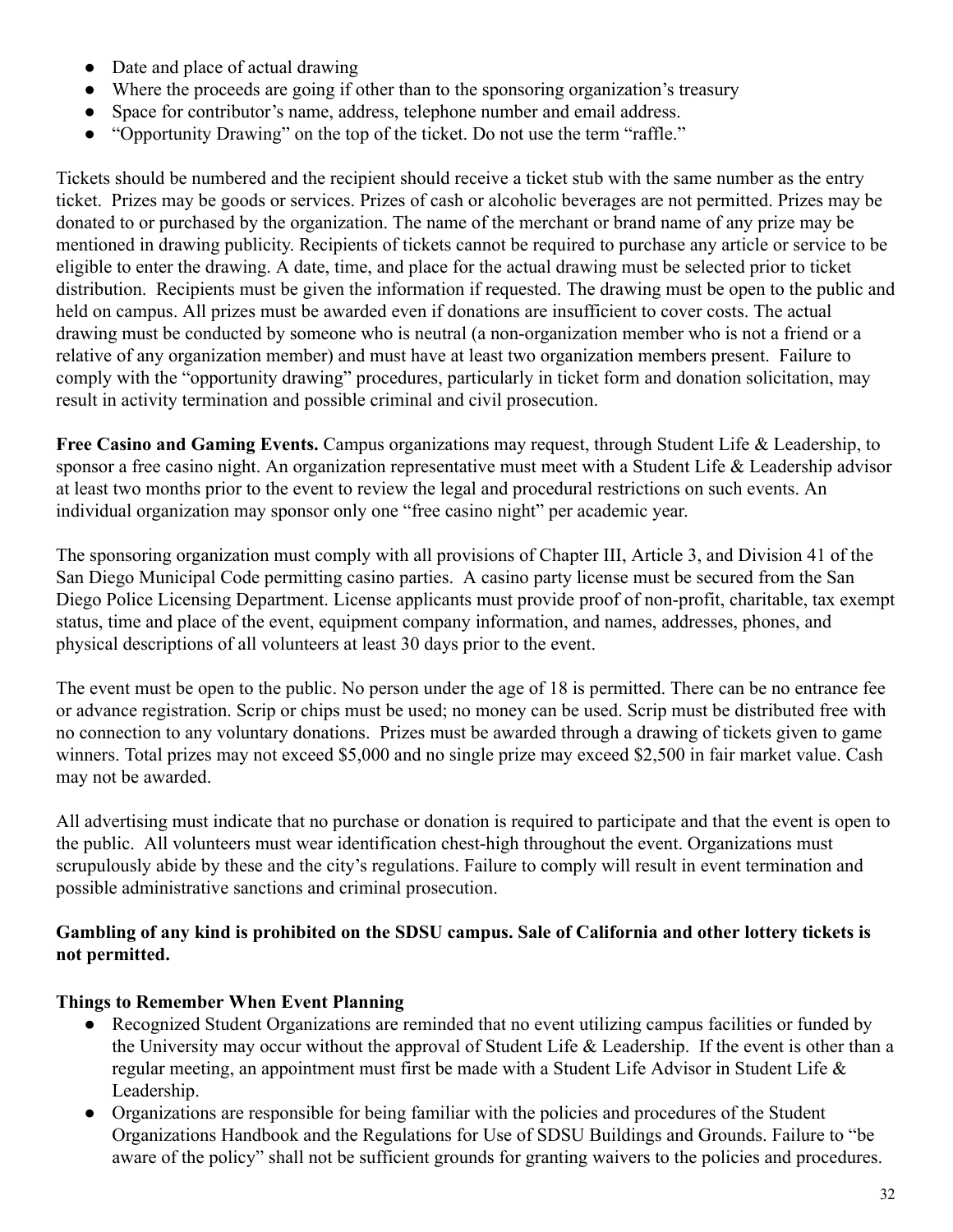- Date and place of actual drawing
- Where the proceeds are going if other than to the sponsoring organization's treasury
- Space for contributor's name, address, telephone number and email address.
- "Opportunity Drawing" on the top of the ticket. Do not use the term "raffle."

Tickets should be numbered and the recipient should receive a ticket stub with the same number as the entry ticket. Prizes may be goods or services. Prizes of cash or alcoholic beverages are not permitted. Prizes may be donated to or purchased by the organization. The name of the merchant or brand name of any prize may be mentioned in drawing publicity. Recipients of tickets cannot be required to purchase any article or service to be eligible to enter the drawing. A date, time, and place for the actual drawing must be selected prior to ticket distribution. Recipients must be given the information if requested. The drawing must be open to the public and held on campus. All prizes must be awarded even if donations are insufficient to cover costs. The actual drawing must be conducted by someone who is neutral (a non-organization member who is not a friend or a relative of any organization member) and must have at least two organization members present. Failure to comply with the "opportunity drawing" procedures, particularly in ticket form and donation solicitation, may result in activity termination and possible criminal and civil prosecution.

**Free Casino and Gaming Events.** Campus organizations may request, through Student Life & Leadership, to sponsor a free casino night. An organization representative must meet with a Student Life & Leadership advisor at least two months prior to the event to review the legal and procedural restrictions on such events. An individual organization may sponsor only one "free casino night" per academic year.

The sponsoring organization must comply with all provisions of Chapter III, Article 3, and Division 41 of the San Diego Municipal Code permitting casino parties. A casino party license must be secured from the San Diego Police Licensing Department. License applicants must provide proof of non-profit, charitable, tax exempt status, time and place of the event, equipment company information, and names, addresses, phones, and physical descriptions of all volunteers at least 30 days prior to the event.

The event must be open to the public. No person under the age of 18 is permitted. There can be no entrance fee or advance registration. Scrip or chips must be used; no money can be used. Scrip must be distributed free with no connection to any voluntary donations. Prizes must be awarded through a drawing of tickets given to game winners. Total prizes may not exceed $5,000 and no single prize may exceed $2,500 in fair market value. Cash may not be awarded.

All advertising must indicate that no purchase or donation is required to participate and that the event is open to the public. All volunteers must wear identification chest-high throughout the event. Organizations must scrupulously abide by these and the city's regulations. Failure to comply will result in event termination and possible administrative sanctions and criminal prosecution.

**Gambling of any kind is prohibited on the SDSU campus. Sale of California and other lottery tickets is not permitted.**

**Things to Remember When Event Planning**

- Recognized Student Organizations are reminded that no event utilizing campus facilities or funded by the University may occur without the approval of Student Life & Leadership. If the event is other than a regular meeting, an appointment must first be made with a Student Life Advisor in Student Life & Leadership.
- Organizations are responsible for being familiar with the policies and procedures of the Student Organizations Handbook and the Regulations for Use of SDSU Buildings and Grounds. Failure to "be aware of the policy" shall not be sufficient grounds for granting waivers to the policies and procedures.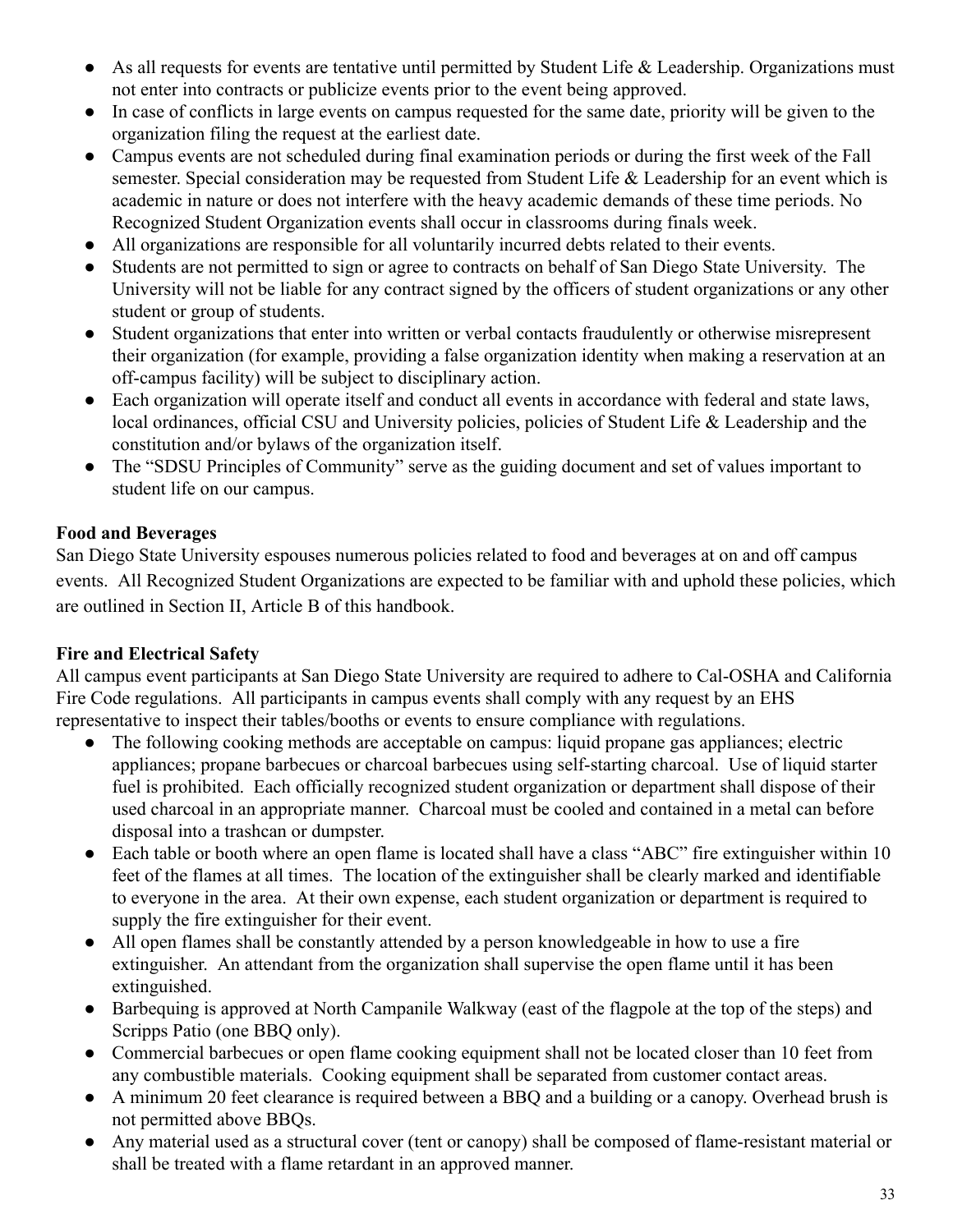- As all requests for events are tentative until permitted by Student Life & Leadership. Organizations must not enter into contracts or publicize events prior to the event being approved.
- In case of conflicts in large events on campus requested for the same date, priority will be given to the organization filing the request at the earliest date.
- Campus events are not scheduled during final examination periods or during the first week of the Fall semester. Special consideration may be requested from Student Life & Leadership for an event which is academic in nature or does not interfere with the heavy academic demands of these time periods. No Recognized Student Organization events shall occur in classrooms during finals week.
- All organizations are responsible for all voluntarily incurred debts related to their events.
- Students are not permitted to sign or agree to contracts on behalf of San Diego State University. The University will not be liable for any contract signed by the officers of student organizations or any other student or group of students.
- Student organizations that enter into written or verbal contacts fraudulently or otherwise misrepresent their organization (for example, providing a false organization identity when making a reservation at an off-campus facility) will be subject to disciplinary action.
- Each organization will operate itself and conduct all events in accordance with federal and state laws, local ordinances, official CSU and University policies, policies of Student Life & Leadership and the constitution and/or bylaws of the organization itself.
- The "SDSU Principles of Community" serve as the guiding document and set of values important to student life on our campus.

**Food and Beverages**

San Diego State University espouses numerous policies related to food and beverages at on and off campus events. All Recognized Student Organizations are expected to be familiar with and uphold these policies, which are outlined in Section II, Article B of this handbook.

**Fire and Electrical Safety**

All campus event participants at San Diego State University are required to adhere to Cal-OSHA and California Fire Code regulations. All participants in campus events shall comply with any request by an EHS representative to inspect their tables/booths or events to ensure compliance with regulations.

- The following cooking methods are acceptable on campus: liquid propane gas appliances; electric appliances; propane barbecues or charcoal barbecues using self-starting charcoal. Use of liquid starter fuel is prohibited. Each officially recognized student organization or department shall dispose of their used charcoal in an appropriate manner. Charcoal must be cooled and contained in a metal can before disposal into a trashcan or dumpster.
- Each table or booth where an open flame is located shall have a class "ABC" fire extinguisher within 10 feet of the flames at all times. The location of the extinguisher shall be clearly marked and identifiable to everyone in the area. At their own expense, each student organization or department is required to supply the fire extinguisher for their event.
- All open flames shall be constantly attended by a person knowledgeable in how to use a fire extinguisher. An attendant from the organization shall supervise the open flame until it has been extinguished.
- Barbequing is approved at North Campanile Walkway (east of the flagpole at the top of the steps) and Scripps Patio (one BBQ only).
- Commercial barbecues or open flame cooking equipment shall not be located closer than 10 feet from any combustible materials. Cooking equipment shall be separated from customer contact areas.
- A minimum 20 feet clearance is required between a BBQ and a building or a canopy. Overhead brush is not permitted above BBQs.
- Any material used as a structural cover (tent or canopy) shall be composed of flame-resistant material or shall be treated with a flame retardant in an approved manner.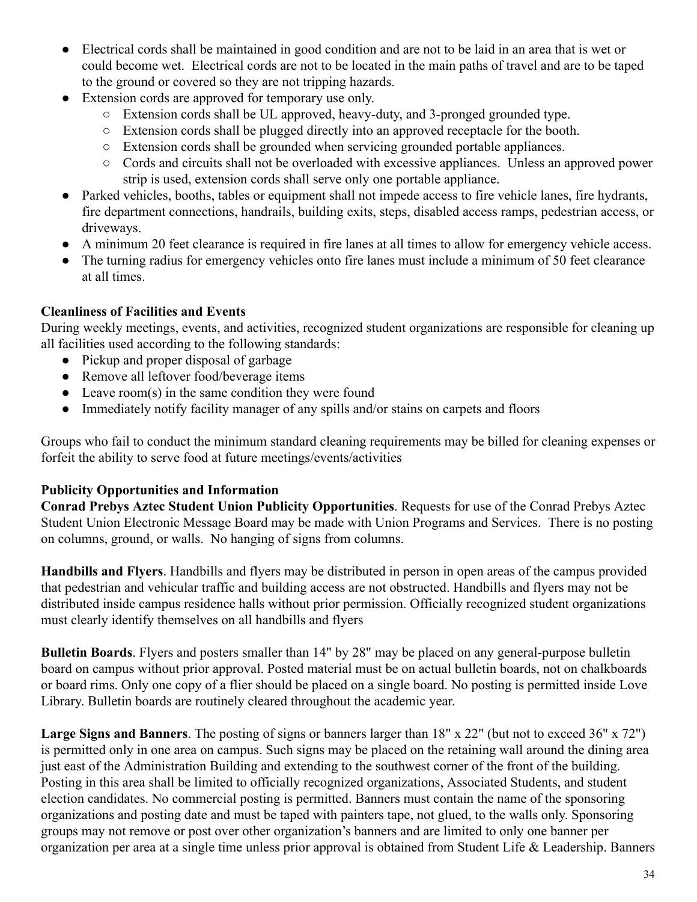- Electrical cords shall be maintained in good condition and are not to be laid in an area that is wet or could become wet. Electrical cords are not to be located in the main paths of travel and are to be taped to the ground or covered so they are not tripping hazards.
- Extension cords are approved for temporary use only.
  - Extension cords shall be UL approved, heavy-duty, and 3-pronged grounded type.
  - Extension cords shall be plugged directly into an approved receptacle for the booth.
  - Extension cords shall be grounded when servicing grounded portable appliances.
  - Cords and circuits shall not be overloaded with excessive appliances. Unless an approved power strip is used, extension cords shall serve only one portable appliance.
- Parked vehicles, booths, tables or equipment shall not impede access to fire vehicle lanes, fire hydrants, fire department connections, handrails, building exits, steps, disabled access ramps, pedestrian access, or driveways.
- A minimum 20 feet clearance is required in fire lanes at all times to allow for emergency vehicle access.
- The turning radius for emergency vehicles onto fire lanes must include a minimum of 50 feet clearance at all times.

**Cleanliness of Facilities and Events**

During weekly meetings, events, and activities, recognized student organizations are responsible for cleaning up all facilities used according to the following standards:

- Pickup and proper disposal of garbage
- Remove all leftover food/beverage items
- Leave room(s) in the same condition they were found
- Immediately notify facility manager of any spills and/or stains on carpets and floors

Groups who fail to conduct the minimum standard cleaning requirements may be billed for cleaning expenses or forfeit the ability to serve food at future meetings/events/activities

**Publicity Opportunities and Information**

**Conrad Prebys Aztec Student Union Publicity Opportunities**. Requests for use of the Conrad Prebys Aztec Student Union Electronic Message Board may be made with Union Programs and Services. There is no posting on columns, ground, or walls. No hanging of signs from columns.

**Handbills and Flyers**. Handbills and flyers may be distributed in person in open areas of the campus provided that pedestrian and vehicular traffic and building access are not obstructed. Handbills and flyers may not be distributed inside campus residence halls without prior permission. Officially recognized student organizations must clearly identify themselves on all handbills and flyers

**Bulletin Boards**. Flyers and posters smaller than 14" by 28" may be placed on any general-purpose bulletin board on campus without prior approval. Posted material must be on actual bulletin boards, not on chalkboards or board rims. Only one copy of a flier should be placed on a single board. No posting is permitted inside Love Library. Bulletin boards are routinely cleared throughout the academic year.

**Large Signs and Banners**. The posting of signs or banners larger than 18" x 22" (but not to exceed 36" x 72") is permitted only in one area on campus. Such signs may be placed on the retaining wall around the dining area just east of the Administration Building and extending to the southwest corner of the front of the building. Posting in this area shall be limited to officially recognized organizations, Associated Students, and student election candidates. No commercial posting is permitted. Banners must contain the name of the sponsoring organizations and posting date and must be taped with painters tape, not glued, to the walls only. Sponsoring groups may not remove or post over other organization's banners and are limited to only one banner per organization per area at a single time unless prior approval is obtained from Student Life & Leadership. Banners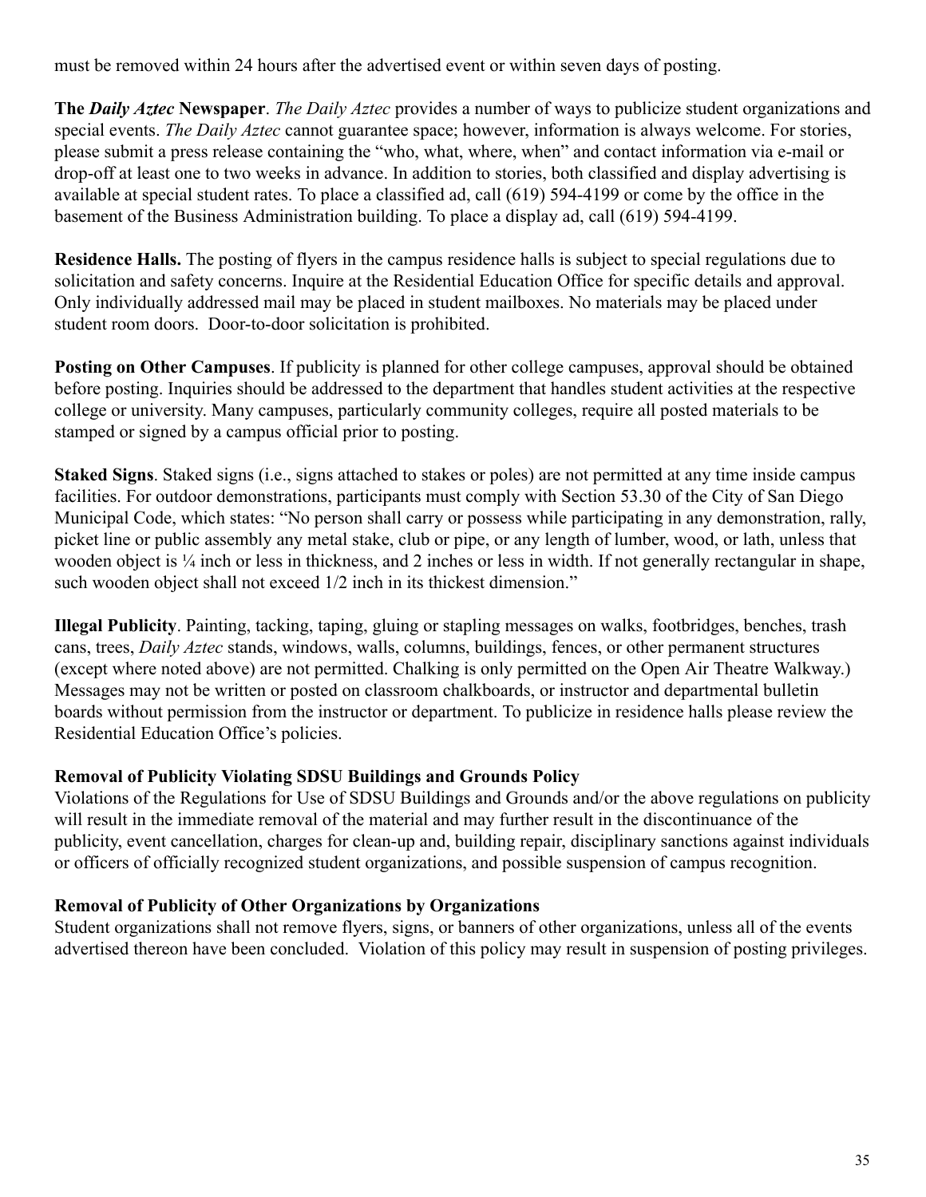must be removed within 24 hours after the advertised event or within seven days of posting.

**The *Daily Aztec* Newspaper**. *The Daily Aztec* provides a number of ways to publicize student organizations and special events. *The Daily Aztec* cannot guarantee space; however, information is always welcome. For stories, please submit a press release containing the "who, what, where, when" and contact information via e-mail or drop-off at least one to two weeks in advance. In addition to stories, both classified and display advertising is available at special student rates. To place a classified ad, call (619) 594-4199 or come by the office in the basement of the Business Administration building. To place a display ad, call (619) 594-4199.

**Residence Halls.** The posting of flyers in the campus residence halls is subject to special regulations due to solicitation and safety concerns. Inquire at the Residential Education Office for specific details and approval. Only individually addressed mail may be placed in student mailboxes. No materials may be placed under student room doors. Door-to-door solicitation is prohibited.

**Posting on Other Campuses**. If publicity is planned for other college campuses, approval should be obtained before posting. Inquiries should be addressed to the department that handles student activities at the respective college or university. Many campuses, particularly community colleges, require all posted materials to be stamped or signed by a campus official prior to posting.

**Staked Signs**. Staked signs (i.e., signs attached to stakes or poles) are not permitted at any time inside campus facilities. For outdoor demonstrations, participants must comply with Section 53.30 of the City of San Diego Municipal Code, which states: "No person shall carry or possess while participating in any demonstration, rally, picket line or public assembly any metal stake, club or pipe, or any length of lumber, wood, or lath, unless that wooden object is ¼ inch or less in thickness, and 2 inches or less in width. If not generally rectangular in shape, such wooden object shall not exceed 1/2 inch in its thickest dimension."

**Illegal Publicity**. Painting, tacking, taping, gluing or stapling messages on walks, footbridges, benches, trash cans, trees, *Daily Aztec* stands, windows, walls, columns, buildings, fences, or other permanent structures (except where noted above) are not permitted. Chalking is only permitted on the Open Air Theatre Walkway.) Messages may not be written or posted on classroom chalkboards, or instructor and departmental bulletin boards without permission from the instructor or department. To publicize in residence halls please review the Residential Education Office's policies.

**Removal of Publicity Violating SDSU Buildings and Grounds Policy**

Violations of the Regulations for Use of SDSU Buildings and Grounds and/or the above regulations on publicity will result in the immediate removal of the material and may further result in the discontinuance of the publicity, event cancellation, charges for clean-up and, building repair, disciplinary sanctions against individuals or officers of officially recognized student organizations, and possible suspension of campus recognition.

**Removal of Publicity of Other Organizations by Organizations**

Student organizations shall not remove flyers, signs, or banners of other organizations, unless all of the events advertised thereon have been concluded. Violation of this policy may result in suspension of posting privileges.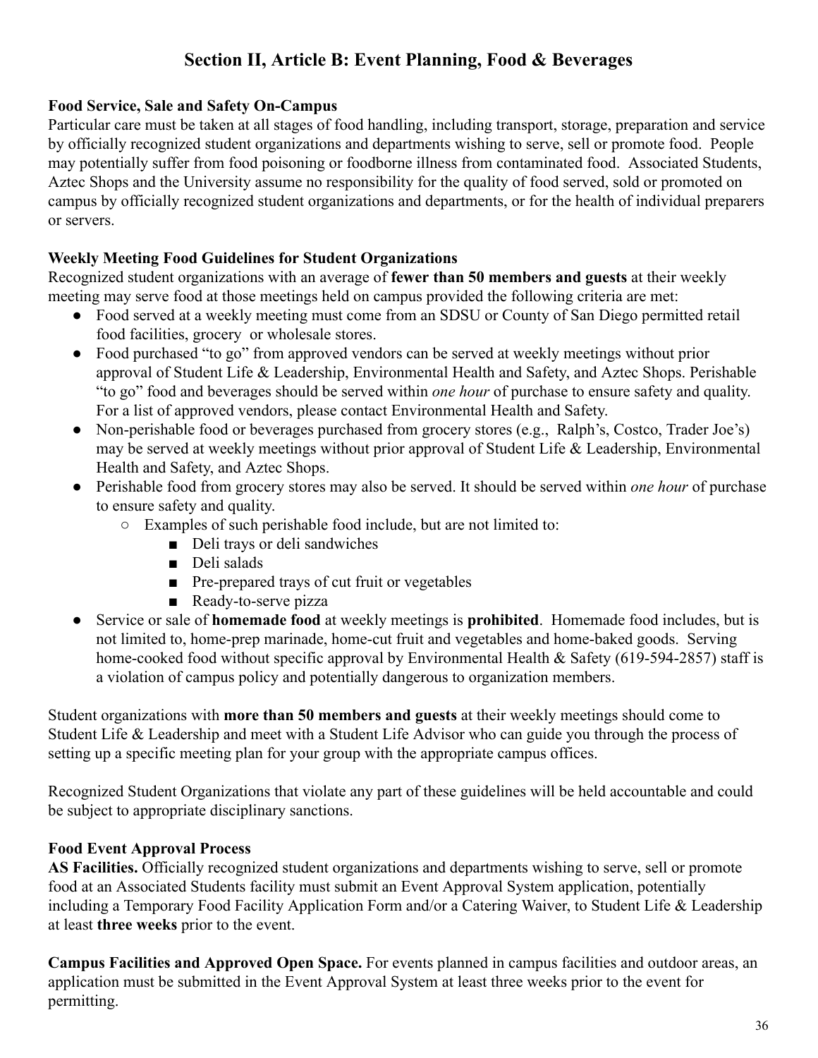## Section II, Article B: Event Planning, Food & Beverages

**Food Service, Sale and Safety On-Campus**

Particular care must be taken at all stages of food handling, including transport, storage, preparation and service by officially recognized student organizations and departments wishing to serve, sell or promote food. People may potentially suffer from food poisoning or foodborne illness from contaminated food. Associated Students, Aztec Shops and the University assume no responsibility for the quality of food served, sold or promoted on campus by officially recognized student organizations and departments, or for the health of individual preparers or servers.

**Weekly Meeting Food Guidelines for Student Organizations**

Recognized student organizations with an average of **fewer than 50 members and guests** at their weekly meeting may serve food at those meetings held on campus provided the following criteria are met:

- Food served at a weekly meeting must come from an SDSU or County of San Diego permitted retail food facilities, grocery or wholesale stores.
- Food purchased "to go" from approved vendors can be served at weekly meetings without prior approval of Student Life & Leadership, Environmental Health and Safety, and Aztec Shops. Perishable "to go" food and beverages should be served within *one hour* of purchase to ensure safety and quality. For a list of approved vendors, please contact Environmental Health and Safety.
- Non-perishable food or beverages purchased from grocery stores (e.g., Ralph's, Costco, Trader Joe's) may be served at weekly meetings without prior approval of Student Life & Leadership, Environmental Health and Safety, and Aztec Shops.
- Perishable food from grocery stores may also be served. It should be served within *one hour* of purchase to ensure safety and quality.
  - Examples of such perishable food include, but are not limited to:
    - Deli trays or deli sandwiches
    - Deli salads
    - Pre-prepared trays of cut fruit or vegetables
    - Ready-to-serve pizza
- Service or sale of **homemade food** at weekly meetings is **prohibited**. Homemade food includes, but is not limited to, home-prep marinade, home-cut fruit and vegetables and home-baked goods. Serving home-cooked food without specific approval by Environmental Health & Safety (619-594-2857) staff is a violation of campus policy and potentially dangerous to organization members.

Student organizations with **more than 50 members and guests** at their weekly meetings should come to Student Life & Leadership and meet with a Student Life Advisor who can guide you through the process of setting up a specific meeting plan for your group with the appropriate campus offices.

Recognized Student Organizations that violate any part of these guidelines will be held accountable and could be subject to appropriate disciplinary sanctions.

**Food Event Approval Process**

**AS Facilities.** Officially recognized student organizations and departments wishing to serve, sell or promote food at an Associated Students facility must submit an Event Approval System application, potentially including a Temporary Food Facility Application Form and/or a Catering Waiver, to Student Life & Leadership at least **three weeks** prior to the event.

**Campus Facilities and Approved Open Space.** For events planned in campus facilities and outdoor areas, an application must be submitted in the Event Approval System at least three weeks prior to the event for permitting.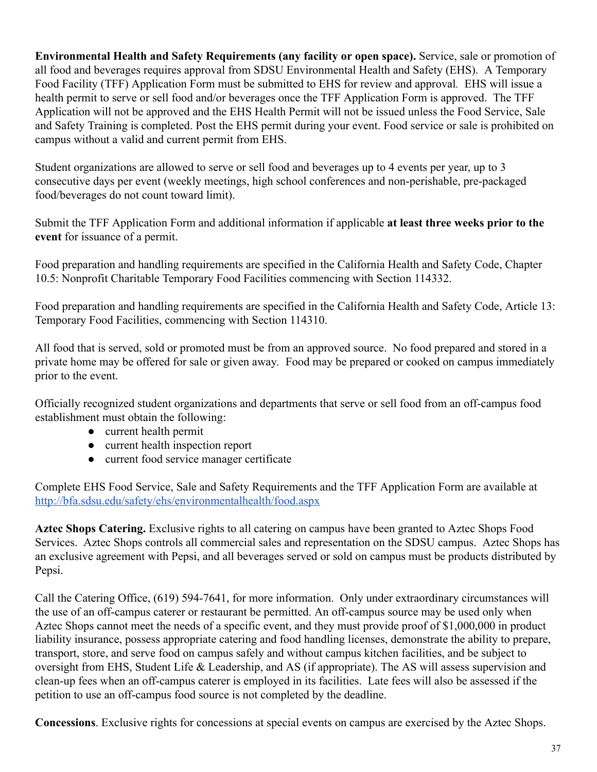**Environmental Health and Safety Requirements (any facility or open space).** Service, sale or promotion of all food and beverages requires approval from SDSU Environmental Health and Safety (EHS). A Temporary Food Facility (TFF) Application Form must be submitted to EHS for review and approval. EHS will issue a health permit to serve or sell food and/or beverages once the TFF Application Form is approved. The TFF Application will not be approved and the EHS Health Permit will not be issued unless the Food Service, Sale and Safety Training is completed. Post the EHS permit during your event. Food service or sale is prohibited on campus without a valid and current permit from EHS.

Student organizations are allowed to serve or sell food and beverages up to 4 events per year, up to 3 consecutive days per event (weekly meetings, high school conferences and non-perishable, pre-packaged food/beverages do not count toward limit).

Submit the TFF Application Form and additional information if applicable **at least three weeks prior to the event** for issuance of a permit.

Food preparation and handling requirements are specified in the California Health and Safety Code, Chapter 10.5: Nonprofit Charitable Temporary Food Facilities commencing with Section 114332.

Food preparation and handling requirements are specified in the California Health and Safety Code, Article 13: Temporary Food Facilities, commencing with Section 114310.

All food that is served, sold or promoted must be from an approved source. No food prepared and stored in a private home may be offered for sale or given away. Food may be prepared or cooked on campus immediately prior to the event.

Officially recognized student organizations and departments that serve or sell food from an off-campus food establishment must obtain the following:

- current health permit
- current health inspection report
- current food service manager certificate

Complete EHS Food Service, Sale and Safety Requirements and the TFF Application Form are available at [http://bfa.sdsu.edu/safety/ehs/environmentalhealth/food.aspx](http://bfa.sdsu.edu/safety/ehs/environmentalhealth/food.aspx)

**Aztec Shops Catering.** Exclusive rights to all catering on campus have been granted to Aztec Shops Food Services. Aztec Shops controls all commercial sales and representation on the SDSU campus. Aztec Shops has an exclusive agreement with Pepsi, and all beverages served or sold on campus must be products distributed by Pepsi.

Call the Catering Office, (619) 594-7641, for more information. Only under extraordinary circumstances will the use of an off-campus caterer or restaurant be permitted. An off-campus source may be used only when Aztec Shops cannot meet the needs of a specific event, and they must provide proof of $1,000,000 in product liability insurance, possess appropriate catering and food handling licenses, demonstrate the ability to prepare, transport, store, and serve food on campus safely and without campus kitchen facilities, and be subject to oversight from EHS, Student Life & Leadership, and AS (if appropriate). The AS will assess supervision and clean-up fees when an off-campus caterer is employed in its facilities. Late fees will also be assessed if the petition to use an off-campus food source is not completed by the deadline.

**Concessions**. Exclusive rights for concessions at special events on campus are exercised by the Aztec Shops.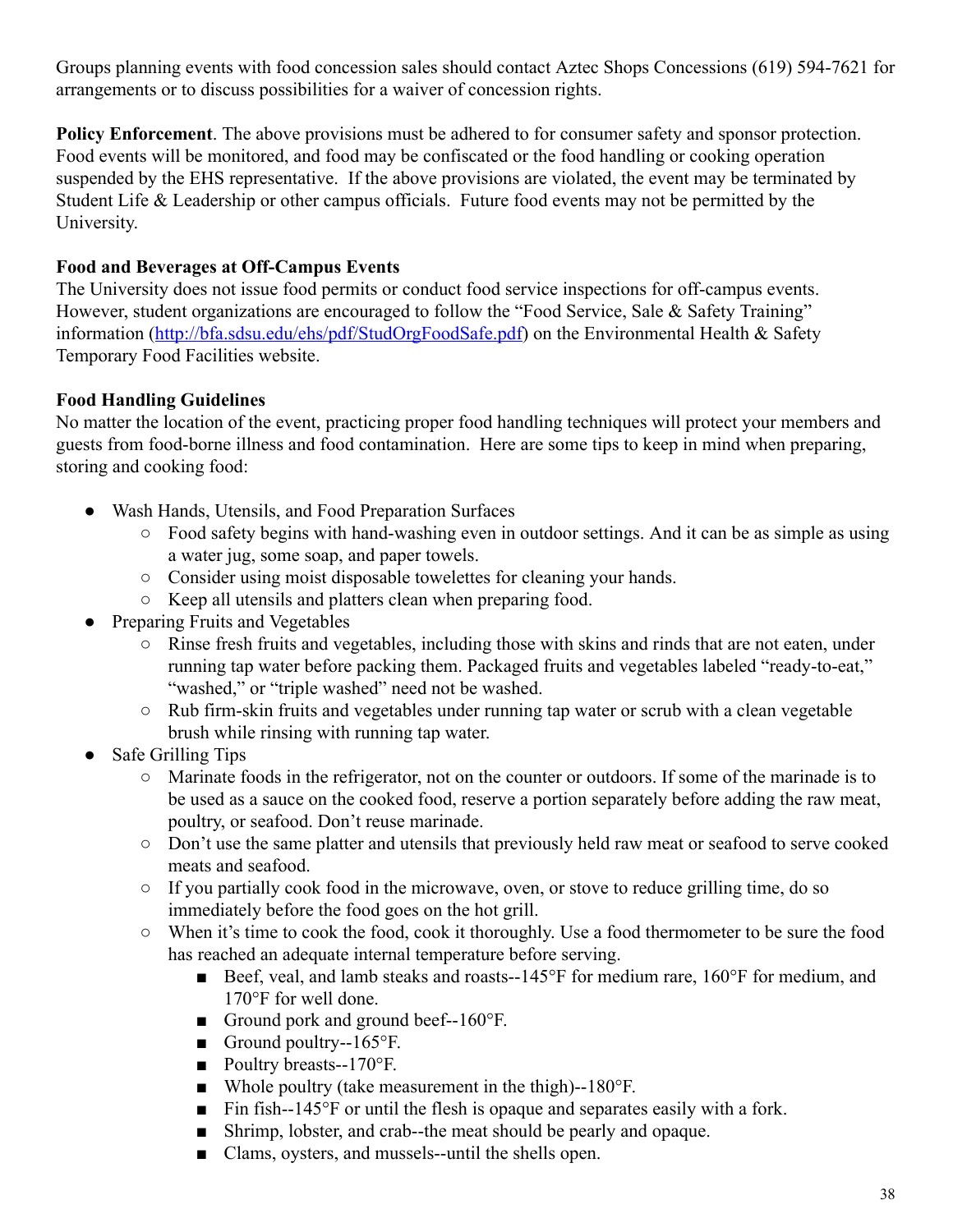Groups planning events with food concession sales should contact Aztec Shops Concessions (619) 594-7621 for arrangements or to discuss possibilities for a waiver of concession rights.

**Policy Enforcement**. The above provisions must be adhered to for consumer safety and sponsor protection. Food events will be monitored, and food may be confiscated or the food handling or cooking operation suspended by the EHS representative. If the above provisions are violated, the event may be terminated by Student Life & Leadership or other campus officials. Future food events may not be permitted by the University.

**Food and Beverages at Off-Campus Events**

The University does not issue food permits or conduct food service inspections for off-campus events. However, student organizations are encouraged to follow the "Food Service, Sale & Safety Training" information (http://bfa.sdsu.edu/ehs/pdf/StudOrgFoodSafe.pdf) on the Environmental Health & Safety Temporary Food Facilities website.

**Food Handling Guidelines**

No matter the location of the event, practicing proper food handling techniques will protect your members and guests from food-borne illness and food contamination. Here are some tips to keep in mind when preparing, storing and cooking food:

- Wash Hands, Utensils, and Food Preparation Surfaces
  - Food safety begins with hand-washing even in outdoor settings. And it can be as simple as using a water jug, some soap, and paper towels.
  - Consider using moist disposable towelettes for cleaning your hands.
  - Keep all utensils and platters clean when preparing food.
- Preparing Fruits and Vegetables
  - Rinse fresh fruits and vegetables, including those with skins and rinds that are not eaten, under running tap water before packing them. Packaged fruits and vegetables labeled "ready-to-eat," "washed," or "triple washed" need not be washed.
  - Rub firm-skin fruits and vegetables under running tap water or scrub with a clean vegetable brush while rinsing with running tap water.
- Safe Grilling Tips
  - Marinate foods in the refrigerator, not on the counter or outdoors. If some of the marinade is to be used as a sauce on the cooked food, reserve a portion separately before adding the raw meat, poultry, or seafood. Don't reuse marinade.
  - Don't use the same platter and utensils that previously held raw meat or seafood to serve cooked meats and seafood.
  - If you partially cook food in the microwave, oven, or stove to reduce grilling time, do so immediately before the food goes on the hot grill.
  - When it's time to cook the food, cook it thoroughly. Use a food thermometer to be sure the food has reached an adequate internal temperature before serving.
    - Beef, veal, and lamb steaks and roasts--145°F for medium rare, 160°F for medium, and 170°F for well done.
    - Ground pork and ground beef--160°F.
    - Ground poultry--165°F.
    - Poultry breasts--170°F.
    - Whole poultry (take measurement in the thigh)--180°F.
    - Fin fish--145°F or until the flesh is opaque and separates easily with a fork.
    - Shrimp, lobster, and crab--the meat should be pearly and opaque.
    - Clams, oysters, and mussels--until the shells open.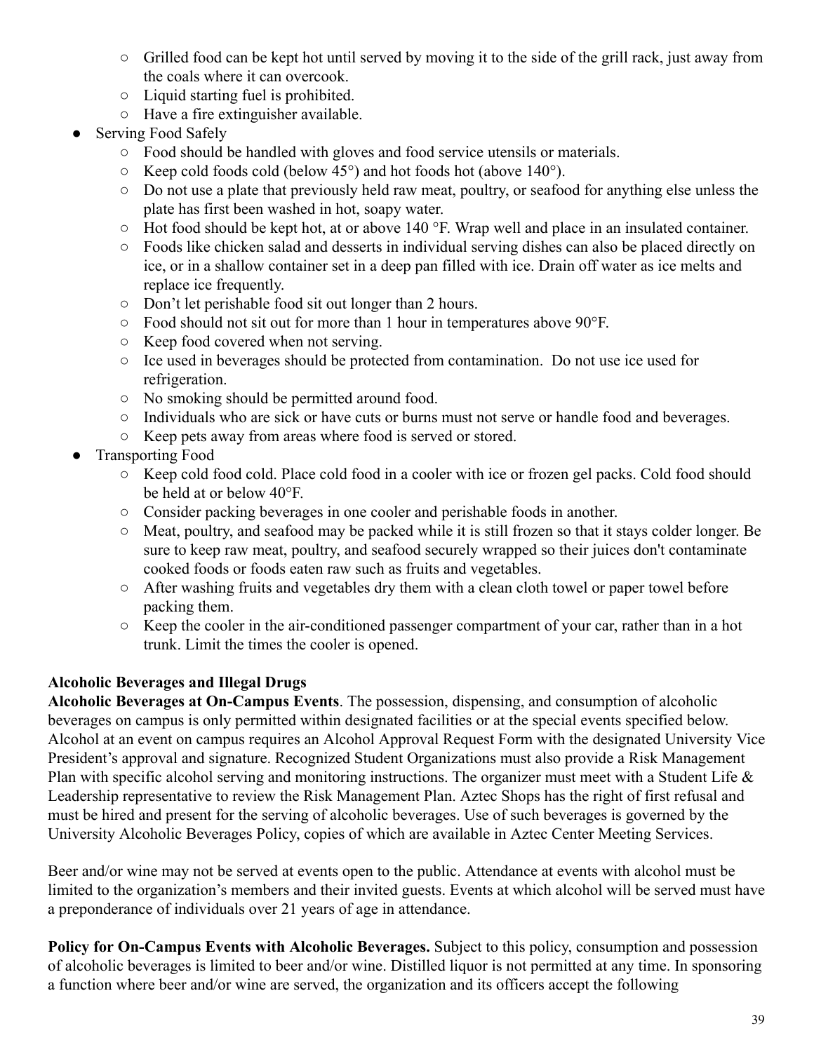- Grilled food can be kept hot until served by moving it to the side of the grill rack, just away from the coals where it can overcook.
   - Liquid starting fuel is prohibited.
   - Have a fire extinguisher available.
- Serving Food Safely
   - Food should be handled with gloves and food service utensils or materials.
   - Keep cold foods cold (below 45°) and hot foods hot (above 140°).
   - Do not use a plate that previously held raw meat, poultry, or seafood for anything else unless the plate has first been washed in hot, soapy water.
   - Hot food should be kept hot, at or above 140 °F. Wrap well and place in an insulated container.
   - Foods like chicken salad and desserts in individual serving dishes can also be placed directly on ice, or in a shallow container set in a deep pan filled with ice. Drain off water as ice melts and replace ice frequently.
   - Don't let perishable food sit out longer than 2 hours.
   - Food should not sit out for more than 1 hour in temperatures above 90°F.
   - Keep food covered when not serving.
   - Ice used in beverages should be protected from contamination. Do not use ice used for refrigeration.
   - No smoking should be permitted around food.
   - Individuals who are sick or have cuts or burns must not serve or handle food and beverages.
   - Keep pets away from areas where food is served or stored.
- Transporting Food
   - Keep cold food cold. Place cold food in a cooler with ice or frozen gel packs. Cold food should be held at or below 40°F.
   - Consider packing beverages in one cooler and perishable foods in another.
   - Meat, poultry, and seafood may be packed while it is still frozen so that it stays colder longer. Be sure to keep raw meat, poultry, and seafood securely wrapped so their juices don't contaminate cooked foods or foods eaten raw such as fruits and vegetables.
   - After washing fruits and vegetables dry them with a clean cloth towel or paper towel before packing them.
   - Keep the cooler in the air-conditioned passenger compartment of your car, rather than in a hot trunk. Limit the times the cooler is opened.

**Alcoholic Beverages and Illegal Drugs**

**Alcoholic Beverages at On-Campus Events**. The possession, dispensing, and consumption of alcoholic beverages on campus is only permitted within designated facilities or at the special events specified below. Alcohol at an event on campus requires an Alcohol Approval Request Form with the designated University Vice President's approval and signature. Recognized Student Organizations must also provide a Risk Management Plan with specific alcohol serving and monitoring instructions. The organizer must meet with a Student Life & Leadership representative to review the Risk Management Plan. Aztec Shops has the right of first refusal and must be hired and present for the serving of alcoholic beverages. Use of such beverages is governed by the University Alcoholic Beverages Policy, copies of which are available in Aztec Center Meeting Services.

Beer and/or wine may not be served at events open to the public. Attendance at events with alcohol must be limited to the organization's members and their invited guests. Events at which alcohol will be served must have a preponderance of individuals over 21 years of age in attendance.

**Policy for On-Campus Events with Alcoholic Beverages.** Subject to this policy, consumption and possession of alcoholic beverages is limited to beer and/or wine. Distilled liquor is not permitted at any time. In sponsoring a function where beer and/or wine are served, the organization and its officers accept the following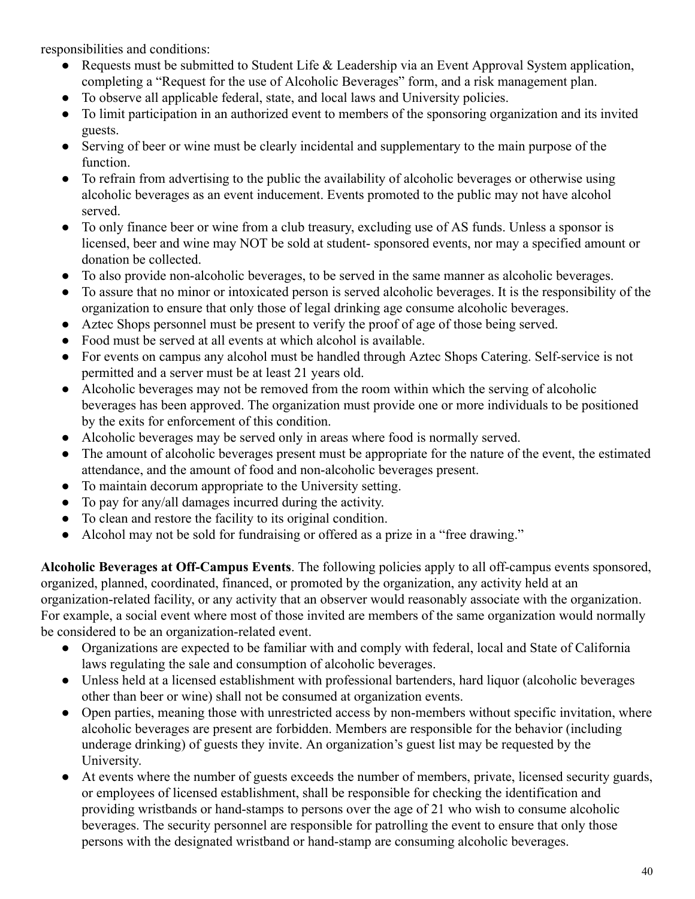responsibilities and conditions:

- Requests must be submitted to Student Life & Leadership via an Event Approval System application, completing a "Request for the use of Alcoholic Beverages" form, and a risk management plan.
- To observe all applicable federal, state, and local laws and University policies.
- To limit participation in an authorized event to members of the sponsoring organization and its invited guests.
- Serving of beer or wine must be clearly incidental and supplementary to the main purpose of the function.
- To refrain from advertising to the public the availability of alcoholic beverages or otherwise using alcoholic beverages as an event inducement. Events promoted to the public may not have alcohol served.
- To only finance beer or wine from a club treasury, excluding use of AS funds. Unless a sponsor is licensed, beer and wine may NOT be sold at student- sponsored events, nor may a specified amount or donation be collected.
- To also provide non-alcoholic beverages, to be served in the same manner as alcoholic beverages.
- To assure that no minor or intoxicated person is served alcoholic beverages. It is the responsibility of the organization to ensure that only those of legal drinking age consume alcoholic beverages.
- Aztec Shops personnel must be present to verify the proof of age of those being served.
- Food must be served at all events at which alcohol is available.
- For events on campus any alcohol must be handled through Aztec Shops Catering. Self-service is not permitted and a server must be at least 21 years old.
- Alcoholic beverages may not be removed from the room within which the serving of alcoholic beverages has been approved. The organization must provide one or more individuals to be positioned by the exits for enforcement of this condition.
- Alcoholic beverages may be served only in areas where food is normally served.
- The amount of alcoholic beverages present must be appropriate for the nature of the event, the estimated attendance, and the amount of food and non-alcoholic beverages present.
- To maintain decorum appropriate to the University setting.
- To pay for any/all damages incurred during the activity.
- To clean and restore the facility to its original condition.
- Alcohol may not be sold for fundraising or offered as a prize in a "free drawing."

**Alcoholic Beverages at Off-Campus Events**. The following policies apply to all off-campus events sponsored, organized, planned, coordinated, financed, or promoted by the organization, any activity held at an organization-related facility, or any activity that an observer would reasonably associate with the organization. For example, a social event where most of those invited are members of the same organization would normally be considered to be an organization-related event.

- Organizations are expected to be familiar with and comply with federal, local and State of California laws regulating the sale and consumption of alcoholic beverages.
- Unless held at a licensed establishment with professional bartenders, hard liquor (alcoholic beverages other than beer or wine) shall not be consumed at organization events.
- Open parties, meaning those with unrestricted access by non-members without specific invitation, where alcoholic beverages are present are forbidden. Members are responsible for the behavior (including underage drinking) of guests they invite. An organization's guest list may be requested by the University.
- At events where the number of guests exceeds the number of members, private, licensed security guards, or employees of licensed establishment, shall be responsible for checking the identification and providing wristbands or hand-stamps to persons over the age of 21 who wish to consume alcoholic beverages. The security personnel are responsible for patrolling the event to ensure that only those persons with the designated wristband or hand-stamp are consuming alcoholic beverages.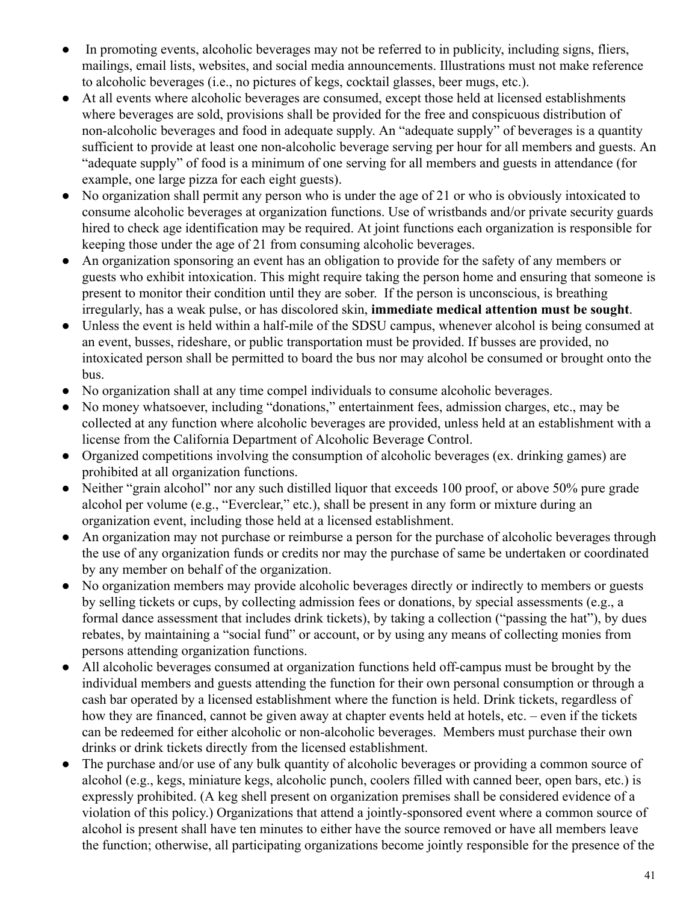- In promoting events, alcoholic beverages may not be referred to in publicity, including signs, fliers, mailings, email lists, websites, and social media announcements. Illustrations must not make reference to alcoholic beverages (i.e., no pictures of kegs, cocktail glasses, beer mugs, etc.).
- At all events where alcoholic beverages are consumed, except those held at licensed establishments where beverages are sold, provisions shall be provided for the free and conspicuous distribution of non-alcoholic beverages and food in adequate supply. An "adequate supply" of beverages is a quantity sufficient to provide at least one non-alcoholic beverage serving per hour for all members and guests. An "adequate supply" of food is a minimum of one serving for all members and guests in attendance (for example, one large pizza for each eight guests).
- No organization shall permit any person who is under the age of 21 or who is obviously intoxicated to consume alcoholic beverages at organization functions. Use of wristbands and/or private security guards hired to check age identification may be required. At joint functions each organization is responsible for keeping those under the age of 21 from consuming alcoholic beverages.
- An organization sponsoring an event has an obligation to provide for the safety of any members or guests who exhibit intoxication. This might require taking the person home and ensuring that someone is present to monitor their condition until they are sober. If the person is unconscious, is breathing irregularly, has a weak pulse, or has discolored skin, **immediate medical attention must be sought**.
- Unless the event is held within a half-mile of the SDSU campus, whenever alcohol is being consumed at an event, busses, rideshare, or public transportation must be provided. If busses are provided, no intoxicated person shall be permitted to board the bus nor may alcohol be consumed or brought onto the bus.
- No organization shall at any time compel individuals to consume alcoholic beverages.
- No money whatsoever, including "donations," entertainment fees, admission charges, etc., may be collected at any function where alcoholic beverages are provided, unless held at an establishment with a license from the California Department of Alcoholic Beverage Control.
- Organized competitions involving the consumption of alcoholic beverages (ex. drinking games) are prohibited at all organization functions.
- Neither "grain alcohol" nor any such distilled liquor that exceeds 100 proof, or above 50% pure grade alcohol per volume (e.g., "Everclear," etc.), shall be present in any form or mixture during an organization event, including those held at a licensed establishment.
- An organization may not purchase or reimburse a person for the purchase of alcoholic beverages through the use of any organization funds or credits nor may the purchase of same be undertaken or coordinated by any member on behalf of the organization.
- No organization members may provide alcoholic beverages directly or indirectly to members or guests by selling tickets or cups, by collecting admission fees or donations, by special assessments (e.g., a formal dance assessment that includes drink tickets), by taking a collection ("passing the hat"), by dues rebates, by maintaining a "social fund" or account, or by using any means of collecting monies from persons attending organization functions.
- All alcoholic beverages consumed at organization functions held off-campus must be brought by the individual members and guests attending the function for their own personal consumption or through a cash bar operated by a licensed establishment where the function is held. Drink tickets, regardless of how they are financed, cannot be given away at chapter events held at hotels, etc. – even if the tickets can be redeemed for either alcoholic or non-alcoholic beverages. Members must purchase their own drinks or drink tickets directly from the licensed establishment.
- The purchase and/or use of any bulk quantity of alcoholic beverages or providing a common source of alcohol (e.g., kegs, miniature kegs, alcoholic punch, coolers filled with canned beer, open bars, etc.) is expressly prohibited. (A keg shell present on organization premises shall be considered evidence of a violation of this policy.) Organizations that attend a jointly-sponsored event where a common source of alcohol is present shall have ten minutes to either have the source removed or have all members leave the function; otherwise, all participating organizations become jointly responsible for the presence of the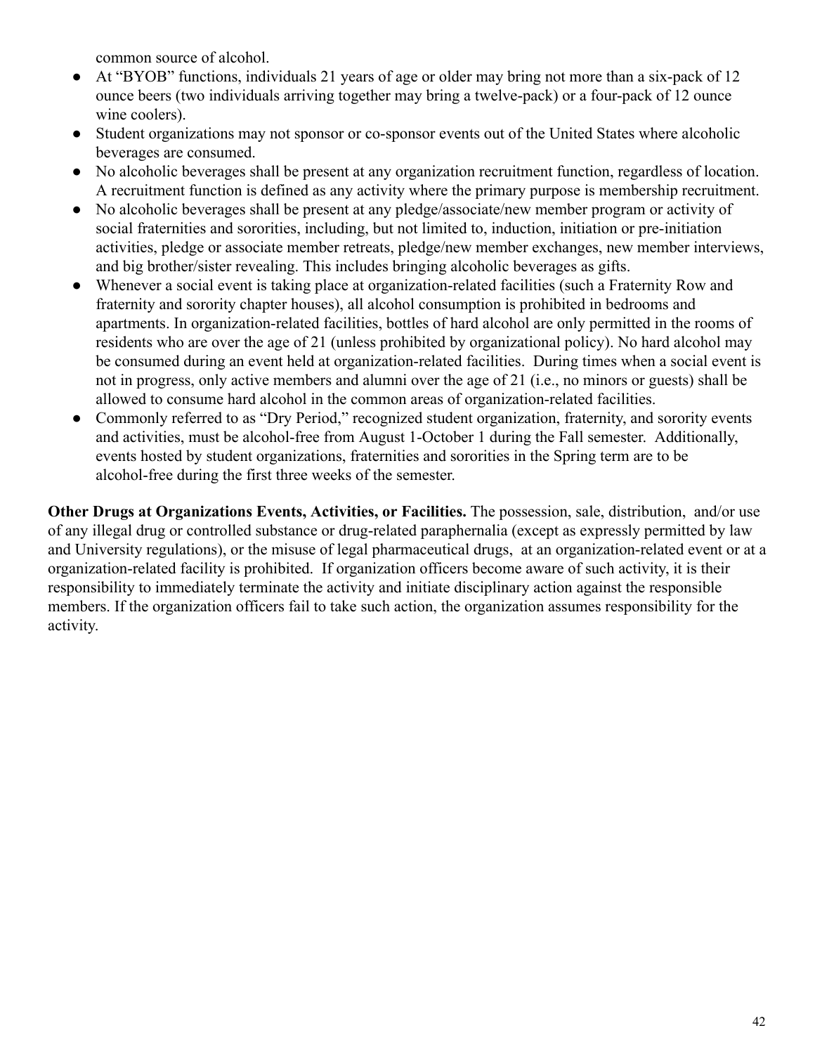common source of alcohol.

- At "BYOB" functions, individuals 21 years of age or older may bring not more than a six-pack of 12 ounce beers (two individuals arriving together may bring a twelve-pack) or a four-pack of 12 ounce wine coolers).
- Student organizations may not sponsor or co-sponsor events out of the United States where alcoholic beverages are consumed.
- No alcoholic beverages shall be present at any organization recruitment function, regardless of location. A recruitment function is defined as any activity where the primary purpose is membership recruitment.
- No alcoholic beverages shall be present at any pledge/associate/new member program or activity of social fraternities and sororities, including, but not limited to, induction, initiation or pre-initiation activities, pledge or associate member retreats, pledge/new member exchanges, new member interviews, and big brother/sister revealing. This includes bringing alcoholic beverages as gifts.
- Whenever a social event is taking place at organization-related facilities (such a Fraternity Row and fraternity and sorority chapter houses), all alcohol consumption is prohibited in bedrooms and apartments. In organization-related facilities, bottles of hard alcohol are only permitted in the rooms of residents who are over the age of 21 (unless prohibited by organizational policy). No hard alcohol may be consumed during an event held at organization-related facilities. During times when a social event is not in progress, only active members and alumni over the age of 21 (i.e., no minors or guests) shall be allowed to consume hard alcohol in the common areas of organization-related facilities.
- Commonly referred to as "Dry Period," recognized student organization, fraternity, and sorority events and activities, must be alcohol-free from August 1-October 1 during the Fall semester. Additionally, events hosted by student organizations, fraternities and sororities in the Spring term are to be alcohol-free during the first three weeks of the semester.

**Other Drugs at Organizations Events, Activities, or Facilities.** The possession, sale, distribution, and/or use of any illegal drug or controlled substance or drug-related paraphernalia (except as expressly permitted by law and University regulations), or the misuse of legal pharmaceutical drugs, at an organization-related event or at a organization-related facility is prohibited. If organization officers become aware of such activity, it is their responsibility to immediately terminate the activity and initiate disciplinary action against the responsible members. If the organization officers fail to take such action, the organization assumes responsibility for the activity.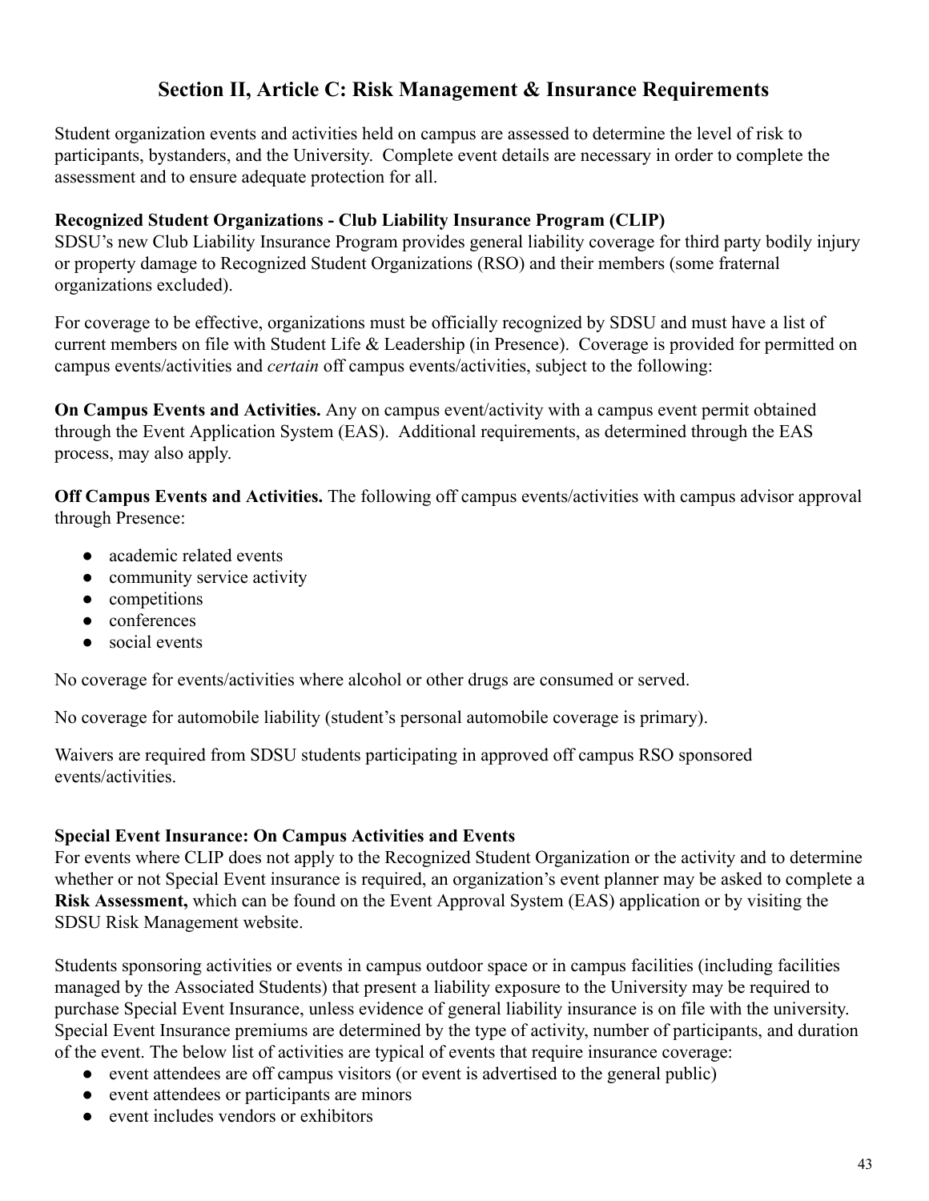## Section II, Article C: Risk Management & Insurance Requirements

Student organization events and activities held on campus are assessed to determine the level of risk to participants, bystanders, and the University. Complete event details are necessary in order to complete the assessment and to ensure adequate protection for all.

**Recognized Student Organizations - Club Liability Insurance Program (CLIP)**

SDSU's new Club Liability Insurance Program provides general liability coverage for third party bodily injury or property damage to Recognized Student Organizations (RSO) and their members (some fraternal organizations excluded).

For coverage to be effective, organizations must be officially recognized by SDSU and must have a list of current members on file with Student Life & Leadership (in Presence). Coverage is provided for permitted on campus events/activities and *certain* off campus events/activities, subject to the following:

**On Campus Events and Activities.** Any on campus event/activity with a campus event permit obtained through the Event Application System (EAS). Additional requirements, as determined through the EAS process, may also apply.

**Off Campus Events and Activities.** The following off campus events/activities with campus advisor approval through Presence:

- academic related events
- community service activity
- competitions
- conferences
- social events

No coverage for events/activities where alcohol or other drugs are consumed or served.

No coverage for automobile liability (student's personal automobile coverage is primary).

Waivers are required from SDSU students participating in approved off campus RSO sponsored events/activities.

**Special Event Insurance: On Campus Activities and Events**

For events where CLIP does not apply to the Recognized Student Organization or the activity and to determine whether or not Special Event insurance is required, an organization's event planner may be asked to complete a **Risk Assessment,** which can be found on the Event Approval System (EAS) application or by visiting the SDSU Risk Management website.

Students sponsoring activities or events in campus outdoor space or in campus facilities (including facilities managed by the Associated Students) that present a liability exposure to the University may be required to purchase Special Event Insurance, unless evidence of general liability insurance is on file with the university. Special Event Insurance premiums are determined by the type of activity, number of participants, and duration of the event. The below list of activities are typical of events that require insurance coverage:

- event attendees are off campus visitors (or event is advertised to the general public)
- event attendees or participants are minors
- event includes vendors or exhibitors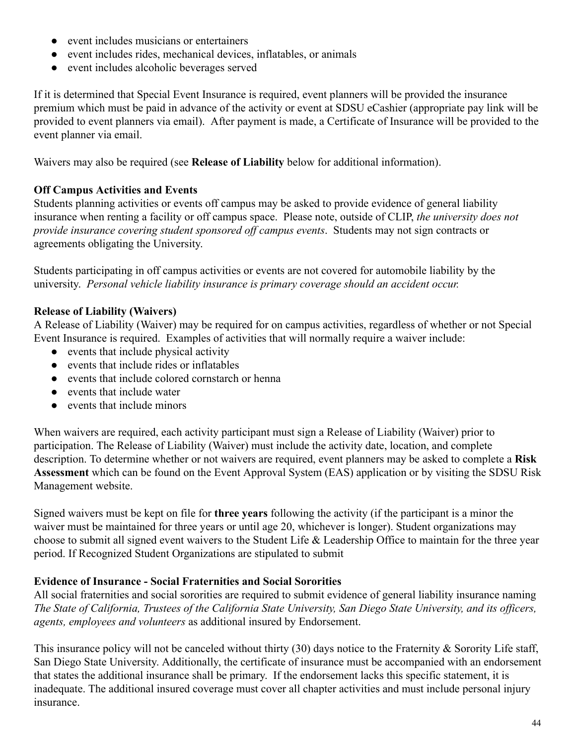- event includes musicians or entertainers
- event includes rides, mechanical devices, inflatables, or animals
- event includes alcoholic beverages served

If it is determined that Special Event Insurance is required, event planners will be provided the insurance premium which must be paid in advance of the activity or event at SDSU eCashier (appropriate pay link will be provided to event planners via email). After payment is made, a Certificate of Insurance will be provided to the event planner via email.

Waivers may also be required (see **Release of Liability** below for additional information).

**Off Campus Activities and Events**

Students planning activities or events off campus may be asked to provide evidence of general liability insurance when renting a facility or off campus space. Please note, outside of CLIP, *the university does not provide insurance covering student sponsored off campus events*. Students may not sign contracts or agreements obligating the University.

Students participating in off campus activities or events are not covered for automobile liability by the university. *Personal vehicle liability insurance is primary coverage should an accident occur.*

**Release of Liability (Waivers)**

A Release of Liability (Waiver) may be required for on campus activities, regardless of whether or not Special Event Insurance is required. Examples of activities that will normally require a waiver include:

- events that include physical activity
- events that include rides or inflatables
- events that include colored cornstarch or henna
- events that include water
- events that include minors

When waivers are required, each activity participant must sign a Release of Liability (Waiver) prior to participation. The Release of Liability (Waiver) must include the activity date, location, and complete description. To determine whether or not waivers are required, event planners may be asked to complete a **Risk Assessment** which can be found on the Event Approval System (EAS) application or by visiting the SDSU Risk Management website.

Signed waivers must be kept on file for **three years** following the activity (if the participant is a minor the waiver must be maintained for three years or until age 20, whichever is longer). Student organizations may choose to submit all signed event waivers to the Student Life & Leadership Office to maintain for the three year period. If Recognized Student Organizations are stipulated to submit

**Evidence of Insurance - Social Fraternities and Social Sororities**

All social fraternities and social sororities are required to submit evidence of general liability insurance naming *The State of California, Trustees of the California State University, San Diego State University, and its officers, agents, employees and volunteers* as additional insured by Endorsement.

This insurance policy will not be canceled without thirty (30) days notice to the Fraternity & Sorority Life staff, San Diego State University. Additionally, the certificate of insurance must be accompanied with an endorsement that states the additional insurance shall be primary. If the endorsement lacks this specific statement, it is inadequate. The additional insured coverage must cover all chapter activities and must include personal injury insurance.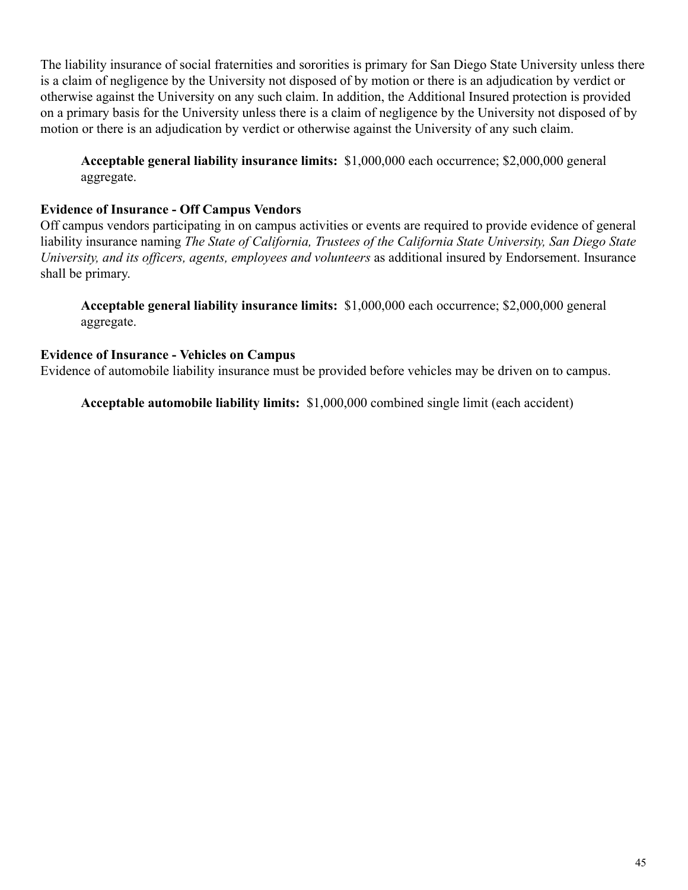The liability insurance of social fraternities and sororities is primary for San Diego State University unless there is a claim of negligence by the University not disposed of by motion or there is an adjudication by verdict or otherwise against the University on any such claim. In addition, the Additional Insured protection is provided on a primary basis for the University unless there is a claim of negligence by the University not disposed of by motion or there is an adjudication by verdict or otherwise against the University of any such claim.

**Acceptable general liability insurance limits:** $1,000,000 each occurrence; $2,000,000 general aggregate.

**Evidence of Insurance - Off Campus Vendors**

Off campus vendors participating in on campus activities or events are required to provide evidence of general liability insurance naming *The State of California, Trustees of the California State University, San Diego State University, and its officers, agents, employees and volunteers* as additional insured by Endorsement. Insurance shall be primary.

**Acceptable general liability insurance limits:** $1,000,000 each occurrence; $2,000,000 general aggregate.

**Evidence of Insurance - Vehicles on Campus**

Evidence of automobile liability insurance must be provided before vehicles may be driven on to campus.

**Acceptable automobile liability limits:** $1,000,000 combined single limit (each accident)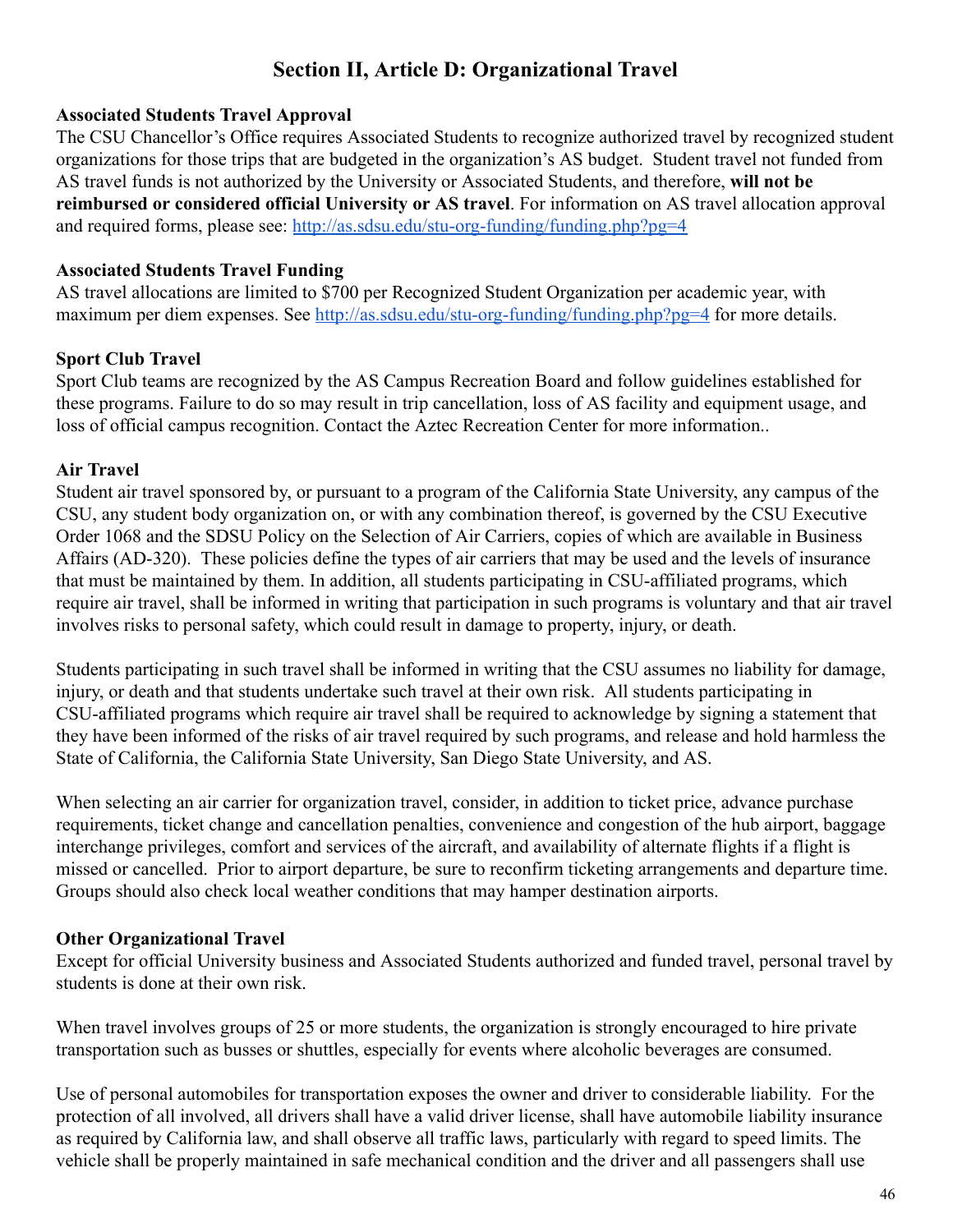## Section II, Article D: Organizational Travel

**Associated Students Travel Approval**
The CSU Chancellor's Office requires Associated Students to recognize authorized travel by recognized student organizations for those trips that are budgeted in the organization's AS budget. Student travel not funded from AS travel funds is not authorized by the University or Associated Students, and therefore, **will not be reimbursed or considered official University or AS travel**. For information on AS travel allocation approval and required forms, please see: [http://as.sdsu.edu/stu-org-funding/funding.php?pg=4](http://as.sdsu.edu/stu-org-funding/funding.php?pg=4)

**Associated Students Travel Funding**
AS travel allocations are limited to $700 per Recognized Student Organization per academic year, with maximum per diem expenses. See [http://as.sdsu.edu/stu-org-funding/funding.php?pg=4](http://as.sdsu.edu/stu-org-funding/funding.php?pg=4) for more details.

**Sport Club Travel**
Sport Club teams are recognized by the AS Campus Recreation Board and follow guidelines established for these programs. Failure to do so may result in trip cancellation, loss of AS facility and equipment usage, and loss of official campus recognition. Contact the Aztec Recreation Center for more information..

**Air Travel**
Student air travel sponsored by, or pursuant to a program of the California State University, any campus of the CSU, any student body organization on, or with any combination thereof, is governed by the CSU Executive Order 1068 and the SDSU Policy on the Selection of Air Carriers, copies of which are available in Business Affairs (AD-320). These policies define the types of air carriers that may be used and the levels of insurance that must be maintained by them. In addition, all students participating in CSU-affiliated programs, which require air travel, shall be informed in writing that participation in such programs is voluntary and that air travel involves risks to personal safety, which could result in damage to property, injury, or death.

Students participating in such travel shall be informed in writing that the CSU assumes no liability for damage, injury, or death and that students undertake such travel at their own risk. All students participating in CSU-affiliated programs which require air travel shall be required to acknowledge by signing a statement that they have been informed of the risks of air travel required by such programs, and release and hold harmless the State of California, the California State University, San Diego State University, and AS.

When selecting an air carrier for organization travel, consider, in addition to ticket price, advance purchase requirements, ticket change and cancellation penalties, convenience and congestion of the hub airport, baggage interchange privileges, comfort and services of the aircraft, and availability of alternate flights if a flight is missed or cancelled. Prior to airport departure, be sure to reconfirm ticketing arrangements and departure time. Groups should also check local weather conditions that may hamper destination airports.

**Other Organizational Travel**
Except for official University business and Associated Students authorized and funded travel, personal travel by students is done at their own risk.

When travel involves groups of 25 or more students, the organization is strongly encouraged to hire private transportation such as busses or shuttles, especially for events where alcoholic beverages are consumed.

Use of personal automobiles for transportation exposes the owner and driver to considerable liability. For the protection of all involved, all drivers shall have a valid driver license, shall have automobile liability insurance as required by California law, and shall observe all traffic laws, particularly with regard to speed limits. The vehicle shall be properly maintained in safe mechanical condition and the driver and all passengers shall use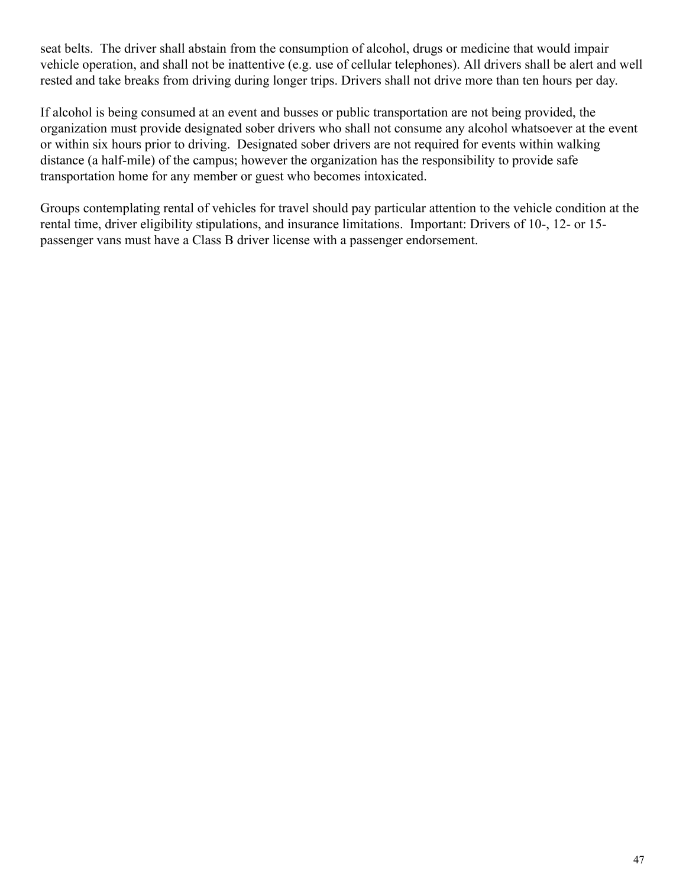seat belts. The driver shall abstain from the consumption of alcohol, drugs or medicine that would impair vehicle operation, and shall not be inattentive (e.g. use of cellular telephones). All drivers shall be alert and well rested and take breaks from driving during longer trips. Drivers shall not drive more than ten hours per day.

If alcohol is being consumed at an event and busses or public transportation are not being provided, the organization must provide designated sober drivers who shall not consume any alcohol whatsoever at the event or within six hours prior to driving. Designated sober drivers are not required for events within walking distance (a half-mile) of the campus; however the organization has the responsibility to provide safe transportation home for any member or guest who becomes intoxicated.

Groups contemplating rental of vehicles for travel should pay particular attention to the vehicle condition at the rental time, driver eligibility stipulations, and insurance limitations. Important: Drivers of 10-, 12- or 15-passenger vans must have a Class B driver license with a passenger endorsement.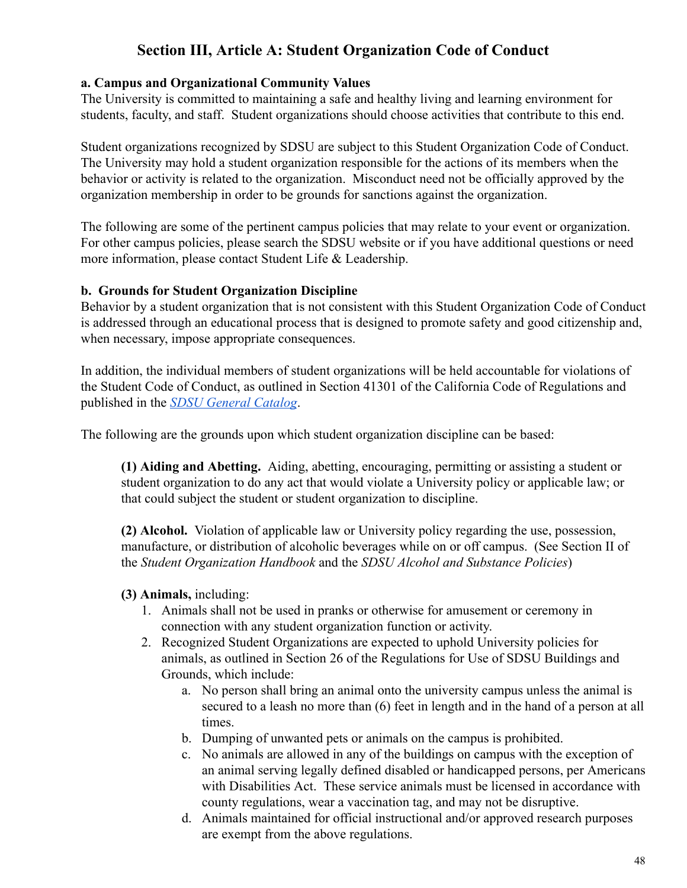# Section III, Article A: Student Organization Code of Conduct

### a. Campus and Organizational Community Values

The University is committed to maintaining a safe and healthy living and learning environment for students, faculty, and staff. Student organizations should choose activities that contribute to this end.

Student organizations recognized by SDSU are subject to this Student Organization Code of Conduct. The University may hold a student organization responsible for the actions of its members when the behavior or activity is related to the organization. Misconduct need not be officially approved by the organization membership in order to be grounds for sanctions against the organization.

The following are some of the pertinent campus policies that may relate to your event or organization. For other campus policies, please search the SDSU website or if you have additional questions or need more information, please contact Student Life & Leadership.

### b. Grounds for Student Organization Discipline

Behavior by a student organization that is not consistent with this Student Organization Code of Conduct is addressed through an educational process that is designed to promote safety and good citizenship and, when necessary, impose appropriate consequences.

In addition, the individual members of student organizations will be held accountable for violations of the Student Code of Conduct, as outlined in Section 41301 of the California Code of Regulations and published in the *SDSU General Catalog*.

The following are the grounds upon which student organization discipline can be based:

**(1) Aiding and Abetting.** Aiding, abetting, encouraging, permitting or assisting a student or student organization to do any act that would violate a University policy or applicable law; or that could subject the student or student organization to discipline.

**(2) Alcohol.** Violation of applicable law or University policy regarding the use, possession, manufacture, or distribution of alcoholic beverages while on or off campus. (See Section II of the *Student Organization Handbook* and the *SDSU Alcohol and Substance Policies*)

**(3) Animals,** including:

1. Animals shall not be used in pranks or otherwise for amusement or ceremony in connection with any student organization function or activity.
2. Recognized Student Organizations are expected to uphold University policies for animals, as outlined in Section 26 of the Regulations for Use of SDSU Buildings and Grounds, which include:
   a. No person shall bring an animal onto the university campus unless the animal is secured to a leash no more than (6) feet in length and in the hand of a person at all times.
   b. Dumping of unwanted pets or animals on the campus is prohibited.
   c. No animals are allowed in any of the buildings on campus with the exception of an animal serving legally defined disabled or handicapped persons, per Americans with Disabilities Act. These service animals must be licensed in accordance with county regulations, wear a vaccination tag, and may not be disruptive.
   d. Animals maintained for official instructional and/or approved research purposes are exempt from the above regulations.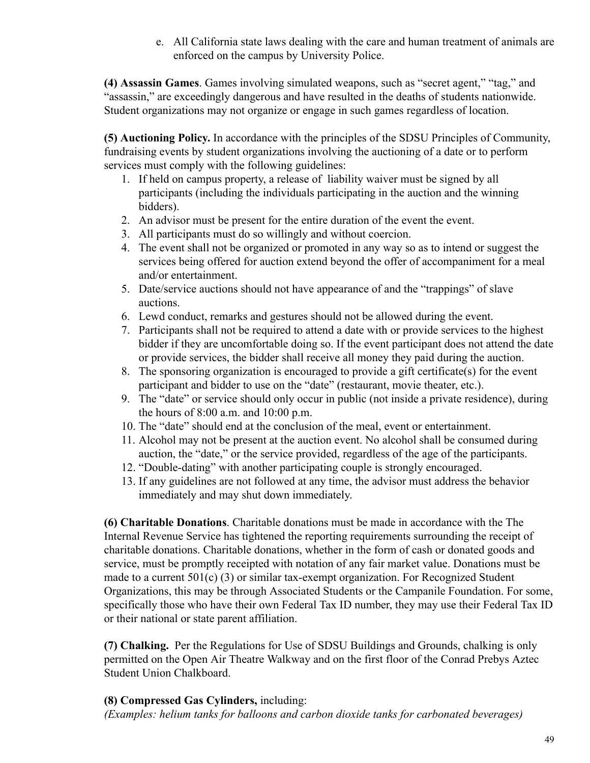e. All California state laws dealing with the care and human treatment of animals are enforced on the campus by University Police.

**(4) Assassin Games**. Games involving simulated weapons, such as "secret agent," "tag," and "assassin," are exceedingly dangerous and have resulted in the deaths of students nationwide. Student organizations may not organize or engage in such games regardless of location.

**(5) Auctioning Policy.** In accordance with the principles of the SDSU Principles of Community, fundraising events by student organizations involving the auctioning of a date or to perform services must comply with the following guidelines:

1. If held on campus property, a release of liability waiver must be signed by all participants (including the individuals participating in the auction and the winning bidders).
2. An advisor must be present for the entire duration of the event the event.
3. All participants must do so willingly and without coercion.
4. The event shall not be organized or promoted in any way so as to intend or suggest the services being offered for auction extend beyond the offer of accompaniment for a meal and/or entertainment.
5. Date/service auctions should not have appearance of and the "trappings" of slave auctions.
6. Lewd conduct, remarks and gestures should not be allowed during the event.
7. Participants shall not be required to attend a date with or provide services to the highest bidder if they are uncomfortable doing so. If the event participant does not attend the date or provide services, the bidder shall receive all money they paid during the auction.
8. The sponsoring organization is encouraged to provide a gift certificate(s) for the event participant and bidder to use on the "date" (restaurant, movie theater, etc.).
9. The "date" or service should only occur in public (not inside a private residence), during the hours of 8:00 a.m. and 10:00 p.m.
10. The "date" should end at the conclusion of the meal, event or entertainment.
11. Alcohol may not be present at the auction event. No alcohol shall be consumed during auction, the "date," or the service provided, regardless of the age of the participants.
12. "Double-dating" with another participating couple is strongly encouraged.
13. If any guidelines are not followed at any time, the advisor must address the behavior immediately and may shut down immediately.

**(6) Charitable Donations**. Charitable donations must be made in accordance with the The Internal Revenue Service has tightened the reporting requirements surrounding the receipt of charitable donations. Charitable donations, whether in the form of cash or donated goods and service, must be promptly receipted with notation of any fair market value. Donations must be made to a current 501(c) (3) or similar tax-exempt organization. For Recognized Student Organizations, this may be through Associated Students or the Campanile Foundation. For some, specifically those who have their own Federal Tax ID number, they may use their Federal Tax ID or their national or state parent affiliation.

**(7) Chalking.** Per the Regulations for Use of SDSU Buildings and Grounds, chalking is only permitted on the Open Air Theatre Walkway and on the first floor of the Conrad Prebys Aztec Student Union Chalkboard.

**(8) Compressed Gas Cylinders,** including:
*(Examples: helium tanks for balloons and carbon dioxide tanks for carbonated beverages)*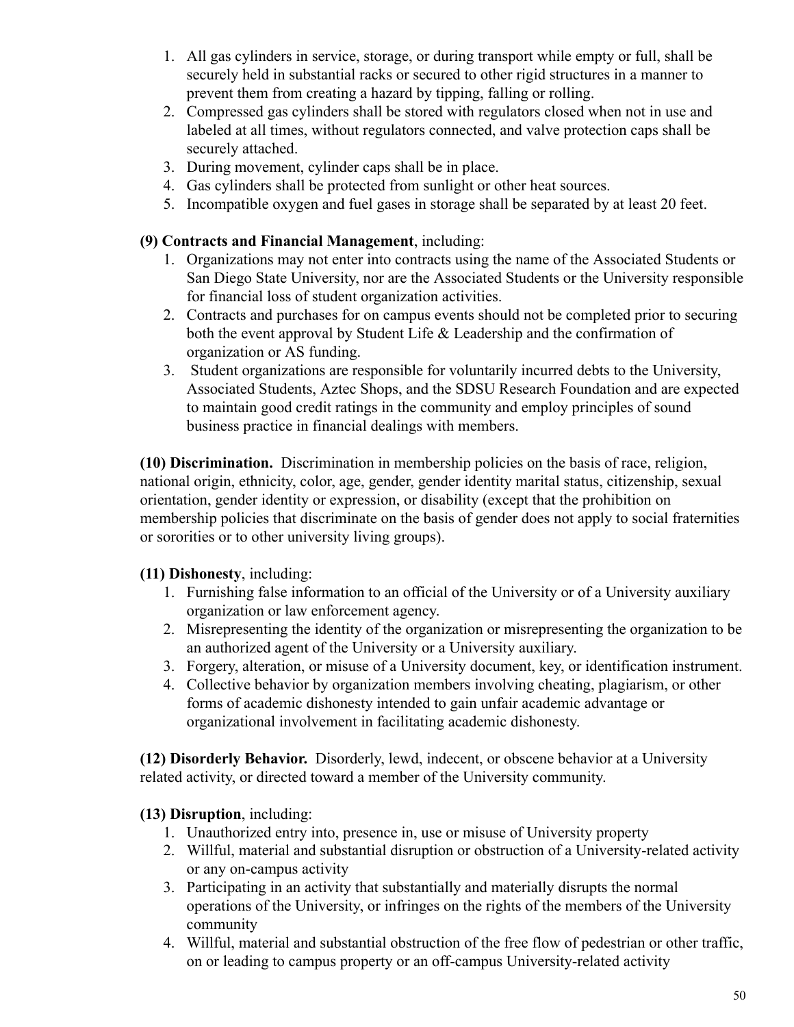1. All gas cylinders in service, storage, or during transport while empty or full, shall be securely held in substantial racks or secured to other rigid structures in a manner to prevent them from creating a hazard by tipping, falling or rolling.
2. Compressed gas cylinders shall be stored with regulators closed when not in use and labeled at all times, without regulators connected, and valve protection caps shall be securely attached.
3. During movement, cylinder caps shall be in place.
4. Gas cylinders shall be protected from sunlight or other heat sources.
5. Incompatible oxygen and fuel gases in storage shall be separated by at least 20 feet.

**(9) Contracts and Financial Management**, including:

1. Organizations may not enter into contracts using the name of the Associated Students or San Diego State University, nor are the Associated Students or the University responsible for financial loss of student organization activities.
2. Contracts and purchases for on campus events should not be completed prior to securing both the event approval by Student Life & Leadership and the confirmation of organization or AS funding.
3. Student organizations are responsible for voluntarily incurred debts to the University, Associated Students, Aztec Shops, and the SDSU Research Foundation and are expected to maintain good credit ratings in the community and employ principles of sound business practice in financial dealings with members.

**(10) Discrimination.** Discrimination in membership policies on the basis of race, religion, national origin, ethnicity, color, age, gender, gender identity marital status, citizenship, sexual orientation, gender identity or expression, or disability (except that the prohibition on membership policies that discriminate on the basis of gender does not apply to social fraternities or sororities or to other university living groups).

**(11) Dishonesty**, including:

1. Furnishing false information to an official of the University or of a University auxiliary organization or law enforcement agency.
2. Misrepresenting the identity of the organization or misrepresenting the organization to be an authorized agent of the University or a University auxiliary.
3. Forgery, alteration, or misuse of a University document, key, or identification instrument.
4. Collective behavior by organization members involving cheating, plagiarism, or other forms of academic dishonesty intended to gain unfair academic advantage or organizational involvement in facilitating academic dishonesty.

**(12) Disorderly Behavior.** Disorderly, lewd, indecent, or obscene behavior at a University related activity, or directed toward a member of the University community.

**(13) Disruption**, including:

1. Unauthorized entry into, presence in, use or misuse of University property
2. Willful, material and substantial disruption or obstruction of a University-related activity or any on-campus activity
3. Participating in an activity that substantially and materially disrupts the normal operations of the University, or infringes on the rights of the members of the University community
4. Willful, material and substantial obstruction of the free flow of pedestrian or other traffic, on or leading to campus property or an off-campus University-related activity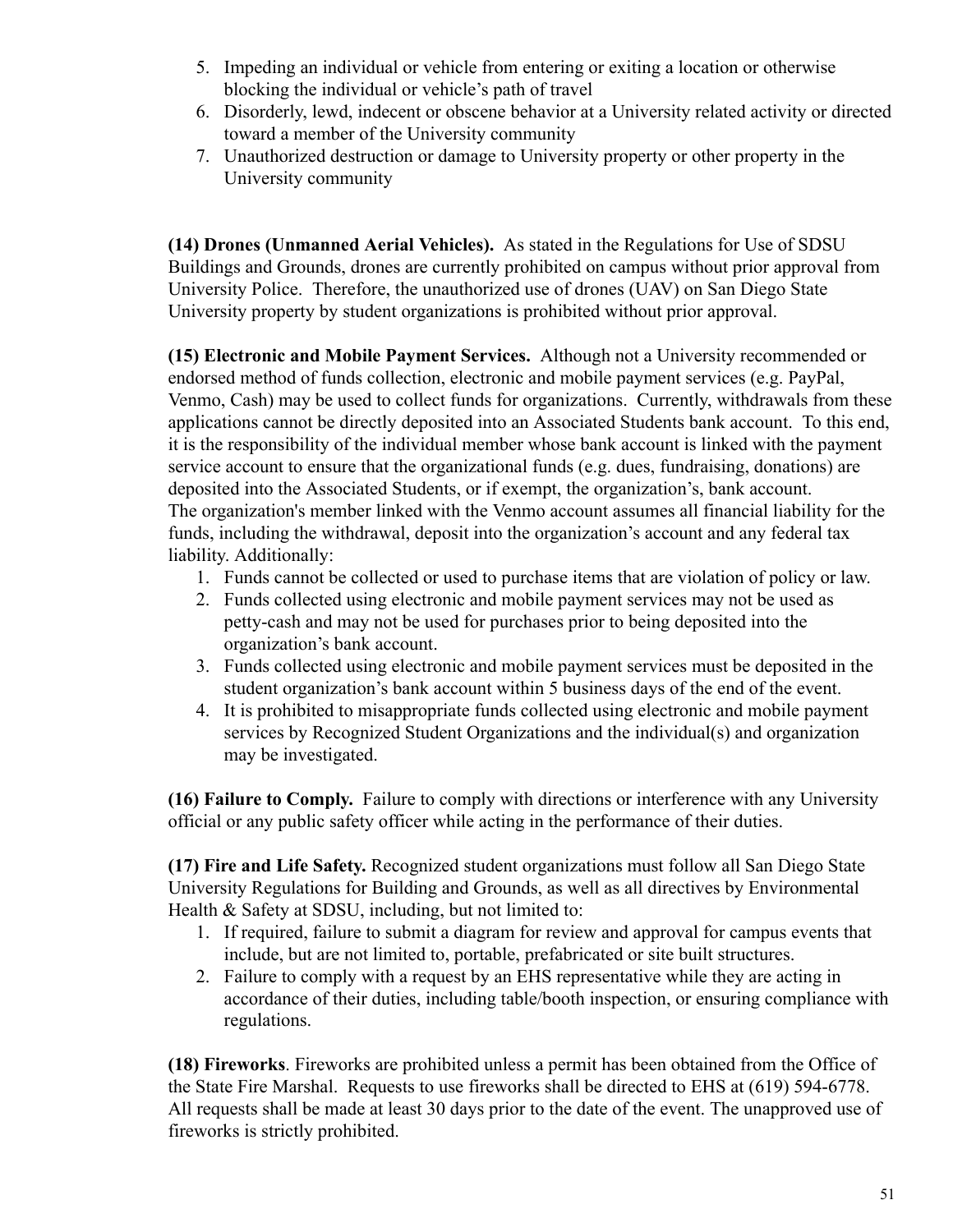5. Impeding an individual or vehicle from entering or exiting a location or otherwise blocking the individual or vehicle's path of travel
6. Disorderly, lewd, indecent or obscene behavior at a University related activity or directed toward a member of the University community
7. Unauthorized destruction or damage to University property or other property in the University community

**(14) Drones (Unmanned Aerial Vehicles).** As stated in the Regulations for Use of SDSU Buildings and Grounds, drones are currently prohibited on campus without prior approval from University Police. Therefore, the unauthorized use of drones (UAV) on San Diego State University property by student organizations is prohibited without prior approval.

**(15) Electronic and Mobile Payment Services.** Although not a University recommended or endorsed method of funds collection, electronic and mobile payment services (e.g. PayPal, Venmo, Cash) may be used to collect funds for organizations. Currently, withdrawals from these applications cannot be directly deposited into an Associated Students bank account. To this end, it is the responsibility of the individual member whose bank account is linked with the payment service account to ensure that the organizational funds (e.g. dues, fundraising, donations) are deposited into the Associated Students, or if exempt, the organization's, bank account.
The organization's member linked with the Venmo account assumes all financial liability for the funds, including the withdrawal, deposit into the organization's account and any federal tax liability. Additionally:

1. Funds cannot be collected or used to purchase items that are violation of policy or law.
2. Funds collected using electronic and mobile payment services may not be used as petty-cash and may not be used for purchases prior to being deposited into the organization's bank account.
3. Funds collected using electronic and mobile payment services must be deposited in the student organization's bank account within 5 business days of the end of the event.
4. It is prohibited to misappropriate funds collected using electronic and mobile payment services by Recognized Student Organizations and the individual(s) and organization may be investigated.

**(16) Failure to Comply.** Failure to comply with directions or interference with any University official or any public safety officer while acting in the performance of their duties.

**(17) Fire and Life Safety.** Recognized student organizations must follow all San Diego State University Regulations for Building and Grounds, as well as all directives by Environmental Health & Safety at SDSU, including, but not limited to:

1. If required, failure to submit a diagram for review and approval for campus events that include, but are not limited to, portable, prefabricated or site built structures.
2. Failure to comply with a request by an EHS representative while they are acting in accordance of their duties, including table/booth inspection, or ensuring compliance with regulations.

**(18) Fireworks**. Fireworks are prohibited unless a permit has been obtained from the Office of the State Fire Marshal. Requests to use fireworks shall be directed to EHS at (619) 594-6778. All requests shall be made at least 30 days prior to the date of the event. The unapproved use of fireworks is strictly prohibited.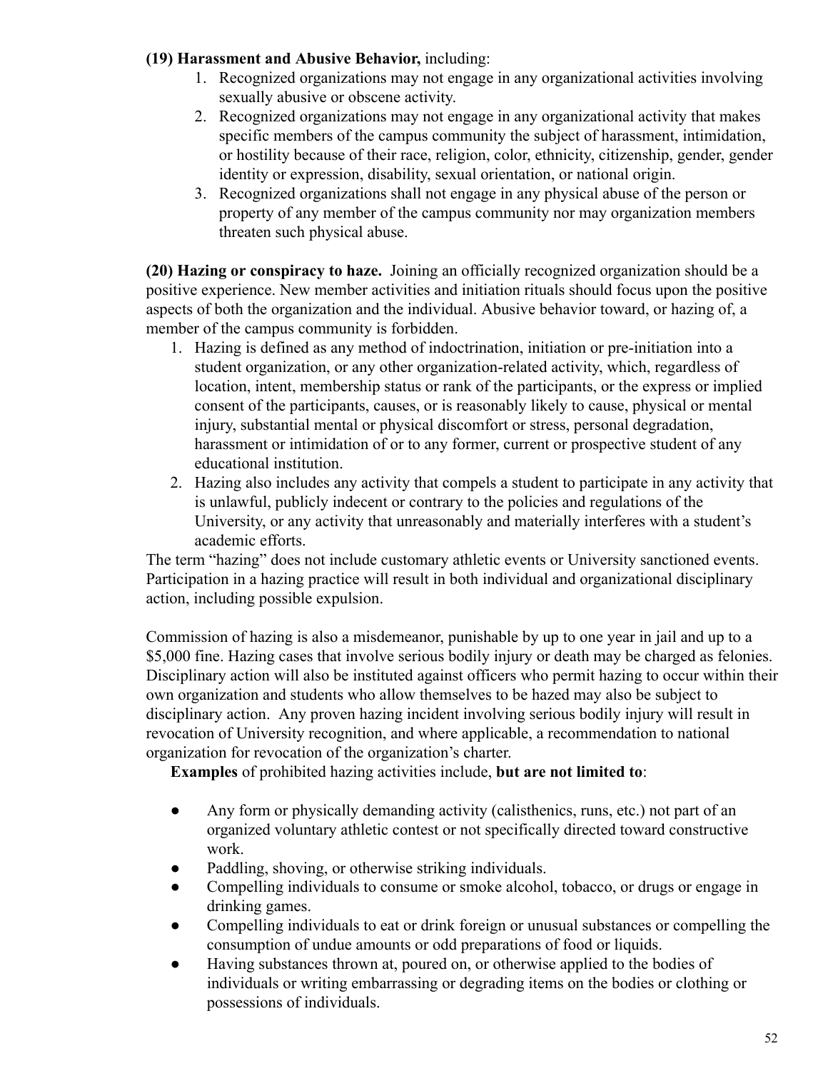**(19) Harassment and Abusive Behavior,** including:

1. Recognized organizations may not engage in any organizational activities involving sexually abusive or obscene activity.
2. Recognized organizations may not engage in any organizational activity that makes specific members of the campus community the subject of harassment, intimidation, or hostility because of their race, religion, color, ethnicity, citizenship, gender, gender identity or expression, disability, sexual orientation, or national origin.
3. Recognized organizations shall not engage in any physical abuse of the person or property of any member of the campus community nor may organization members threaten such physical abuse.

**(20) Hazing or conspiracy to haze.** Joining an officially recognized organization should be a positive experience. New member activities and initiation rituals should focus upon the positive aspects of both the organization and the individual. Abusive behavior toward, or hazing of, a member of the campus community is forbidden.

1. Hazing is defined as any method of indoctrination, initiation or pre-initiation into a student organization, or any other organization-related activity, which, regardless of location, intent, membership status or rank of the participants, or the express or implied consent of the participants, causes, or is reasonably likely to cause, physical or mental injury, substantial mental or physical discomfort or stress, personal degradation, harassment or intimidation of or to any former, current or prospective student of any educational institution.
2. Hazing also includes any activity that compels a student to participate in any activity that is unlawful, publicly indecent or contrary to the policies and regulations of the University, or any activity that unreasonably and materially interferes with a student's academic efforts.

The term "hazing" does not include customary athletic events or University sanctioned events. Participation in a hazing practice will result in both individual and organizational disciplinary action, including possible expulsion.

Commission of hazing is also a misdemeanor, punishable by up to one year in jail and up to a $5,000 fine. Hazing cases that involve serious bodily injury or death may be charged as felonies. Disciplinary action will also be instituted against officers who permit hazing to occur within their own organization and students who allow themselves to be hazed may also be subject to disciplinary action. Any proven hazing incident involving serious bodily injury will result in revocation of University recognition, and where applicable, a recommendation to national organization for revocation of the organization's charter.

**Examples** of prohibited hazing activities include, **but are not limited to**:

- Any form or physically demanding activity (calisthenics, runs, etc.) not part of an organized voluntary athletic contest or not specifically directed toward constructive work.
- Paddling, shoving, or otherwise striking individuals.
- Compelling individuals to consume or smoke alcohol, tobacco, or drugs or engage in drinking games.
- Compelling individuals to eat or drink foreign or unusual substances or compelling the consumption of undue amounts or odd preparations of food or liquids.
- Having substances thrown at, poured on, or otherwise applied to the bodies of individuals or writing embarrassing or degrading items on the bodies or clothing or possessions of individuals.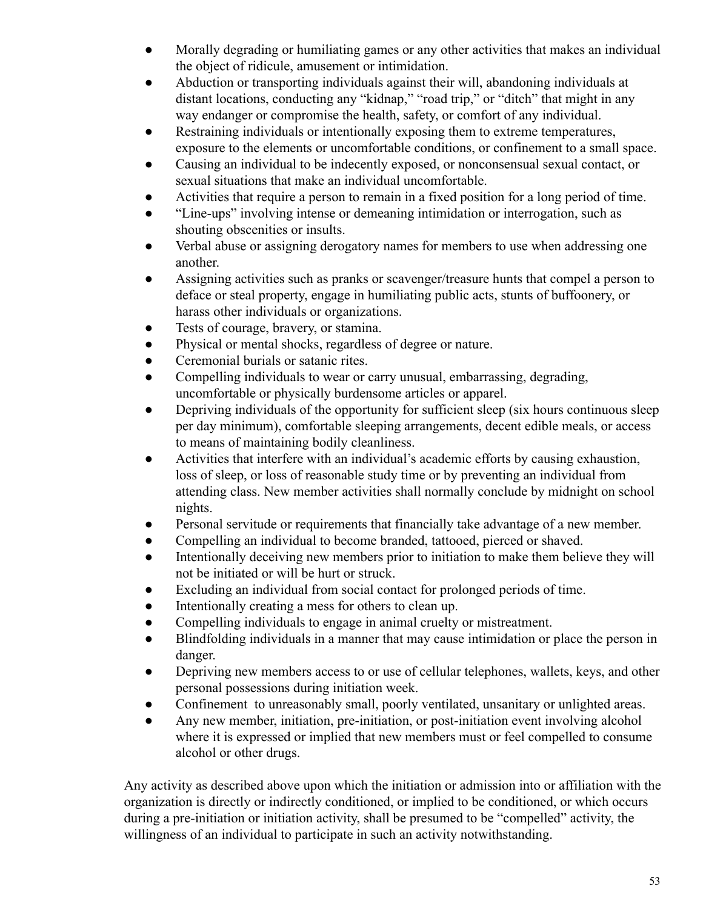- Morally degrading or humiliating games or any other activities that makes an individual the object of ridicule, amusement or intimidation.
- Abduction or transporting individuals against their will, abandoning individuals at distant locations, conducting any "kidnap," "road trip," or "ditch" that might in any way endanger or compromise the health, safety, or comfort of any individual.
- Restraining individuals or intentionally exposing them to extreme temperatures, exposure to the elements or uncomfortable conditions, or confinement to a small space.
- Causing an individual to be indecently exposed, or nonconsensual sexual contact, or sexual situations that make an individual uncomfortable.
- Activities that require a person to remain in a fixed position for a long period of time.
- "Line-ups" involving intense or demeaning intimidation or interrogation, such as shouting obscenities or insults.
- Verbal abuse or assigning derogatory names for members to use when addressing one another.
- Assigning activities such as pranks or scavenger/treasure hunts that compel a person to deface or steal property, engage in humiliating public acts, stunts of buffoonery, or harass other individuals or organizations.
- Tests of courage, bravery, or stamina.
- Physical or mental shocks, regardless of degree or nature.
- Ceremonial burials or satanic rites.
- Compelling individuals to wear or carry unusual, embarrassing, degrading, uncomfortable or physically burdensome articles or apparel.
- Depriving individuals of the opportunity for sufficient sleep (six hours continuous sleep per day minimum), comfortable sleeping arrangements, decent edible meals, or access to means of maintaining bodily cleanliness.
- Activities that interfere with an individual's academic efforts by causing exhaustion, loss of sleep, or loss of reasonable study time or by preventing an individual from attending class. New member activities shall normally conclude by midnight on school nights.
- Personal servitude or requirements that financially take advantage of a new member.
- Compelling an individual to become branded, tattooed, pierced or shaved.
- Intentionally deceiving new members prior to initiation to make them believe they will not be initiated or will be hurt or struck.
- Excluding an individual from social contact for prolonged periods of time.
- Intentionally creating a mess for others to clean up.
- Compelling individuals to engage in animal cruelty or mistreatment.
- Blindfolding individuals in a manner that may cause intimidation or place the person in danger.
- Depriving new members access to or use of cellular telephones, wallets, keys, and other personal possessions during initiation week.
- Confinement to unreasonably small, poorly ventilated, unsanitary or unlighted areas.
- Any new member, initiation, pre-initiation, or post-initiation event involving alcohol where it is expressed or implied that new members must or feel compelled to consume alcohol or other drugs.

Any activity as described above upon which the initiation or admission into or affiliation with the organization is directly or indirectly conditioned, or implied to be conditioned, or which occurs during a pre-initiation or initiation activity, shall be presumed to be "compelled" activity, the willingness of an individual to participate in such an activity notwithstanding.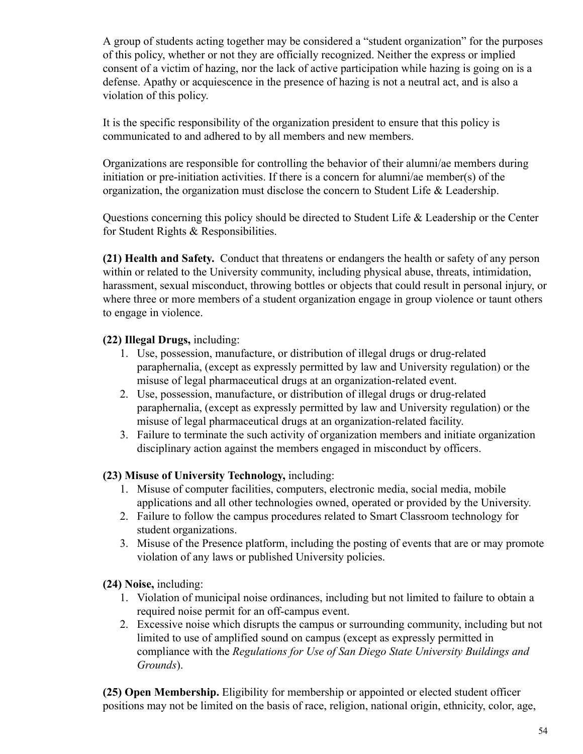A group of students acting together may be considered a "student organization" for the purposes of this policy, whether or not they are officially recognized. Neither the express or implied consent of a victim of hazing, nor the lack of active participation while hazing is going on is a defense. Apathy or acquiescence in the presence of hazing is not a neutral act, and is also a violation of this policy.

It is the specific responsibility of the organization president to ensure that this policy is communicated to and adhered to by all members and new members.

Organizations are responsible for controlling the behavior of their alumni/ae members during initiation or pre-initiation activities. If there is a concern for alumni/ae member(s) of the organization, the organization must disclose the concern to Student Life & Leadership.

Questions concerning this policy should be directed to Student Life & Leadership or the Center for Student Rights & Responsibilities.

**(21) Health and Safety.** Conduct that threatens or endangers the health or safety of any person within or related to the University community, including physical abuse, threats, intimidation, harassment, sexual misconduct, throwing bottles or objects that could result in personal injury, or where three or more members of a student organization engage in group violence or taunt others to engage in violence.

**(22) Illegal Drugs,** including:

1. Use, possession, manufacture, or distribution of illegal drugs or drug-related paraphernalia, (except as expressly permitted by law and University regulation) or the misuse of legal pharmaceutical drugs at an organization-related event.
2. Use, possession, manufacture, or distribution of illegal drugs or drug-related paraphernalia, (except as expressly permitted by law and University regulation) or the misuse of legal pharmaceutical drugs at an organization-related facility.
3. Failure to terminate the such activity of organization members and initiate organization disciplinary action against the members engaged in misconduct by officers.

**(23) Misuse of University Technology,** including:

1. Misuse of computer facilities, computers, electronic media, social media, mobile applications and all other technologies owned, operated or provided by the University.
2. Failure to follow the campus procedures related to Smart Classroom technology for student organizations.
3. Misuse of the Presence platform, including the posting of events that are or may promote violation of any laws or published University policies.

**(24) Noise,** including:

1. Violation of municipal noise ordinances, including but not limited to failure to obtain a required noise permit for an off-campus event.
2. Excessive noise which disrupts the campus or surrounding community, including but not limited to use of amplified sound on campus (except as expressly permitted in compliance with the *Regulations for Use of San Diego State University Buildings and Grounds*).

**(25) Open Membership.** Eligibility for membership or appointed or elected student officer positions may not be limited on the basis of race, religion, national origin, ethnicity, color, age,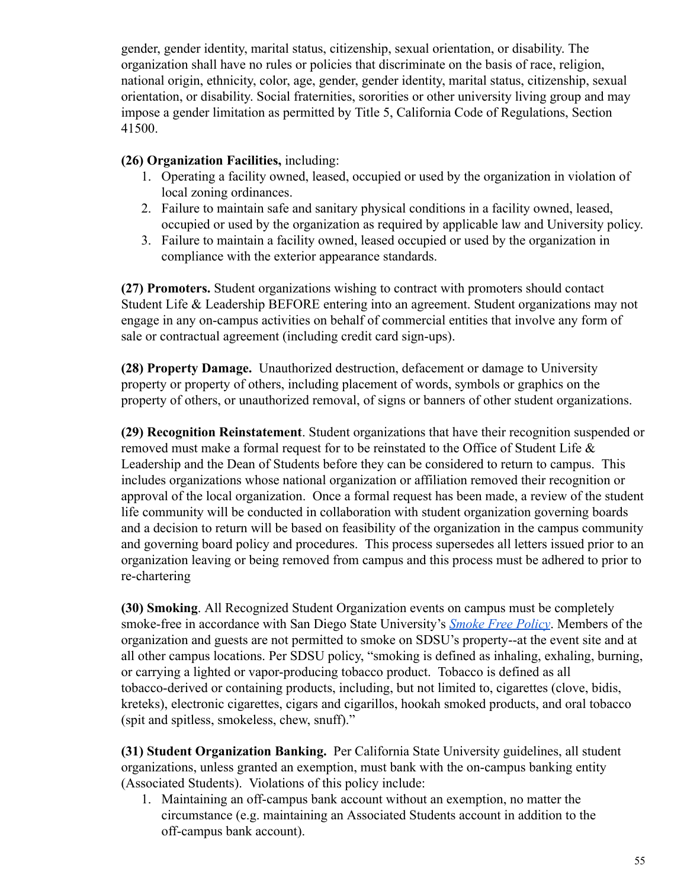gender, gender identity, marital status, citizenship, sexual orientation, or disability. The organization shall have no rules or policies that discriminate on the basis of race, religion, national origin, ethnicity, color, age, gender, gender identity, marital status, citizenship, sexual orientation, or disability. Social fraternities, sororities or other university living group and may impose a gender limitation as permitted by Title 5, California Code of Regulations, Section 41500.

**(26) Organization Facilities,** including:

1. Operating a facility owned, leased, occupied or used by the organization in violation of local zoning ordinances.
2. Failure to maintain safe and sanitary physical conditions in a facility owned, leased, occupied or used by the organization as required by applicable law and University policy.
3. Failure to maintain a facility owned, leased occupied or used by the organization in compliance with the exterior appearance standards.

**(27) Promoters.** Student organizations wishing to contract with promoters should contact Student Life & Leadership BEFORE entering into an agreement. Student organizations may not engage in any on-campus activities on behalf of commercial entities that involve any form of sale or contractual agreement (including credit card sign-ups).

**(28) Property Damage.** Unauthorized destruction, defacement or damage to University property or property of others, including placement of words, symbols or graphics on the property of others, or unauthorized removal, of signs or banners of other student organizations.

**(29) Recognition Reinstatement**. Student organizations that have their recognition suspended or removed must make a formal request for to be reinstated to the Office of Student Life & Leadership and the Dean of Students before they can be considered to return to campus. This includes organizations whose national organization or affiliation removed their recognition or approval of the local organization. Once a formal request has been made, a review of the student life community will be conducted in collaboration with student organization governing boards and a decision to return will be based on feasibility of the organization in the campus community and governing board policy and procedures. This process supersedes all letters issued prior to an organization leaving or being removed from campus and this process must be adhered to prior to re-chartering

**(30) Smoking**. All Recognized Student Organization events on campus must be completely smoke-free in accordance with San Diego State University's *Smoke Free Policy*. Members of the organization and guests are not permitted to smoke on SDSU's property--at the event site and at all other campus locations. Per SDSU policy, "smoking is defined as inhaling, exhaling, burning, or carrying a lighted or vapor-producing tobacco product. Tobacco is defined as all tobacco-derived or containing products, including, but not limited to, cigarettes (clove, bidis, kreteks), electronic cigarettes, cigars and cigarillos, hookah smoked products, and oral tobacco (spit and spitless, smokeless, chew, snuff)."

**(31) Student Organization Banking.** Per California State University guidelines, all student organizations, unless granted an exemption, must bank with the on-campus banking entity (Associated Students). Violations of this policy include:

1. Maintaining an off-campus bank account without an exemption, no matter the circumstance (e.g. maintaining an Associated Students account in addition to the off-campus bank account).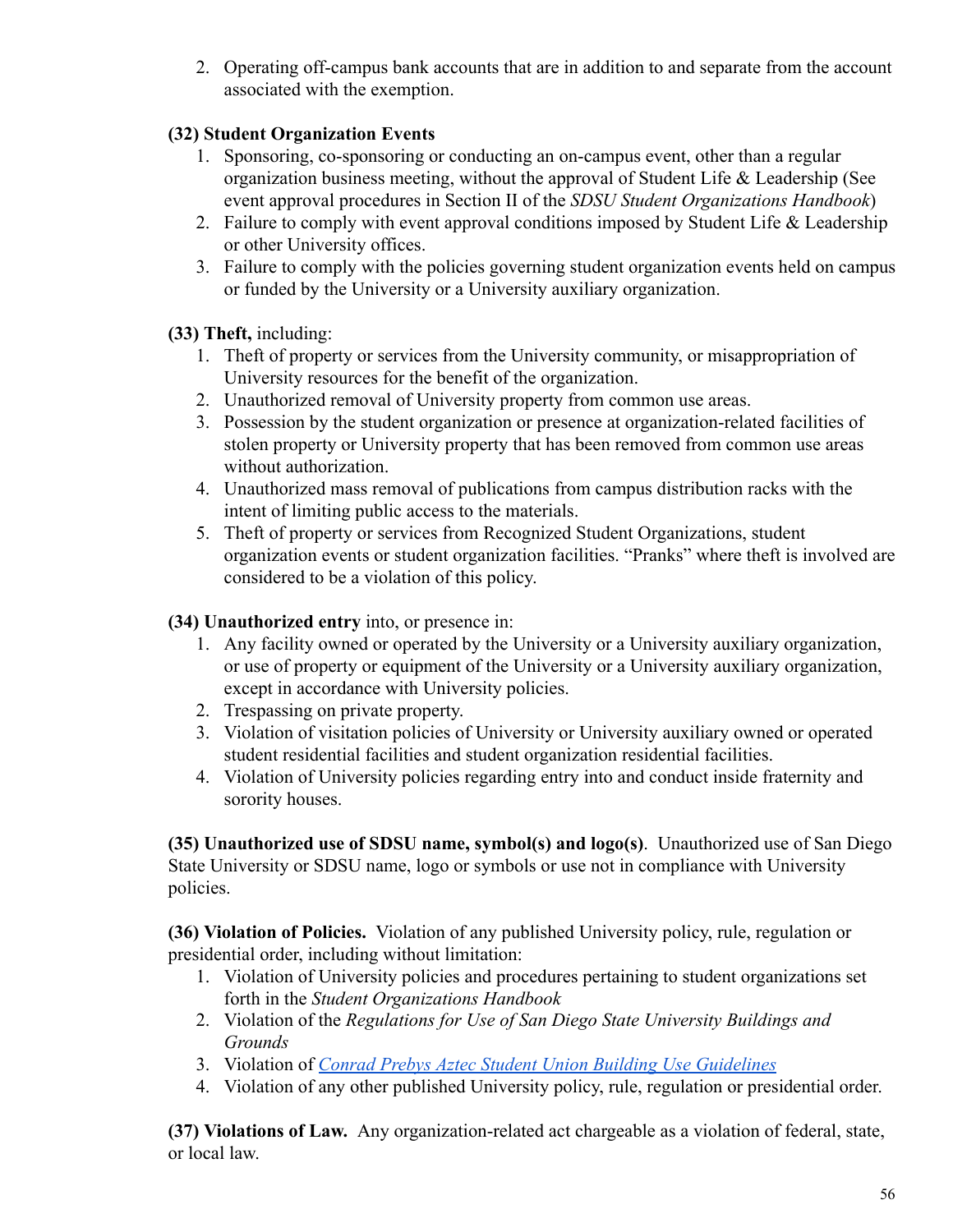2. Operating off-campus bank accounts that are in addition to and separate from the account associated with the exemption.

**(32) Student Organization Events**

1. Sponsoring, co-sponsoring or conducting an on-campus event, other than a regular organization business meeting, without the approval of Student Life & Leadership (See event approval procedures in Section II of the *SDSU Student Organizations Handbook*)
2. Failure to comply with event approval conditions imposed by Student Life & Leadership or other University offices.
3. Failure to comply with the policies governing student organization events held on campus or funded by the University or a University auxiliary organization.

**(33) Theft,** including:

1. Theft of property or services from the University community, or misappropriation of University resources for the benefit of the organization.
2. Unauthorized removal of University property from common use areas.
3. Possession by the student organization or presence at organization-related facilities of stolen property or University property that has been removed from common use areas without authorization.
4. Unauthorized mass removal of publications from campus distribution racks with the intent of limiting public access to the materials.
5. Theft of property or services from Recognized Student Organizations, student organization events or student organization facilities. "Pranks" where theft is involved are considered to be a violation of this policy.

**(34) Unauthorized entry** into, or presence in:

1. Any facility owned or operated by the University or a University auxiliary organization, or use of property or equipment of the University or a University auxiliary organization, except in accordance with University policies.
2. Trespassing on private property.
3. Violation of visitation policies of University or University auxiliary owned or operated student residential facilities and student organization residential facilities.
4. Violation of University policies regarding entry into and conduct inside fraternity and sorority houses.

**(35) Unauthorized use of SDSU name, symbol(s) and logo(s)**. Unauthorized use of San Diego State University or SDSU name, logo or symbols or use not in compliance with University policies.

**(36) Violation of Policies.** Violation of any published University policy, rule, regulation or presidential order, including without limitation:

1. Violation of University policies and procedures pertaining to student organizations set forth in the *Student Organizations Handbook*
2. Violation of the *Regulations for Use of San Diego State University Buildings and Grounds*
3. Violation of *Conrad Prebys Aztec Student Union Building Use Guidelines*
4. Violation of any other published University policy, rule, regulation or presidential order.

**(37) Violations of Law.** Any organization-related act chargeable as a violation of federal, state, or local law.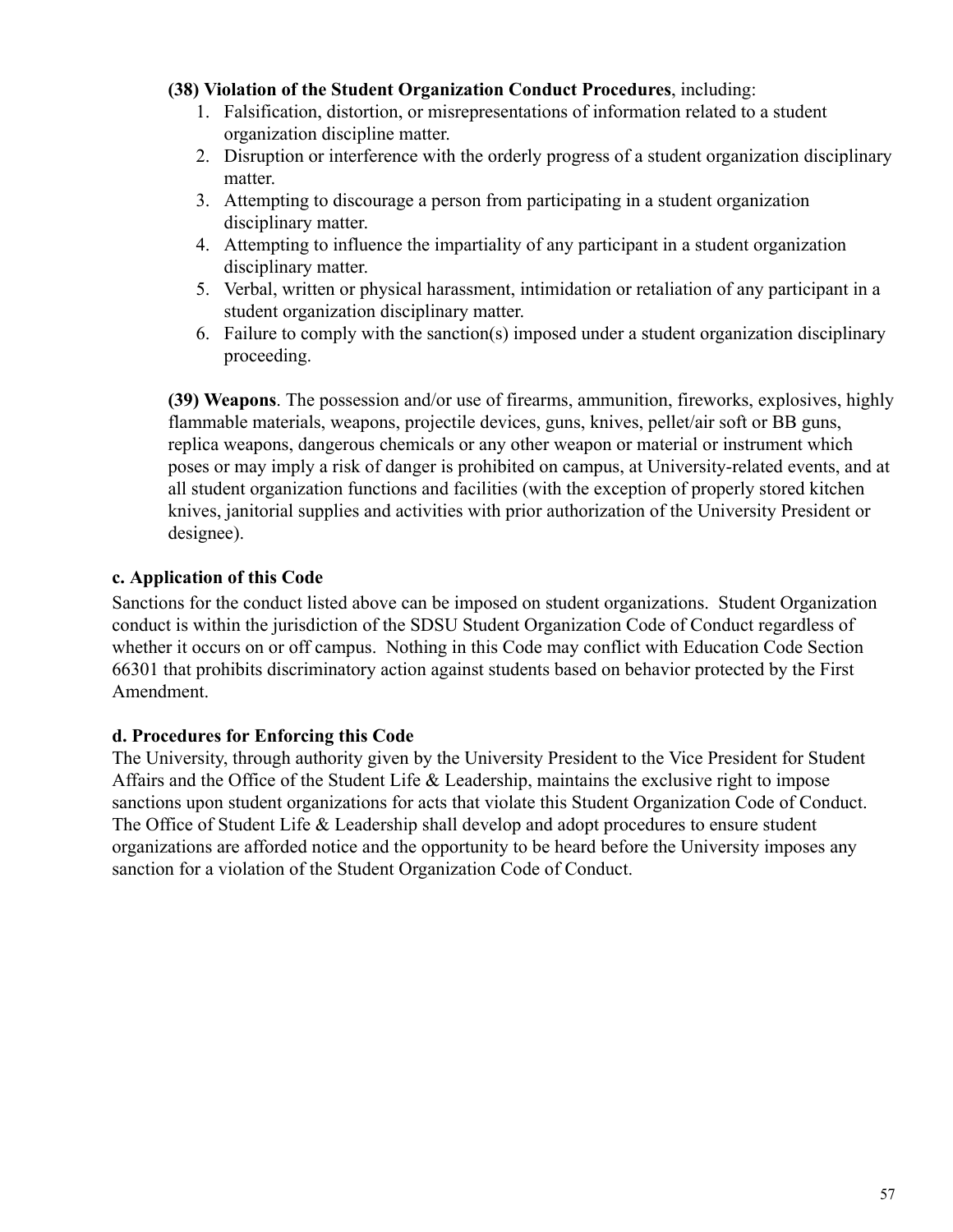**(38) Violation of the Student Organization Conduct Procedures**, including:

1. Falsification, distortion, or misrepresentations of information related to a student organization discipline matter.
2. Disruption or interference with the orderly progress of a student organization disciplinary matter.
3. Attempting to discourage a person from participating in a student organization disciplinary matter.
4. Attempting to influence the impartiality of any participant in a student organization disciplinary matter.
5. Verbal, written or physical harassment, intimidation or retaliation of any participant in a student organization disciplinary matter.
6. Failure to comply with the sanction(s) imposed under a student organization disciplinary proceeding.

**(39) Weapons**. The possession and/or use of firearms, ammunition, fireworks, explosives, highly flammable materials, weapons, projectile devices, guns, knives, pellet/air soft or BB guns, replica weapons, dangerous chemicals or any other weapon or material or instrument which poses or may imply a risk of danger is prohibited on campus, at University-related events, and at all student organization functions and facilities (with the exception of properly stored kitchen knives, janitorial supplies and activities with prior authorization of the University President or designee).

### c. Application of this Code

Sanctions for the conduct listed above can be imposed on student organizations. Student Organization conduct is within the jurisdiction of the SDSU Student Organization Code of Conduct regardless of whether it occurs on or off campus. Nothing in this Code may conflict with Education Code Section 66301 that prohibits discriminatory action against students based on behavior protected by the First Amendment.

### d. Procedures for Enforcing this Code

The University, through authority given by the University President to the Vice President for Student Affairs and the Office of the Student Life & Leadership, maintains the exclusive right to impose sanctions upon student organizations for acts that violate this Student Organization Code of Conduct. The Office of Student Life & Leadership shall develop and adopt procedures to ensure student organizations are afforded notice and the opportunity to be heard before the University imposes any sanction for a violation of the Student Organization Code of Conduct.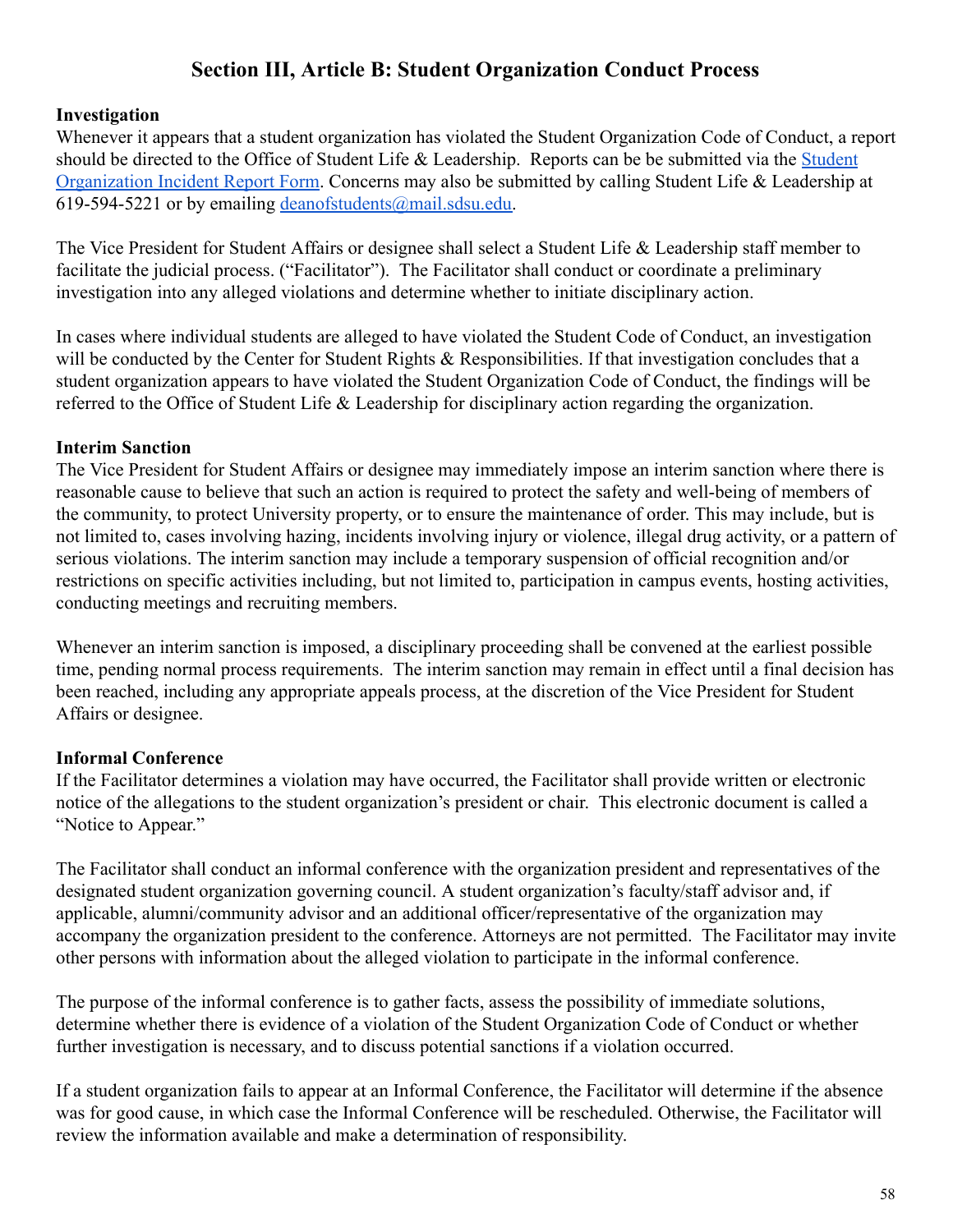## Section III, Article B: Student Organization Conduct Process

**Investigation**

Whenever it appears that a student organization has violated the Student Organization Code of Conduct, a report should be directed to the Office of Student Life & Leadership. Reports can be be submitted via the [Student Organization Incident Report Form](). Concerns may also be submitted by calling Student Life & Leadership at 619-594-5221 or by emailing [deanofstudents@mail.sdsu.edu](mailto:deanofstudents@mail.sdsu.edu).

The Vice President for Student Affairs or designee shall select a Student Life & Leadership staff member to facilitate the judicial process. ("Facilitator"). The Facilitator shall conduct or coordinate a preliminary investigation into any alleged violations and determine whether to initiate disciplinary action.

In cases where individual students are alleged to have violated the Student Code of Conduct, an investigation will be conducted by the Center for Student Rights & Responsibilities. If that investigation concludes that a student organization appears to have violated the Student Organization Code of Conduct, the findings will be referred to the Office of Student Life & Leadership for disciplinary action regarding the organization.

**Interim Sanction**

The Vice President for Student Affairs or designee may immediately impose an interim sanction where there is reasonable cause to believe that such an action is required to protect the safety and well-being of members of the community, to protect University property, or to ensure the maintenance of order. This may include, but is not limited to, cases involving hazing, incidents involving injury or violence, illegal drug activity, or a pattern of serious violations. The interim sanction may include a temporary suspension of official recognition and/or restrictions on specific activities including, but not limited to, participation in campus events, hosting activities, conducting meetings and recruiting members.

Whenever an interim sanction is imposed, a disciplinary proceeding shall be convened at the earliest possible time, pending normal process requirements. The interim sanction may remain in effect until a final decision has been reached, including any appropriate appeals process, at the discretion of the Vice President for Student Affairs or designee.

**Informal Conference**

If the Facilitator determines a violation may have occurred, the Facilitator shall provide written or electronic notice of the allegations to the student organization's president or chair. This electronic document is called a "Notice to Appear."

The Facilitator shall conduct an informal conference with the organization president and representatives of the designated student organization governing council. A student organization's faculty/staff advisor and, if applicable, alumni/community advisor and an additional officer/representative of the organization may accompany the organization president to the conference. Attorneys are not permitted. The Facilitator may invite other persons with information about the alleged violation to participate in the informal conference.

The purpose of the informal conference is to gather facts, assess the possibility of immediate solutions, determine whether there is evidence of a violation of the Student Organization Code of Conduct or whether further investigation is necessary, and to discuss potential sanctions if a violation occurred.

If a student organization fails to appear at an Informal Conference, the Facilitator will determine if the absence was for good cause, in which case the Informal Conference will be rescheduled. Otherwise, the Facilitator will review the information available and make a determination of responsibility.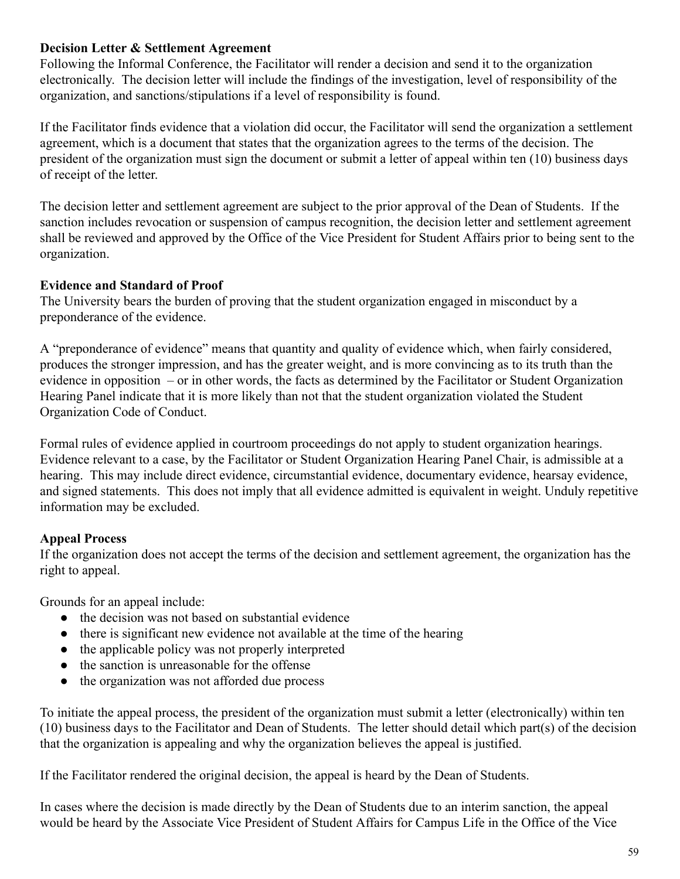### Decision Letter & Settlement Agreement

Following the Informal Conference, the Facilitator will render a decision and send it to the organization electronically. The decision letter will include the findings of the investigation, level of responsibility of the organization, and sanctions/stipulations if a level of responsibility is found.

If the Facilitator finds evidence that a violation did occur, the Facilitator will send the organization a settlement agreement, which is a document that states that the organization agrees to the terms of the decision. The president of the organization must sign the document or submit a letter of appeal within ten (10) business days of receipt of the letter.

The decision letter and settlement agreement are subject to the prior approval of the Dean of Students. If the sanction includes revocation or suspension of campus recognition, the decision letter and settlement agreement shall be reviewed and approved by the Office of the Vice President for Student Affairs prior to being sent to the organization.

### Evidence and Standard of Proof

The University bears the burden of proving that the student organization engaged in misconduct by a preponderance of the evidence.

A "preponderance of evidence" means that quantity and quality of evidence which, when fairly considered, produces the stronger impression, and has the greater weight, and is more convincing as to its truth than the evidence in opposition – or in other words, the facts as determined by the Facilitator or Student Organization Hearing Panel indicate that it is more likely than not that the student organization violated the Student Organization Code of Conduct.

Formal rules of evidence applied in courtroom proceedings do not apply to student organization hearings. Evidence relevant to a case, by the Facilitator or Student Organization Hearing Panel Chair, is admissible at a hearing. This may include direct evidence, circumstantial evidence, documentary evidence, hearsay evidence, and signed statements. This does not imply that all evidence admitted is equivalent in weight. Unduly repetitive information may be excluded.

### Appeal Process

If the organization does not accept the terms of the decision and settlement agreement, the organization has the right to appeal.

Grounds for an appeal include:

- the decision was not based on substantial evidence
- there is significant new evidence not available at the time of the hearing
- the applicable policy was not properly interpreted
- the sanction is unreasonable for the offense
- the organization was not afforded due process

To initiate the appeal process, the president of the organization must submit a letter (electronically) within ten (10) business days to the Facilitator and Dean of Students. The letter should detail which part(s) of the decision that the organization is appealing and why the organization believes the appeal is justified.

If the Facilitator rendered the original decision, the appeal is heard by the Dean of Students.

In cases where the decision is made directly by the Dean of Students due to an interim sanction, the appeal would be heard by the Associate Vice President of Student Affairs for Campus Life in the Office of the Vice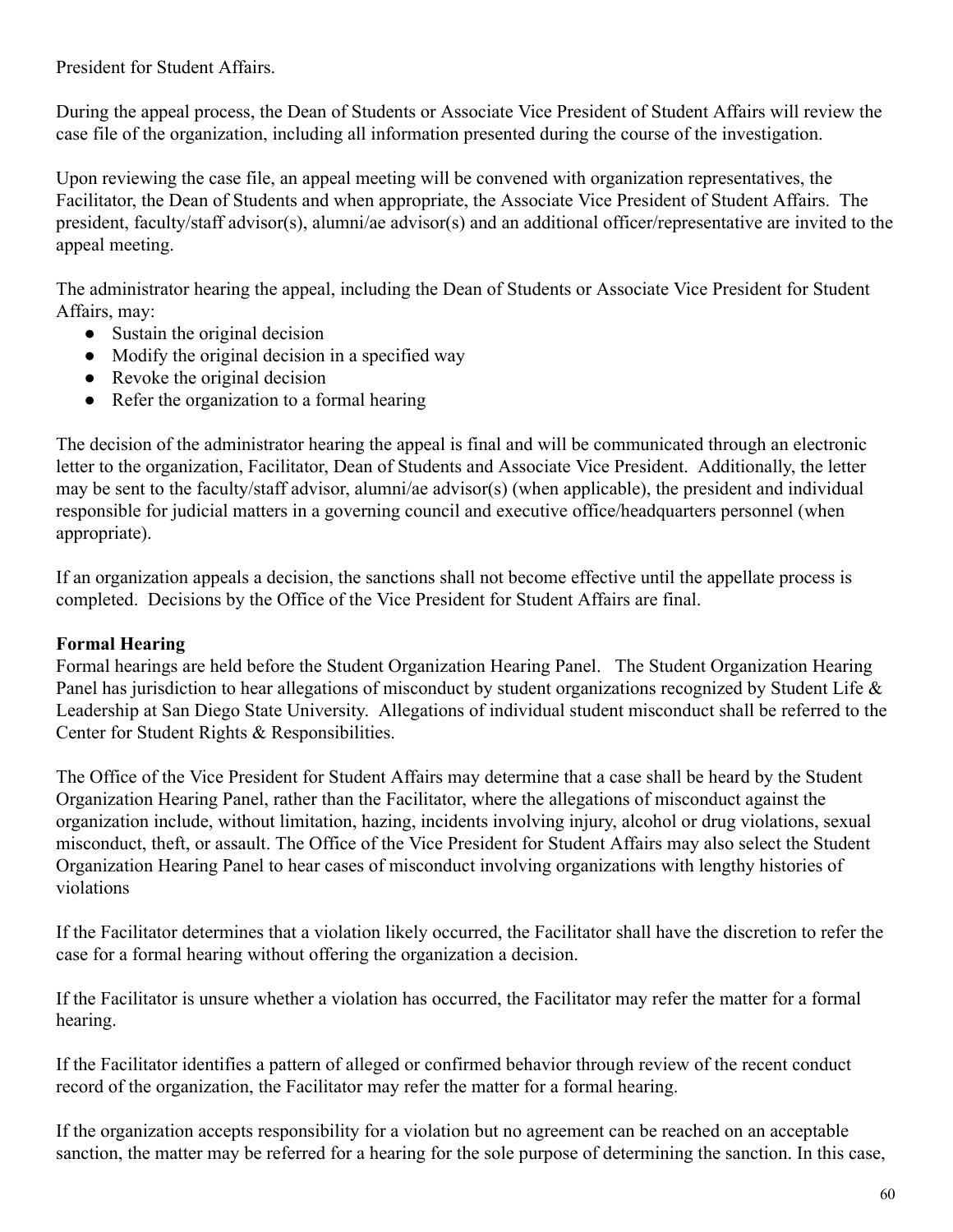President for Student Affairs.

During the appeal process, the Dean of Students or Associate Vice President of Student Affairs will review the case file of the organization, including all information presented during the course of the investigation.

Upon reviewing the case file, an appeal meeting will be convened with organization representatives, the Facilitator, the Dean of Students and when appropriate, the Associate Vice President of Student Affairs. The president, faculty/staff advisor(s), alumni/ae advisor(s) and an additional officer/representative are invited to the appeal meeting.

The administrator hearing the appeal, including the Dean of Students or Associate Vice President for Student Affairs, may:

- Sustain the original decision
- Modify the original decision in a specified way
- Revoke the original decision
- Refer the organization to a formal hearing

The decision of the administrator hearing the appeal is final and will be communicated through an electronic letter to the organization, Facilitator, Dean of Students and Associate Vice President. Additionally, the letter may be sent to the faculty/staff advisor, alumni/ae advisor(s) (when applicable), the president and individual responsible for judicial matters in a governing council and executive office/headquarters personnel (when appropriate).

If an organization appeals a decision, the sanctions shall not become effective until the appellate process is completed. Decisions by the Office of the Vice President for Student Affairs are final.

**Formal Hearing**

Formal hearings are held before the Student Organization Hearing Panel. The Student Organization Hearing Panel has jurisdiction to hear allegations of misconduct by student organizations recognized by Student Life & Leadership at San Diego State University. Allegations of individual student misconduct shall be referred to the Center for Student Rights & Responsibilities.

The Office of the Vice President for Student Affairs may determine that a case shall be heard by the Student Organization Hearing Panel, rather than the Facilitator, where the allegations of misconduct against the organization include, without limitation, hazing, incidents involving injury, alcohol or drug violations, sexual misconduct, theft, or assault. The Office of the Vice President for Student Affairs may also select the Student Organization Hearing Panel to hear cases of misconduct involving organizations with lengthy histories of violations

If the Facilitator determines that a violation likely occurred, the Facilitator shall have the discretion to refer the case for a formal hearing without offering the organization a decision.

If the Facilitator is unsure whether a violation has occurred, the Facilitator may refer the matter for a formal hearing.

If the Facilitator identifies a pattern of alleged or confirmed behavior through review of the recent conduct record of the organization, the Facilitator may refer the matter for a formal hearing.

If the organization accepts responsibility for a violation but no agreement can be reached on an acceptable sanction, the matter may be referred for a hearing for the sole purpose of determining the sanction. In this case,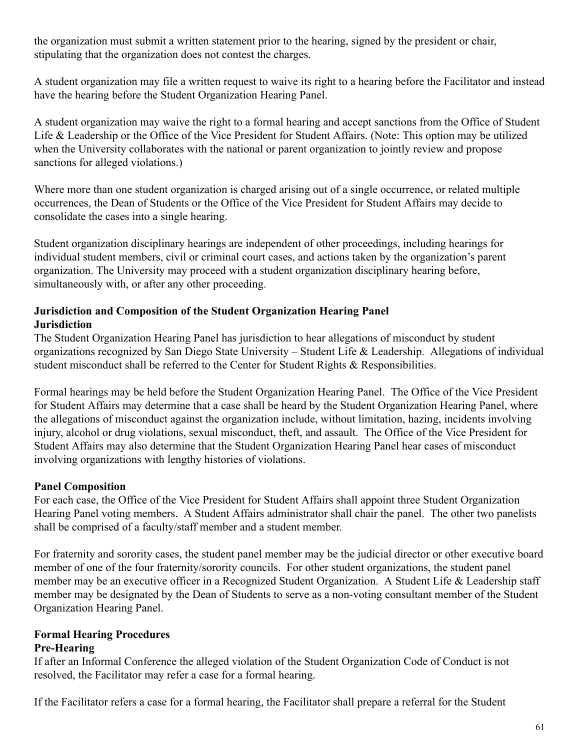the organization must submit a written statement prior to the hearing, signed by the president or chair, stipulating that the organization does not contest the charges.

A student organization may file a written request to waive its right to a hearing before the Facilitator and instead have the hearing before the Student Organization Hearing Panel.

A student organization may waive the right to a formal hearing and accept sanctions from the Office of Student Life & Leadership or the Office of the Vice President for Student Affairs. (Note: This option may be utilized when the University collaborates with the national or parent organization to jointly review and propose sanctions for alleged violations.)

Where more than one student organization is charged arising out of a single occurrence, or related multiple occurrences, the Dean of Students or the Office of the Vice President for Student Affairs may decide to consolidate the cases into a single hearing.

Student organization disciplinary hearings are independent of other proceedings, including hearings for individual student members, civil or criminal court cases, and actions taken by the organization's parent organization. The University may proceed with a student organization disciplinary hearing before, simultaneously with, or after any other proceeding.

**Jurisdiction and Composition of the Student Organization Hearing Panel**
**Jurisdiction**

The Student Organization Hearing Panel has jurisdiction to hear allegations of misconduct by student organizations recognized by San Diego State University – Student Life & Leadership. Allegations of individual student misconduct shall be referred to the Center for Student Rights & Responsibilities.

Formal hearings may be held before the Student Organization Hearing Panel. The Office of the Vice President for Student Affairs may determine that a case shall be heard by the Student Organization Hearing Panel, where the allegations of misconduct against the organization include, without limitation, hazing, incidents involving injury, alcohol or drug violations, sexual misconduct, theft, and assault. The Office of the Vice President for Student Affairs may also determine that the Student Organization Hearing Panel hear cases of misconduct involving organizations with lengthy histories of violations.

**Panel Composition**

For each case, the Office of the Vice President for Student Affairs shall appoint three Student Organization Hearing Panel voting members. A Student Affairs administrator shall chair the panel. The other two panelists shall be comprised of a faculty/staff member and a student member.

For fraternity and sorority cases, the student panel member may be the judicial director or other executive board member of one of the four fraternity/sorority councils. For other student organizations, the student panel member may be an executive officer in a Recognized Student Organization. A Student Life & Leadership staff member may be designated by the Dean of Students to serve as a non-voting consultant member of the Student Organization Hearing Panel.

**Formal Hearing Procedures**
**Pre-Hearing**

If after an Informal Conference the alleged violation of the Student Organization Code of Conduct is not resolved, the Facilitator may refer a case for a formal hearing.

If the Facilitator refers a case for a formal hearing, the Facilitator shall prepare a referral for the Student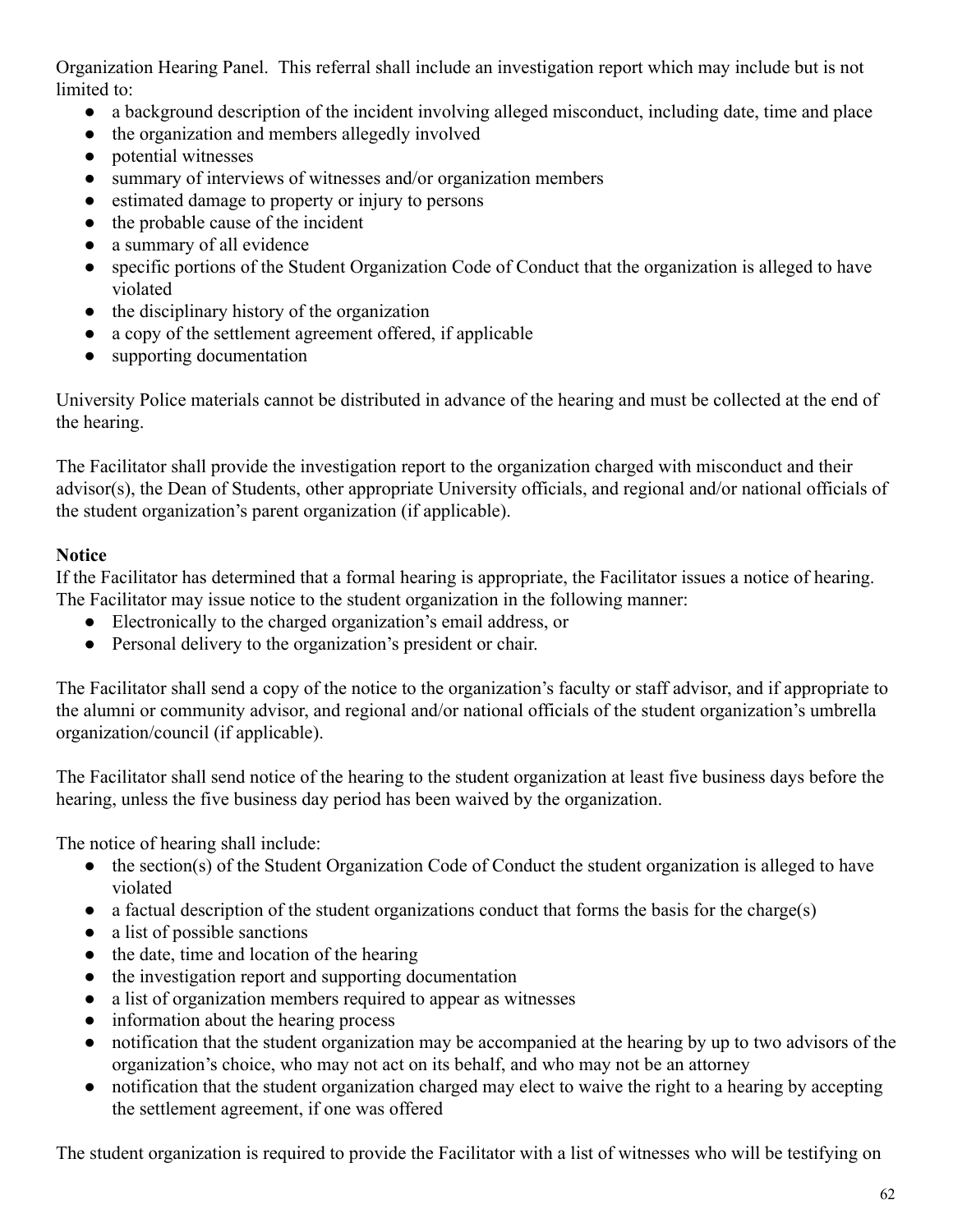Organization Hearing Panel. This referral shall include an investigation report which may include but is not limited to:

- a background description of the incident involving alleged misconduct, including date, time and place
- the organization and members allegedly involved
- potential witnesses
- summary of interviews of witnesses and/or organization members
- estimated damage to property or injury to persons
- the probable cause of the incident
- a summary of all evidence
- specific portions of the Student Organization Code of Conduct that the organization is alleged to have violated
- the disciplinary history of the organization
- a copy of the settlement agreement offered, if applicable
- supporting documentation

University Police materials cannot be distributed in advance of the hearing and must be collected at the end of the hearing.

The Facilitator shall provide the investigation report to the organization charged with misconduct and their advisor(s), the Dean of Students, other appropriate University officials, and regional and/or national officials of the student organization's parent organization (if applicable).

**Notice**

If the Facilitator has determined that a formal hearing is appropriate, the Facilitator issues a notice of hearing. The Facilitator may issue notice to the student organization in the following manner:

- Electronically to the charged organization's email address, or
- Personal delivery to the organization's president or chair.

The Facilitator shall send a copy of the notice to the organization's faculty or staff advisor, and if appropriate to the alumni or community advisor, and regional and/or national officials of the student organization's umbrella organization/council (if applicable).

The Facilitator shall send notice of the hearing to the student organization at least five business days before the hearing, unless the five business day period has been waived by the organization.

The notice of hearing shall include:

- the section(s) of the Student Organization Code of Conduct the student organization is alleged to have violated
- a factual description of the student organizations conduct that forms the basis for the charge(s)
- a list of possible sanctions
- the date, time and location of the hearing
- the investigation report and supporting documentation
- a list of organization members required to appear as witnesses
- information about the hearing process
- notification that the student organization may be accompanied at the hearing by up to two advisors of the organization's choice, who may not act on its behalf, and who may not be an attorney
- notification that the student organization charged may elect to waive the right to a hearing by accepting the settlement agreement, if one was offered

The student organization is required to provide the Facilitator with a list of witnesses who will be testifying on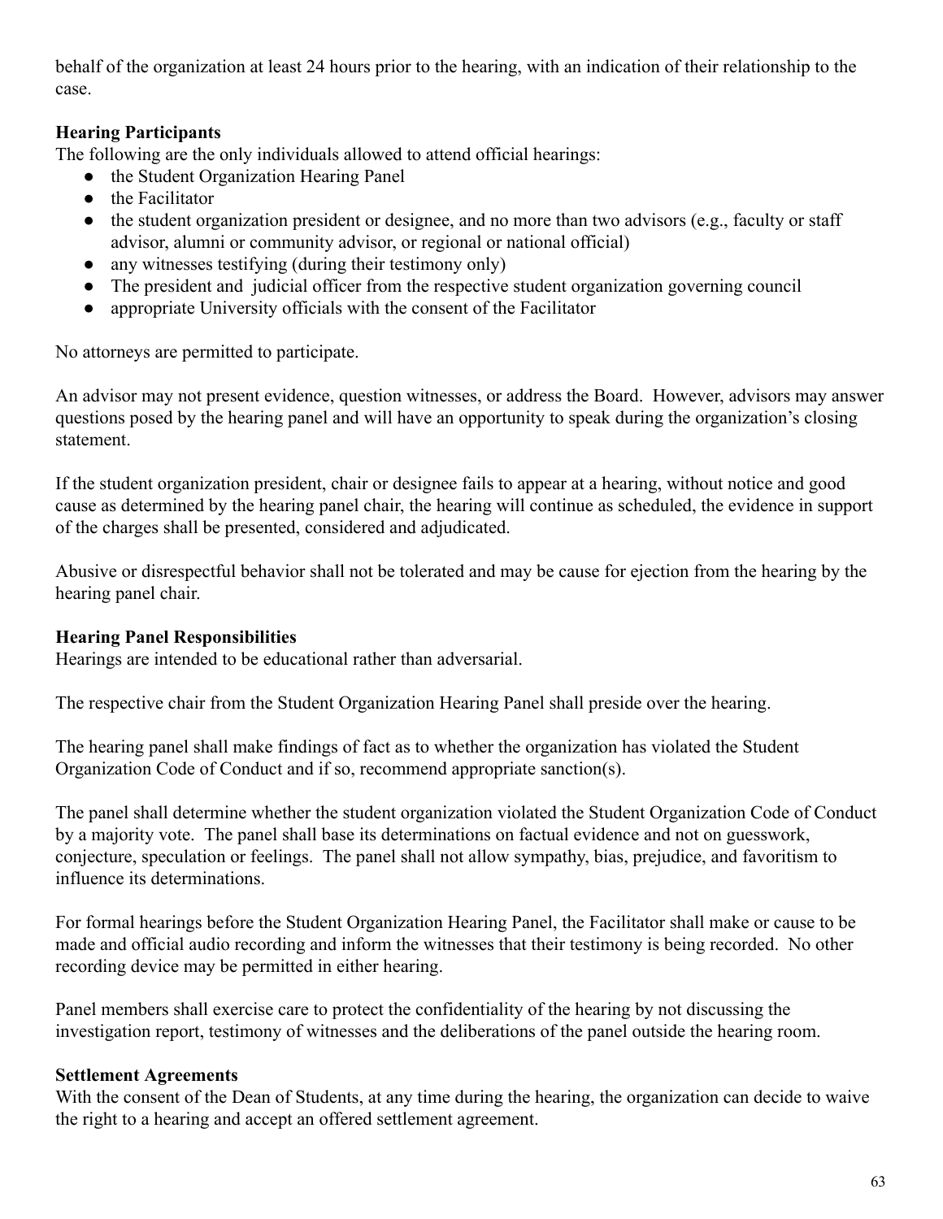behalf of the organization at least 24 hours prior to the hearing, with an indication of their relationship to the case.

**Hearing Participants**

The following are the only individuals allowed to attend official hearings:

- the Student Organization Hearing Panel
- the Facilitator
- the student organization president or designee, and no more than two advisors (e.g., faculty or staff advisor, alumni or community advisor, or regional or national official)
- any witnesses testifying (during their testimony only)
- The president and judicial officer from the respective student organization governing council
- appropriate University officials with the consent of the Facilitator

No attorneys are permitted to participate.

An advisor may not present evidence, question witnesses, or address the Board. However, advisors may answer questions posed by the hearing panel and will have an opportunity to speak during the organization's closing statement.

If the student organization president, chair or designee fails to appear at a hearing, without notice and good cause as determined by the hearing panel chair, the hearing will continue as scheduled, the evidence in support of the charges shall be presented, considered and adjudicated.

Abusive or disrespectful behavior shall not be tolerated and may be cause for ejection from the hearing by the hearing panel chair.

**Hearing Panel Responsibilities**

Hearings are intended to be educational rather than adversarial.

The respective chair from the Student Organization Hearing Panel shall preside over the hearing.

The hearing panel shall make findings of fact as to whether the organization has violated the Student Organization Code of Conduct and if so, recommend appropriate sanction(s).

The panel shall determine whether the student organization violated the Student Organization Code of Conduct by a majority vote. The panel shall base its determinations on factual evidence and not on guesswork, conjecture, speculation or feelings. The panel shall not allow sympathy, bias, prejudice, and favoritism to influence its determinations.

For formal hearings before the Student Organization Hearing Panel, the Facilitator shall make or cause to be made and official audio recording and inform the witnesses that their testimony is being recorded. No other recording device may be permitted in either hearing.

Panel members shall exercise care to protect the confidentiality of the hearing by not discussing the investigation report, testimony of witnesses and the deliberations of the panel outside the hearing room.

**Settlement Agreements**

With the consent of the Dean of Students, at any time during the hearing, the organization can decide to waive the right to a hearing and accept an offered settlement agreement.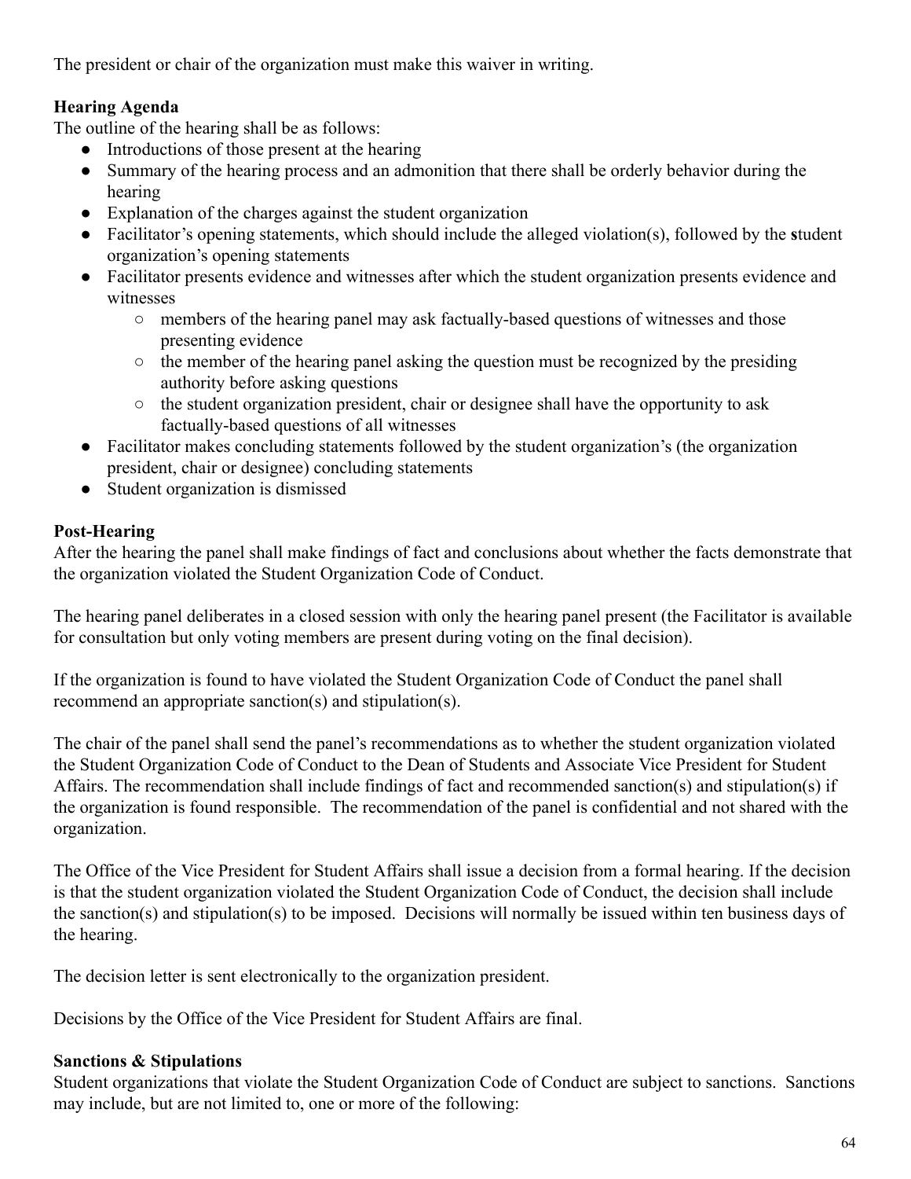The president or chair of the organization must make this waiver in writing.

**Hearing Agenda**

The outline of the hearing shall be as follows:

- Introductions of those present at the hearing
- Summary of the hearing process and an admonition that there shall be orderly behavior during the hearing
- Explanation of the charges against the student organization
- Facilitator's opening statements, which should include the alleged violation(s), followed by the student organization's opening statements
- Facilitator presents evidence and witnesses after which the student organization presents evidence and witnesses
  - members of the hearing panel may ask factually-based questions of witnesses and those presenting evidence
  - the member of the hearing panel asking the question must be recognized by the presiding authority before asking questions
  - the student organization president, chair or designee shall have the opportunity to ask factually-based questions of all witnesses
- Facilitator makes concluding statements followed by the student organization's (the organization president, chair or designee) concluding statements
- Student organization is dismissed

**Post-Hearing**

After the hearing the panel shall make findings of fact and conclusions about whether the facts demonstrate that the organization violated the Student Organization Code of Conduct.

The hearing panel deliberates in a closed session with only the hearing panel present (the Facilitator is available for consultation but only voting members are present during voting on the final decision).

If the organization is found to have violated the Student Organization Code of Conduct the panel shall recommend an appropriate sanction(s) and stipulation(s).

The chair of the panel shall send the panel's recommendations as to whether the student organization violated the Student Organization Code of Conduct to the Dean of Students and Associate Vice President for Student Affairs. The recommendation shall include findings of fact and recommended sanction(s) and stipulation(s) if the organization is found responsible. The recommendation of the panel is confidential and not shared with the organization.

The Office of the Vice President for Student Affairs shall issue a decision from a formal hearing. If the decision is that the student organization violated the Student Organization Code of Conduct, the decision shall include the sanction(s) and stipulation(s) to be imposed. Decisions will normally be issued within ten business days of the hearing.

The decision letter is sent electronically to the organization president.

Decisions by the Office of the Vice President for Student Affairs are final.

**Sanctions & Stipulations**

Student organizations that violate the Student Organization Code of Conduct are subject to sanctions. Sanctions may include, but are not limited to, one or more of the following: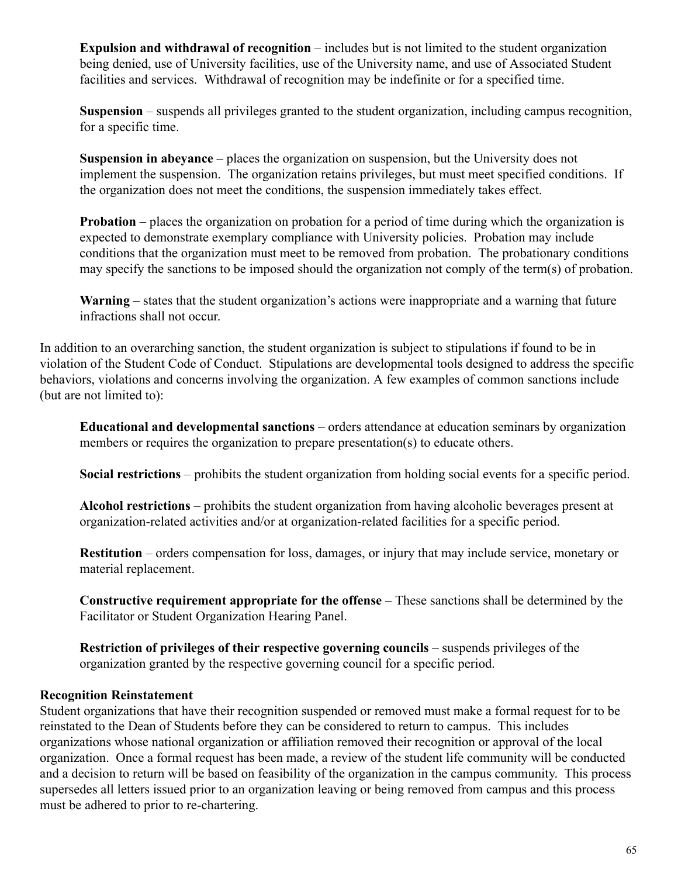**Expulsion and withdrawal of recognition** – includes but is not limited to the student organization being denied, use of University facilities, use of the University name, and use of Associated Student facilities and services. Withdrawal of recognition may be indefinite or for a specified time.

**Suspension** – suspends all privileges granted to the student organization, including campus recognition, for a specific time.

**Suspension in abeyance** – places the organization on suspension, but the University does not implement the suspension. The organization retains privileges, but must meet specified conditions. If the organization does not meet the conditions, the suspension immediately takes effect.

**Probation** – places the organization on probation for a period of time during which the organization is expected to demonstrate exemplary compliance with University policies. Probation may include conditions that the organization must meet to be removed from probation. The probationary conditions may specify the sanctions to be imposed should the organization not comply of the term(s) of probation.

**Warning** – states that the student organization's actions were inappropriate and a warning that future infractions shall not occur.

In addition to an overarching sanction, the student organization is subject to stipulations if found to be in violation of the Student Code of Conduct. Stipulations are developmental tools designed to address the specific behaviors, violations and concerns involving the organization. A few examples of common sanctions include (but are not limited to):

**Educational and developmental sanctions** – orders attendance at education seminars by organization members or requires the organization to prepare presentation(s) to educate others.

**Social restrictions** – prohibits the student organization from holding social events for a specific period.

**Alcohol restrictions** – prohibits the student organization from having alcoholic beverages present at organization-related activities and/or at organization-related facilities for a specific period.

**Restitution** – orders compensation for loss, damages, or injury that may include service, monetary or material replacement.

**Constructive requirement appropriate for the offense** – These sanctions shall be determined by the Facilitator or Student Organization Hearing Panel.

**Restriction of privileges of their respective governing councils** – suspends privileges of the organization granted by the respective governing council for a specific period.

**Recognition Reinstatement**

Student organizations that have their recognition suspended or removed must make a formal request for to be reinstated to the Dean of Students before they can be considered to return to campus. This includes organizations whose national organization or affiliation removed their recognition or approval of the local organization. Once a formal request has been made, a review of the student life community will be conducted and a decision to return will be based on feasibility of the organization in the campus community. This process supersedes all letters issued prior to an organization leaving or being removed from campus and this process must be adhered to prior to re-chartering.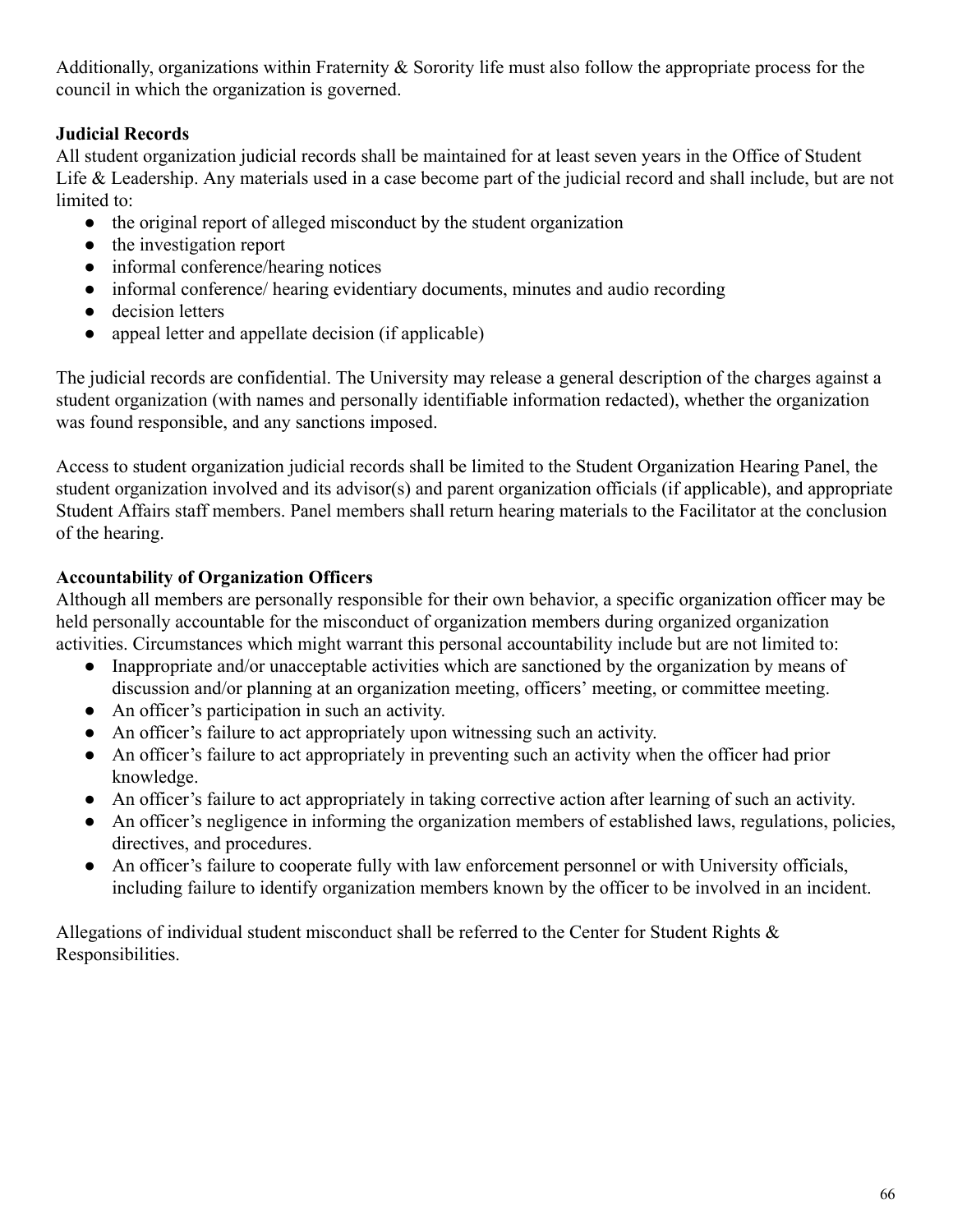Additionally, organizations within Fraternity & Sorority life must also follow the appropriate process for the council in which the organization is governed.

**Judicial Records**

All student organization judicial records shall be maintained for at least seven years in the Office of Student Life & Leadership. Any materials used in a case become part of the judicial record and shall include, but are not limited to:

- the original report of alleged misconduct by the student organization
- the investigation report
- informal conference/hearing notices
- informal conference/ hearing evidentiary documents, minutes and audio recording
- decision letters
- appeal letter and appellate decision (if applicable)

The judicial records are confidential. The University may release a general description of the charges against a student organization (with names and personally identifiable information redacted), whether the organization was found responsible, and any sanctions imposed.

Access to student organization judicial records shall be limited to the Student Organization Hearing Panel, the student organization involved and its advisor(s) and parent organization officials (if applicable), and appropriate Student Affairs staff members. Panel members shall return hearing materials to the Facilitator at the conclusion of the hearing.

**Accountability of Organization Officers**

Although all members are personally responsible for their own behavior, a specific organization officer may be held personally accountable for the misconduct of organization members during organized organization activities. Circumstances which might warrant this personal accountability include but are not limited to:

- Inappropriate and/or unacceptable activities which are sanctioned by the organization by means of discussion and/or planning at an organization meeting, officers' meeting, or committee meeting.
- An officer's participation in such an activity.
- An officer's failure to act appropriately upon witnessing such an activity.
- An officer's failure to act appropriately in preventing such an activity when the officer had prior knowledge.
- An officer's failure to act appropriately in taking corrective action after learning of such an activity.
- An officer's negligence in informing the organization members of established laws, regulations, policies, directives, and procedures.
- An officer's failure to cooperate fully with law enforcement personnel or with University officials, including failure to identify organization members known by the officer to be involved in an incident.

Allegations of individual student misconduct shall be referred to the Center for Student Rights & Responsibilities.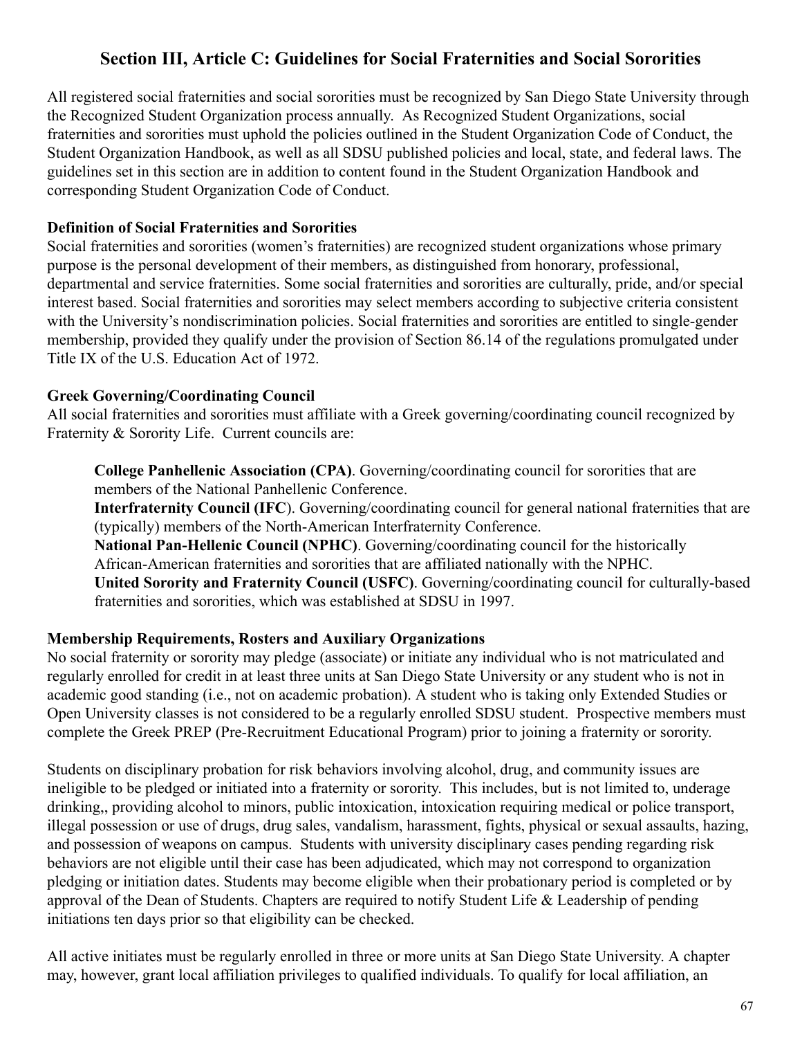## Section III, Article C: Guidelines for Social Fraternities and Social Sororities

All registered social fraternities and social sororities must be recognized by San Diego State University through the Recognized Student Organization process annually. As Recognized Student Organizations, social fraternities and sororities must uphold the policies outlined in the Student Organization Code of Conduct, the Student Organization Handbook, as well as all SDSU published policies and local, state, and federal laws. The guidelines set in this section are in addition to content found in the Student Organization Handbook and corresponding Student Organization Code of Conduct.

**Definition of Social Fraternities and Sororities**

Social fraternities and sororities (women's fraternities) are recognized student organizations whose primary purpose is the personal development of their members, as distinguished from honorary, professional, departmental and service fraternities. Some social fraternities and sororities are culturally, pride, and/or special interest based. Social fraternities and sororities may select members according to subjective criteria consistent with the University's nondiscrimination policies. Social fraternities and sororities are entitled to single-gender membership, provided they qualify under the provision of Section 86.14 of the regulations promulgated under Title IX of the U.S. Education Act of 1972.

**Greek Governing/Coordinating Council**

All social fraternities and sororities must affiliate with a Greek governing/coordinating council recognized by Fraternity & Sorority Life. Current councils are:

**College Panhellenic Association (CPA)**. Governing/coordinating council for sororities that are members of the National Panhellenic Conference.
**Interfraternity Council (IFC**). Governing/coordinating council for general national fraternities that are (typically) members of the North-American Interfraternity Conference.
**National Pan-Hellenic Council (NPHC)**. Governing/coordinating council for the historically African-American fraternities and sororities that are affiliated nationally with the NPHC.
**United Sorority and Fraternity Council (USFC)**. Governing/coordinating council for culturally-based fraternities and sororities, which was established at SDSU in 1997.

**Membership Requirements, Rosters and Auxiliary Organizations**

No social fraternity or sorority may pledge (associate) or initiate any individual who is not matriculated and regularly enrolled for credit in at least three units at San Diego State University or any student who is not in academic good standing (i.e., not on academic probation). A student who is taking only Extended Studies or Open University classes is not considered to be a regularly enrolled SDSU student. Prospective members must complete the Greek PREP (Pre-Recruitment Educational Program) prior to joining a fraternity or sorority.

Students on disciplinary probation for risk behaviors involving alcohol, drug, and community issues are ineligible to be pledged or initiated into a fraternity or sorority. This includes, but is not limited to, underage drinking,, providing alcohol to minors, public intoxication, intoxication requiring medical or police transport, illegal possession or use of drugs, drug sales, vandalism, harassment, fights, physical or sexual assaults, hazing, and possession of weapons on campus. Students with university disciplinary cases pending regarding risk behaviors are not eligible until their case has been adjudicated, which may not correspond to organization pledging or initiation dates. Students may become eligible when their probationary period is completed or by approval of the Dean of Students. Chapters are required to notify Student Life & Leadership of pending initiations ten days prior so that eligibility can be checked.

All active initiates must be regularly enrolled in three or more units at San Diego State University. A chapter may, however, grant local affiliation privileges to qualified individuals. To qualify for local affiliation, an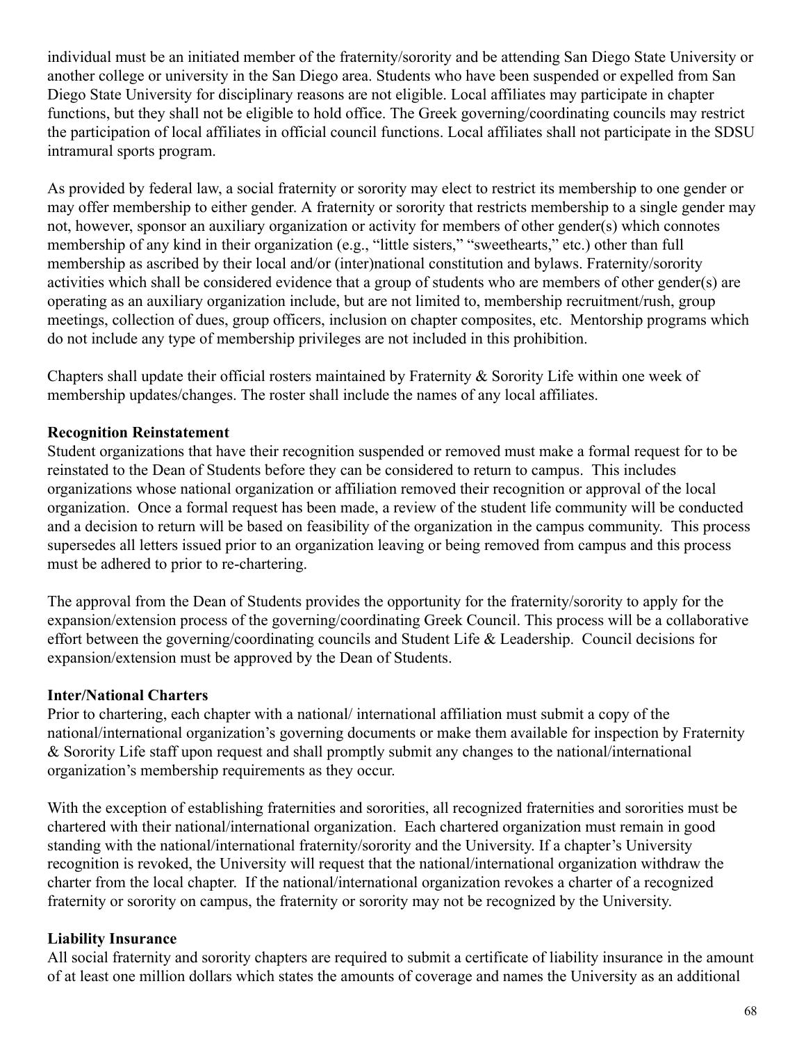individual must be an initiated member of the fraternity/sorority and be attending San Diego State University or another college or university in the San Diego area. Students who have been suspended or expelled from San Diego State University for disciplinary reasons are not eligible. Local affiliates may participate in chapter functions, but they shall not be eligible to hold office. The Greek governing/coordinating councils may restrict the participation of local affiliates in official council functions. Local affiliates shall not participate in the SDSU intramural sports program.

As provided by federal law, a social fraternity or sorority may elect to restrict its membership to one gender or may offer membership to either gender. A fraternity or sorority that restricts membership to a single gender may not, however, sponsor an auxiliary organization or activity for members of other gender(s) which connotes membership of any kind in their organization (e.g., "little sisters," "sweethearts," etc.) other than full membership as ascribed by their local and/or (inter)national constitution and bylaws. Fraternity/sorority activities which shall be considered evidence that a group of students who are members of other gender(s) are operating as an auxiliary organization include, but are not limited to, membership recruitment/rush, group meetings, collection of dues, group officers, inclusion on chapter composites, etc. Mentorship programs which do not include any type of membership privileges are not included in this prohibition.

Chapters shall update their official rosters maintained by Fraternity & Sorority Life within one week of membership updates/changes. The roster shall include the names of any local affiliates.

**Recognition Reinstatement**

Student organizations that have their recognition suspended or removed must make a formal request for to be reinstated to the Dean of Students before they can be considered to return to campus. This includes organizations whose national organization or affiliation removed their recognition or approval of the local organization. Once a formal request has been made, a review of the student life community will be conducted and a decision to return will be based on feasibility of the organization in the campus community. This process supersedes all letters issued prior to an organization leaving or being removed from campus and this process must be adhered to prior to re-chartering.

The approval from the Dean of Students provides the opportunity for the fraternity/sorority to apply for the expansion/extension process of the governing/coordinating Greek Council. This process will be a collaborative effort between the governing/coordinating councils and Student Life & Leadership. Council decisions for expansion/extension must be approved by the Dean of Students.

**Inter/National Charters**

Prior to chartering, each chapter with a national/ international affiliation must submit a copy of the national/international organization's governing documents or make them available for inspection by Fraternity & Sorority Life staff upon request and shall promptly submit any changes to the national/international organization's membership requirements as they occur.

With the exception of establishing fraternities and sororities, all recognized fraternities and sororities must be chartered with their national/international organization. Each chartered organization must remain in good standing with the national/international fraternity/sorority and the University. If a chapter's University recognition is revoked, the University will request that the national/international organization withdraw the charter from the local chapter. If the national/international organization revokes a charter of a recognized fraternity or sorority on campus, the fraternity or sorority may not be recognized by the University.

**Liability Insurance**

All social fraternity and sorority chapters are required to submit a certificate of liability insurance in the amount of at least one million dollars which states the amounts of coverage and names the University as an additional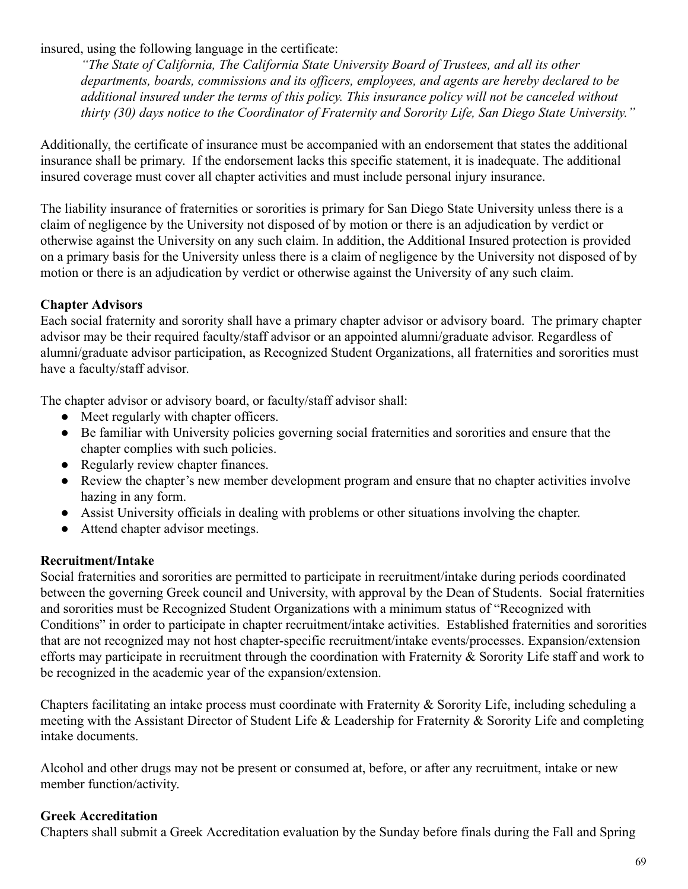insured, using the following language in the certificate:

> *"The State of California, The California State University Board of Trustees, and all its other departments, boards, commissions and its officers, employees, and agents are hereby declared to be additional insured under the terms of this policy. This insurance policy will not be canceled without thirty (30) days notice to the Coordinator of Fraternity and Sorority Life, San Diego State University."*

Additionally, the certificate of insurance must be accompanied with an endorsement that states the additional insurance shall be primary. If the endorsement lacks this specific statement, it is inadequate. The additional insured coverage must cover all chapter activities and must include personal injury insurance.

The liability insurance of fraternities or sororities is primary for San Diego State University unless there is a claim of negligence by the University not disposed of by motion or there is an adjudication by verdict or otherwise against the University on any such claim. In addition, the Additional Insured protection is provided on a primary basis for the University unless there is a claim of negligence by the University not disposed of by motion or there is an adjudication by verdict or otherwise against the University of any such claim.

**Chapter Advisors**

Each social fraternity and sorority shall have a primary chapter advisor or advisory board. The primary chapter advisor may be their required faculty/staff advisor or an appointed alumni/graduate advisor. Regardless of alumni/graduate advisor participation, as Recognized Student Organizations, all fraternities and sororities must have a faculty/staff advisor.

The chapter advisor or advisory board, or faculty/staff advisor shall:

- Meet regularly with chapter officers.
- Be familiar with University policies governing social fraternities and sororities and ensure that the chapter complies with such policies.
- Regularly review chapter finances.
- Review the chapter's new member development program and ensure that no chapter activities involve hazing in any form.
- Assist University officials in dealing with problems or other situations involving the chapter.
- Attend chapter advisor meetings.

**Recruitment/Intake**

Social fraternities and sororities are permitted to participate in recruitment/intake during periods coordinated between the governing Greek council and University, with approval by the Dean of Students. Social fraternities and sororities must be Recognized Student Organizations with a minimum status of "Recognized with Conditions" in order to participate in chapter recruitment/intake activities. Established fraternities and sororities that are not recognized may not host chapter-specific recruitment/intake events/processes. Expansion/extension efforts may participate in recruitment through the coordination with Fraternity & Sorority Life staff and work to be recognized in the academic year of the expansion/extension.

Chapters facilitating an intake process must coordinate with Fraternity & Sorority Life, including scheduling a meeting with the Assistant Director of Student Life & Leadership for Fraternity & Sorority Life and completing intake documents.

Alcohol and other drugs may not be present or consumed at, before, or after any recruitment, intake or new member function/activity.

**Greek Accreditation**

Chapters shall submit a Greek Accreditation evaluation by the Sunday before finals during the Fall and Spring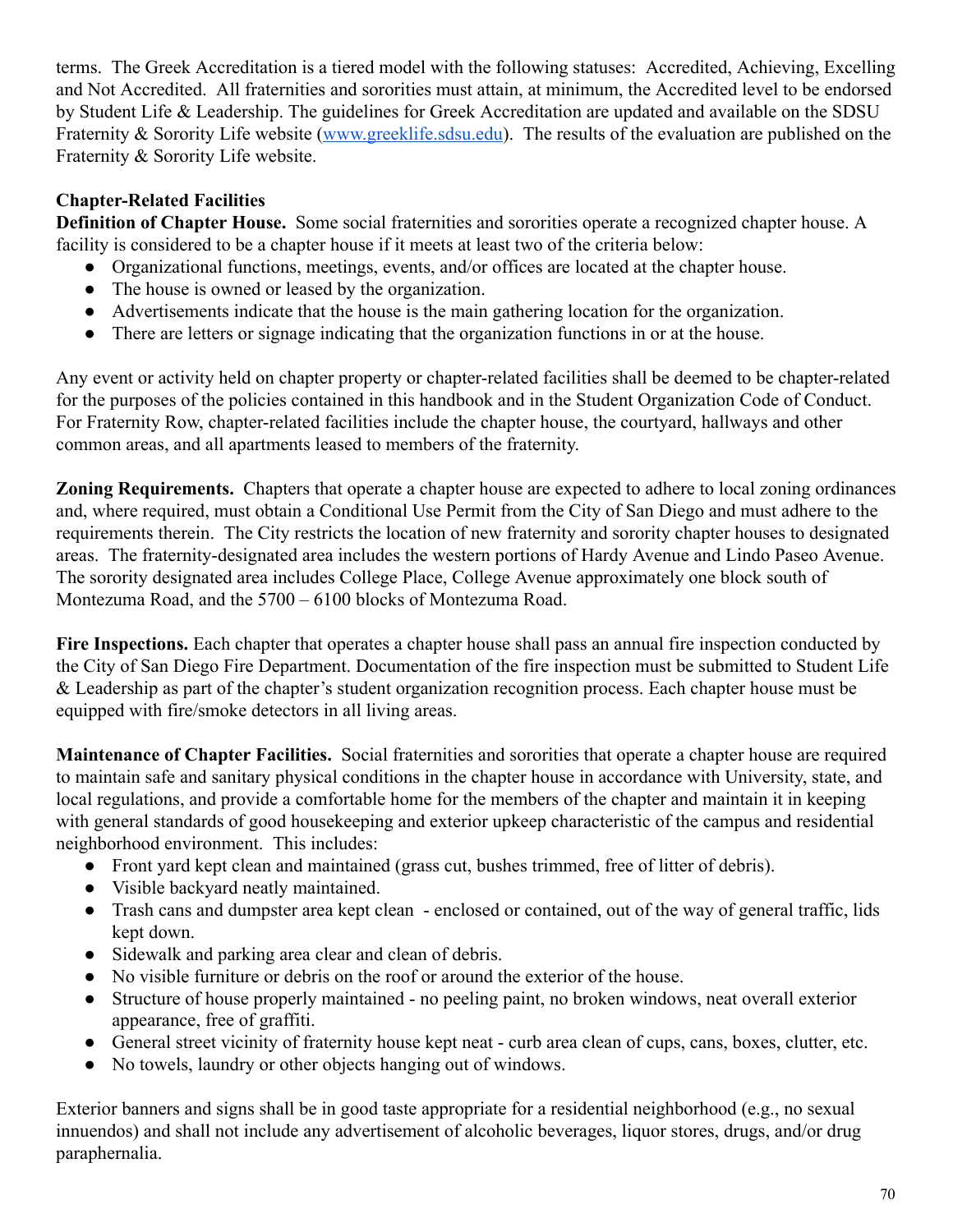terms. The Greek Accreditation is a tiered model with the following statuses: Accredited, Achieving, Excelling and Not Accredited. All fraternities and sororities must attain, at minimum, the Accredited level to be endorsed by Student Life & Leadership. The guidelines for Greek Accreditation are updated and available on the SDSU Fraternity & Sorority Life website ([www.greeklife.sdsu.edu](http://www.greeklife.sdsu.edu)). The results of the evaluation are published on the Fraternity & Sorority Life website.

**Chapter-Related Facilities**

**Definition of Chapter House.** Some social fraternities and sororities operate a recognized chapter house. A facility is considered to be a chapter house if it meets at least two of the criteria below:

- Organizational functions, meetings, events, and/or offices are located at the chapter house.
- The house is owned or leased by the organization.
- Advertisements indicate that the house is the main gathering location for the organization.
- There are letters or signage indicating that the organization functions in or at the house.

Any event or activity held on chapter property or chapter-related facilities shall be deemed to be chapter-related for the purposes of the policies contained in this handbook and in the Student Organization Code of Conduct. For Fraternity Row, chapter-related facilities include the chapter house, the courtyard, hallways and other common areas, and all apartments leased to members of the fraternity.

**Zoning Requirements.** Chapters that operate a chapter house are expected to adhere to local zoning ordinances and, where required, must obtain a Conditional Use Permit from the City of San Diego and must adhere to the requirements therein. The City restricts the location of new fraternity and sorority chapter houses to designated areas. The fraternity-designated area includes the western portions of Hardy Avenue and Lindo Paseo Avenue. The sorority designated area includes College Place, College Avenue approximately one block south of Montezuma Road, and the 5700 – 6100 blocks of Montezuma Road.

**Fire Inspections.** Each chapter that operates a chapter house shall pass an annual fire inspection conducted by the City of San Diego Fire Department. Documentation of the fire inspection must be submitted to Student Life & Leadership as part of the chapter's student organization recognition process. Each chapter house must be equipped with fire/smoke detectors in all living areas.

**Maintenance of Chapter Facilities.** Social fraternities and sororities that operate a chapter house are required to maintain safe and sanitary physical conditions in the chapter house in accordance with University, state, and local regulations, and provide a comfortable home for the members of the chapter and maintain it in keeping with general standards of good housekeeping and exterior upkeep characteristic of the campus and residential neighborhood environment. This includes:

- Front yard kept clean and maintained (grass cut, bushes trimmed, free of litter of debris).
- Visible backyard neatly maintained.
- Trash cans and dumpster area kept clean - enclosed or contained, out of the way of general traffic, lids kept down.
- Sidewalk and parking area clear and clean of debris.
- No visible furniture or debris on the roof or around the exterior of the house.
- Structure of house properly maintained - no peeling paint, no broken windows, neat overall exterior appearance, free of graffiti.
- General street vicinity of fraternity house kept neat - curb area clean of cups, cans, boxes, clutter, etc.
- No towels, laundry or other objects hanging out of windows.

Exterior banners and signs shall be in good taste appropriate for a residential neighborhood (e.g., no sexual innuendos) and shall not include any advertisement of alcoholic beverages, liquor stores, drugs, and/or drug paraphernalia.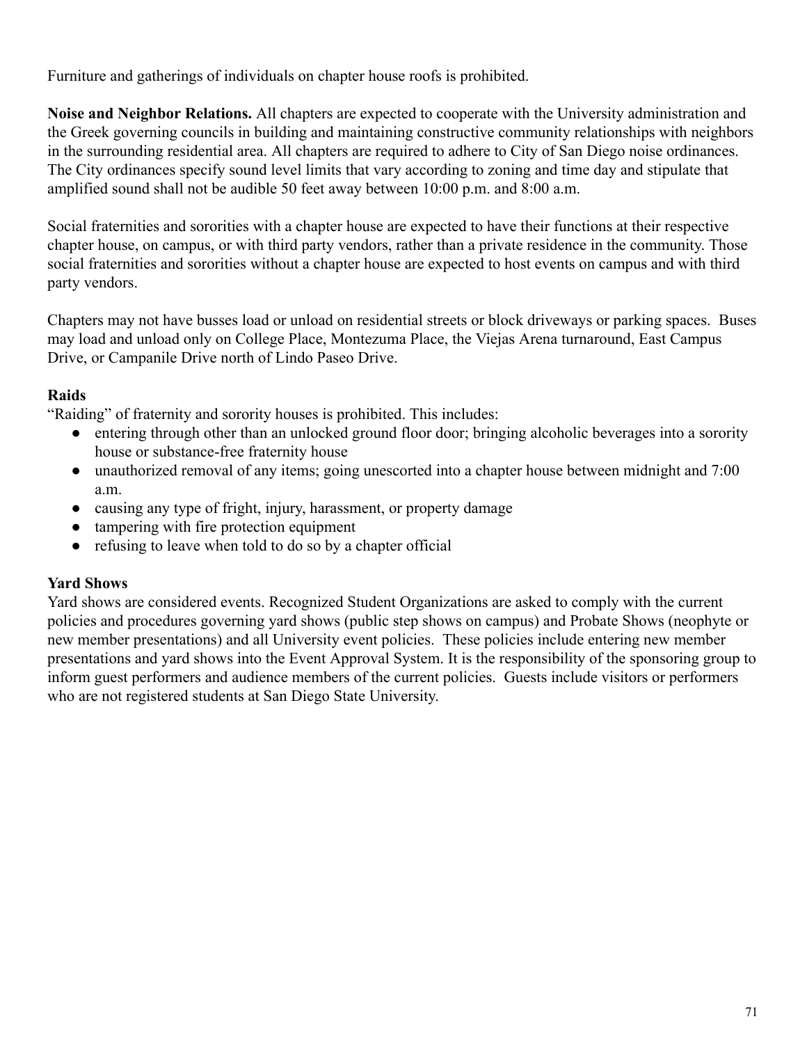Furniture and gatherings of individuals on chapter house roofs is prohibited.

**Noise and Neighbor Relations.** All chapters are expected to cooperate with the University administration and the Greek governing councils in building and maintaining constructive community relationships with neighbors in the surrounding residential area. All chapters are required to adhere to City of San Diego noise ordinances. The City ordinances specify sound level limits that vary according to zoning and time day and stipulate that amplified sound shall not be audible 50 feet away between 10:00 p.m. and 8:00 a.m.

Social fraternities and sororities with a chapter house are expected to have their functions at their respective chapter house, on campus, or with third party vendors, rather than a private residence in the community. Those social fraternities and sororities without a chapter house are expected to host events on campus and with third party vendors.

Chapters may not have busses load or unload on residential streets or block driveways or parking spaces. Buses may load and unload only on College Place, Montezuma Place, the Viejas Arena turnaround, East Campus Drive, or Campanile Drive north of Lindo Paseo Drive.

**Raids**

"Raiding" of fraternity and sorority houses is prohibited. This includes:

- entering through other than an unlocked ground floor door; bringing alcoholic beverages into a sorority house or substance-free fraternity house
- unauthorized removal of any items; going unescorted into a chapter house between midnight and 7:00 a.m.
- causing any type of fright, injury, harassment, or property damage
- tampering with fire protection equipment
- refusing to leave when told to do so by a chapter official

**Yard Shows**

Yard shows are considered events. Recognized Student Organizations are asked to comply with the current policies and procedures governing yard shows (public step shows on campus) and Probate Shows (neophyte or new member presentations) and all University event policies. These policies include entering new member presentations and yard shows into the Event Approval System. It is the responsibility of the sponsoring group to inform guest performers and audience members of the current policies. Guests include visitors or performers who are not registered students at San Diego State University.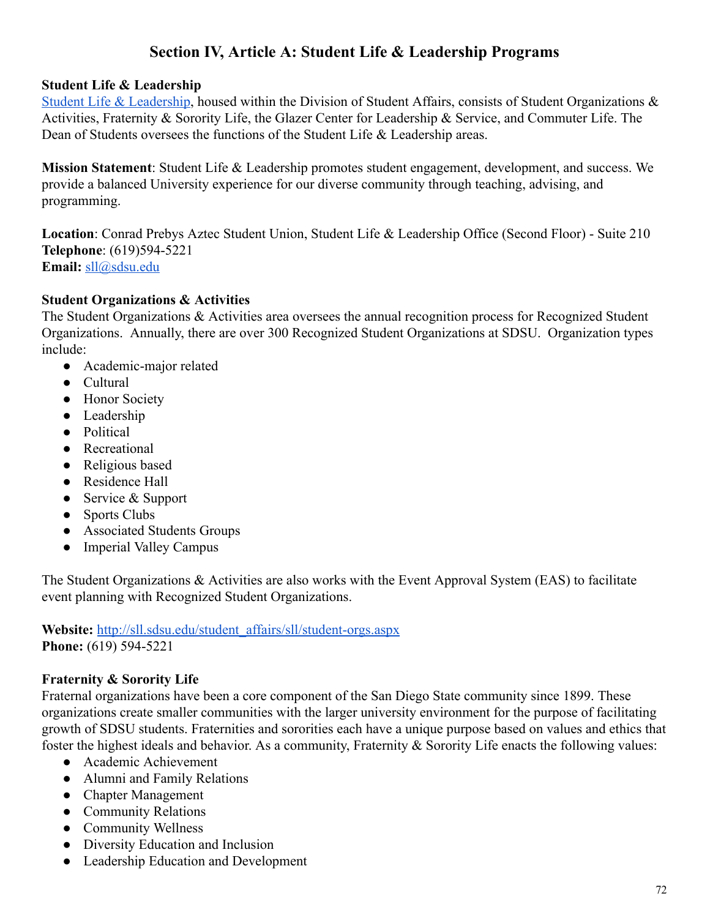# Section IV, Article A: Student Life & Leadership Programs

**Student Life & Leadership**
Student Life & Leadership, housed within the Division of Student Affairs, consists of Student Organizations & Activities, Fraternity & Sorority Life, the Glazer Center for Leadership & Service, and Commuter Life. The Dean of Students oversees the functions of the Student Life & Leadership areas.

**Mission Statement**: Student Life & Leadership promotes student engagement, development, and success. We provide a balanced University experience for our diverse community through teaching, advising, and programming.

**Location**: Conrad Prebys Aztec Student Union, Student Life & Leadership Office (Second Floor) - Suite 210
**Telephone**: (619)594-5221
**Email:** sll@sdsu.edu

**Student Organizations & Activities**
The Student Organizations & Activities area oversees the annual recognition process for Recognized Student Organizations. Annually, there are over 300 Recognized Student Organizations at SDSU. Organization types include:

- Academic-major related
- Cultural
- Honor Society
- Leadership
- Political
- Recreational
- Religious based
- Residence Hall
- Service & Support
- Sports Clubs
- Associated Students Groups
- Imperial Valley Campus

The Student Organizations & Activities are also works with the Event Approval System (EAS) to facilitate event planning with Recognized Student Organizations.

**Website:** http://sll.sdsu.edu/student_affairs/sll/student-orgs.aspx
**Phone:** (619) 594-5221

**Fraternity & Sorority Life**
Fraternal organizations have been a core component of the San Diego State community since 1899. These organizations create smaller communities with the larger university environment for the purpose of facilitating growth of SDSU students. Fraternities and sororities each have a unique purpose based on values and ethics that foster the highest ideals and behavior. As a community, Fraternity & Sorority Life enacts the following values:

- Academic Achievement
- Alumni and Family Relations
- Chapter Management
- Community Relations
- Community Wellness
- Diversity Education and Inclusion
- Leadership Education and Development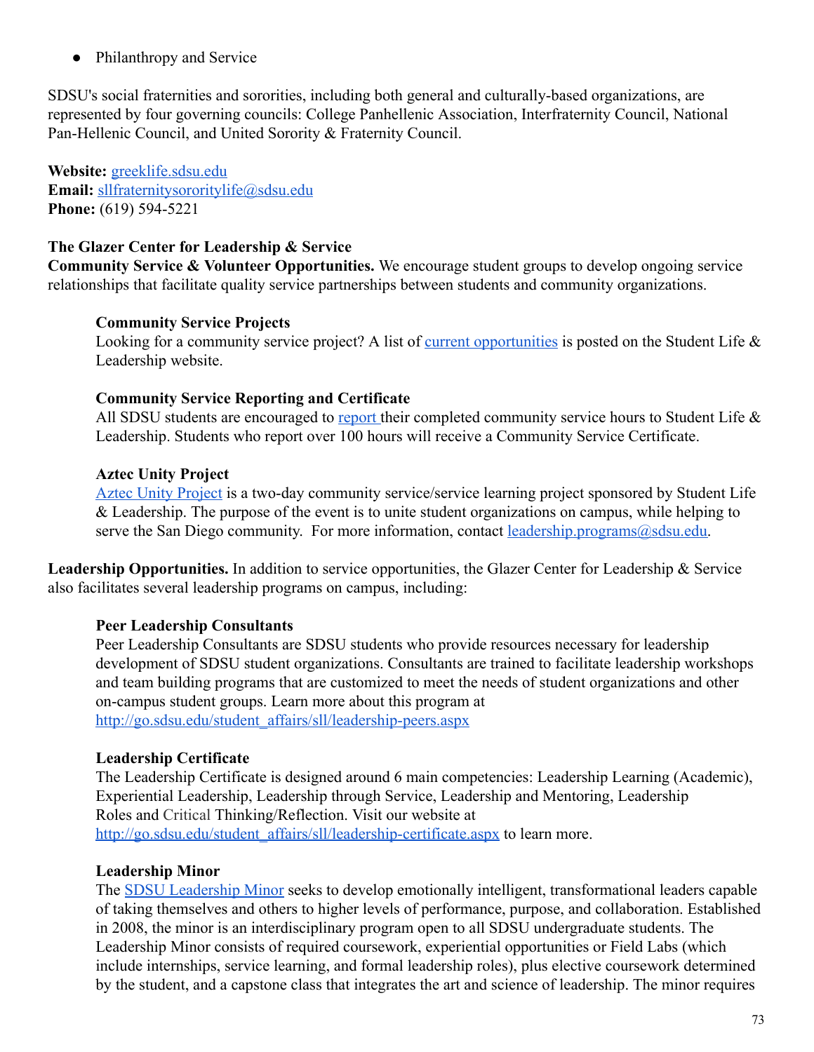- Philanthropy and Service

SDSU's social fraternities and sororities, including both general and culturally-based organizations, are represented by four governing councils: College Panhellenic Association, Interfraternity Council, National Pan-Hellenic Council, and United Sorority & Fraternity Council.

**Website:** [greeklife.sdsu.edu](greeklife.sdsu.edu)
**Email:** [sllfraternitysororitylife@sdsu.edu](mailto:sllfraternitysororitylife@sdsu.edu)
**Phone:** (619) 594-5221

**The Glazer Center for Leadership & Service**
**Community Service & Volunteer Opportunities.** We encourage student groups to develop ongoing service relationships that facilitate quality service partnerships between students and community organizations.

**Community Service Projects**
Looking for a community service project? A list of current opportunities is posted on the Student Life & Leadership website.

**Community Service Reporting and Certificate**
All SDSU students are encouraged to report their completed community service hours to Student Life & Leadership. Students who report over 100 hours will receive a Community Service Certificate.

**Aztec Unity Project**
Aztec Unity Project is a two-day community service/service learning project sponsored by Student Life & Leadership. The purpose of the event is to unite student organizations on campus, while helping to serve the San Diego community. For more information, contact [leadership.programs@sdsu.edu](mailto:leadership.programs@sdsu.edu).

**Leadership Opportunities.** In addition to service opportunities, the Glazer Center for Leadership & Service also facilitates several leadership programs on campus, including:

**Peer Leadership Consultants**
Peer Leadership Consultants are SDSU students who provide resources necessary for leadership development of SDSU student organizations. Consultants are trained to facilitate leadership workshops and team building programs that are customized to meet the needs of student organizations and other on-campus student groups. Learn more about this program at http://go.sdsu.edu/student_affairs/sll/leadership-peers.aspx

**Leadership Certificate**
The Leadership Certificate is designed around 6 main competencies: Leadership Learning (Academic), Experiential Leadership, Leadership through Service, Leadership and Mentoring, Leadership Roles and Critical Thinking/Reflection. Visit our website at http://go.sdsu.edu/student_affairs/sll/leadership-certificate.aspx to learn more.

**Leadership Minor**
The SDSU Leadership Minor seeks to develop emotionally intelligent, transformational leaders capable of taking themselves and others to higher levels of performance, purpose, and collaboration. Established in 2008, the minor is an interdisciplinary program open to all SDSU undergraduate students. The Leadership Minor consists of required coursework, experiential opportunities or Field Labs (which include internships, service learning, and formal leadership roles), plus elective coursework determined by the student, and a capstone class that integrates the art and science of leadership. The minor requires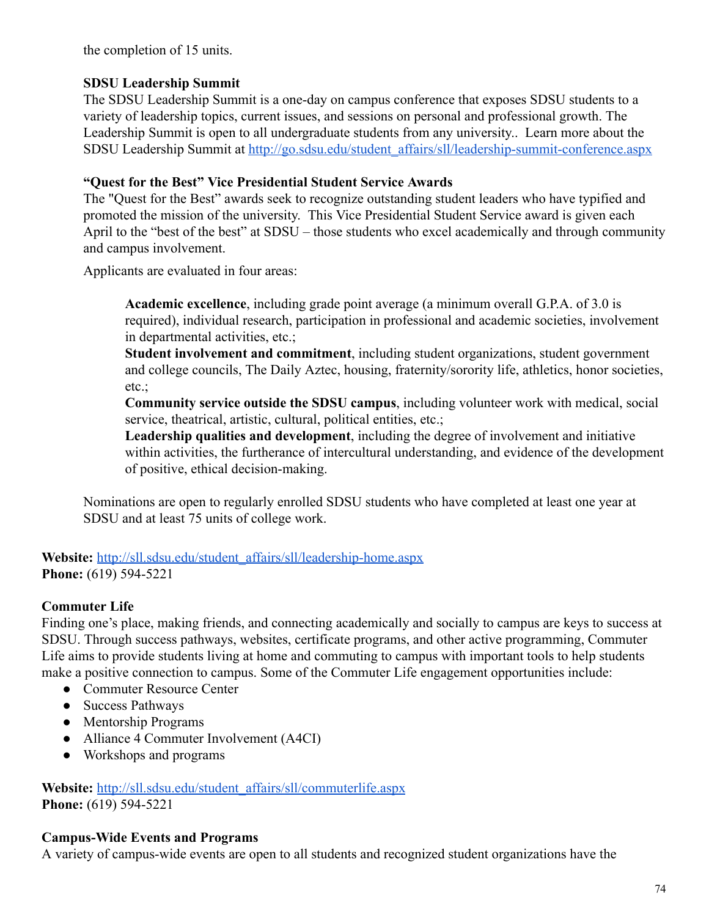the completion of 15 units.

**SDSU Leadership Summit**

The SDSU Leadership Summit is a one-day on campus conference that exposes SDSU students to a variety of leadership topics, current issues, and sessions on personal and professional growth. The Leadership Summit is open to all undergraduate students from any university.. Learn more about the SDSU Leadership Summit at http://go.sdsu.edu/student_affairs/sll/leadership-summit-conference.aspx

**"Quest for the Best" Vice Presidential Student Service Awards**

The "Quest for the Best" awards seek to recognize outstanding student leaders who have typified and promoted the mission of the university. This Vice Presidential Student Service award is given each April to the "best of the best" at SDSU – those students who excel academically and through community and campus involvement.

Applicants are evaluated in four areas:

> **Academic excellence**, including grade point average (a minimum overall G.P.A. of 3.0 is required), individual research, participation in professional and academic societies, involvement in departmental activities, etc.;
> **Student involvement and commitment**, including student organizations, student government and college councils, The Daily Aztec, housing, fraternity/sorority life, athletics, honor societies, etc.;
> **Community service outside the SDSU campus**, including volunteer work with medical, social service, theatrical, artistic, cultural, political entities, etc.;
> **Leadership qualities and development**, including the degree of involvement and initiative within activities, the furtherance of intercultural understanding, and evidence of the development of positive, ethical decision-making.

Nominations are open to regularly enrolled SDSU students who have completed at least one year at SDSU and at least 75 units of college work.

**Website:** http://sll.sdsu.edu/student_affairs/sll/leadership-home.aspx
**Phone:** (619) 594-5221

### Commuter Life

Finding one's place, making friends, and connecting academically and socially to campus are keys to success at SDSU. Through success pathways, websites, certificate programs, and other active programming, Commuter Life aims to provide students living at home and commuting to campus with important tools to help students make a positive connection to campus. Some of the Commuter Life engagement opportunities include:

- Commuter Resource Center
- Success Pathways
- Mentorship Programs
- Alliance 4 Commuter Involvement (A4CI)
- Workshops and programs

**Website:** http://sll.sdsu.edu/student_affairs/sll/commuterlife.aspx
**Phone:** (619) 594-5221

### Campus-Wide Events and Programs

A variety of campus-wide events are open to all students and recognized student organizations have the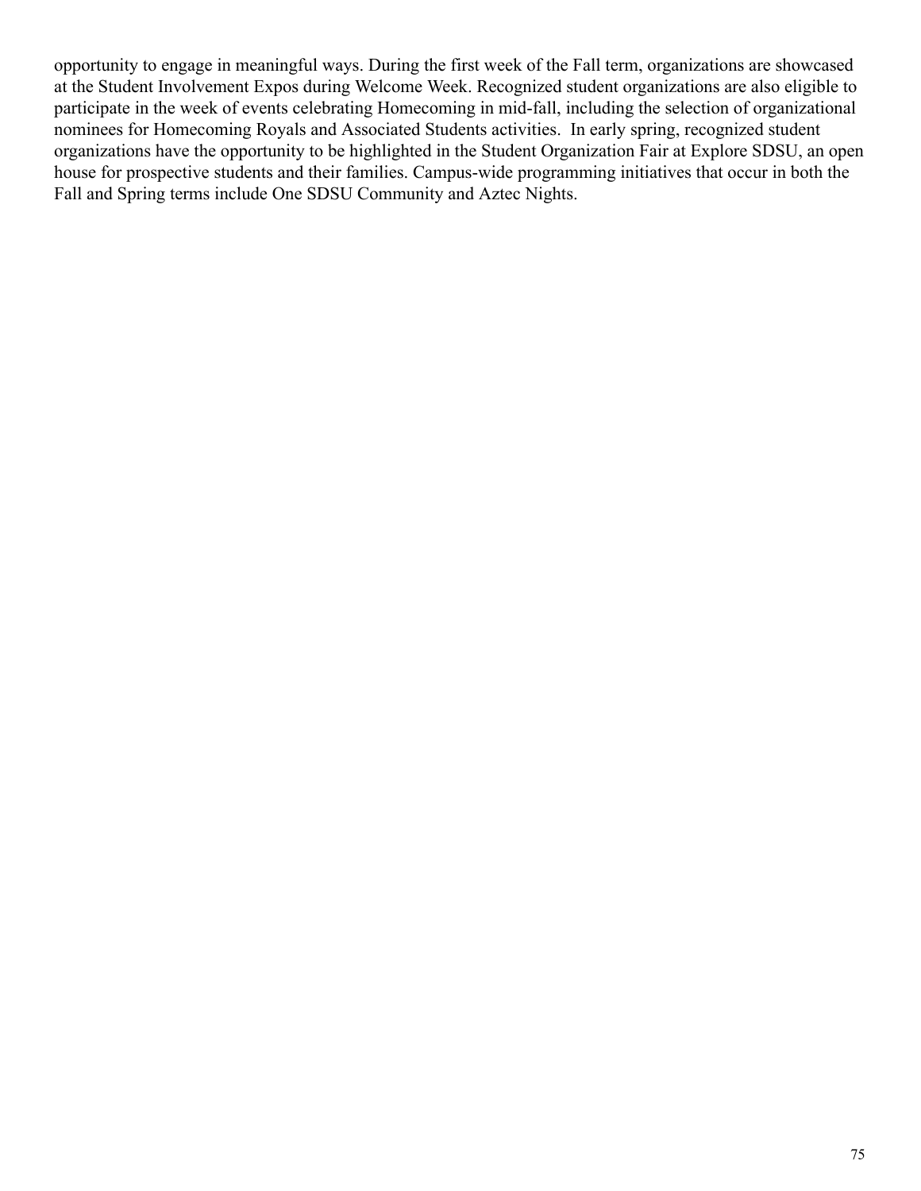opportunity to engage in meaningful ways. During the first week of the Fall term, organizations are showcased at the Student Involvement Expos during Welcome Week. Recognized student organizations are also eligible to participate in the week of events celebrating Homecoming in mid-fall, including the selection of organizational nominees for Homecoming Royals and Associated Students activities. In early spring, recognized student organizations have the opportunity to be highlighted in the Student Organization Fair at Explore SDSU, an open house for prospective students and their families. Campus-wide programming initiatives that occur in both the Fall and Spring terms include One SDSU Community and Aztec Nights.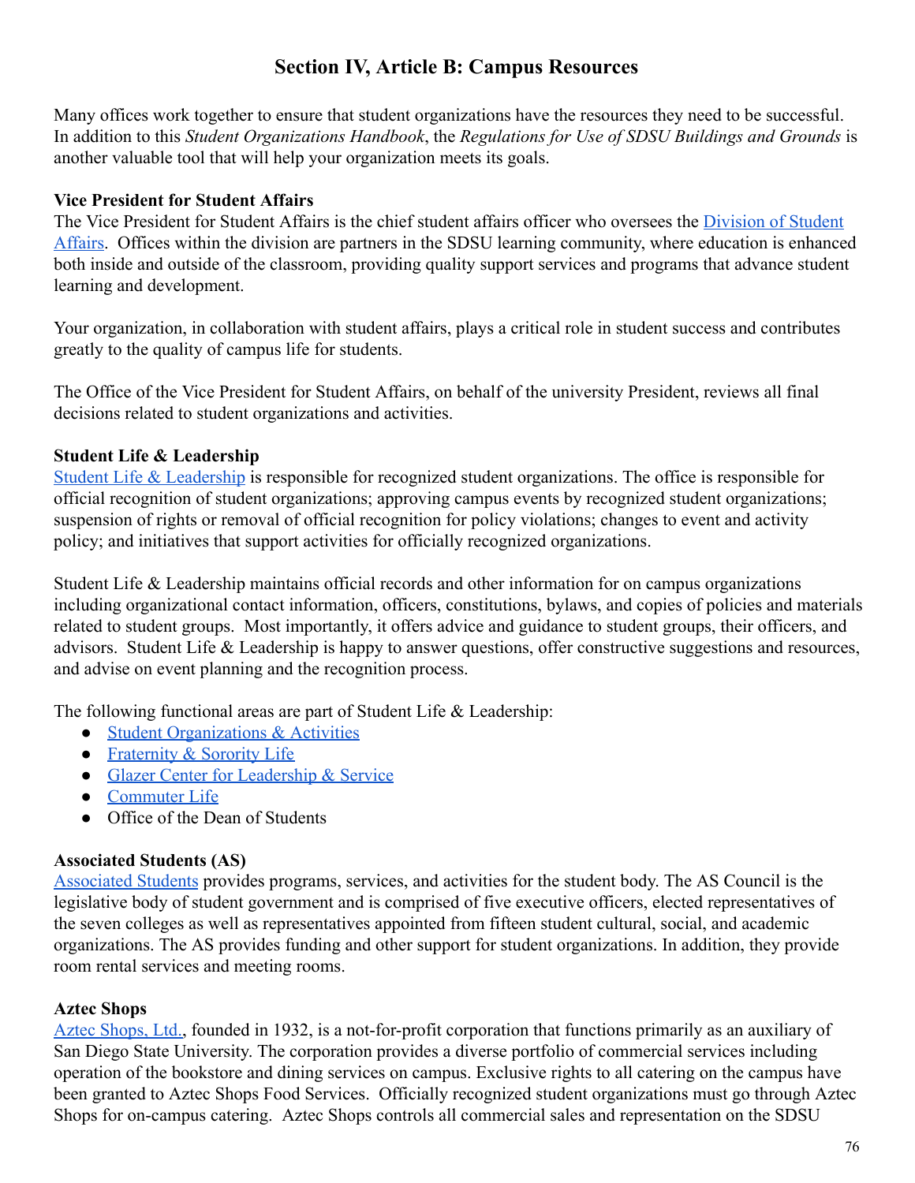# Section IV, Article B: Campus Resources

Many offices work together to ensure that student organizations have the resources they need to be successful. In addition to this *Student Organizations Handbook*, the *Regulations for Use of SDSU Buildings and Grounds* is another valuable tool that will help your organization meets its goals.

**Vice President for Student Affairs**

The Vice President for Student Affairs is the chief student affairs officer who oversees the Division of Student Affairs. Offices within the division are partners in the SDSU learning community, where education is enhanced both inside and outside of the classroom, providing quality support services and programs that advance student learning and development.

Your organization, in collaboration with student affairs, plays a critical role in student success and contributes greatly to the quality of campus life for students.

The Office of the Vice President for Student Affairs, on behalf of the university President, reviews all final decisions related to student organizations and activities.

**Student Life & Leadership**

Student Life & Leadership is responsible for recognized student organizations. The office is responsible for official recognition of student organizations; approving campus events by recognized student organizations; suspension of rights or removal of official recognition for policy violations; changes to event and activity policy; and initiatives that support activities for officially recognized organizations.

Student Life & Leadership maintains official records and other information for on campus organizations including organizational contact information, officers, constitutions, bylaws, and copies of policies and materials related to student groups. Most importantly, it offers advice and guidance to student groups, their officers, and advisors. Student Life & Leadership is happy to answer questions, offer constructive suggestions and resources, and advise on event planning and the recognition process.

The following functional areas are part of Student Life & Leadership:

- Student Organizations & Activities
- Fraternity & Sorority Life
- Glazer Center for Leadership & Service
- Commuter Life
- Office of the Dean of Students

**Associated Students (AS)**

Associated Students provides programs, services, and activities for the student body. The AS Council is the legislative body of student government and is comprised of five executive officers, elected representatives of the seven colleges as well as representatives appointed from fifteen student cultural, social, and academic organizations. The AS provides funding and other support for student organizations. In addition, they provide room rental services and meeting rooms.

**Aztec Shops**

Aztec Shops, Ltd., founded in 1932, is a not-for-profit corporation that functions primarily as an auxiliary of San Diego State University. The corporation provides a diverse portfolio of commercial services including operation of the bookstore and dining services on campus. Exclusive rights to all catering on the campus have been granted to Aztec Shops Food Services. Officially recognized student organizations must go through Aztec Shops for on-campus catering. Aztec Shops controls all commercial sales and representation on the SDSU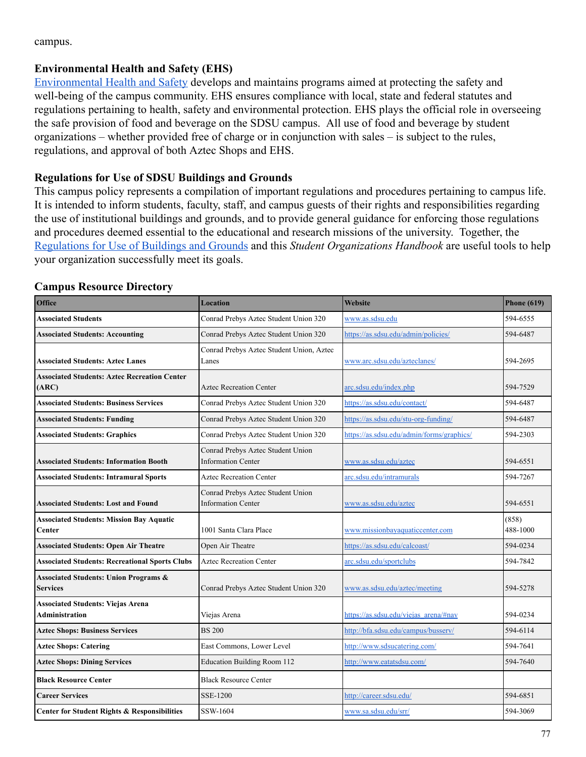campus.

### Environmental Health and Safety (EHS)

[Environmental Health and Safety](Environmental Health and Safety) develops and maintains programs aimed at protecting the safety and well-being of the campus community. EHS ensures compliance with local, state and federal statutes and regulations pertaining to health, safety and environmental protection. EHS plays the official role in overseeing the safe provision of food and beverage on the SDSU campus. All use of food and beverage by student organizations – whether provided free of charge or in conjunction with sales – is subject to the rules, regulations, and approval of both Aztec Shops and EHS.

### Regulations for Use of SDSU Buildings and Grounds

This campus policy represents a compilation of important regulations and procedures pertaining to campus life. It is intended to inform students, faculty, staff, and campus guests of their rights and responsibilities regarding the use of institutional buildings and grounds, and to provide general guidance for enforcing those regulations and procedures deemed essential to the educational and research missions of the university. Together, the Regulations for Use of Buildings and Grounds and this *Student Organizations Handbook* are useful tools to help your organization successfully meet its goals.

### Campus Resource Directory

| Office | Location | Website | Phone (619) |
|---|---|---|---|
| **Associated Students** | Conrad Prebys Aztec Student Union 320 | www.as.sdsu.edu | 594-6555 |
| **Associated Students: Accounting** | Conrad Prebys Aztec Student Union 320 | https://as.sdsu.edu/admin/policies/ | 594-6487 |
| **Associated Students: Aztec Lanes** | Conrad Prebys Aztec Student Union, Aztec Lanes | www.arc.sdsu.edu/azteclanes/ | 594-2695 |
| **Associated Students: Aztec Recreation Center (ARC)** | Aztec Recreation Center | arc.sdsu.edu/index.php | 594-7529 |
| **Associated Students: Business Services** | Conrad Prebys Aztec Student Union 320 | https://as.sdsu.edu/contact/ | 594-6487 |
| **Associated Students: Funding** | Conrad Prebys Aztec Student Union 320 | https://as.sdsu.edu/stu-org-funding/ | 594-6487 |
| **Associated Students: Graphics** | Conrad Prebys Aztec Student Union 320 | https://as.sdsu.edu/admin/forms/graphics/ | 594-2303 |
| **Associated Students: Information Booth** | Conrad Prebys Aztec Student Union Information Center | www.as.sdsu.edu/aztec | 594-6551 |
| **Associated Students: Intramural Sports** | Aztec Recreation Center | arc.sdsu.edu/intramurals | 594-7267 |
| **Associated Students: Lost and Found** | Conrad Prebys Aztec Student Union Information Center | www.as.sdsu.edu/aztec | 594-6551 |
| **Associated Students: Mission Bay Aquatic Center** | 1001 Santa Clara Place | www.missionbayaquaticcenter.com | (858) 488-1000 |
| **Associated Students: Open Air Theatre** | Open Air Theatre | https://as.sdsu.edu/calcoast/ | 594-0234 |
| **Associated Students: Recreational Sports Clubs** | Aztec Recreation Center | arc.sdsu.edu/sportclubs | 594-7842 |
| **Associated Students: Union Programs & Services** | Conrad Prebys Aztec Student Union 320 | www.as.sdsu.edu/aztec/meeting | 594-5278 |
| **Associated Students: Viejas Arena Administration** | Viejas Arena | https://as.sdsu.edu/viejas_arena/#nav | 594-0234 |
| **Aztec Shops: Business Services** | BS 200 | http://bfa.sdsu.edu/campus/busserv/ | 594-6114 |
| **Aztec Shops: Catering** | East Commons, Lower Level | http://www.sdsucatering.com/ | 594-7641 |
| **Aztec Shops: Dining Services** | Education Building Room 112 | http://www.eatatsdsu.com/ | 594-7640 |
| **Black Resource Center** | Black Resource Center | | |
| **Career Services** | SSE-1200 | http://career.sdsu.edu/ | 594-6851 |
| **Center for Student Rights & Responsibilities** | SSW-1604 | www.sa.sdsu.edu/srr/ | 594-3069 |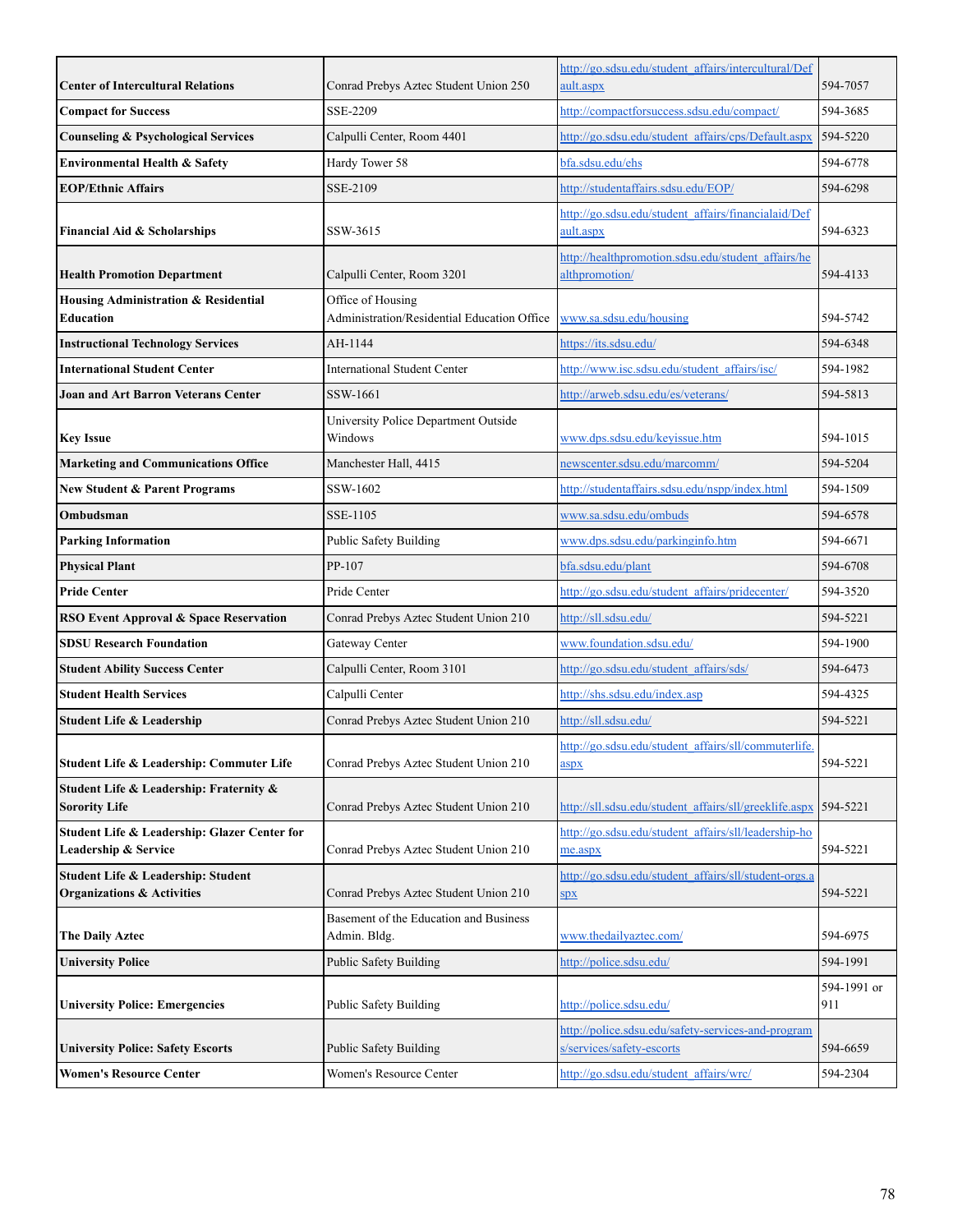| **Center of Intercultural Relations** | Conrad Prebys Aztec Student Union 250 | http://go.sdsu.edu/student_affairs/intercultural/Default.aspx | 594-7057 |
|---|---|---|---|
| **Compact for Success** | SSE-2209 | http://compactforsuccess.sdsu.edu/compact/ | 594-3685 |
| **Counseling & Psychological Services** | Calpulli Center, Room 4401 | http://go.sdsu.edu/student_affairs/cps/Default.aspx | 594-5220 |
| **Environmental Health & Safety** | Hardy Tower 58 | bfa.sdsu.edu/ehs | 594-6778 |
| **EOP/Ethnic Affairs** | SSE-2109 | http://studentaffairs.sdsu.edu/EOP/ | 594-6298 |
| **Financial Aid & Scholarships** | SSW-3615 | http://go.sdsu.edu/student_affairs/financialaid/Default.aspx | 594-6323 |
| **Health Promotion Department** | Calpulli Center, Room 3201 | http://healthpromotion.sdsu.edu/student_affairs/healthpromotion/ | 594-4133 |
| **Housing Administration & Residential Education** | Office of Housing Administration/Residential Education Office | www.sa.sdsu.edu/housing | 594-5742 |
| **Instructional Technology Services** | AH-1144 | https://its.sdsu.edu/ | 594-6348 |
| **International Student Center** | International Student Center | http://www.isc.sdsu.edu/student_affairs/isc/ | 594-1982 |
| **Joan and Art Barron Veterans Center** | SSW-1661 | http://arweb.sdsu.edu/es/veterans/ | 594-5813 |
| **Key Issue** | University Police Department Outside Windows | www.dps.sdsu.edu/keyissue.htm | 594-1015 |
| **Marketing and Communications Office** | Manchester Hall, 4415 | newscenter.sdsu.edu/marcomm/ | 594-5204 |
| **New Student & Parent Programs** | SSW-1602 | http://studentaffairs.sdsu.edu/nspp/index.html | 594-1509 |
| **Ombudsman** | SSE-1105 | www.sa.sdsu.edu/ombuds | 594-6578 |
| **Parking Information** | Public Safety Building | www.dps.sdsu.edu/parkinginfo.htm | 594-6671 |
| **Physical Plant** | PP-107 | bfa.sdsu.edu/plant | 594-6708 |
| **Pride Center** | Pride Center | http://go.sdsu.edu/student_affairs/pridecenter/ | 594-3520 |
| **RSO Event Approval & Space Reservation** | Conrad Prebys Aztec Student Union 210 | http://sll.sdsu.edu/ | 594-5221 |
| **SDSU Research Foundation** | Gateway Center | www.foundation.sdsu.edu/ | 594-1900 |
| **Student Ability Success Center** | Calpulli Center, Room 3101 | http://go.sdsu.edu/student_affairs/sds/ | 594-6473 |
| **Student Health Services** | Calpulli Center | http://shs.sdsu.edu/index.asp | 594-4325 |
| **Student Life & Leadership** | Conrad Prebys Aztec Student Union 210 | http://sll.sdsu.edu/ | 594-5221 |
| **Student Life & Leadership: Commuter Life** | Conrad Prebys Aztec Student Union 210 | http://go.sdsu.edu/student_affairs/sll/commuterlife.aspx | 594-5221 |
| **Student Life & Leadership: Fraternity & Sorority Life** | Conrad Prebys Aztec Student Union 210 | http://sll.sdsu.edu/student_affairs/sll/greeklife.aspx | 594-5221 |
| **Student Life & Leadership: Glazer Center for Leadership & Service** | Conrad Prebys Aztec Student Union 210 | http://go.sdsu.edu/student_affairs/sll/leadership-home.aspx | 594-5221 |
| **Student Life & Leadership: Student Organizations & Activities** | Conrad Prebys Aztec Student Union 210 | http://go.sdsu.edu/student_affairs/sll/student-orgs.aspx | 594-5221 |
| **The Daily Aztec** | Basement of the Education and Business Admin. Bldg. | www.thedailyaztec.com/ | 594-6975 |
| **University Police** | Public Safety Building | http://police.sdsu.edu/ | 594-1991 |
| **University Police: Emergencies** | Public Safety Building | http://police.sdsu.edu/ | 594-1991 or 911 |
| **University Police: Safety Escorts** | Public Safety Building | http://police.sdsu.edu/safety-services-and-programs/services/safety-escorts | 594-6659 |
| **Women's Resource Center** | Women's Resource Center | http://go.sdsu.edu/student_affairs/wrc/ | 594-2304 |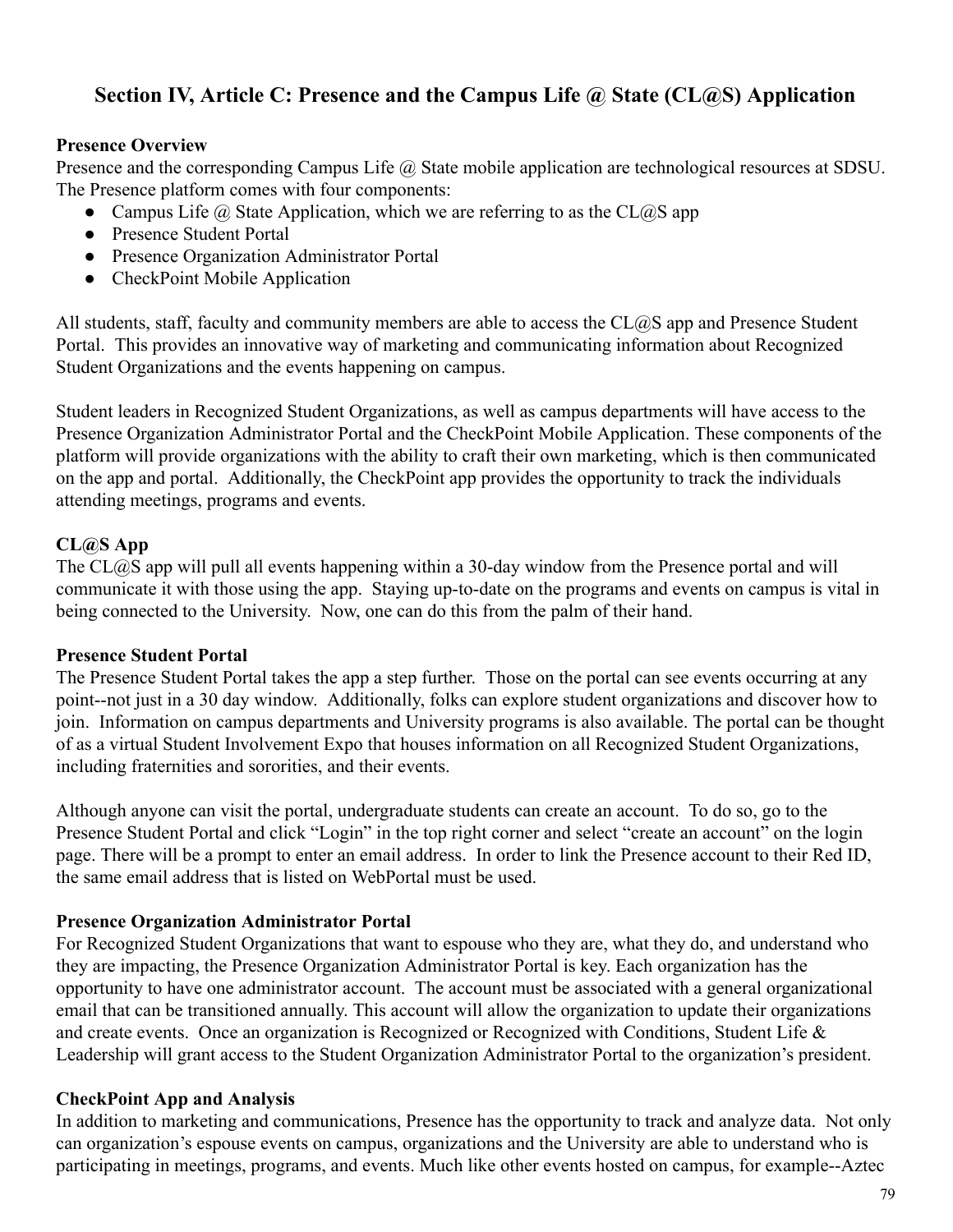## Section IV, Article C: Presence and the Campus Life @ State (CL@S) Application

**Presence Overview**

Presence and the corresponding Campus Life @ State mobile application are technological resources at SDSU. The Presence platform comes with four components:

- Campus Life @ State Application, which we are referring to as the CL@S app
- Presence Student Portal
- Presence Organization Administrator Portal
- CheckPoint Mobile Application

All students, staff, faculty and community members are able to access the CL@S app and Presence Student Portal. This provides an innovative way of marketing and communicating information about Recognized Student Organizations and the events happening on campus.

Student leaders in Recognized Student Organizations, as well as campus departments will have access to the Presence Organization Administrator Portal and the CheckPoint Mobile Application. These components of the platform will provide organizations with the ability to craft their own marketing, which is then communicated on the app and portal. Additionally, the CheckPoint app provides the opportunity to track the individuals attending meetings, programs and events.

**CL@S App**

The CL@S app will pull all events happening within a 30-day window from the Presence portal and will communicate it with those using the app. Staying up-to-date on the programs and events on campus is vital in being connected to the University. Now, one can do this from the palm of their hand.

**Presence Student Portal**

The Presence Student Portal takes the app a step further. Those on the portal can see events occurring at any point--not just in a 30 day window. Additionally, folks can explore student organizations and discover how to join. Information on campus departments and University programs is also available. The portal can be thought of as a virtual Student Involvement Expo that houses information on all Recognized Student Organizations, including fraternities and sororities, and their events.

Although anyone can visit the portal, undergraduate students can create an account. To do so, go to the Presence Student Portal and click "Login" in the top right corner and select "create an account" on the login page. There will be a prompt to enter an email address. In order to link the Presence account to their Red ID, the same email address that is listed on WebPortal must be used.

**Presence Organization Administrator Portal**

For Recognized Student Organizations that want to espouse who they are, what they do, and understand who they are impacting, the Presence Organization Administrator Portal is key. Each organization has the opportunity to have one administrator account. The account must be associated with a general organizational email that can be transitioned annually. This account will allow the organization to update their organizations and create events. Once an organization is Recognized or Recognized with Conditions, Student Life & Leadership will grant access to the Student Organization Administrator Portal to the organization's president.

**CheckPoint App and Analysis**

In addition to marketing and communications, Presence has the opportunity to track and analyze data. Not only can organization's espouse events on campus, organizations and the University are able to understand who is participating in meetings, programs, and events. Much like other events hosted on campus, for example--Aztec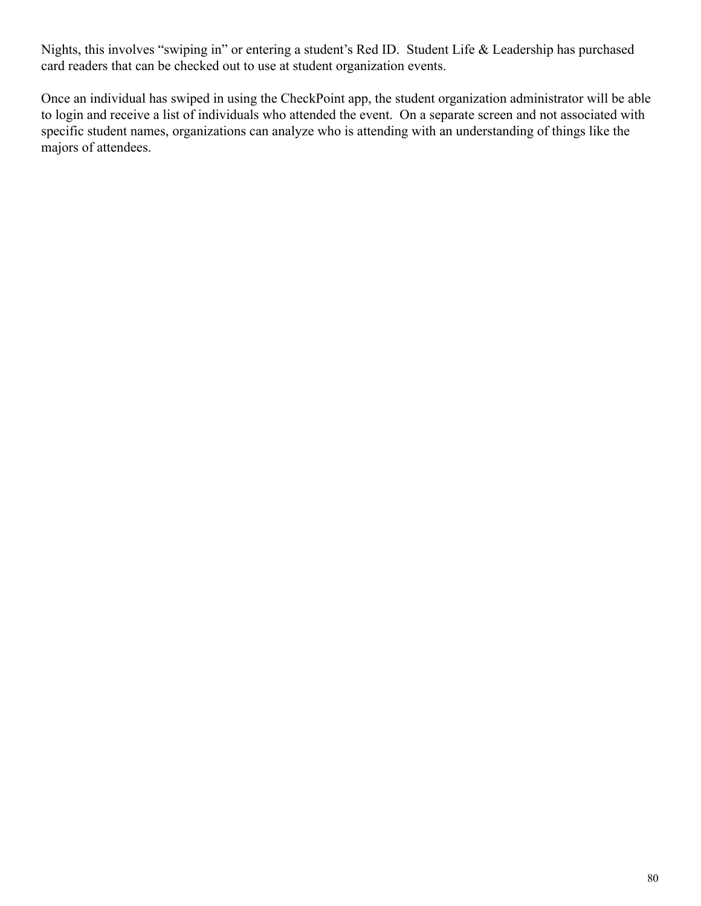Nights, this involves "swiping in" or entering a student's Red ID. Student Life & Leadership has purchased card readers that can be checked out to use at student organization events.

Once an individual has swiped in using the CheckPoint app, the student organization administrator will be able to login and receive a list of individuals who attended the event. On a separate screen and not associated with specific student names, organizations can analyze who is attending with an understanding of things like the majors of attendees.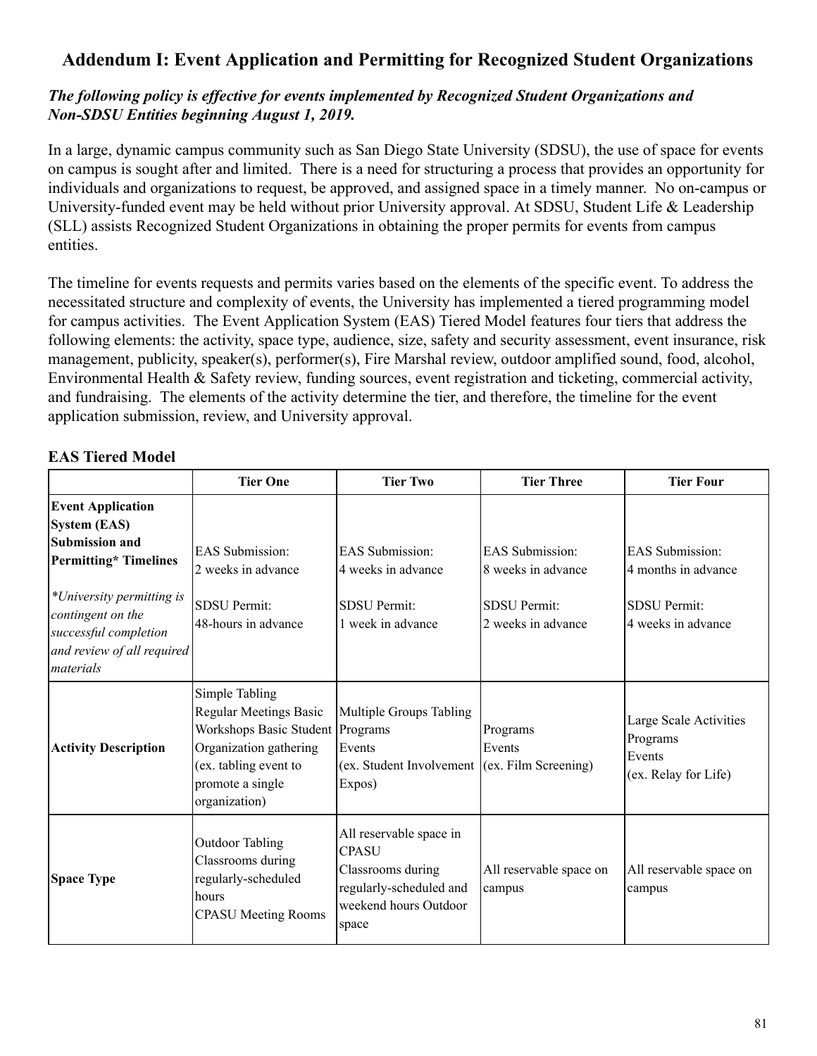## Addendum I: Event Application and Permitting for Recognized Student Organizations

***The following policy is effective for events implemented by Recognized Student Organizations and Non-SDSU Entities beginning August 1, 2019.***

In a large, dynamic campus community such as San Diego State University (SDSU), the use of space for events on campus is sought after and limited. There is a need for structuring a process that provides an opportunity for individuals and organizations to request, be approved, and assigned space in a timely manner. No on-campus or University-funded event may be held without prior University approval. At SDSU, Student Life & Leadership (SLL) assists Recognized Student Organizations in obtaining the proper permits for events from campus entities.

The timeline for events requests and permits varies based on the elements of the specific event. To address the necessitated structure and complexity of events, the University has implemented a tiered programming model for campus activities. The Event Application System (EAS) Tiered Model features four tiers that address the following elements: the activity, space type, audience, size, safety and security assessment, event insurance, risk management, publicity, speaker(s), performer(s), Fire Marshal review, outdoor amplified sound, food, alcohol, Environmental Health & Safety review, funding sources, event registration and ticketing, commercial activity, and fundraising. The elements of the activity determine the tier, and therefore, the timeline for the event application submission, review, and University approval.

### EAS Tiered Model

| | Tier One | Tier Two | Tier Three | Tier Four |
|---|---|---|---|---|
| **Event Application System (EAS) Submission and Permitting\* Timelines**<br><br>*\*University permitting is contingent on the successful completion and review of all required materials* | EAS Submission:<br>2 weeks in advance<br><br>SDSU Permit:<br>48-hours in advance | EAS Submission:<br>4 weeks in advance<br><br>SDSU Permit:<br>1 week in advance | EAS Submission:<br>8 weeks in advance<br><br>SDSU Permit:<br>2 weeks in advance | EAS Submission:<br>4 months in advance<br><br>SDSU Permit:<br>4 weeks in advance |
| **Activity Description** | Simple Tabling<br>Regular Meetings Basic Workshops Basic Student Organization gathering (ex. tabling event to promote a single organization) | Multiple Groups Tabling<br>Programs<br>Events<br>(ex. Student Involvement Expos) | Programs<br>Events<br>(ex. Film Screening) | Large Scale Activities<br>Programs<br>Events<br>(ex. Relay for Life) |
| **Space Type** | Outdoor Tabling<br>Classrooms during regularly-scheduled hours<br>CPASU Meeting Rooms | All reservable space in CPASU<br>Classrooms during regularly-scheduled and weekend hours Outdoor space | All reservable space on campus | All reservable space on campus |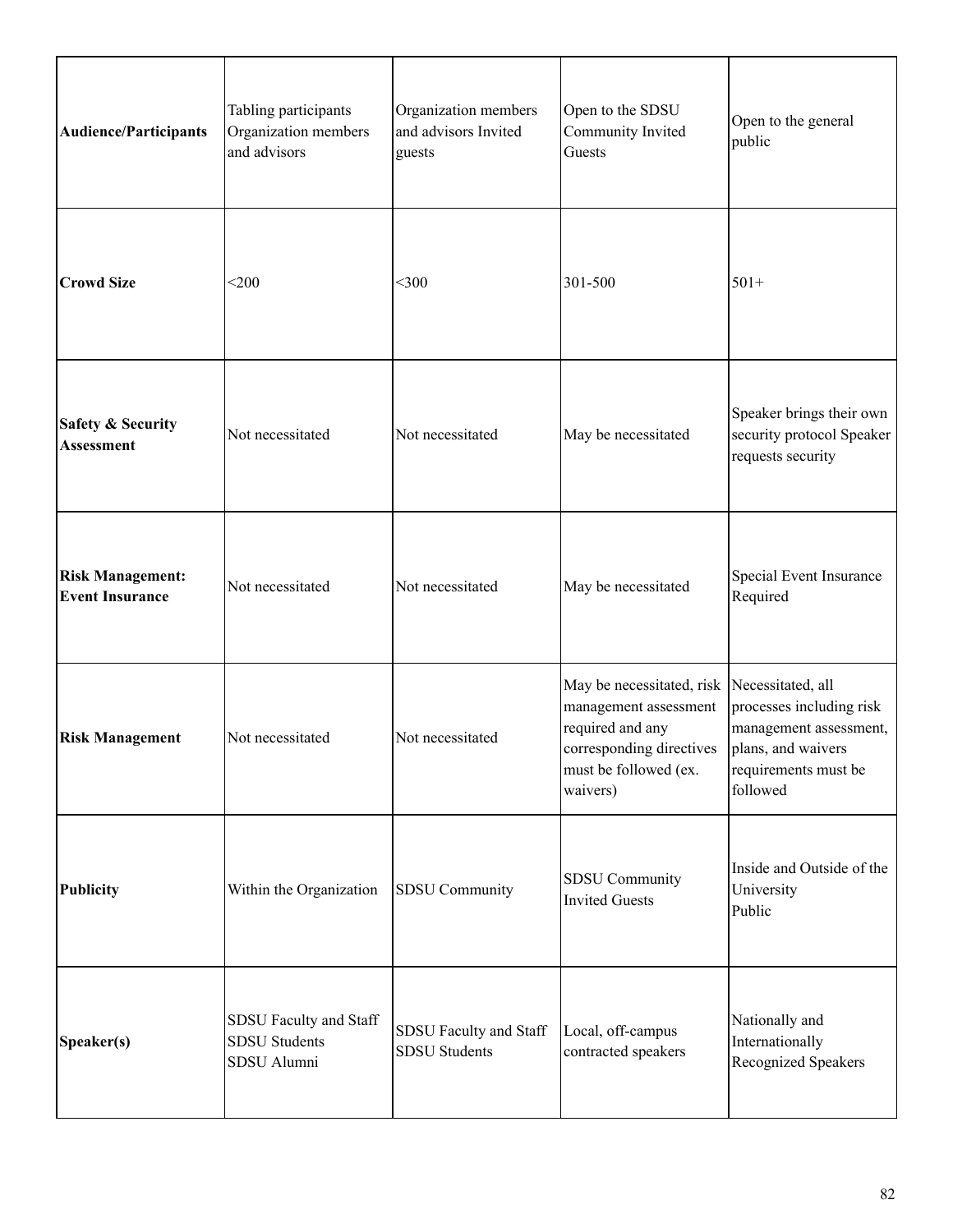| **Audience/Participants** | Tabling participants Organization members and advisors | Organization members and advisors Invited guests | Open to the SDSU Community Invited Guests | Open to the general public |
|---|---|---|---|---|
| **Crowd Size** | <200 | <300 | 301-500 | 501+ |
| **Safety & Security Assessment** | Not necessitated | Not necessitated | May be necessitated | Speaker brings their own security protocol Speaker requests security |
| **Risk Management: Event Insurance** | Not necessitated | Not necessitated | May be necessitated | Special Event Insurance Required |
| **Risk Management** | Not necessitated | Not necessitated | May be necessitated, risk management assessment required and any corresponding directives must be followed (ex. waivers) | Necessitated, all processes including risk management assessment, plans, and waivers requirements must be followed |
| **Publicity** | Within the Organization | SDSU Community | SDSU Community Invited Guests | Inside and Outside of the University Public |
| **Speaker(s)** | SDSU Faculty and Staff SDSU Students SDSU Alumni | SDSU Faculty and Staff SDSU Students | Local, off-campus contracted speakers | Nationally and Internationally Recognized Speakers |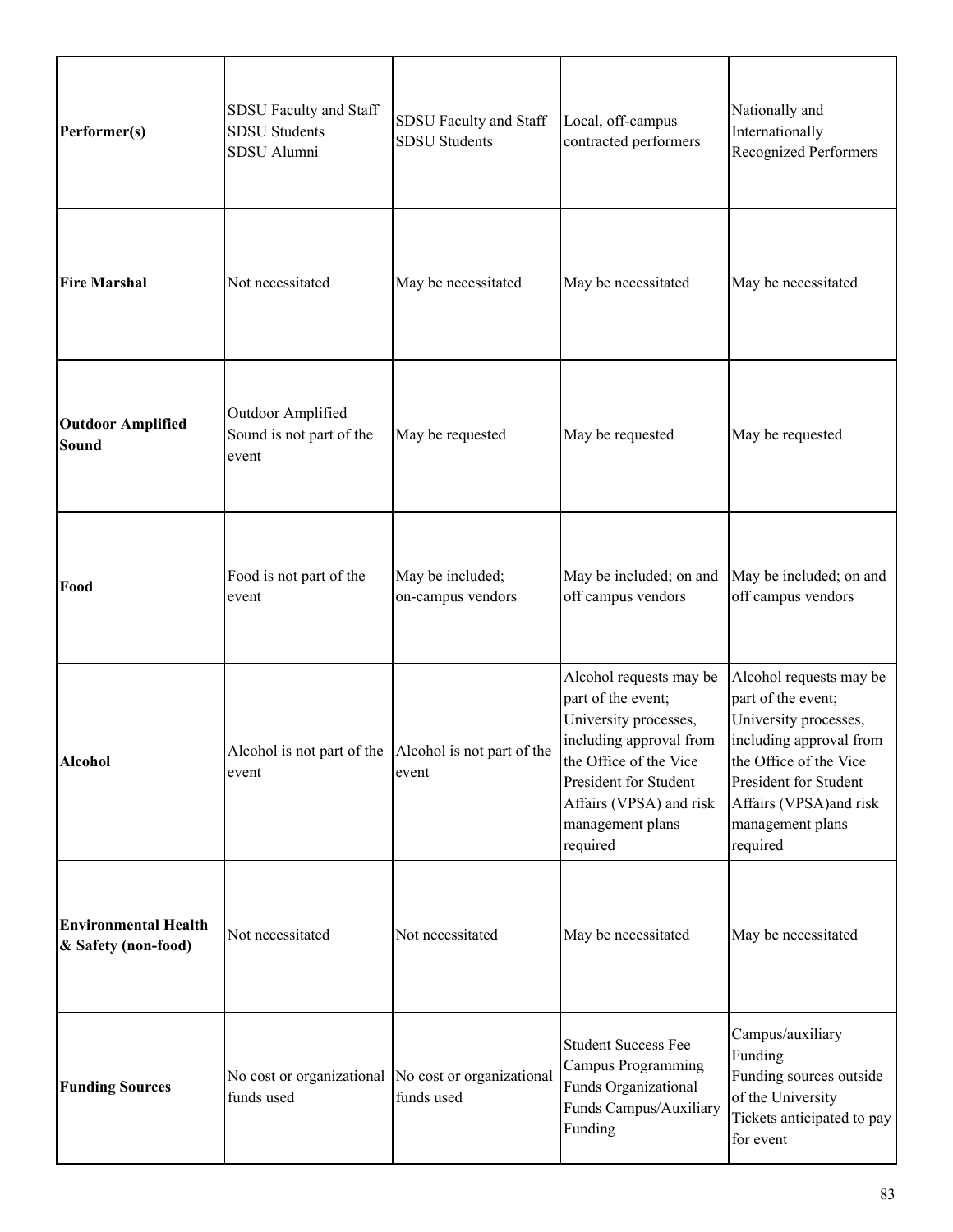| | | | | |
|---|---|---|---|---|
| **Performer(s)** | SDSU Faculty and Staff<br>SDSU Students<br>SDSU Alumni | SDSU Faculty and Staff<br>SDSU Students | Local, off-campus contracted performers | Nationally and Internationally Recognized Performers |
| **Fire Marshal** | Not necessitated | May be necessitated | May be necessitated | May be necessitated |
| **Outdoor Amplified Sound** | Outdoor Amplified Sound is not part of the event | May be requested | May be requested | May be requested |
| **Food** | Food is not part of the event | May be included; on-campus vendors | May be included; on and off campus vendors | May be included; on and off campus vendors |
| **Alcohol** | Alcohol is not part of the event | Alcohol is not part of the event | Alcohol requests may be part of the event; University processes, including approval from the Office of the Vice President for Student Affairs (VPSA) and risk management plans required | Alcohol requests may be part of the event; University processes, including approval from the Office of the Vice President for Student Affairs (VPSA)and risk management plans required |
| **Environmental Health & Safety (non-food)** | Not necessitated | Not necessitated | May be necessitated | May be necessitated |
| **Funding Sources** | No cost or organizational funds used | No cost or organizational funds used | Student Success Fee Campus Programming Funds Organizational Funds Campus/Auxiliary Funding | Campus/auxiliary Funding<br>Funding sources outside of the University<br>Tickets anticipated to pay for event |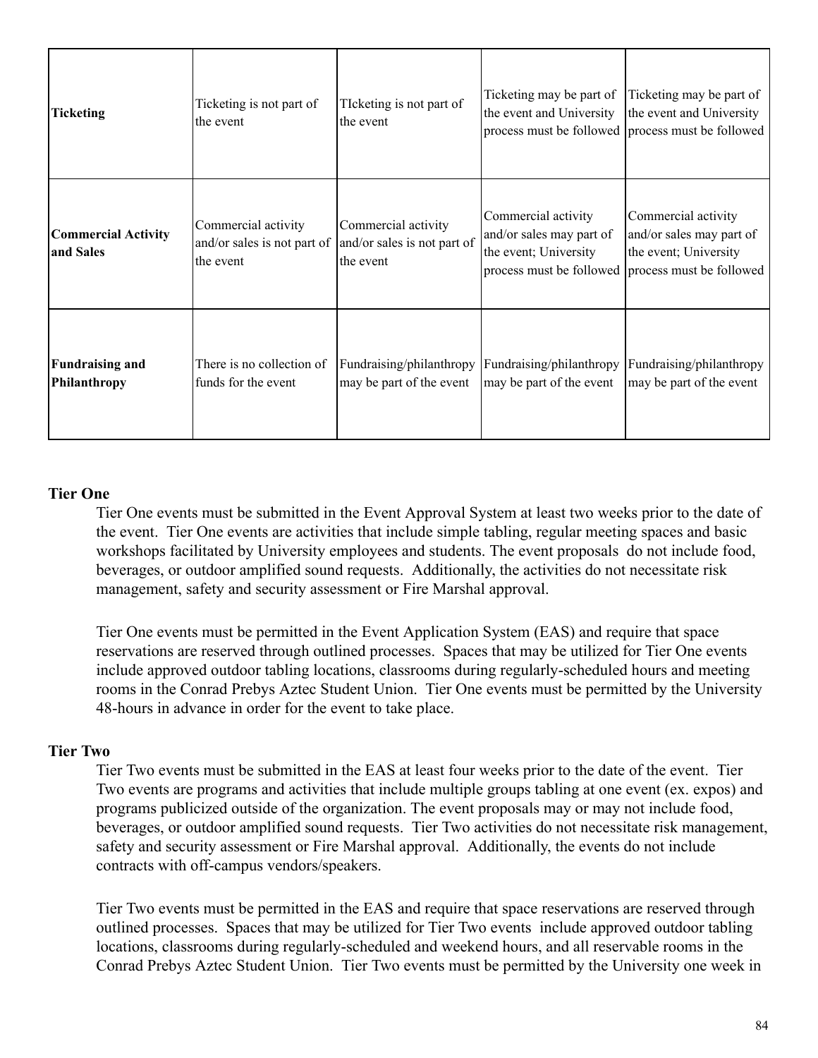| | | | | |
|---|---|---|---|---|
| **Ticketing** | Ticketing is not part of the event | TIcketing is not part of the event | Ticketing may be part of the event and University process must be followed | Ticketing may be part of the event and University process must be followed |
| **Commercial Activity and Sales** | Commercial activity and/or sales is not part of the event | Commercial activity and/or sales is not part of the event | Commercial activity and/or sales may part of the event; University process must be followed | Commercial activity and/or sales may part of the event; University process must be followed |
| **Fundraising and Philanthropy** | There is no collection of funds for the event | Fundraising/philanthropy may be part of the event | Fundraising/philanthropy may be part of the event | Fundraising/philanthropy may be part of the event |

**Tier One**

Tier One events must be submitted in the Event Approval System at least two weeks prior to the date of the event. Tier One events are activities that include simple tabling, regular meeting spaces and basic workshops facilitated by University employees and students. The event proposals do not include food, beverages, or outdoor amplified sound requests. Additionally, the activities do not necessitate risk management, safety and security assessment or Fire Marshal approval.

Tier One events must be permitted in the Event Application System (EAS) and require that space reservations are reserved through outlined processes. Spaces that may be utilized for Tier One events include approved outdoor tabling locations, classrooms during regularly-scheduled hours and meeting rooms in the Conrad Prebys Aztec Student Union. Tier One events must be permitted by the University 48-hours in advance in order for the event to take place.

**Tier Two**

Tier Two events must be submitted in the EAS at least four weeks prior to the date of the event. Tier Two events are programs and activities that include multiple groups tabling at one event (ex. expos) and programs publicized outside of the organization. The event proposals may or may not include food, beverages, or outdoor amplified sound requests. Tier Two activities do not necessitate risk management, safety and security assessment or Fire Marshal approval. Additionally, the events do not include contracts with off-campus vendors/speakers.

Tier Two events must be permitted in the EAS and require that space reservations are reserved through outlined processes. Spaces that may be utilized for Tier Two events include approved outdoor tabling locations, classrooms during regularly-scheduled and weekend hours, and all reservable rooms in the Conrad Prebys Aztec Student Union. Tier Two events must be permitted by the University one week in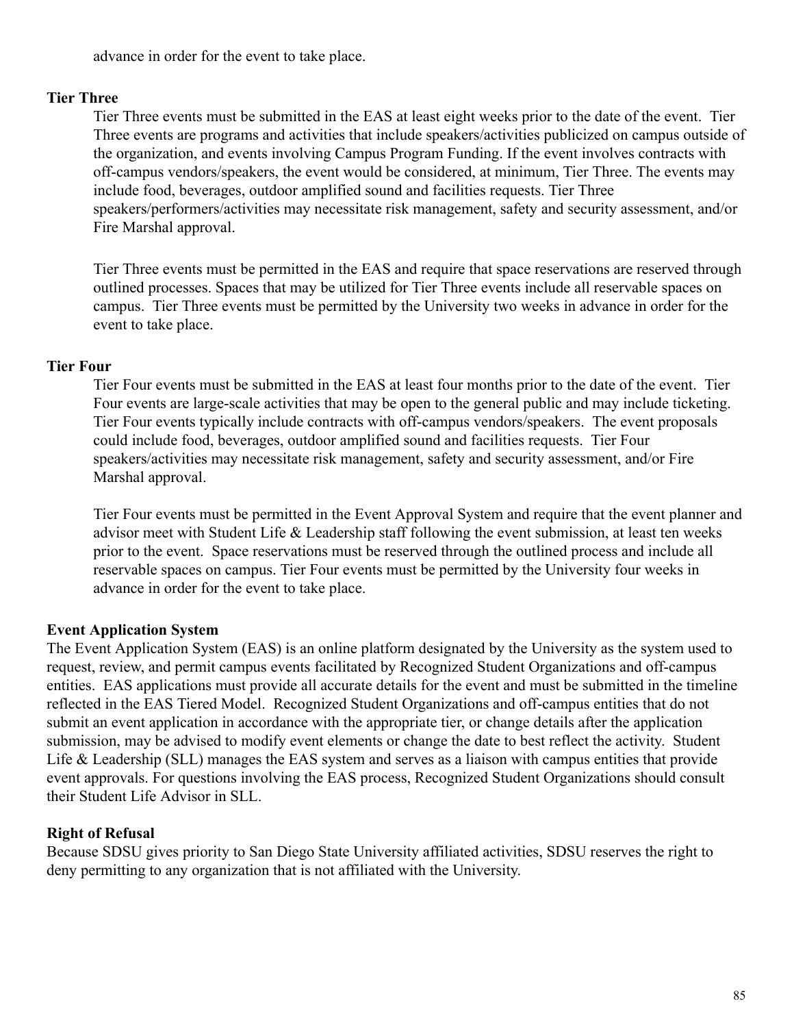advance in order for the event to take place.

**Tier Three**

Tier Three events must be submitted in the EAS at least eight weeks prior to the date of the event. Tier Three events are programs and activities that include speakers/activities publicized on campus outside of the organization, and events involving Campus Program Funding. If the event involves contracts with off-campus vendors/speakers, the event would be considered, at minimum, Tier Three. The events may include food, beverages, outdoor amplified sound and facilities requests. Tier Three speakers/performers/activities may necessitate risk management, safety and security assessment, and/or Fire Marshal approval.

Tier Three events must be permitted in the EAS and require that space reservations are reserved through outlined processes. Spaces that may be utilized for Tier Three events include all reservable spaces on campus. Tier Three events must be permitted by the University two weeks in advance in order for the event to take place.

**Tier Four**

Tier Four events must be submitted in the EAS at least four months prior to the date of the event. Tier Four events are large-scale activities that may be open to the general public and may include ticketing. Tier Four events typically include contracts with off-campus vendors/speakers. The event proposals could include food, beverages, outdoor amplified sound and facilities requests. Tier Four speakers/activities may necessitate risk management, safety and security assessment, and/or Fire Marshal approval.

Tier Four events must be permitted in the Event Approval System and require that the event planner and advisor meet with Student Life & Leadership staff following the event submission, at least ten weeks prior to the event. Space reservations must be reserved through the outlined process and include all reservable spaces on campus. Tier Four events must be permitted by the University four weeks in advance in order for the event to take place.

**Event Application System**

The Event Application System (EAS) is an online platform designated by the University as the system used to request, review, and permit campus events facilitated by Recognized Student Organizations and off-campus entities. EAS applications must provide all accurate details for the event and must be submitted in the timeline reflected in the EAS Tiered Model. Recognized Student Organizations and off-campus entities that do not submit an event application in accordance with the appropriate tier, or change details after the application submission, may be advised to modify event elements or change the date to best reflect the activity. Student Life & Leadership (SLL) manages the EAS system and serves as a liaison with campus entities that provide event approvals. For questions involving the EAS process, Recognized Student Organizations should consult their Student Life Advisor in SLL.

**Right of Refusal**

Because SDSU gives priority to San Diego State University affiliated activities, SDSU reserves the right to deny permitting to any organization that is not affiliated with the University.